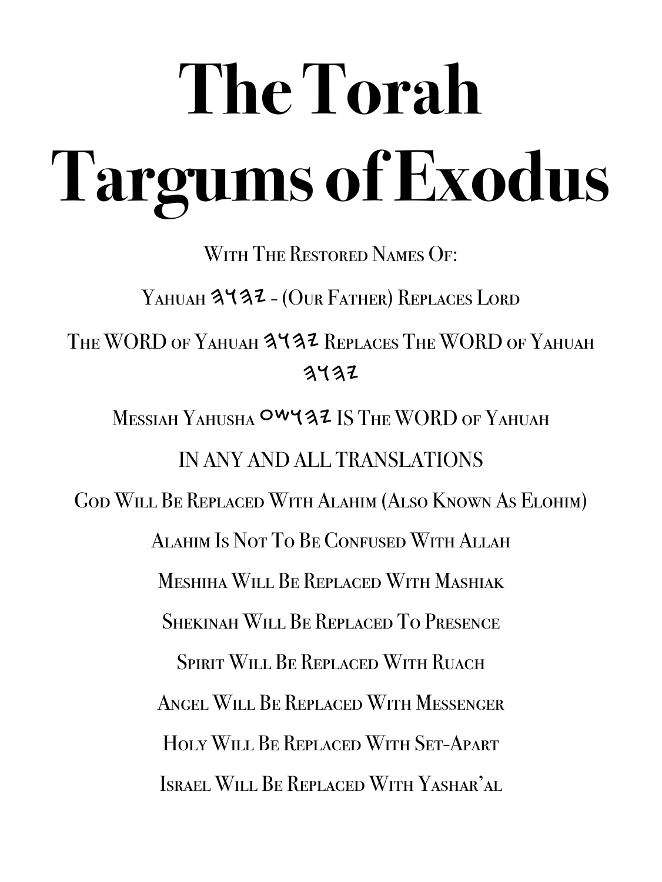# The Torah Targums of Exodus

With The Restored Names Of:

Yahuah 𐤉𐤄𐤅𐤄 - (Our Father) Replaces Lord

The WORD of Yahuah 𐤉𐤄𐤅𐤄 Replaces The WORD of Yahuah 𐤉𐤄𐤅𐤄

Messiah Yahusha 𐤉𐤄𐤅𐤔𐤏 IS The WORD of Yahuah

IN ANY AND ALL TRANSLATIONS

God Will Be Replaced With Alahim (Also Known As Elohim)

Alahim Is Not To Be Confused With Allah

Meshiha Will Be Replaced With Mashiak

Shekinah Will Be Replaced To Presence

Spirit Will Be Replaced With Ruach

Angel Will Be Replaced With Messenger

Holy Will Be Replaced With Set-Apart

Israel Will Be Replaced With Yashar'al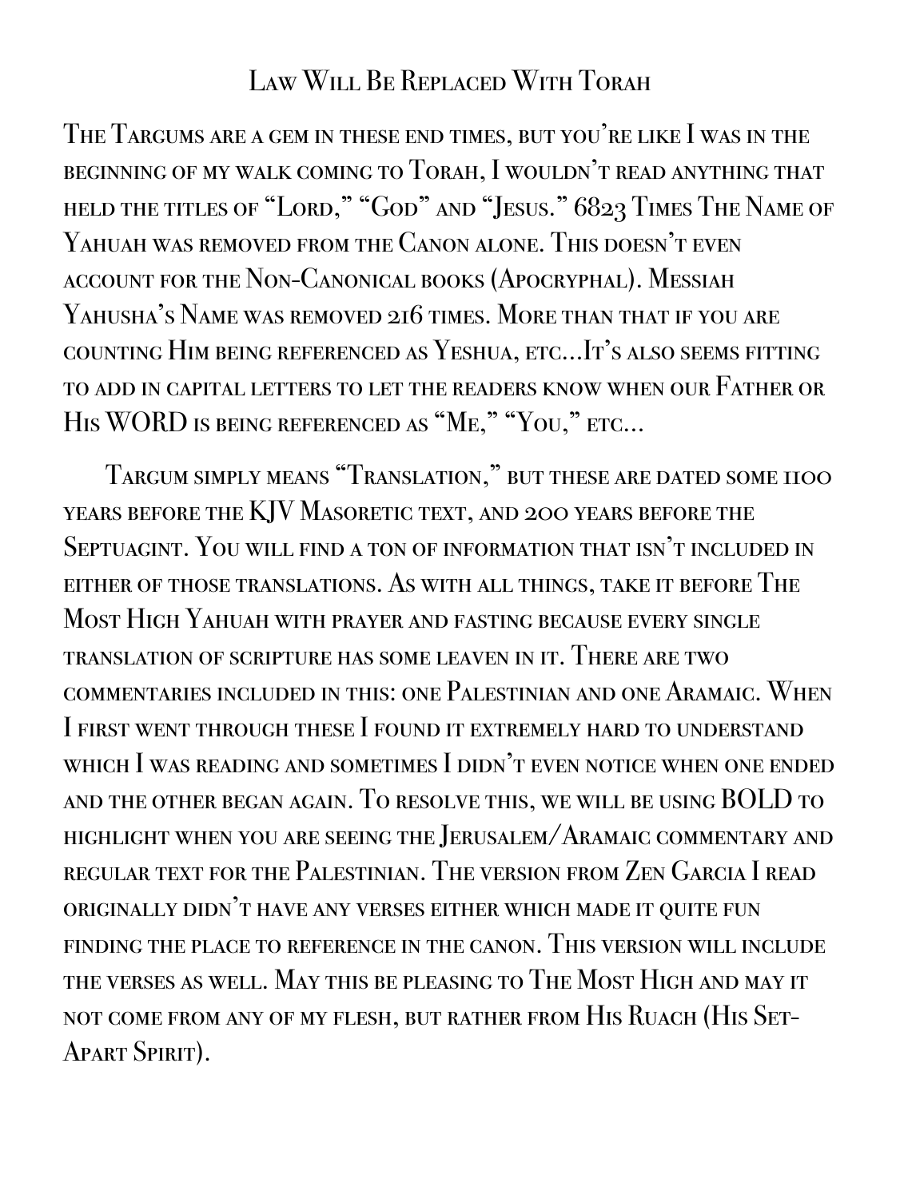# Law Will Be Replaced With Torah

The Targums are a gem in these end times, but you're like I was in the beginning of my walk coming to Torah, I wouldn't read anything that held the titles of "Lord," "God" and "Jesus." 6823 Times The Name of Yahuah was removed from the Canon alone. This doesn't even account for the Non-Canonical books (Apocryphal). Messiah Yahusha's Name was removed 216 times. More than that if you are counting Him being referenced as Yeshua, etc...It's also seems fitting to add in capital letters to let the readers know when our Father or His WORD is being referenced as "Me," "You," etc...

Targum simply means "Translation," but these are dated some 1100 years before the KJV Masoretic text, and 200 years before the Septuagint. You will find a ton of information that isn't included in either of those translations. As with all things, take it before The Most High Yahuah with prayer and fasting because every single translation of scripture has some leaven in it. There are two commentaries included in this: one Palestinian and one Aramaic. When I first went through these I found it extremely hard to understand which I was reading and sometimes I didn't even notice when one ended and the other began again. To resolve this, we will be using BOLD to highlight when you are seeing the Jerusalem/Aramaic commentary and regular text for the Palestinian. The version from Zen Garcia I read originally didn't have any verses either which made it quite fun finding the place to reference in the canon. This version will include the verses as well. May this be pleasing to The Most High and may it not come from any of my flesh, but rather from His Ruach (His Set-Apart Spirit).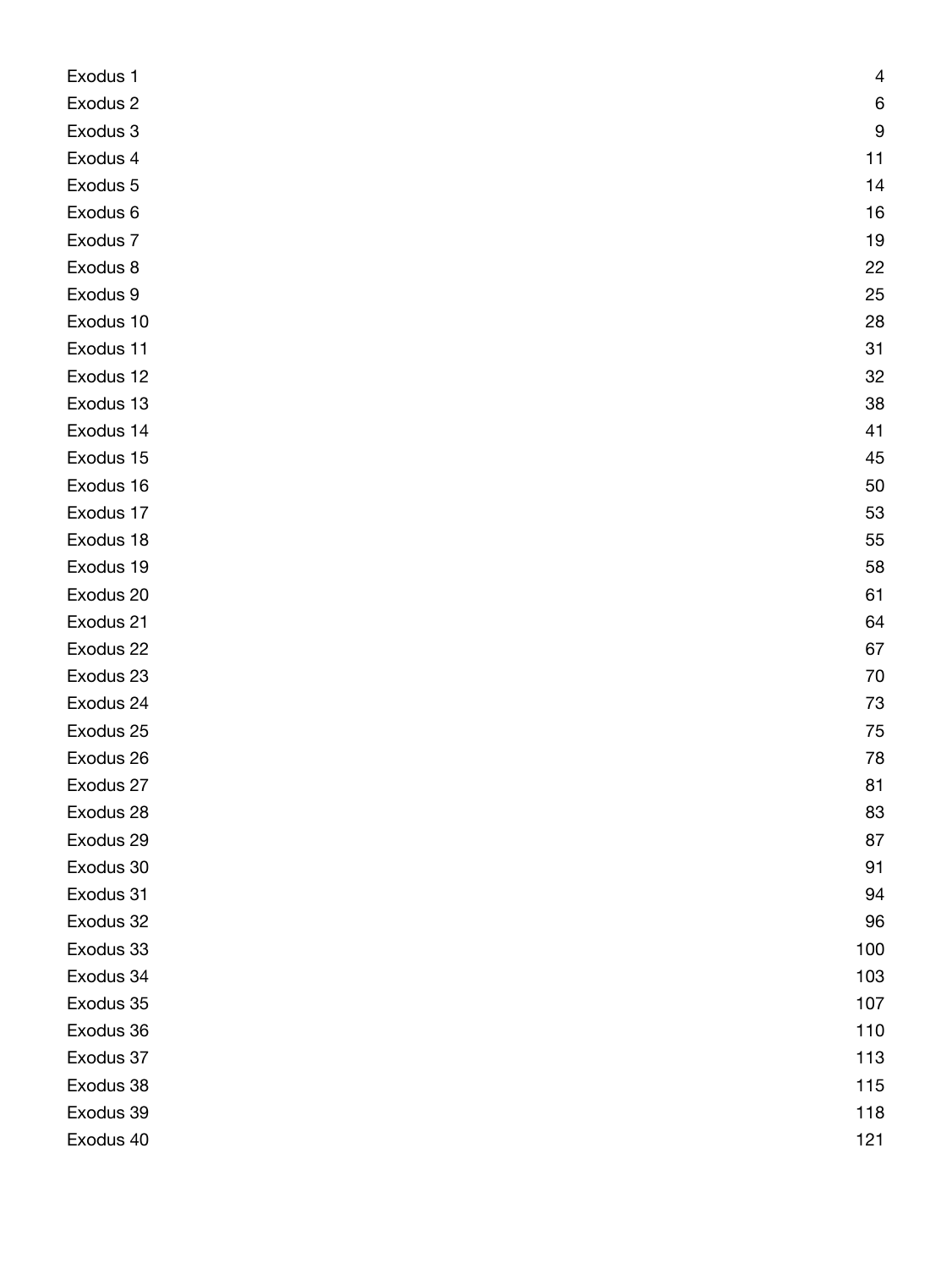| | |
|---|---|
| Exodus 1 | 4 |
| Exodus 2 | 6 |
| Exodus 3 | 9 |
| Exodus 4 | 11 |
| Exodus 5 | 14 |
| Exodus 6 | 16 |
| Exodus 7 | 19 |
| Exodus 8 | 22 |
| Exodus 9 | 25 |
| Exodus 10 | 28 |
| Exodus 11 | 31 |
| Exodus 12 | 32 |
| Exodus 13 | 38 |
| Exodus 14 | 41 |
| Exodus 15 | 45 |
| Exodus 16 | 50 |
| Exodus 17 | 53 |
| Exodus 18 | 55 |
| Exodus 19 | 58 |
| Exodus 20 | 61 |
| Exodus 21 | 64 |
| Exodus 22 | 67 |
| Exodus 23 | 70 |
| Exodus 24 | 73 |
| Exodus 25 | 75 |
| Exodus 26 | 78 |
| Exodus 27 | 81 |
| Exodus 28 | 83 |
| Exodus 29 | 87 |
| Exodus 30 | 91 |
| Exodus 31 | 94 |
| Exodus 32 | 96 |
| Exodus 33 | 100 |
| Exodus 34 | 103 |
| Exodus 35 | 107 |
| Exodus 36 | 110 |
| Exodus 37 | 113 |
| Exodus 38 | 115 |
| Exodus 39 | 118 |
| Exodus 40 | 121 |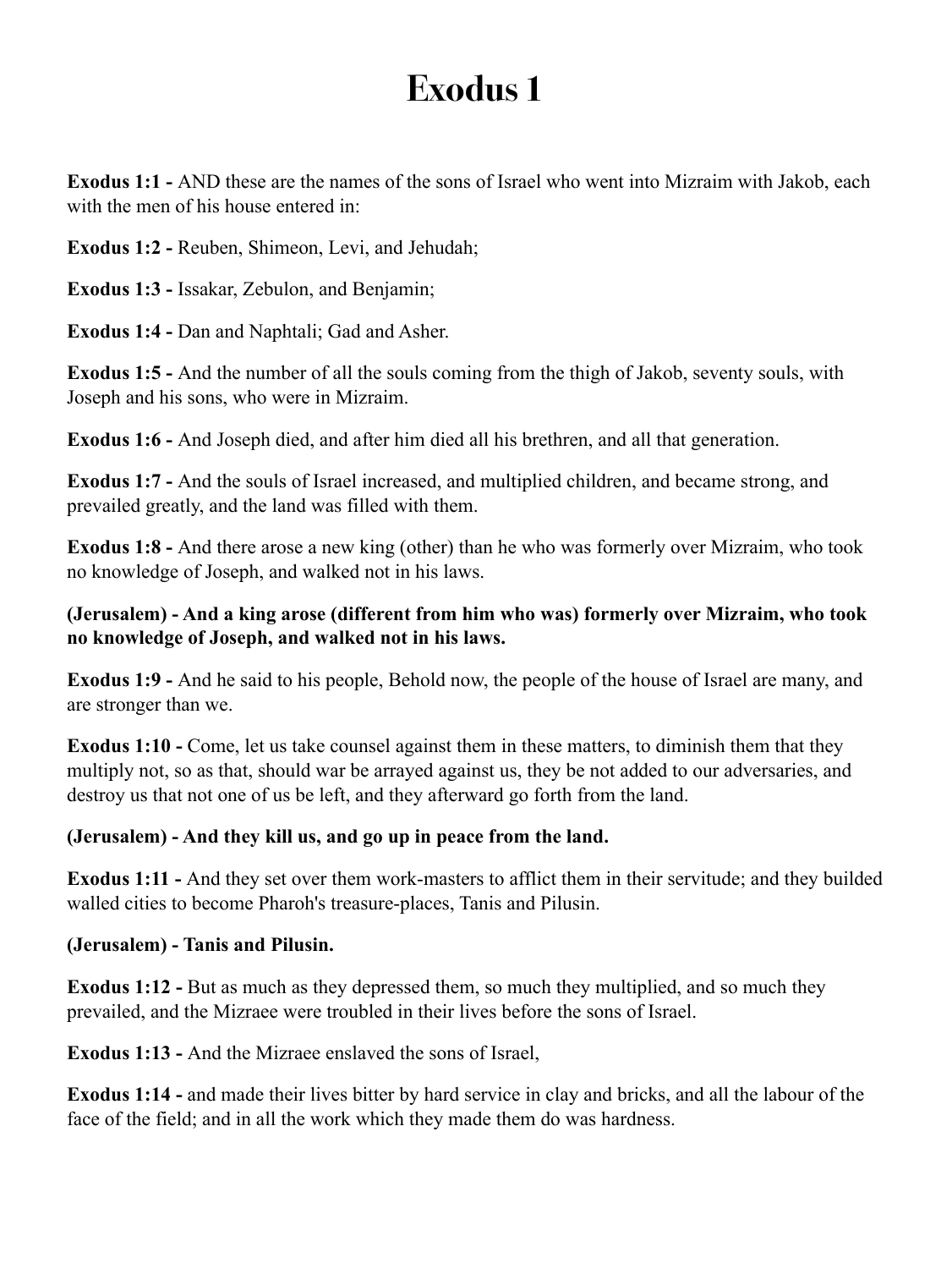# Exodus 1

**Exodus 1:1 -** AND these are the names of the sons of Israel who went into Mizraim with Jakob, each with the men of his house entered in:

**Exodus 1:2 -** Reuben, Shimeon, Levi, and Jehudah;

**Exodus 1:3 -** Issakar, Zebulon, and Benjamin;

**Exodus 1:4 -** Dan and Naphtali; Gad and Asher.

**Exodus 1:5 -** And the number of all the souls coming from the thigh of Jakob, seventy souls, with Joseph and his sons, who were in Mizraim.

**Exodus 1:6 -** And Joseph died, and after him died all his brethren, and all that generation.

**Exodus 1:7 -** And the souls of Israel increased, and multiplied children, and became strong, and prevailed greatly, and the land was filled with them.

**Exodus 1:8 -** And there arose a new king (other) than he who was formerly over Mizraim, who took no knowledge of Joseph, and walked not in his laws.

**(Jerusalem) - And a king arose (different from him who was) formerly over Mizraim, who took no knowledge of Joseph, and walked not in his laws.**

**Exodus 1:9 -** And he said to his people, Behold now, the people of the house of Israel are many, and are stronger than we.

**Exodus 1:10 -** Come, let us take counsel against them in these matters, to diminish them that they multiply not, so as that, should war be arrayed against us, they be not added to our adversaries, and destroy us that not one of us be left, and they afterward go forth from the land.

**(Jerusalem) - And they kill us, and go up in peace from the land.**

**Exodus 1:11 -** And they set over them work-masters to afflict them in their servitude; and they builded walled cities to become Pharoh's treasure-places, Tanis and Pilusin.

**(Jerusalem) - Tanis and Pilusin.**

**Exodus 1:12 -** But as much as they depressed them, so much they multiplied, and so much they prevailed, and the Mizraee were troubled in their lives before the sons of Israel.

**Exodus 1:13 -** And the Mizraee enslaved the sons of Israel,

**Exodus 1:14 -** and made their lives bitter by hard service in clay and bricks, and all the labour of the face of the field; and in all the work which they made them do was hardness.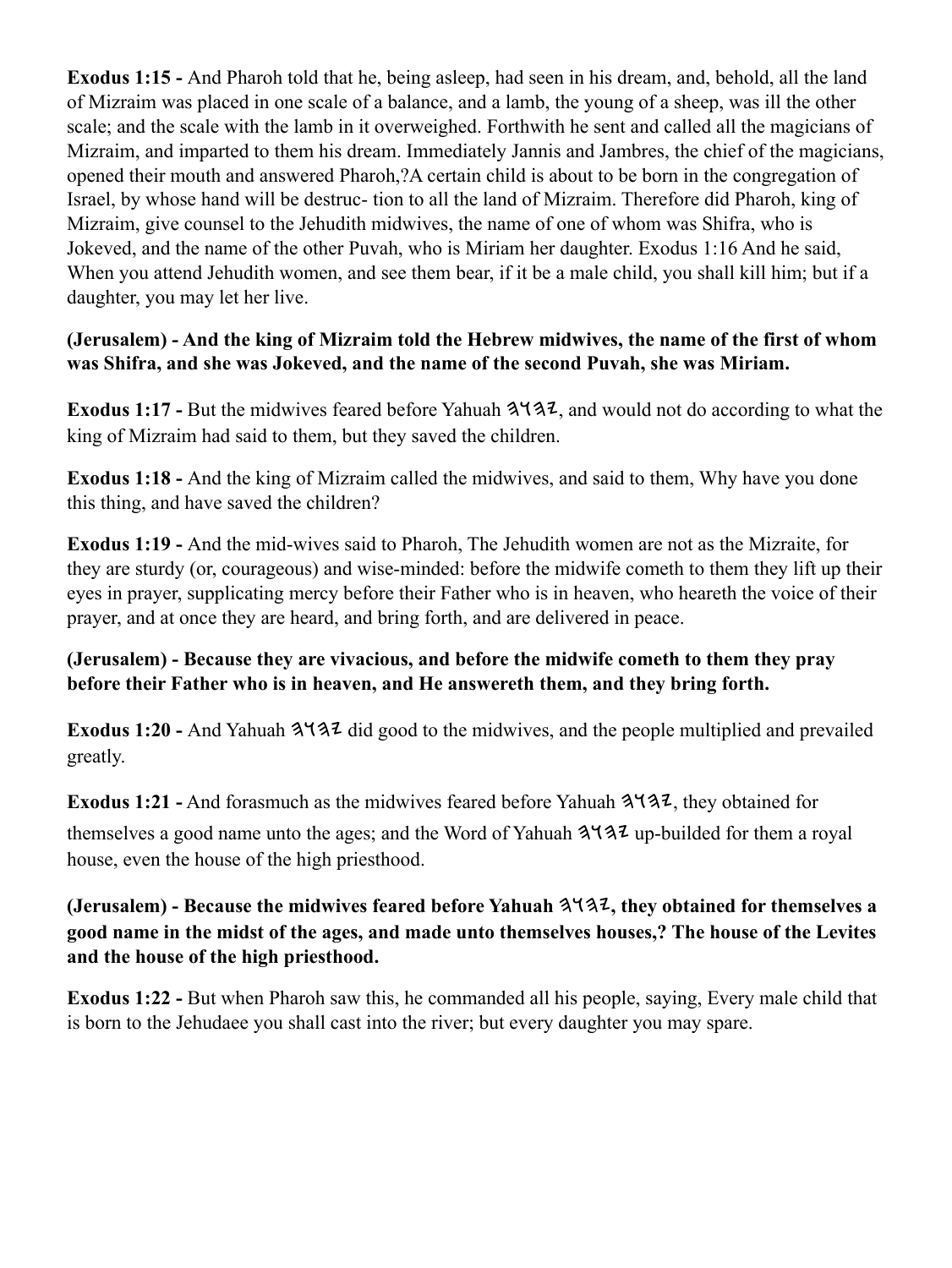**Exodus 1:15 -** And Pharoh told that he, being asleep, had seen in his dream, and, behold, all the land of Mizraim was placed in one scale of a balance, and a lamb, the young of a sheep, was ill the other scale; and the scale with the lamb in it overweighed. Forthwith he sent and called all the magicians of Mizraim, and imparted to them his dream. Immediately Jannis and Jambres, the chief of the magicians, opened their mouth and answered Pharoh,?A certain child is about to be born in the congregation of Israel, by whose hand will be destruc- tion to all the land of Mizraim. Therefore did Pharoh, king of Mizraim, give counsel to the Jehudith midwives, the name of one of whom was Shifra, who is Jokeved, and the name of the other Puvah, who is Miriam her daughter. Exodus 1:16 And he said, When you attend Jehudith women, and see them bear, if it be a male child, you shall kill him; but if a daughter, you may let her live.

**(Jerusalem) - And the king of Mizraim told the Hebrew midwives, the name of the first of whom was Shifra, and she was Jokeved, and the name of the second Puvah, she was Miriam.**

**Exodus 1:17 -** But the midwives feared before Yahuah 𐤄𐤅𐤄𐤉, and would not do according to what the king of Mizraim had said to them, but they saved the children.

**Exodus 1:18 -** And the king of Mizraim called the midwives, and said to them, Why have you done this thing, and have saved the children?

**Exodus 1:19 -** And the mid-wives said to Pharoh, The Jehudith women are not as the Mizraite, for they are sturdy (or, courageous) and wise-minded: before the midwife cometh to them they lift up their eyes in prayer, supplicating mercy before their Father who is in heaven, who heareth the voice of their prayer, and at once they are heard, and bring forth, and are delivered in peace.

**(Jerusalem) - Because they are vivacious, and before the midwife cometh to them they pray before their Father who is in heaven, and He answereth them, and they bring forth.**

**Exodus 1:20 -** And Yahuah 𐤄𐤅𐤄𐤉 did good to the midwives, and the people multiplied and prevailed greatly.

**Exodus 1:21 -** And forasmuch as the midwives feared before Yahuah 𐤄𐤅𐤄𐤉, they obtained for themselves a good name unto the ages; and the Word of Yahuah 𐤄𐤅𐤄𐤉 up-builded for them a royal house, even the house of the high priesthood.

**(Jerusalem) - Because the midwives feared before Yahuah 𐤄𐤅𐤄𐤉, they obtained for themselves a good name in the midst of the ages, and made unto themselves houses,? The house of the Levites and the house of the high priesthood.**

**Exodus 1:22 -** But when Pharoh saw this, he commanded all his people, saying, Every male child that is born to the Jehudaee you shall cast into the river; but every daughter you may spare.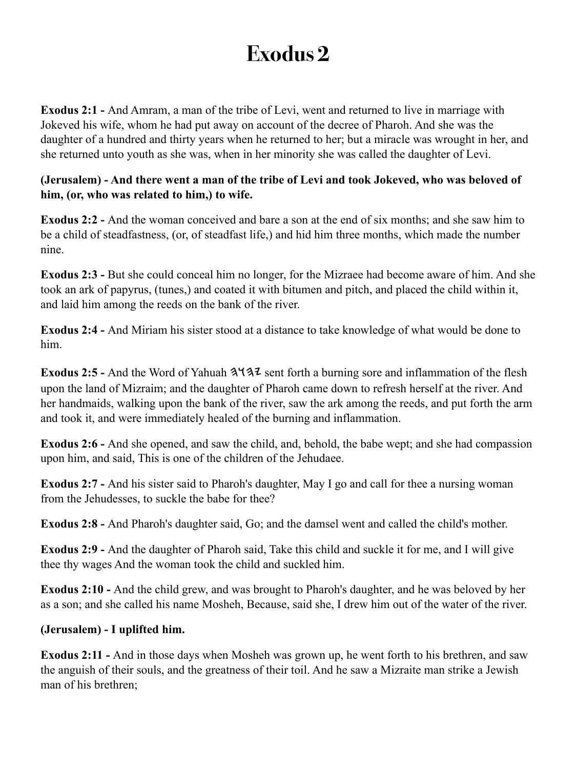# Exodus 2

**Exodus 2:1 -** And Amram, a man of the tribe of Levi, went and returned to live in marriage with Jokeved his wife, whom he had put away on account of the decree of Pharoh. And she was the daughter of a hundred and thirty years when he returned to her; but a miracle was wrought in her, and she returned unto youth as she was, when in her minority she was called the daughter of Levi.

**(Jerusalem) - And there went a man of the tribe of Levi and took Jokeved, who was beloved of him, (or, who was related to him,) to wife.**

**Exodus 2:2 -** And the woman conceived and bare a son at the end of six months; and she saw him to be a child of steadfastness, (or, of steadfast life,) and hid him three months, which made the number nine.

**Exodus 2:3 -** But she could conceal him no longer, for the Mizraee had become aware of him. And she took an ark of papyrus, (tunes,) and coated it with bitumen and pitch, and placed the child within it, and laid him among the reeds on the bank of the river.

**Exodus 2:4 -** And Miriam his sister stood at a distance to take knowledge of what would be done to him.

**Exodus 2:5 -** And the Word of Yahuah 𐤉𐤄𐤅𐤄 sent forth a burning sore and inflammation of the flesh upon the land of Mizraim; and the daughter of Pharoh came down to refresh herself at the river. And her handmaids, walking upon the bank of the river, saw the ark among the reeds, and put forth the arm and took it, and were immediately healed of the burning and inflammation.

**Exodus 2:6 -** And she opened, and saw the child, and, behold, the babe wept; and she had compassion upon him, and said, This is one of the children of the Jehudaee.

**Exodus 2:7 -** And his sister said to Pharoh's daughter, May I go and call for thee a nursing woman from the Jehudesses, to suckle the babe for thee?

**Exodus 2:8 -** And Pharoh's daughter said, Go; and the damsel went and called the child's mother.

**Exodus 2:9 -** And the daughter of Pharoh said, Take this child and suckle it for me, and I will give thee thy wages And the woman took the child and suckled him.

**Exodus 2:10 -** And the child grew, and was brought to Pharoh's daughter, and he was beloved by her as a son; and she called his name Mosheh, Because, said she, I drew him out of the water of the river.

**(Jerusalem) - I uplifted him.**

**Exodus 2:11 -** And in those days when Mosheh was grown up, he went forth to his brethren, and saw the anguish of their souls, and the greatness of their toil. And he saw a Mizraite man strike a Jewish man of his brethren;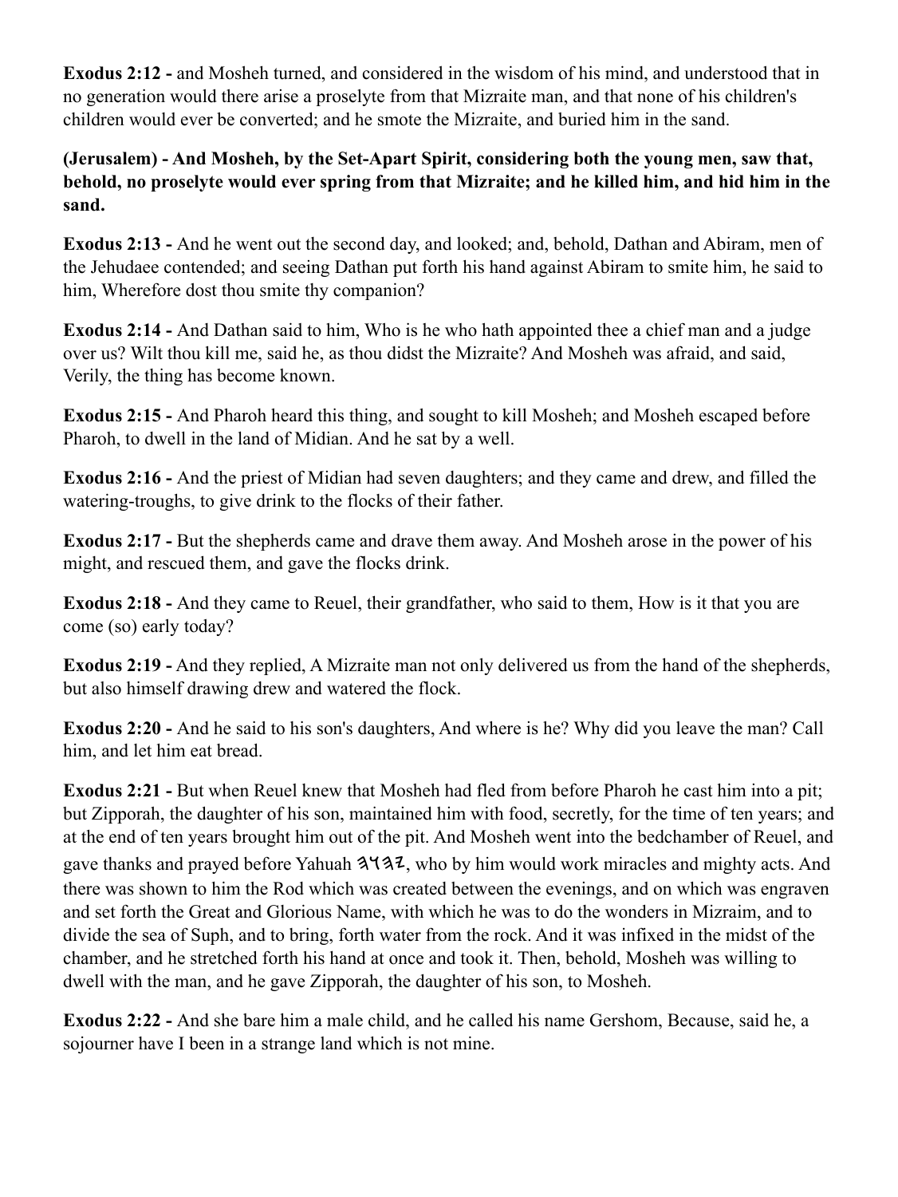**Exodus 2:12 -** and Mosheh turned, and considered in the wisdom of his mind, and understood that in no generation would there arise a proselyte from that Mizraite man, and that none of his children's children would ever be converted; and he smote the Mizraite, and buried him in the sand.

**(Jerusalem) - And Mosheh, by the Set-Apart Spirit, considering both the young men, saw that, behold, no proselyte would ever spring from that Mizraite; and he killed him, and hid him in the sand.**

**Exodus 2:13 -** And he went out the second day, and looked; and, behold, Dathan and Abiram, men of the Jehudaee contended; and seeing Dathan put forth his hand against Abiram to smite him, he said to him, Wherefore dost thou smite thy companion?

**Exodus 2:14 -** And Dathan said to him, Who is he who hath appointed thee a chief man and a judge over us? Wilt thou kill me, said he, as thou didst the Mizraite? And Mosheh was afraid, and said, Verily, the thing has become known.

**Exodus 2:15 -** And Pharoh heard this thing, and sought to kill Mosheh; and Mosheh escaped before Pharoh, to dwell in the land of Midian. And he sat by a well.

**Exodus 2:16 -** And the priest of Midian had seven daughters; and they came and drew, and filled the watering-troughs, to give drink to the flocks of their father.

**Exodus 2:17 -** But the shepherds came and drave them away. And Mosheh arose in the power of his might, and rescued them, and gave the flocks drink.

**Exodus 2:18 -** And they came to Reuel, their grandfather, who said to them, How is it that you are come (so) early today?

**Exodus 2:19 -** And they replied, A Mizraite man not only delivered us from the hand of the shepherds, but also himself drawing drew and watered the flock.

**Exodus 2:20 -** And he said to his son's daughters, And where is he? Why did you leave the man? Call him, and let him eat bread.

**Exodus 2:21 -** But when Reuel knew that Mosheh had fled from before Pharoh he cast him into a pit; but Zipporah, the daughter of his son, maintained him with food, secretly, for the time of ten years; and at the end of ten years brought him out of the pit. And Mosheh went into the bedchamber of Reuel, and gave thanks and prayed before Yahuah 𐤄𐤅𐤄𐤉, who by him would work miracles and mighty acts. And there was shown to him the Rod which was created between the evenings, and on which was engraven and set forth the Great and Glorious Name, with which he was to do the wonders in Mizraim, and to divide the sea of Suph, and to bring, forth water from the rock. And it was infixed in the midst of the chamber, and he stretched forth his hand at once and took it. Then, behold, Mosheh was willing to dwell with the man, and he gave Zipporah, the daughter of his son, to Mosheh.

**Exodus 2:22 -** And she bare him a male child, and he called his name Gershom, Because, said he, a sojourner have I been in a strange land which is not mine.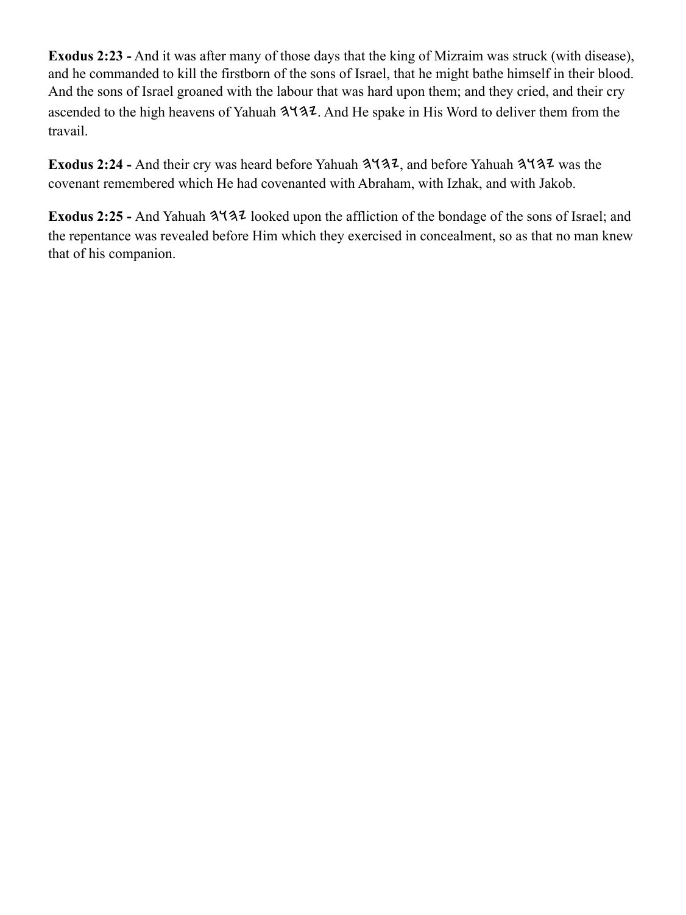**Exodus 2:23 -** And it was after many of those days that the king of Mizraim was struck (with disease), and he commanded to kill the firstborn of the sons of Israel, that he might bathe himself in their blood. And the sons of Israel groaned with the labour that was hard upon them; and they cried, and their cry ascended to the high heavens of Yahuah 𐤉𐤄𐤅𐤄. And He spake in His Word to deliver them from the travail.

**Exodus 2:24 -** And their cry was heard before Yahuah 𐤉𐤄𐤅𐤄, and before Yahuah 𐤉𐤄𐤅𐤄 was the covenant remembered which He had covenanted with Abraham, with Izhak, and with Jakob.

**Exodus 2:25 -** And Yahuah 𐤉𐤄𐤅𐤄 looked upon the affliction of the bondage of the sons of Israel; and the repentance was revealed before Him which they exercised in concealment, so as that no man knew that of his companion.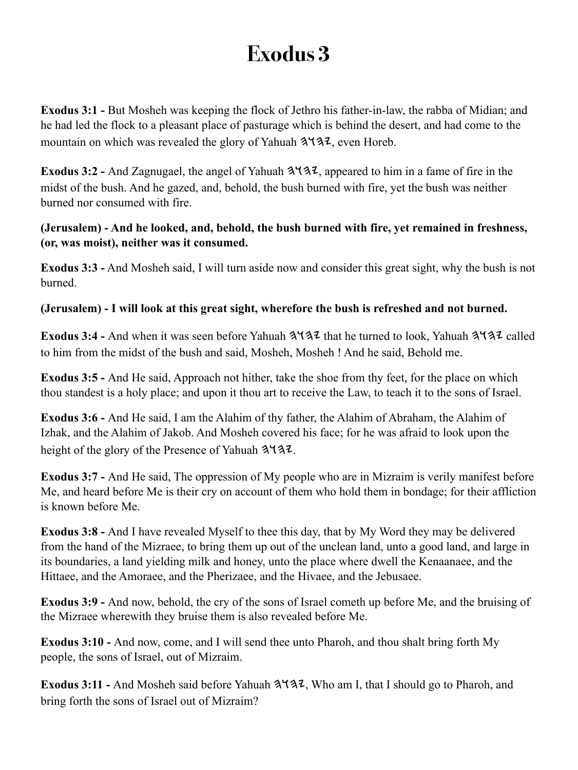# Exodus 3

**Exodus 3:1 -** But Mosheh was keeping the flock of Jethro his father-in-law, the rabba of Midian; and he had led the flock to a pleasant place of pasturage which is behind the desert, and had come to the mountain on which was revealed the glory of Yahuah 𐤉𐤄𐤅𐤄, even Horeb.

**Exodus 3:2 -** And Zagnugael, the angel of Yahuah 𐤉𐤄𐤅𐤄, appeared to him in a fame of fire in the midst of the bush. And he gazed, and, behold, the bush burned with fire, yet the bush was neither burned nor consumed with fire.

**(Jerusalem) - And he looked, and, behold, the bush burned with fire, yet remained in freshness, (or, was moist), neither was it consumed.**

**Exodus 3:3 -** And Mosheh said, I will turn aside now and consider this great sight, why the bush is not burned.

**(Jerusalem) - I will look at this great sight, wherefore the bush is refreshed and not burned.**

**Exodus 3:4 -** And when it was seen before Yahuah 𐤉𐤄𐤅𐤄 that he turned to look, Yahuah 𐤉𐤄𐤅𐤄 called to him from the midst of the bush and said, Mosheh, Mosheh ! And he said, Behold me.

**Exodus 3:5 -** And He said, Approach not hither, take the shoe from thy feet, for the place on which thou standest is a holy place; and upon it thou art to receive the Law, to teach it to the sons of Israel.

**Exodus 3:6 -** And He said, I am the Alahim of thy father, the Alahim of Abraham, the Alahim of Izhak, and the Alahim of Jakob. And Mosheh covered his face; for he was afraid to look upon the height of the glory of the Presence of Yahuah 𐤉𐤄𐤅𐤄.

**Exodus 3:7 -** And He said, The oppression of My people who are in Mizraim is verily manifest before Me, and heard before Me is their cry on account of them who hold them in bondage; for their affliction is known before Me.

**Exodus 3:8 -** And I have revealed Myself to thee this day, that by My Word they may be delivered from the hand of the Mizraee, to bring them up out of the unclean land, unto a good land, and large in its boundaries, a land yielding milk and honey, unto the place where dwell the Kenaanaee, and the Hittaee, and the Amoraee, and the Pherizaee, and the Hivaee, and the Jebusaee.

**Exodus 3:9 -** And now, behold, the cry of the sons of Israel cometh up before Me, and the bruising of the Mizraee wherewith they bruise them is also revealed before Me.

**Exodus 3:10 -** And now, come, and I will send thee unto Pharoh, and thou shalt bring forth My people, the sons of Israel, out of Mizraim.

**Exodus 3:11 -** And Mosheh said before Yahuah 𐤉𐤄𐤅𐤄, Who am I, that I should go to Pharoh, and bring forth the sons of Israel out of Mizraim?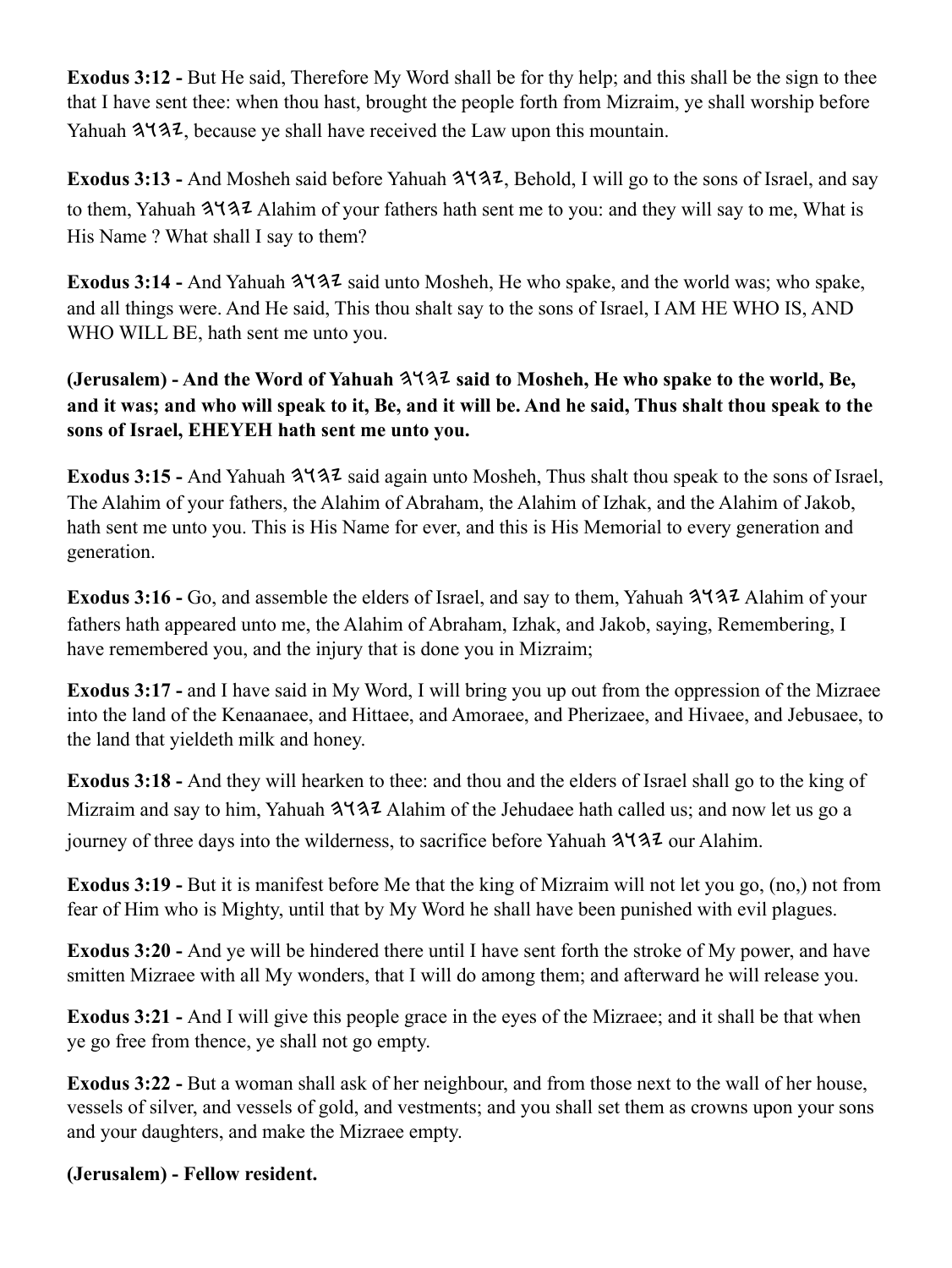**Exodus 3:12 -** But He said, Therefore My Word shall be for thy help; and this shall be the sign to thee that I have sent thee: when thou hast, brought the people forth from Mizraim, ye shall worship before Yahuah 𐤉𐤄𐤅𐤄, because ye shall have received the Law upon this mountain.

**Exodus 3:13 -** And Mosheh said before Yahuah 𐤉𐤄𐤅𐤄, Behold, I will go to the sons of Israel, and say to them, Yahuah 𐤉𐤄𐤅𐤄 Alahim of your fathers hath sent me to you: and they will say to me, What is His Name ? What shall I say to them?

**Exodus 3:14 -** And Yahuah 𐤉𐤄𐤅𐤄 said unto Mosheh, He who spake, and the world was; who spake, and all things were. And He said, This thou shalt say to the sons of Israel, I AM HE WHO IS, AND WHO WILL BE, hath sent me unto you.

**(Jerusalem) - And the Word of Yahuah 𐤉𐤄𐤅𐤄 said to Mosheh, He who spake to the world, Be, and it was; and who will speak to it, Be, and it will be. And he said, Thus shalt thou speak to the sons of Israel, EHEYEH hath sent me unto you.**

**Exodus 3:15 -** And Yahuah 𐤉𐤄𐤅𐤄 said again unto Mosheh, Thus shalt thou speak to the sons of Israel, The Alahim of your fathers, the Alahim of Abraham, the Alahim of Izhak, and the Alahim of Jakob, hath sent me unto you. This is His Name for ever, and this is His Memorial to every generation and generation.

**Exodus 3:16 -** Go, and assemble the elders of Israel, and say to them, Yahuah 𐤉𐤄𐤅𐤄 Alahim of your fathers hath appeared unto me, the Alahim of Abraham, Izhak, and Jakob, saying, Remembering, I have remembered you, and the injury that is done you in Mizraim;

**Exodus 3:17 -** and I have said in My Word, I will bring you up out from the oppression of the Mizraee into the land of the Kenaanaee, and Hittaee, and Amoraee, and Pherizaee, and Hivaee, and Jebusaee, to the land that yieldeth milk and honey.

**Exodus 3:18 -** And they will hearken to thee: and thou and the elders of Israel shall go to the king of Mizraim and say to him, Yahuah 𐤉𐤄𐤅𐤄 Alahim of the Jehudaee hath called us; and now let us go a journey of three days into the wilderness, to sacrifice before Yahuah 𐤉𐤄𐤅𐤄 our Alahim.

**Exodus 3:19 -** But it is manifest before Me that the king of Mizraim will not let you go, (no,) not from fear of Him who is Mighty, until that by My Word he shall have been punished with evil plagues.

**Exodus 3:20 -** And ye will be hindered there until I have sent forth the stroke of My power, and have smitten Mizraee with all My wonders, that I will do among them; and afterward he will release you.

**Exodus 3:21 -** And I will give this people grace in the eyes of the Mizraee; and it shall be that when ye go free from thence, ye shall not go empty.

**Exodus 3:22 -** But a woman shall ask of her neighbour, and from those next to the wall of her house, vessels of silver, and vessels of gold, and vestments; and you shall set them as crowns upon your sons and your daughters, and make the Mizraee empty.

**(Jerusalem) - Fellow resident.**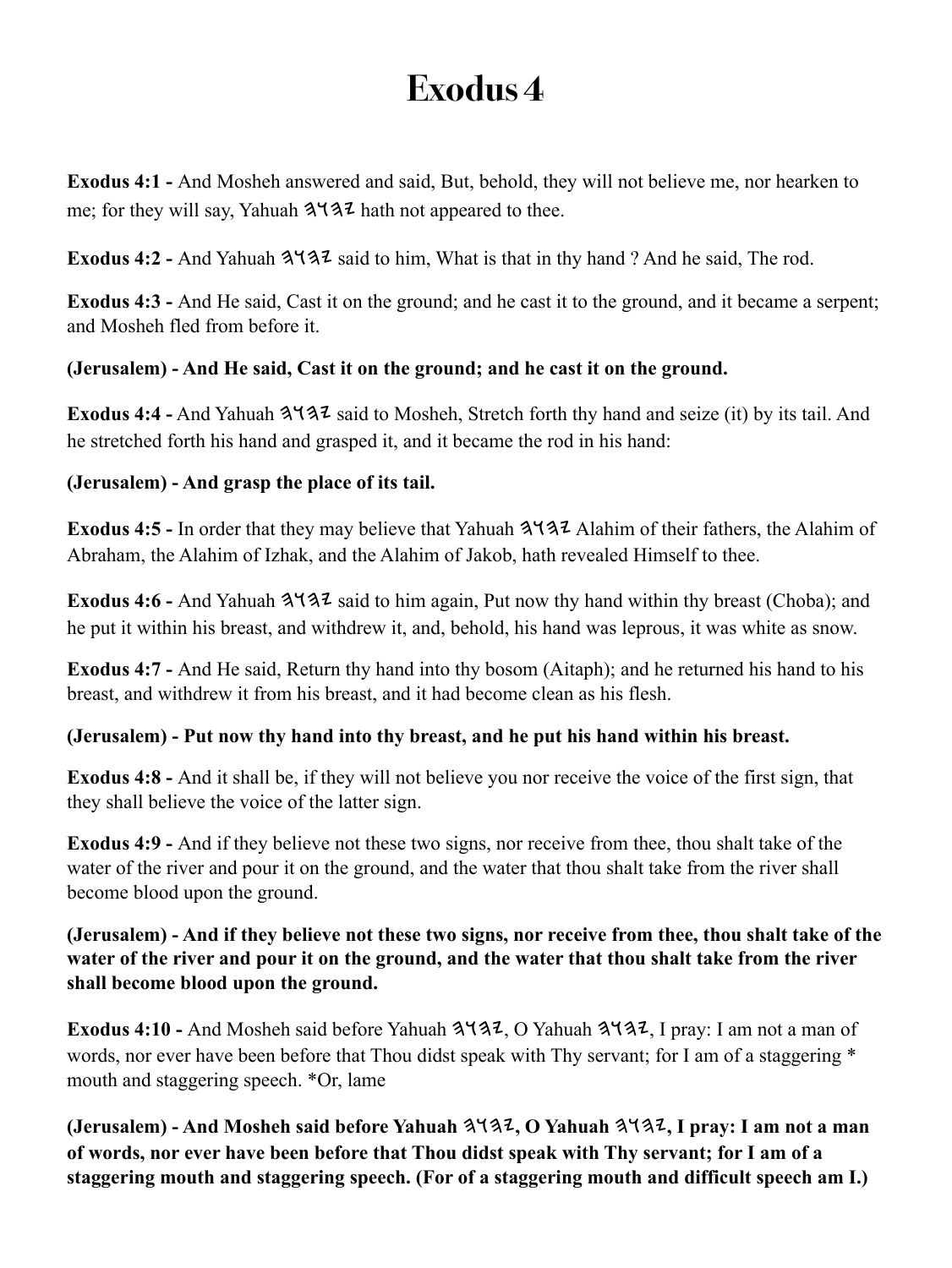# Exodus 4

**Exodus 4:1 -** And Mosheh answered and said, But, behold, they will not believe me, nor hearken to me; for they will say, Yahuah 𐤉𐤄𐤅𐤄 hath not appeared to thee.

**Exodus 4:2 -** And Yahuah 𐤉𐤄𐤅𐤄 said to him, What is that in thy hand ? And he said, The rod.

**Exodus 4:3 -** And He said, Cast it on the ground; and he cast it to the ground, and it became a serpent; and Mosheh fled from before it.

**(Jerusalem) - And He said, Cast it on the ground; and he cast it on the ground.**

**Exodus 4:4 -** And Yahuah 𐤉𐤄𐤅𐤄 said to Mosheh, Stretch forth thy hand and seize (it) by its tail. And he stretched forth his hand and grasped it, and it became the rod in his hand:

**(Jerusalem) - And grasp the place of its tail.**

**Exodus 4:5 -** In order that they may believe that Yahuah 𐤉𐤄𐤅𐤄 Alahim of their fathers, the Alahim of Abraham, the Alahim of Izhak, and the Alahim of Jakob, hath revealed Himself to thee.

**Exodus 4:6 -** And Yahuah 𐤉𐤄𐤅𐤄 said to him again, Put now thy hand within thy breast (Choba); and he put it within his breast, and withdrew it, and, behold, his hand was leprous, it was white as snow.

**Exodus 4:7 -** And He said, Return thy hand into thy bosom (Aitaph); and he returned his hand to his breast, and withdrew it from his breast, and it had become clean as his flesh.

**(Jerusalem) - Put now thy hand into thy breast, and he put his hand within his breast.**

**Exodus 4:8 -** And it shall be, if they will not believe you nor receive the voice of the first sign, that they shall believe the voice of the latter sign.

**Exodus 4:9 -** And if they believe not these two signs, nor receive from thee, thou shalt take of the water of the river and pour it on the ground, and the water that thou shalt take from the river shall become blood upon the ground.

**(Jerusalem) - And if they believe not these two signs, nor receive from thee, thou shalt take of the water of the river and pour it on the ground, and the water that thou shalt take from the river shall become blood upon the ground.**

**Exodus 4:10 -** And Mosheh said before Yahuah 𐤉𐤄𐤅𐤄, O Yahuah 𐤉𐤄𐤅𐤄, I pray: I am not a man of words, nor ever have been before that Thou didst speak with Thy servant; for I am of a staggering * mouth and staggering speech. *Or, lame

**(Jerusalem) - And Mosheh said before Yahuah 𐤉𐤄𐤅𐤄, O Yahuah 𐤉𐤄𐤅𐤄, I pray: I am not a man of words, nor ever have been before that Thou didst speak with Thy servant; for I am of a staggering mouth and staggering speech. (For of a staggering mouth and difficult speech am I.)**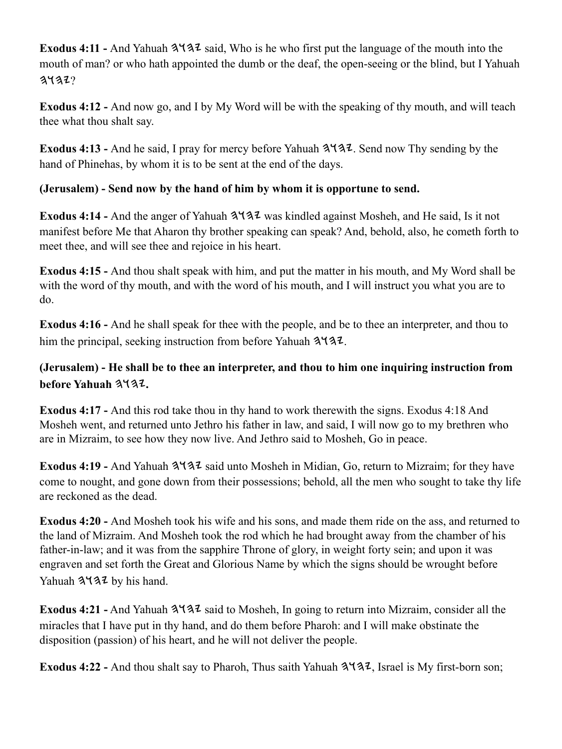**Exodus 4:11 -** And Yahuah 𐤄𐤅𐤄𐤉 said, Who is he who first put the language of the mouth into the mouth of man? or who hath appointed the dumb or the deaf, the open-seeing or the blind, but I Yahuah 𐤄𐤅𐤄𐤉?

**Exodus 4:12 -** And now go, and I by My Word will be with the speaking of thy mouth, and will teach thee what thou shalt say.

**Exodus 4:13 -** And he said, I pray for mercy before Yahuah 𐤄𐤅𐤄𐤉. Send now Thy sending by the hand of Phinehas, by whom it is to be sent at the end of the days.

**(Jerusalem) - Send now by the hand of him by whom it is opportune to send.**

**Exodus 4:14 -** And the anger of Yahuah 𐤄𐤅𐤄𐤉 was kindled against Mosheh, and He said, Is it not manifest before Me that Aharon thy brother speaking can speak? And, behold, also, he cometh forth to meet thee, and will see thee and rejoice in his heart.

**Exodus 4:15 -** And thou shalt speak with him, and put the matter in his mouth, and My Word shall be with the word of thy mouth, and with the word of his mouth, and I will instruct you what you are to do.

**Exodus 4:16 -** And he shall speak for thee with the people, and be to thee an interpreter, and thou to him the principal, seeking instruction from before Yahuah 𐤄𐤅𐤄𐤉.

**(Jerusalem) - He shall be to thee an interpreter, and thou to him one inquiring instruction from before Yahuah 𐤄𐤅𐤄𐤉.**

**Exodus 4:17 -** And this rod take thou in thy hand to work therewith the signs. Exodus 4:18 And Mosheh went, and returned unto Jethro his father in law, and said, I will now go to my brethren who are in Mizraim, to see how they now live. And Jethro said to Mosheh, Go in peace.

**Exodus 4:19 -** And Yahuah 𐤄𐤅𐤄𐤉 said unto Mosheh in Midian, Go, return to Mizraim; for they have come to nought, and gone down from their possessions; behold, all the men who sought to take thy life are reckoned as the dead.

**Exodus 4:20 -** And Mosheh took his wife and his sons, and made them ride on the ass, and returned to the land of Mizraim. And Mosheh took the rod which he had brought away from the chamber of his father-in-law; and it was from the sapphire Throne of glory, in weight forty sein; and upon it was engraven and set forth the Great and Glorious Name by which the signs should be wrought before Yahuah 𐤄𐤅𐤄𐤉 by his hand.

**Exodus 4:21 -** And Yahuah 𐤄𐤅𐤄𐤉 said to Mosheh, In going to return into Mizraim, consider all the miracles that I have put in thy hand, and do them before Pharoh: and I will make obstinate the disposition (passion) of his heart, and he will not deliver the people.

**Exodus 4:22 -** And thou shalt say to Pharoh, Thus saith Yahuah 𐤄𐤅𐤄𐤉, Israel is My first-born son;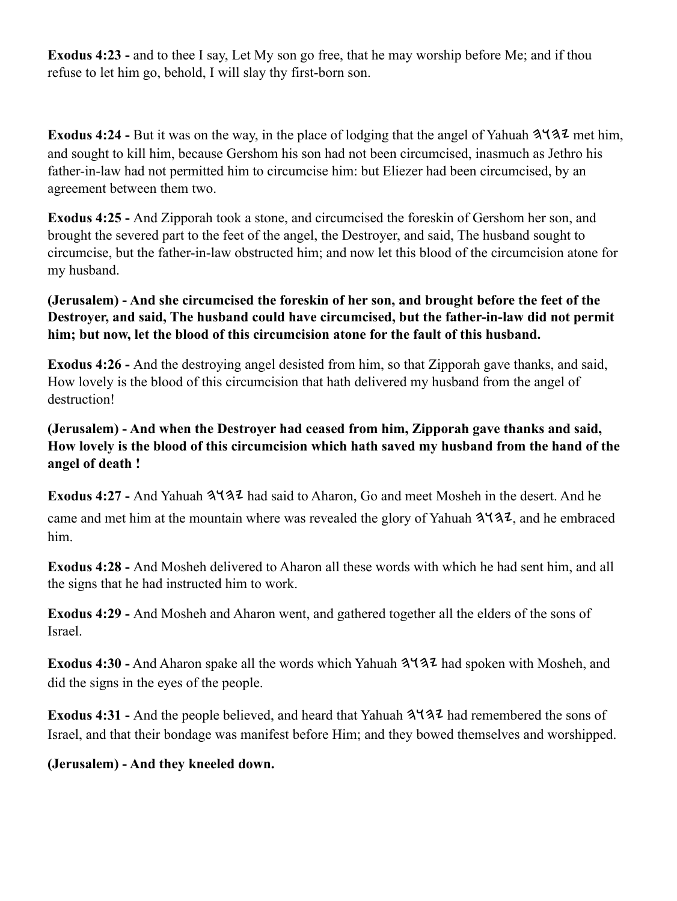**Exodus 4:23 -** and to thee I say, Let My son go free, that he may worship before Me; and if thou refuse to let him go, behold, I will slay thy first-born son.

**Exodus 4:24 -** But it was on the way, in the place of lodging that the angel of Yahuah 𐤄𐤅𐤄𐤉 met him, and sought to kill him, because Gershom his son had not been circumcised, inasmuch as Jethro his father-in-law had not permitted him to circumcise him: but Eliezer had been circumcised, by an agreement between them two.

**Exodus 4:25 -** And Zipporah took a stone, and circumcised the foreskin of Gershom her son, and brought the severed part to the feet of the angel, the Destroyer, and said, The husband sought to circumcise, but the father-in-law obstructed him; and now let this blood of the circumcision atone for my husband.

**(Jerusalem) - And she circumcised the foreskin of her son, and brought before the feet of the Destroyer, and said, The husband could have circumcised, but the father-in-law did not permit him; but now, let the blood of this circumcision atone for the fault of this husband.**

**Exodus 4:26 -** And the destroying angel desisted from him, so that Zipporah gave thanks, and said, How lovely is the blood of this circumcision that hath delivered my husband from the angel of destruction!

**(Jerusalem) - And when the Destroyer had ceased from him, Zipporah gave thanks and said, How lovely is the blood of this circumcision which hath saved my husband from the hand of the angel of death !**

**Exodus 4:27 -** And Yahuah 𐤄𐤅𐤄𐤉 had said to Aharon, Go and meet Mosheh in the desert. And he came and met him at the mountain where was revealed the glory of Yahuah 𐤄𐤅𐤄𐤉, and he embraced him.

**Exodus 4:28 -** And Mosheh delivered to Aharon all these words with which he had sent him, and all the signs that he had instructed him to work.

**Exodus 4:29 -** And Mosheh and Aharon went, and gathered together all the elders of the sons of Israel.

**Exodus 4:30 -** And Aharon spake all the words which Yahuah 𐤄𐤅𐤄𐤉 had spoken with Mosheh, and did the signs in the eyes of the people.

**Exodus 4:31 -** And the people believed, and heard that Yahuah 𐤄𐤅𐤄𐤉 had remembered the sons of Israel, and that their bondage was manifest before Him; and they bowed themselves and worshipped.

**(Jerusalem) - And they kneeled down.**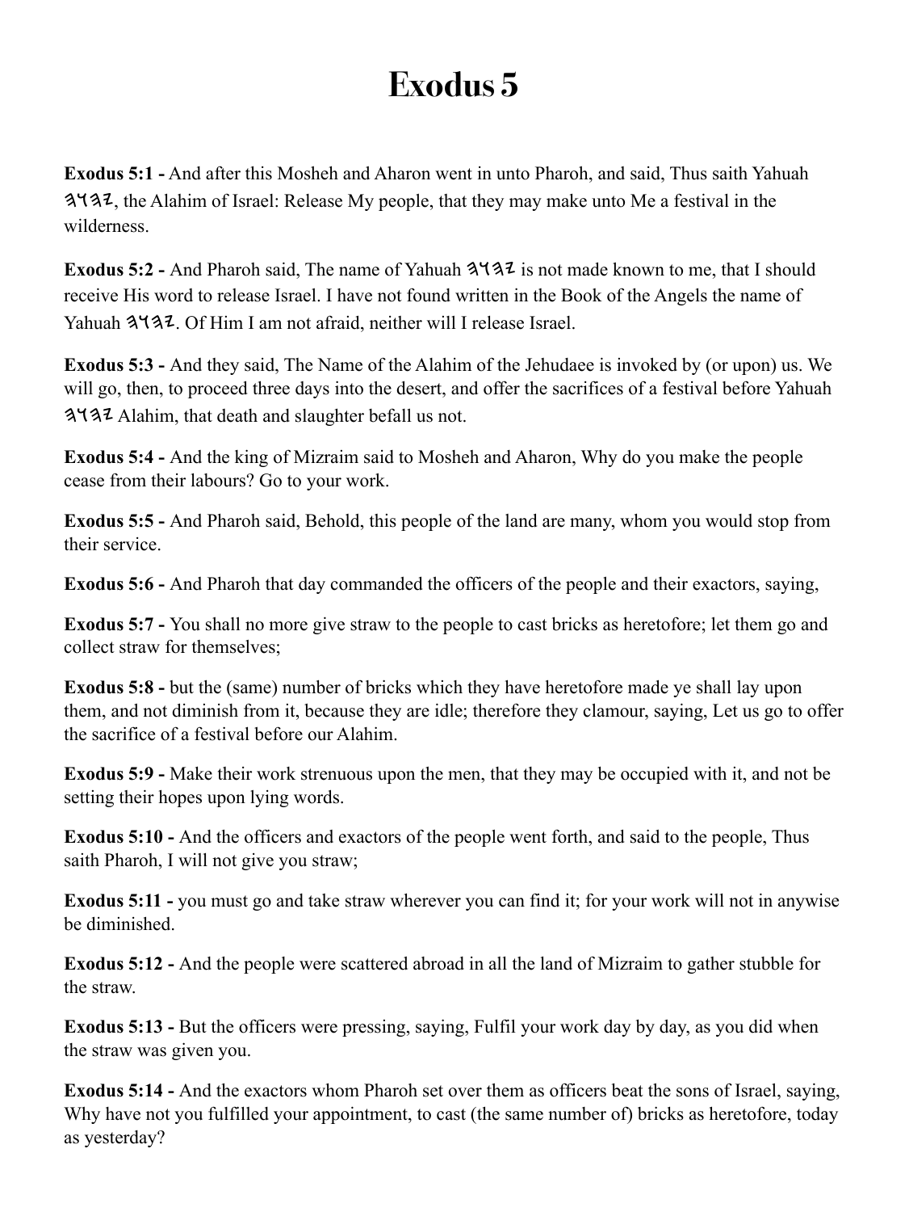# Exodus 5

**Exodus 5:1 -** And after this Mosheh and Aharon went in unto Pharoh, and said, Thus saith Yahuah 𐤄𐤅𐤄𐤉, the Alahim of Israel: Release My people, that they may make unto Me a festival in the wilderness.

**Exodus 5:2 -** And Pharoh said, The name of Yahuah 𐤄𐤅𐤄𐤉 is not made known to me, that I should receive His word to release Israel. I have not found written in the Book of the Angels the name of Yahuah 𐤄𐤅𐤄𐤉. Of Him I am not afraid, neither will I release Israel.

**Exodus 5:3 -** And they said, The Name of the Alahim of the Jehudaee is invoked by (or upon) us. We will go, then, to proceed three days into the desert, and offer the sacrifices of a festival before Yahuah 𐤄𐤅𐤄𐤉 Alahim, that death and slaughter befall us not.

**Exodus 5:4 -** And the king of Mizraim said to Mosheh and Aharon, Why do you make the people cease from their labours? Go to your work.

**Exodus 5:5 -** And Pharoh said, Behold, this people of the land are many, whom you would stop from their service.

**Exodus 5:6 -** And Pharoh that day commanded the officers of the people and their exactors, saying,

**Exodus 5:7 -** You shall no more give straw to the people to cast bricks as heretofore; let them go and collect straw for themselves;

**Exodus 5:8 -** but the (same) number of bricks which they have heretofore made ye shall lay upon them, and not diminish from it, because they are idle; therefore they clamour, saying, Let us go to offer the sacrifice of a festival before our Alahim.

**Exodus 5:9 -** Make their work strenuous upon the men, that they may be occupied with it, and not be setting their hopes upon lying words.

**Exodus 5:10 -** And the officers and exactors of the people went forth, and said to the people, Thus saith Pharoh, I will not give you straw;

**Exodus 5:11 -** you must go and take straw wherever you can find it; for your work will not in anywise be diminished.

**Exodus 5:12 -** And the people were scattered abroad in all the land of Mizraim to gather stubble for the straw.

**Exodus 5:13 -** But the officers were pressing, saying, Fulfil your work day by day, as you did when the straw was given you.

**Exodus 5:14 -** And the exactors whom Pharoh set over them as officers beat the sons of Israel, saying, Why have not you fulfilled your appointment, to cast (the same number of) bricks as heretofore, today as yesterday?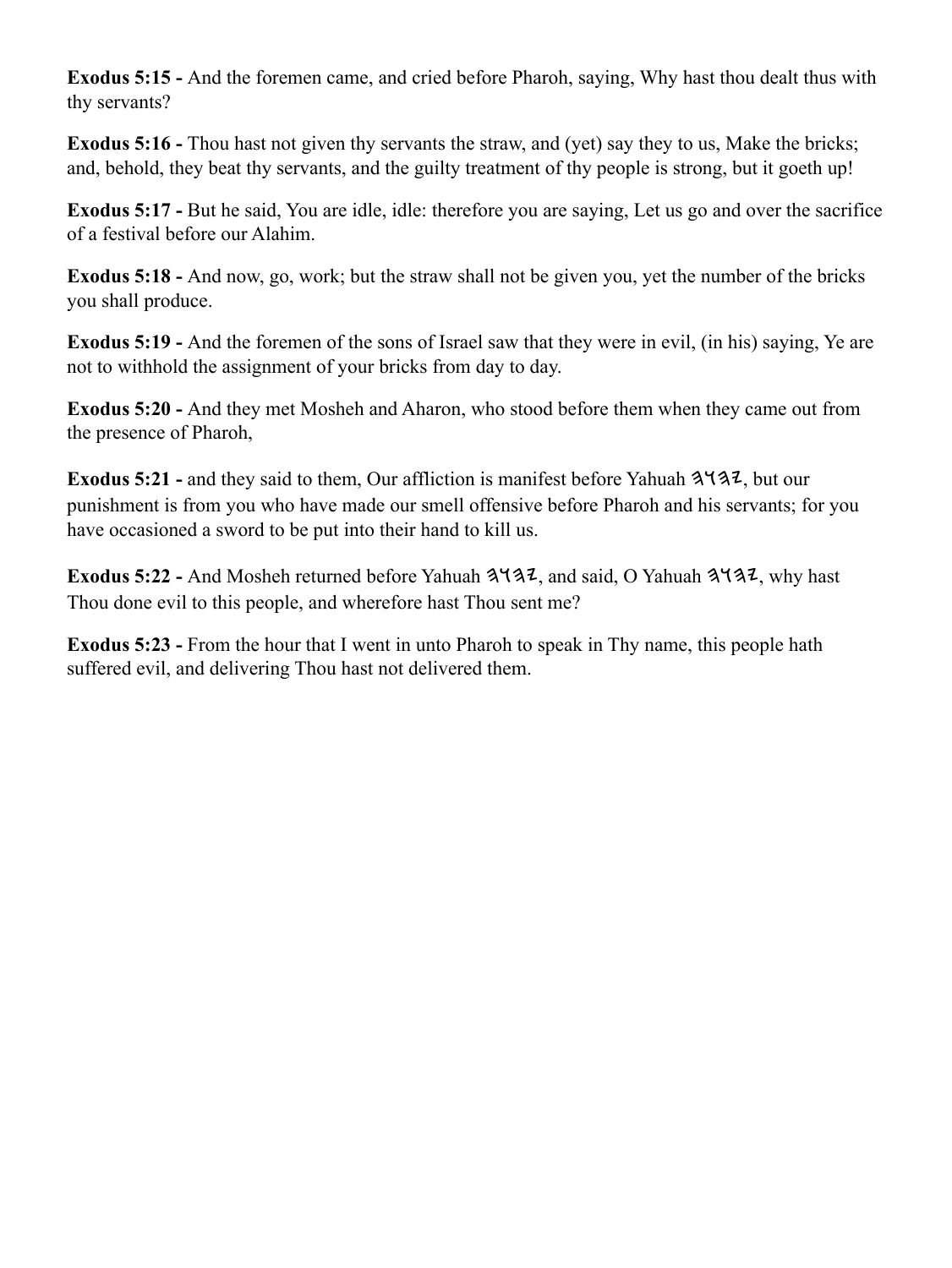**Exodus 5:15 -** And the foremen came, and cried before Pharoh, saying, Why hast thou dealt thus with thy servants?

**Exodus 5:16 -** Thou hast not given thy servants the straw, and (yet) say they to us, Make the bricks; and, behold, they beat thy servants, and the guilty treatment of thy people is strong, but it goeth up!

**Exodus 5:17 -** But he said, You are idle, idle: therefore you are saying, Let us go and over the sacrifice of a festival before our Alahim.

**Exodus 5:18 -** And now, go, work; but the straw shall not be given you, yet the number of the bricks you shall produce.

**Exodus 5:19 -** And the foremen of the sons of Israel saw that they were in evil, (in his) saying, Ye are not to withhold the assignment of your bricks from day to day.

**Exodus 5:20 -** And they met Mosheh and Aharon, who stood before them when they came out from the presence of Pharoh,

**Exodus 5:21 -** and they said to them, Our affliction is manifest before Yahuah 𐤉𐤄𐤅𐤄, but our punishment is from you who have made our smell offensive before Pharoh and his servants; for you have occasioned a sword to be put into their hand to kill us.

**Exodus 5:22 -** And Mosheh returned before Yahuah 𐤉𐤄𐤅𐤄, and said, O Yahuah 𐤉𐤄𐤅𐤄, why hast Thou done evil to this people, and wherefore hast Thou sent me?

**Exodus 5:23 -** From the hour that I went in unto Pharoh to speak in Thy name, this people hath suffered evil, and delivering Thou hast not delivered them.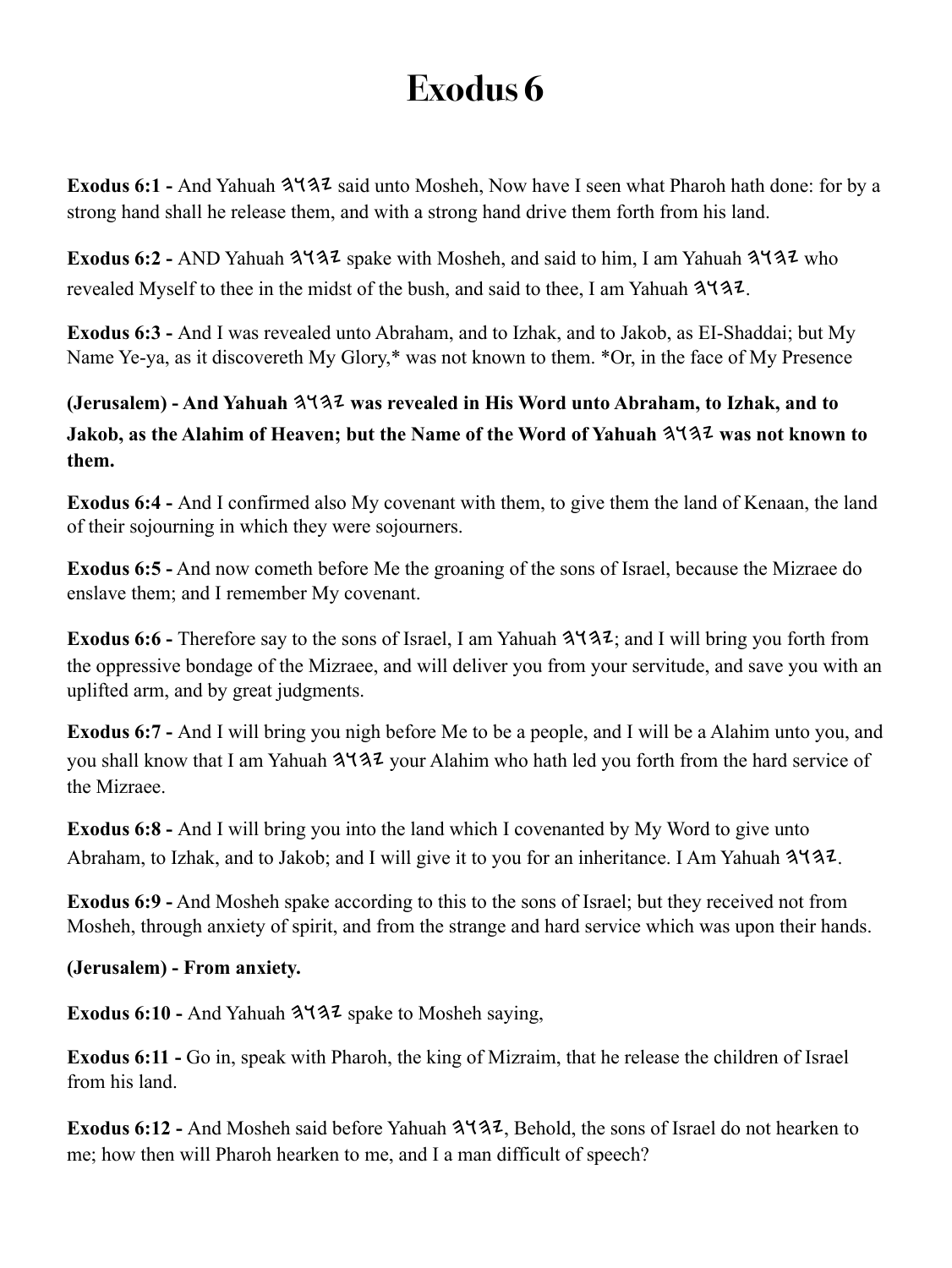# Exodus 6

**Exodus 6:1 -** And Yahuah 𐤉𐤄𐤅𐤄 said unto Mosheh, Now have I seen what Pharoh hath done: for by a strong hand shall he release them, and with a strong hand drive them forth from his land.

**Exodus 6:2 -** AND Yahuah 𐤉𐤄𐤅𐤄 spake with Mosheh, and said to him, I am Yahuah 𐤉𐤄𐤅𐤄 who revealed Myself to thee in the midst of the bush, and said to thee, I am Yahuah 𐤉𐤄𐤅𐤄.

**Exodus 6:3 -** And I was revealed unto Abraham, and to Izhak, and to Jakob, as El-Shaddai; but My Name Ye-ya, as it discovereth My Glory,* was not known to them. *Or, in the face of My Presence

**(Jerusalem) - And Yahuah 𐤉𐤄𐤅𐤄 was revealed in His Word unto Abraham, to Izhak, and to Jakob, as the Alahim of Heaven; but the Name of the Word of Yahuah 𐤉𐤄𐤅𐤄 was not known to them.**

**Exodus 6:4 -** And I confirmed also My covenant with them, to give them the land of Kenaan, the land of their sojourning in which they were sojourners.

**Exodus 6:5 -** And now cometh before Me the groaning of the sons of Israel, because the Mizraee do enslave them; and I remember My covenant.

**Exodus 6:6 -** Therefore say to the sons of Israel, I am Yahuah 𐤉𐤄𐤅𐤄; and I will bring you forth from the oppressive bondage of the Mizraee, and will deliver you from your servitude, and save you with an uplifted arm, and by great judgments.

**Exodus 6:7 -** And I will bring you nigh before Me to be a people, and I will be a Alahim unto you, and you shall know that I am Yahuah 𐤉𐤄𐤅𐤄 your Alahim who hath led you forth from the hard service of the Mizraee.

**Exodus 6:8 -** And I will bring you into the land which I covenanted by My Word to give unto Abraham, to Izhak, and to Jakob; and I will give it to you for an inheritance. I Am Yahuah 𐤉𐤄𐤅𐤄.

**Exodus 6:9 -** And Mosheh spake according to this to the sons of Israel; but they received not from Mosheh, through anxiety of spirit, and from the strange and hard service which was upon their hands.

**(Jerusalem) - From anxiety.**

**Exodus 6:10 -** And Yahuah 𐤉𐤄𐤅𐤄 spake to Mosheh saying,

**Exodus 6:11 -** Go in, speak with Pharoh, the king of Mizraim, that he release the children of Israel from his land.

**Exodus 6:12 -** And Mosheh said before Yahuah 𐤉𐤄𐤅𐤄, Behold, the sons of Israel do not hearken to me; how then will Pharoh hearken to me, and I a man difficult of speech?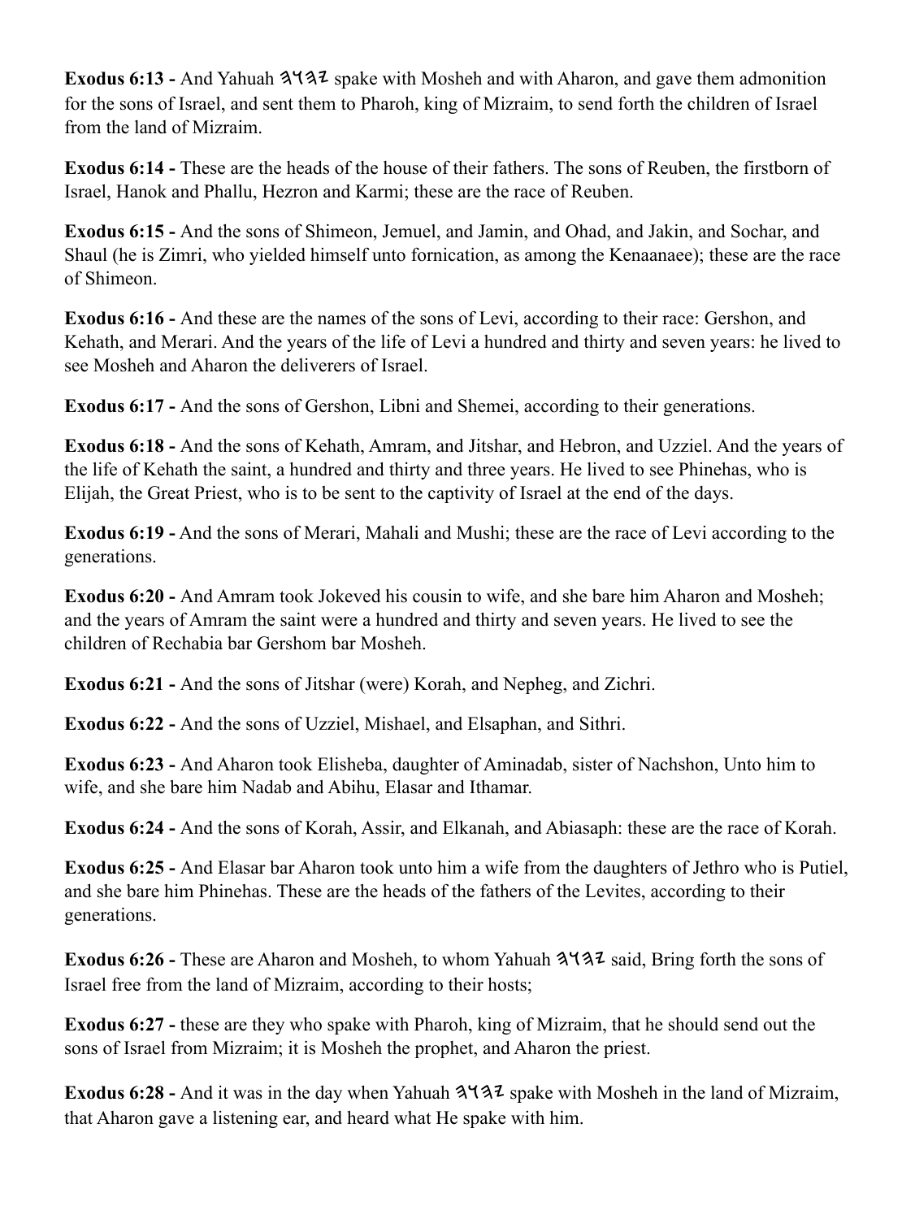**Exodus 6:13 -** And Yahuah 𐤉𐤄𐤅𐤄 spake with Mosheh and with Aharon, and gave them admonition for the sons of Israel, and sent them to Pharoh, king of Mizraim, to send forth the children of Israel from the land of Mizraim.

**Exodus 6:14 -** These are the heads of the house of their fathers. The sons of Reuben, the firstborn of Israel, Hanok and Phallu, Hezron and Karmi; these are the race of Reuben.

**Exodus 6:15 -** And the sons of Shimeon, Jemuel, and Jamin, and Ohad, and Jakin, and Sochar, and Shaul (he is Zimri, who yielded himself unto fornication, as among the Kenaanaee); these are the race of Shimeon.

**Exodus 6:16 -** And these are the names of the sons of Levi, according to their race: Gershon, and Kehath, and Merari. And the years of the life of Levi a hundred and thirty and seven years: he lived to see Mosheh and Aharon the deliverers of Israel.

**Exodus 6:17 -** And the sons of Gershon, Libni and Shemei, according to their generations.

**Exodus 6:18 -** And the sons of Kehath, Amram, and Jitshar, and Hebron, and Uzziel. And the years of the life of Kehath the saint, a hundred and thirty and three years. He lived to see Phinehas, who is Elijah, the Great Priest, who is to be sent to the captivity of Israel at the end of the days.

**Exodus 6:19 -** And the sons of Merari, Mahali and Mushi; these are the race of Levi according to the generations.

**Exodus 6:20 -** And Amram took Jokeved his cousin to wife, and she bare him Aharon and Mosheh; and the years of Amram the saint were a hundred and thirty and seven years. He lived to see the children of Rechabia bar Gershom bar Mosheh.

**Exodus 6:21 -** And the sons of Jitshar (were) Korah, and Nepheg, and Zichri.

**Exodus 6:22 -** And the sons of Uzziel, Mishael, and Elsaphan, and Sithri.

**Exodus 6:23 -** And Aharon took Elisheba, daughter of Aminadab, sister of Nachshon, Unto him to wife, and she bare him Nadab and Abihu, Elasar and Ithamar.

**Exodus 6:24 -** And the sons of Korah, Assir, and Elkanah, and Abiasaph: these are the race of Korah.

**Exodus 6:25 -** And Elasar bar Aharon took unto him a wife from the daughters of Jethro who is Putiel, and she bare him Phinehas. These are the heads of the fathers of the Levites, according to their generations.

**Exodus 6:26 -** These are Aharon and Mosheh, to whom Yahuah 𐤉𐤄𐤅𐤄 said, Bring forth the sons of Israel free from the land of Mizraim, according to their hosts;

**Exodus 6:27 -** these are they who spake with Pharoh, king of Mizraim, that he should send out the sons of Israel from Mizraim; it is Mosheh the prophet, and Aharon the priest.

**Exodus 6:28 -** And it was in the day when Yahuah 𐤉𐤄𐤅𐤄 spake with Mosheh in the land of Mizraim, that Aharon gave a listening ear, and heard what He spake with him.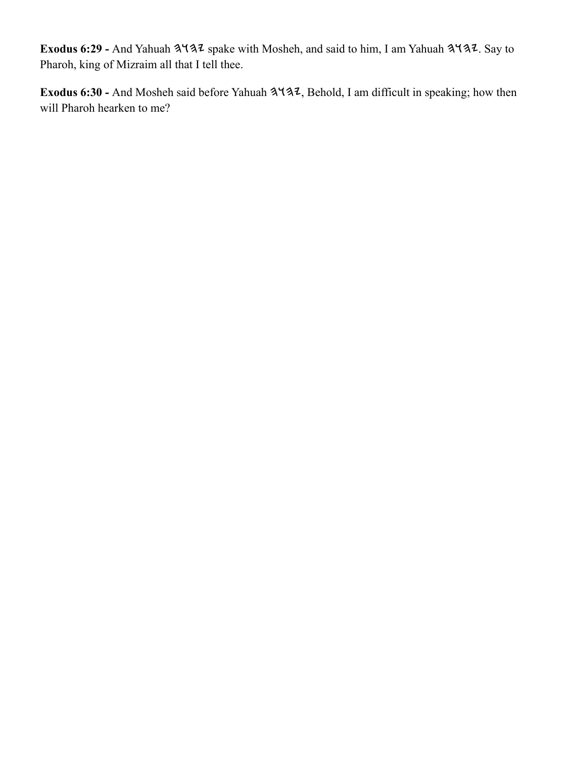**Exodus 6:29 -** And Yahuah 𐤉𐤄𐤅𐤄 spake with Mosheh, and said to him, I am Yahuah 𐤉𐤄𐤅𐤄. Say to Pharoh, king of Mizraim all that I tell thee.

**Exodus 6:30 -** And Mosheh said before Yahuah 𐤉𐤄𐤅𐤄, Behold, I am difficult in speaking; how then will Pharoh hearken to me?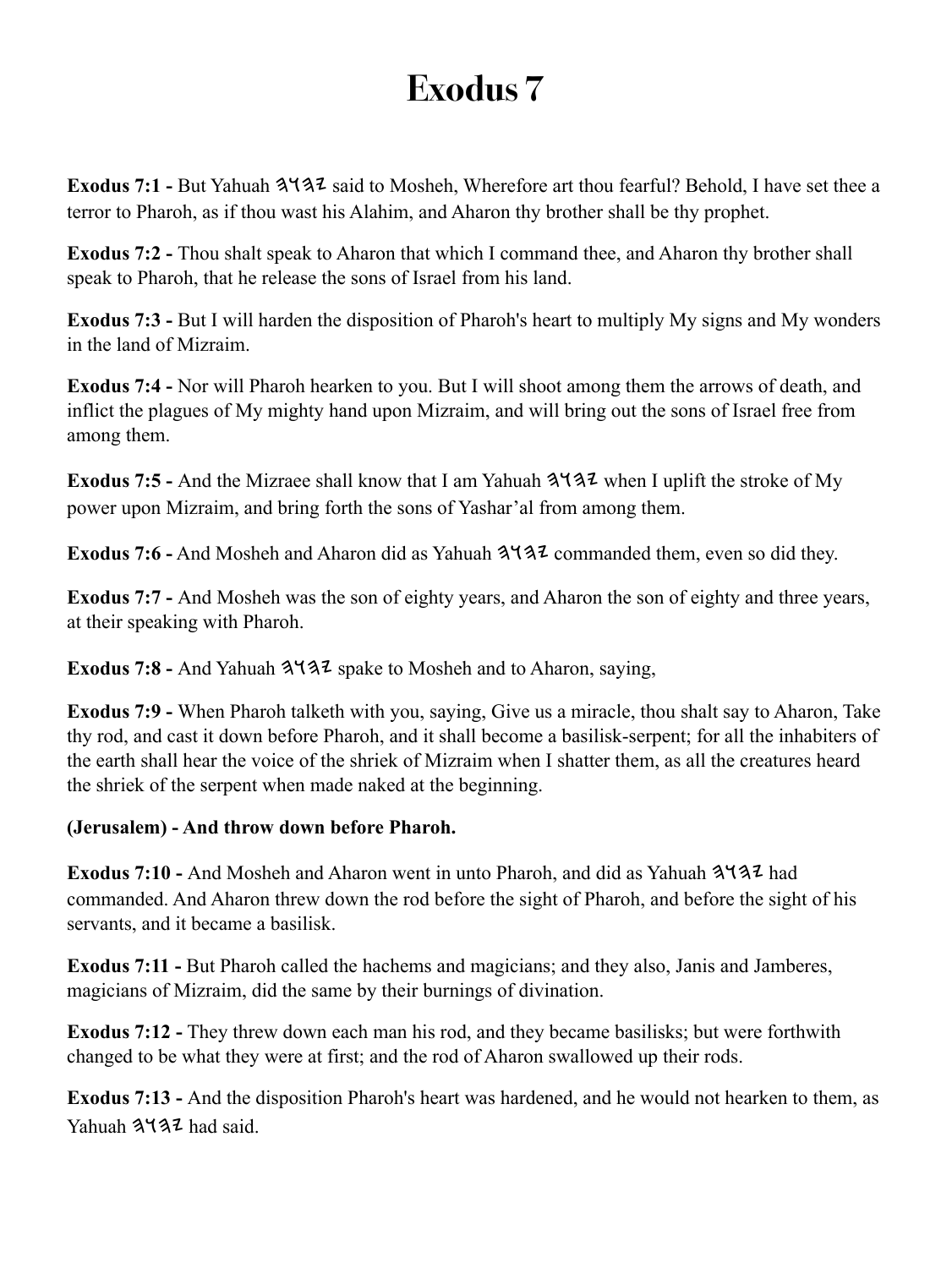# Exodus 7

**Exodus 7:1 -** But Yahuah 𐤉𐤄𐤅𐤄 said to Mosheh, Wherefore art thou fearful? Behold, I have set thee a terror to Pharoh, as if thou wast his Alahim, and Aharon thy brother shall be thy prophet.

**Exodus 7:2 -** Thou shalt speak to Aharon that which I command thee, and Aharon thy brother shall speak to Pharoh, that he release the sons of Israel from his land.

**Exodus 7:3 -** But I will harden the disposition of Pharoh's heart to multiply My signs and My wonders in the land of Mizraim.

**Exodus 7:4 -** Nor will Pharoh hearken to you. But I will shoot among them the arrows of death, and inflict the plagues of My mighty hand upon Mizraim, and will bring out the sons of Israel free from among them.

**Exodus 7:5 -** And the Mizraee shall know that I am Yahuah 𐤉𐤄𐤅𐤄 when I uplift the stroke of My power upon Mizraim, and bring forth the sons of Yashar'al from among them.

**Exodus 7:6 -** And Mosheh and Aharon did as Yahuah 𐤉𐤄𐤅𐤄 commanded them, even so did they.

**Exodus 7:7 -** And Mosheh was the son of eighty years, and Aharon the son of eighty and three years, at their speaking with Pharoh.

**Exodus 7:8 -** And Yahuah 𐤉𐤄𐤅𐤄 spake to Mosheh and to Aharon, saying,

**Exodus 7:9 -** When Pharoh talketh with you, saying, Give us a miracle, thou shalt say to Aharon, Take thy rod, and cast it down before Pharoh, and it shall become a basilisk-serpent; for all the inhabiters of the earth shall hear the voice of the shriek of Mizraim when I shatter them, as all the creatures heard the shriek of the serpent when made naked at the beginning.

**(Jerusalem) - And throw down before Pharoh.**

**Exodus 7:10 -** And Mosheh and Aharon went in unto Pharoh, and did as Yahuah 𐤉𐤄𐤅𐤄 had commanded. And Aharon threw down the rod before the sight of Pharoh, and before the sight of his servants, and it became a basilisk.

**Exodus 7:11 -** But Pharoh called the hachems and magicians; and they also, Janis and Jamberes, magicians of Mizraim, did the same by their burnings of divination.

**Exodus 7:12 -** They threw down each man his rod, and they became basilisks; but were forthwith changed to be what they were at first; and the rod of Aharon swallowed up their rods.

**Exodus 7:13 -** And the disposition Pharoh's heart was hardened, and he would not hearken to them, as Yahuah 𐤉𐤄𐤅𐤄 had said.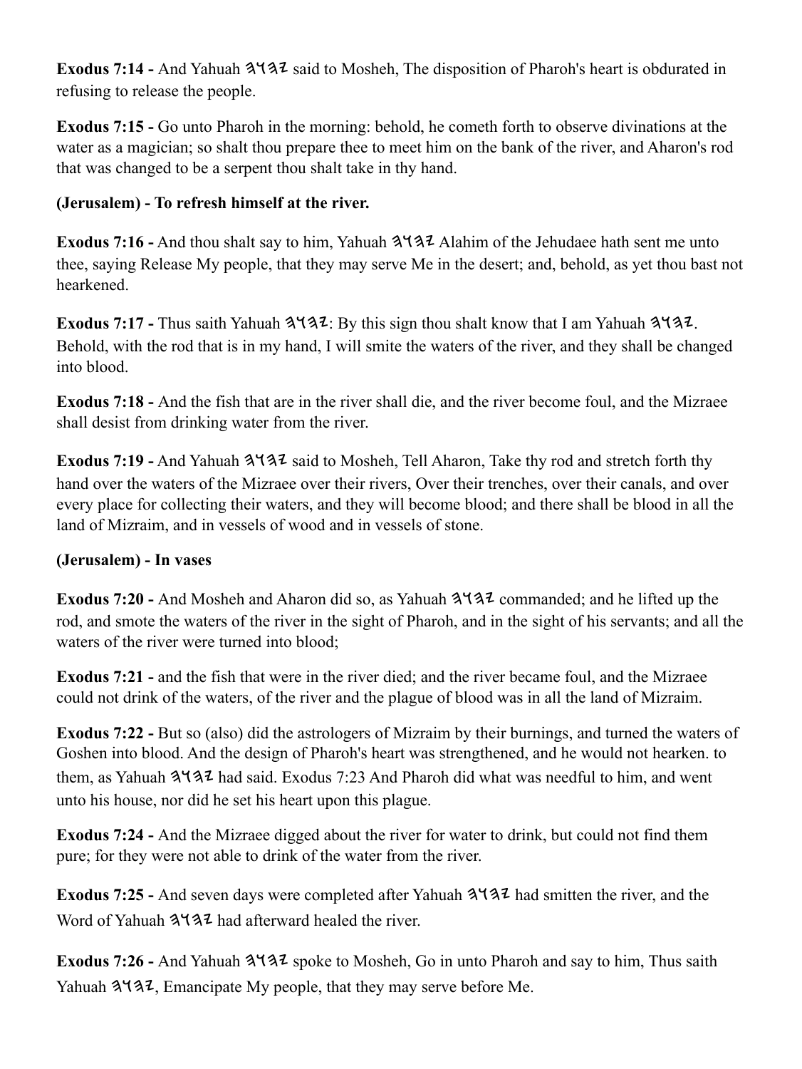**Exodus 7:14 -** And Yahuah 𐤄𐤅𐤄𐤉 said to Mosheh, The disposition of Pharoh's heart is obdurated in refusing to release the people.

**Exodus 7:15 -** Go unto Pharoh in the morning: behold, he cometh forth to observe divinations at the water as a magician; so shalt thou prepare thee to meet him on the bank of the river, and Aharon's rod that was changed to be a serpent thou shalt take in thy hand.

**(Jerusalem) - To refresh himself at the river.**

**Exodus 7:16 -** And thou shalt say to him, Yahuah 𐤄𐤅𐤄𐤉 Alahim of the Jehudaee hath sent me unto thee, saying Release My people, that they may serve Me in the desert; and, behold, as yet thou bast not hearkened.

**Exodus 7:17 -** Thus saith Yahuah 𐤄𐤅𐤄𐤉: By this sign thou shalt know that I am Yahuah 𐤄𐤅𐤄𐤉. Behold, with the rod that is in my hand, I will smite the waters of the river, and they shall be changed into blood.

**Exodus 7:18 -** And the fish that are in the river shall die, and the river become foul, and the Mizraee shall desist from drinking water from the river.

**Exodus 7:19 -** And Yahuah 𐤄𐤅𐤄𐤉 said to Mosheh, Tell Aharon, Take thy rod and stretch forth thy hand over the waters of the Mizraee over their rivers, Over their trenches, over their canals, and over every place for collecting their waters, and they will become blood; and there shall be blood in all the land of Mizraim, and in vessels of wood and in vessels of stone.

**(Jerusalem) - In vases**

**Exodus 7:20 -** And Mosheh and Aharon did so, as Yahuah 𐤄𐤅𐤄𐤉 commanded; and he lifted up the rod, and smote the waters of the river in the sight of Pharoh, and in the sight of his servants; and all the waters of the river were turned into blood;

**Exodus 7:21 -** and the fish that were in the river died; and the river became foul, and the Mizraee could not drink of the waters, of the river and the plague of blood was in all the land of Mizraim.

**Exodus 7:22 -** But so (also) did the astrologers of Mizraim by their burnings, and turned the waters of Goshen into blood. And the design of Pharoh's heart was strengthened, and he would not hearken. to them, as Yahuah 𐤄𐤅𐤄𐤉 had said. Exodus 7:23 And Pharoh did what was needful to him, and went unto his house, nor did he set his heart upon this plague.

**Exodus 7:24 -** And the Mizraee digged about the river for water to drink, but could not find them pure; for they were not able to drink of the water from the river.

**Exodus 7:25 -** And seven days were completed after Yahuah 𐤄𐤅𐤄𐤉 had smitten the river, and the Word of Yahuah 𐤄𐤅𐤄𐤉 had afterward healed the river.

**Exodus 7:26 -** And Yahuah 𐤄𐤅𐤄𐤉 spoke to Mosheh, Go in unto Pharoh and say to him, Thus saith Yahuah 𐤄𐤅𐤄𐤉, Emancipate My people, that they may serve before Me.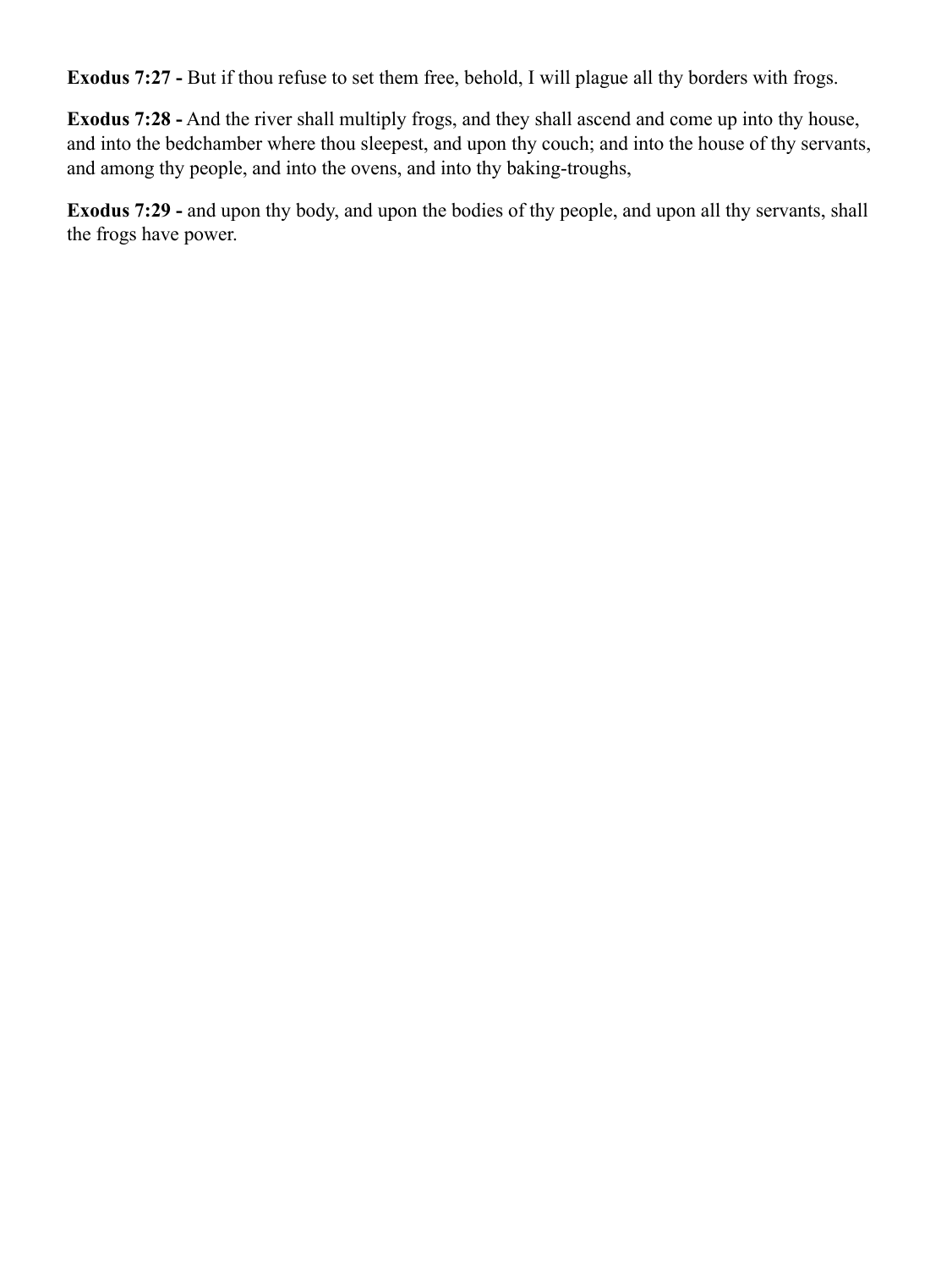**Exodus 7:27 -** But if thou refuse to set them free, behold, I will plague all thy borders with frogs.

**Exodus 7:28 -** And the river shall multiply frogs, and they shall ascend and come up into thy house, and into the bedchamber where thou sleepest, and upon thy couch; and into the house of thy servants, and among thy people, and into the ovens, and into thy baking-troughs,

**Exodus 7:29 -** and upon thy body, and upon the bodies of thy people, and upon all thy servants, shall the frogs have power.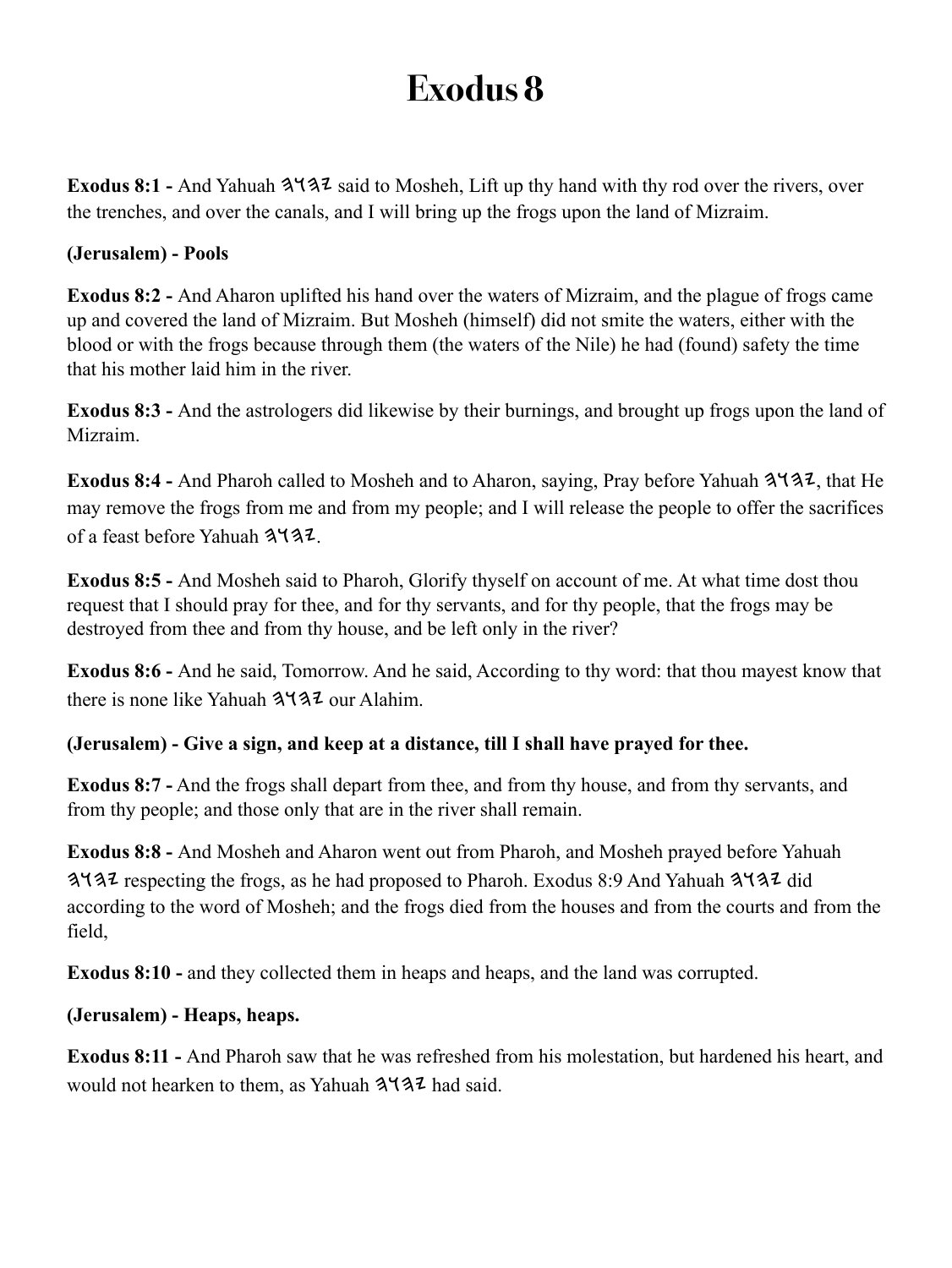# Exodus 8

**Exodus 8:1 -** And Yahuah 𐤄𐤅𐤄𐤉 said to Mosheh, Lift up thy hand with thy rod over the rivers, over the trenches, and over the canals, and I will bring up the frogs upon the land of Mizraim.

**(Jerusalem) - Pools**

**Exodus 8:2 -** And Aharon uplifted his hand over the waters of Mizraim, and the plague of frogs came up and covered the land of Mizraim. But Mosheh (himself) did not smite the waters, either with the blood or with the frogs because through them (the waters of the Nile) he had (found) safety the time that his mother laid him in the river.

**Exodus 8:3 -** And the astrologers did likewise by their burnings, and brought up frogs upon the land of Mizraim.

**Exodus 8:4 -** And Pharoh called to Mosheh and to Aharon, saying, Pray before Yahuah 𐤄𐤅𐤄𐤉, that He may remove the frogs from me and from my people; and I will release the people to offer the sacrifices of a feast before Yahuah 𐤄𐤅𐤄𐤉.

**Exodus 8:5 -** And Mosheh said to Pharoh, Glorify thyself on account of me. At what time dost thou request that I should pray for thee, and for thy servants, and for thy people, that the frogs may be destroyed from thee and from thy house, and be left only in the river?

**Exodus 8:6 -** And he said, Tomorrow. And he said, According to thy word: that thou mayest know that there is none like Yahuah 𐤄𐤅𐤄𐤉 our Alahim.

**(Jerusalem) - Give a sign, and keep at a distance, till I shall have prayed for thee.**

**Exodus 8:7 -** And the frogs shall depart from thee, and from thy house, and from thy servants, and from thy people; and those only that are in the river shall remain.

**Exodus 8:8 -** And Mosheh and Aharon went out from Pharoh, and Mosheh prayed before Yahuah 𐤄𐤅𐤄𐤉 respecting the frogs, as he had proposed to Pharoh. Exodus 8:9 And Yahuah 𐤄𐤅𐤄𐤉 did according to the word of Mosheh; and the frogs died from the houses and from the courts and from the field,

**Exodus 8:10 -** and they collected them in heaps and heaps, and the land was corrupted.

**(Jerusalem) - Heaps, heaps.**

**Exodus 8:11 -** And Pharoh saw that he was refreshed from his molestation, but hardened his heart, and would not hearken to them, as Yahuah 𐤄𐤅𐤄𐤉 had said.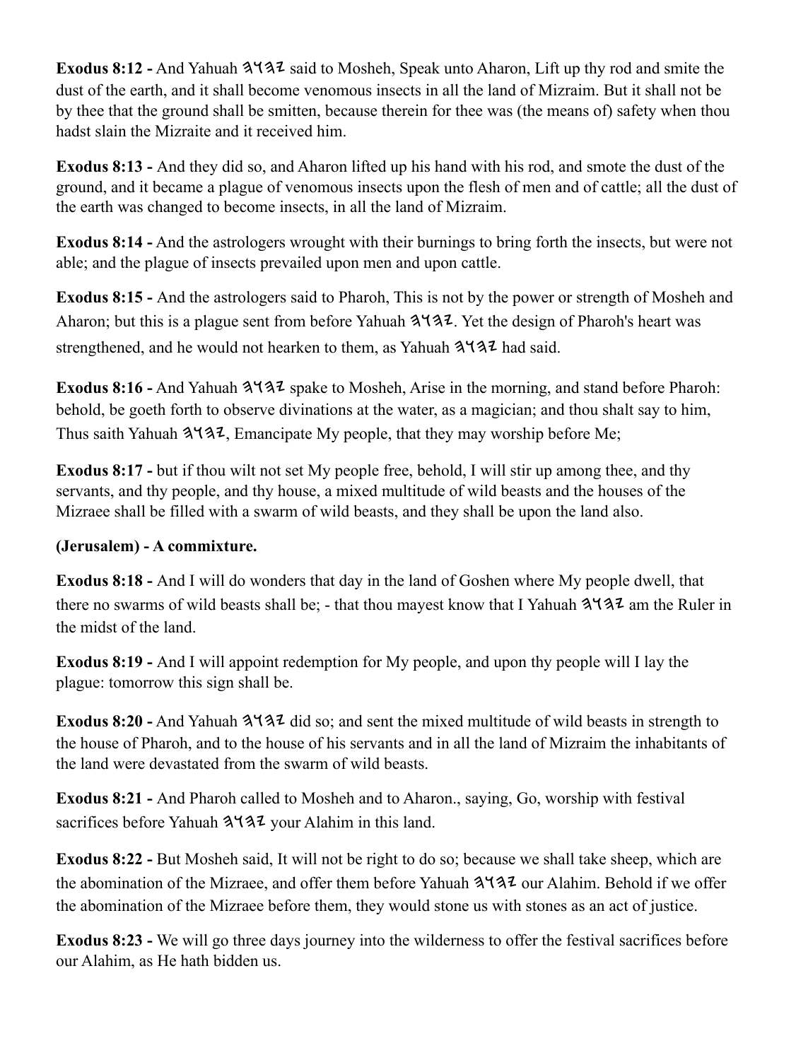**Exodus 8:12 -** And Yahuah 𐤄𐤅𐤄𐤉 said to Mosheh, Speak unto Aharon, Lift up thy rod and smite the dust of the earth, and it shall become venomous insects in all the land of Mizraim. But it shall not be by thee that the ground shall be smitten, because therein for thee was (the means of) safety when thou hadst slain the Mizraite and it received him.

**Exodus 8:13 -** And they did so, and Aharon lifted up his hand with his rod, and smote the dust of the ground, and it became a plague of venomous insects upon the flesh of men and of cattle; all the dust of the earth was changed to become insects, in all the land of Mizraim.

**Exodus 8:14 -** And the astrologers wrought with their burnings to bring forth the insects, but were not able; and the plague of insects prevailed upon men and upon cattle.

**Exodus 8:15 -** And the astrologers said to Pharoh, This is not by the power or strength of Mosheh and Aharon; but this is a plague sent from before Yahuah 𐤄𐤅𐤄𐤉. Yet the design of Pharoh's heart was strengthened, and he would not hearken to them, as Yahuah 𐤄𐤅𐤄𐤉 had said.

**Exodus 8:16 -** And Yahuah 𐤄𐤅𐤄𐤉 spake to Mosheh, Arise in the morning, and stand before Pharoh: behold, be goeth forth to observe divinations at the water, as a magician; and thou shalt say to him, Thus saith Yahuah 𐤄𐤅𐤄𐤉, Emancipate My people, that they may worship before Me;

**Exodus 8:17 -** but if thou wilt not set My people free, behold, I will stir up among thee, and thy servants, and thy people, and thy house, a mixed multitude of wild beasts and the houses of the Mizraee shall be filled with a swarm of wild beasts, and they shall be upon the land also.

**(Jerusalem) - A commixture.**

**Exodus 8:18 -** And I will do wonders that day in the land of Goshen where My people dwell, that there no swarms of wild beasts shall be; - that thou mayest know that I Yahuah 𐤄𐤅𐤄𐤉 am the Ruler in the midst of the land.

**Exodus 8:19 -** And I will appoint redemption for My people, and upon thy people will I lay the plague: tomorrow this sign shall be.

**Exodus 8:20 -** And Yahuah 𐤄𐤅𐤄𐤉 did so; and sent the mixed multitude of wild beasts in strength to the house of Pharoh, and to the house of his servants and in all the land of Mizraim the inhabitants of the land were devastated from the swarm of wild beasts.

**Exodus 8:21 -** And Pharoh called to Mosheh and to Aharon., saying, Go, worship with festival sacrifices before Yahuah 𐤄𐤅𐤄𐤉 your Alahim in this land.

**Exodus 8:22 -** But Mosheh said, It will not be right to do so; because we shall take sheep, which are the abomination of the Mizraee, and offer them before Yahuah 𐤄𐤅𐤄𐤉 our Alahim. Behold if we offer the abomination of the Mizraee before them, they would stone us with stones as an act of justice.

**Exodus 8:23 -** We will go three days journey into the wilderness to offer the festival sacrifices before our Alahim, as He hath bidden us.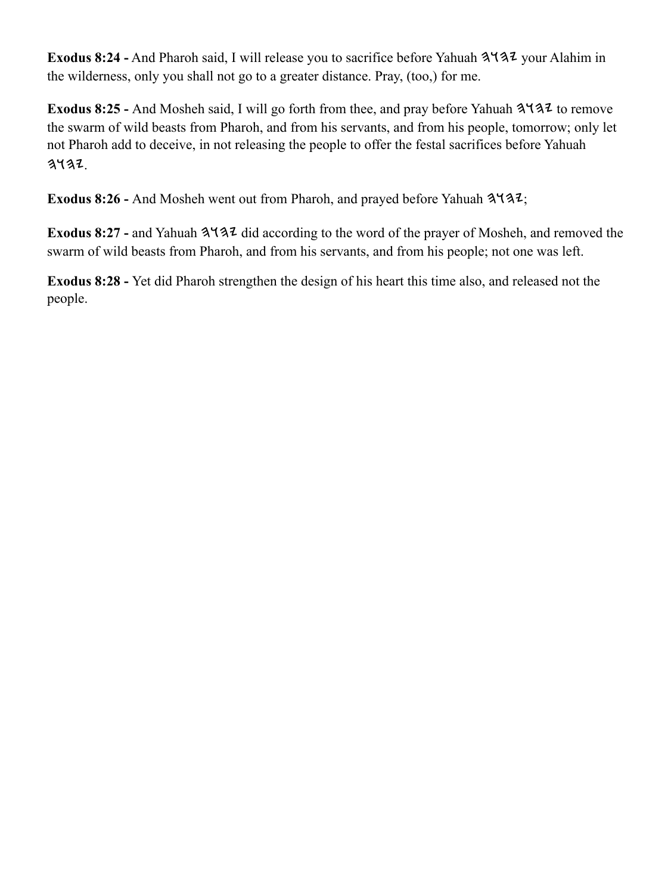**Exodus 8:24 -** And Pharoh said, I will release you to sacrifice before Yahuah 𐤉𐤄𐤅𐤄 your Alahim in the wilderness, only you shall not go to a greater distance. Pray, (too,) for me.

**Exodus 8:25 -** And Mosheh said, I will go forth from thee, and pray before Yahuah 𐤉𐤄𐤅𐤄 to remove the swarm of wild beasts from Pharoh, and from his servants, and from his people, tomorrow; only let not Pharoh add to deceive, in not releasing the people to offer the festal sacrifices before Yahuah 𐤉𐤄𐤅𐤄.

**Exodus 8:26 -** And Mosheh went out from Pharoh, and prayed before Yahuah 𐤉𐤄𐤅𐤄;

**Exodus 8:27 -** and Yahuah 𐤉𐤄𐤅𐤄 did according to the word of the prayer of Mosheh, and removed the swarm of wild beasts from Pharoh, and from his servants, and from his people; not one was left.

**Exodus 8:28 -** Yet did Pharoh strengthen the design of his heart this time also, and released not the people.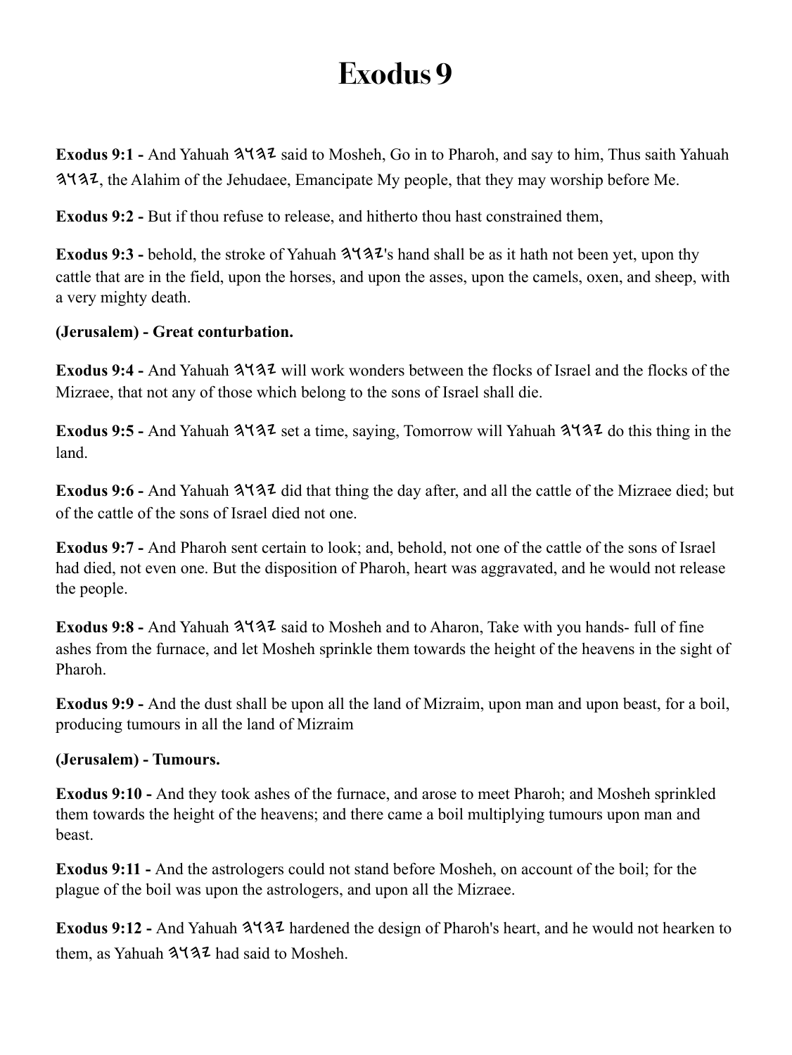# Exodus 9

**Exodus 9:1 -** And Yahuah 𐤄𐤅𐤄𐤉 said to Mosheh, Go in to Pharoh, and say to him, Thus saith Yahuah 𐤄𐤅𐤄𐤉, the Alahim of the Jehudaee, Emancipate My people, that they may worship before Me.

**Exodus 9:2 -** But if thou refuse to release, and hitherto thou hast constrained them,

**Exodus 9:3 -** behold, the stroke of Yahuah 𐤄𐤅𐤄𐤉's hand shall be as it hath not been yet, upon thy cattle that are in the field, upon the horses, and upon the asses, upon the camels, oxen, and sheep, with a very mighty death.

**(Jerusalem) - Great conturbation.**

**Exodus 9:4 -** And Yahuah 𐤄𐤅𐤄𐤉 will work wonders between the flocks of Israel and the flocks of the Mizraee, that not any of those which belong to the sons of Israel shall die.

**Exodus 9:5 -** And Yahuah 𐤄𐤅𐤄𐤉 set a time, saying, Tomorrow will Yahuah 𐤄𐤅𐤄𐤉 do this thing in the land.

**Exodus 9:6 -** And Yahuah 𐤄𐤅𐤄𐤉 did that thing the day after, and all the cattle of the Mizraee died; but of the cattle of the sons of Israel died not one.

**Exodus 9:7 -** And Pharoh sent certain to look; and, behold, not one of the cattle of the sons of Israel had died, not even one. But the disposition of Pharoh, heart was aggravated, and he would not release the people.

**Exodus 9:8 -** And Yahuah 𐤄𐤅𐤄𐤉 said to Mosheh and to Aharon, Take with you hands- full of fine ashes from the furnace, and let Mosheh sprinkle them towards the height of the heavens in the sight of Pharoh.

**Exodus 9:9 -** And the dust shall be upon all the land of Mizraim, upon man and upon beast, for a boil, producing tumours in all the land of Mizraim

**(Jerusalem) - Tumours.**

**Exodus 9:10 -** And they took ashes of the furnace, and arose to meet Pharoh; and Mosheh sprinkled them towards the height of the heavens; and there came a boil multiplying tumours upon man and beast.

**Exodus 9:11 -** And the astrologers could not stand before Mosheh, on account of the boil; for the plague of the boil was upon the astrologers, and upon all the Mizraee.

**Exodus 9:12 -** And Yahuah 𐤄𐤅𐤄𐤉 hardened the design of Pharoh's heart, and he would not hearken to them, as Yahuah 𐤄𐤅𐤄𐤉 had said to Mosheh.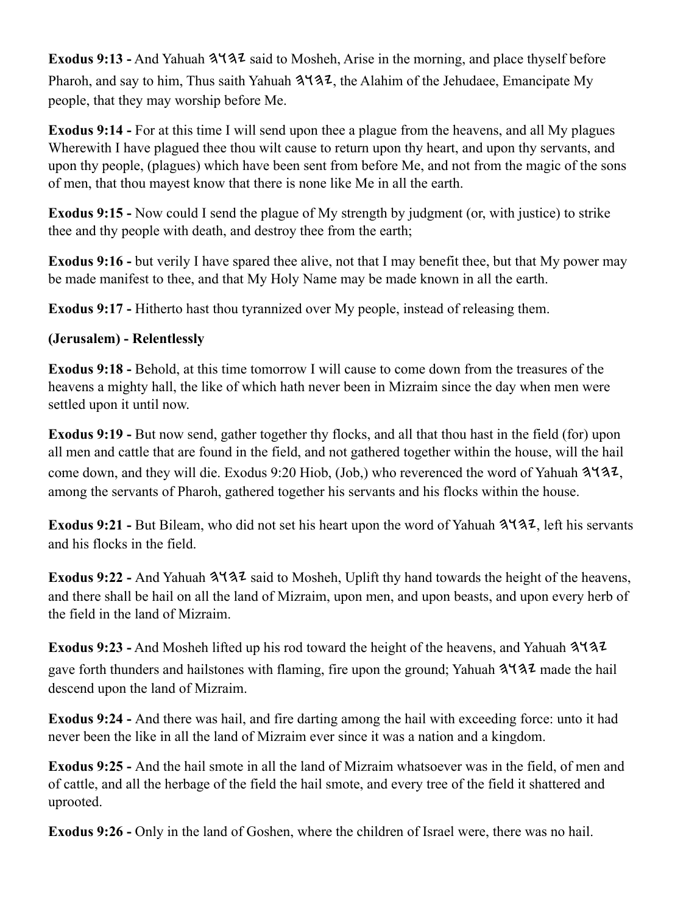**Exodus 9:13 -** And Yahuah 𐤄𐤅𐤄𐤉 said to Mosheh, Arise in the morning, and place thyself before Pharoh, and say to him, Thus saith Yahuah 𐤄𐤅𐤄𐤉, the Alahim of the Jehudaee, Emancipate My people, that they may worship before Me.

**Exodus 9:14 -** For at this time I will send upon thee a plague from the heavens, and all My plagues Wherewith I have plagued thee thou wilt cause to return upon thy heart, and upon thy servants, and upon thy people, (plagues) which have been sent from before Me, and not from the magic of the sons of men, that thou mayest know that there is none like Me in all the earth.

**Exodus 9:15 -** Now could I send the plague of My strength by judgment (or, with justice) to strike thee and thy people with death, and destroy thee from the earth;

**Exodus 9:16 -** but verily I have spared thee alive, not that I may benefit thee, but that My power may be made manifest to thee, and that My Holy Name may be made known in all the earth.

**Exodus 9:17 -** Hitherto hast thou tyrannized over My people, instead of releasing them.

**(Jerusalem) - Relentlessly**

**Exodus 9:18 -** Behold, at this time tomorrow I will cause to come down from the treasures of the heavens a mighty hall, the like of which hath never been in Mizraim since the day when men were settled upon it until now.

**Exodus 9:19 -** But now send, gather together thy flocks, and all that thou hast in the field (for) upon all men and cattle that are found in the field, and not gathered together within the house, will the hail come down, and they will die. Exodus 9:20 Hiob, (Job,) who reverenced the word of Yahuah 𐤄𐤅𐤄𐤉, among the servants of Pharoh, gathered together his servants and his flocks within the house.

**Exodus 9:21 -** But Bileam, who did not set his heart upon the word of Yahuah 𐤄𐤅𐤄𐤉, left his servants and his flocks in the field.

**Exodus 9:22 -** And Yahuah 𐤄𐤅𐤄𐤉 said to Mosheh, Uplift thy hand towards the height of the heavens, and there shall be hail on all the land of Mizraim, upon men, and upon beasts, and upon every herb of the field in the land of Mizraim.

**Exodus 9:23 -** And Mosheh lifted up his rod toward the height of the heavens, and Yahuah 𐤄𐤅𐤄𐤉 gave forth thunders and hailstones with flaming, fire upon the ground; Yahuah 𐤄𐤅𐤄𐤉 made the hail descend upon the land of Mizraim.

**Exodus 9:24 -** And there was hail, and fire darting among the hail with exceeding force: unto it had never been the like in all the land of Mizraim ever since it was a nation and a kingdom.

**Exodus 9:25 -** And the hail smote in all the land of Mizraim whatsoever was in the field, of men and of cattle, and all the herbage of the field the hail smote, and every tree of the field it shattered and uprooted.

**Exodus 9:26 -** Only in the land of Goshen, where the children of Israel were, there was no hail.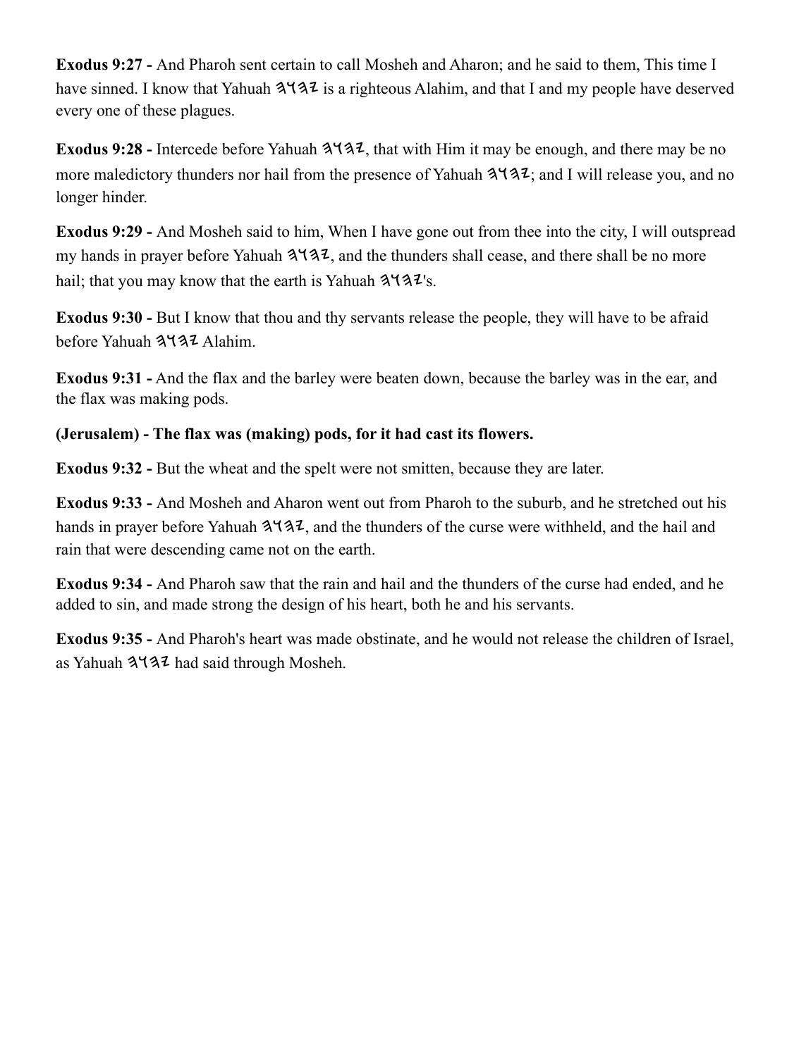**Exodus 9:27 -** And Pharoh sent certain to call Mosheh and Aharon; and he said to them, This time I have sinned. I know that Yahuah 𐤄𐤅𐤄𐤉 is a righteous Alahim, and that I and my people have deserved every one of these plagues.

**Exodus 9:28 -** Intercede before Yahuah 𐤄𐤅𐤄𐤉, that with Him it may be enough, and there may be no more maledictory thunders nor hail from the presence of Yahuah 𐤄𐤅𐤄𐤉; and I will release you, and no longer hinder.

**Exodus 9:29 -** And Mosheh said to him, When I have gone out from thee into the city, I will outspread my hands in prayer before Yahuah 𐤄𐤅𐤄𐤉, and the thunders shall cease, and there shall be no more hail; that you may know that the earth is Yahuah 𐤄𐤅𐤄𐤉's.

**Exodus 9:30 -** But I know that thou and thy servants release the people, they will have to be afraid before Yahuah 𐤄𐤅𐤄𐤉 Alahim.

**Exodus 9:31 -** And the flax and the barley were beaten down, because the barley was in the ear, and the flax was making pods.

**(Jerusalem) - The flax was (making) pods, for it had cast its flowers.**

**Exodus 9:32 -** But the wheat and the spelt were not smitten, because they are later.

**Exodus 9:33 -** And Mosheh and Aharon went out from Pharoh to the suburb, and he stretched out his hands in prayer before Yahuah 𐤄𐤅𐤄𐤉, and the thunders of the curse were withheld, and the hail and rain that were descending came not on the earth.

**Exodus 9:34 -** And Pharoh saw that the rain and hail and the thunders of the curse had ended, and he added to sin, and made strong the design of his heart, both he and his servants.

**Exodus 9:35 -** And Pharoh's heart was made obstinate, and he would not release the children of Israel, as Yahuah 𐤄𐤅𐤄𐤉 had said through Mosheh.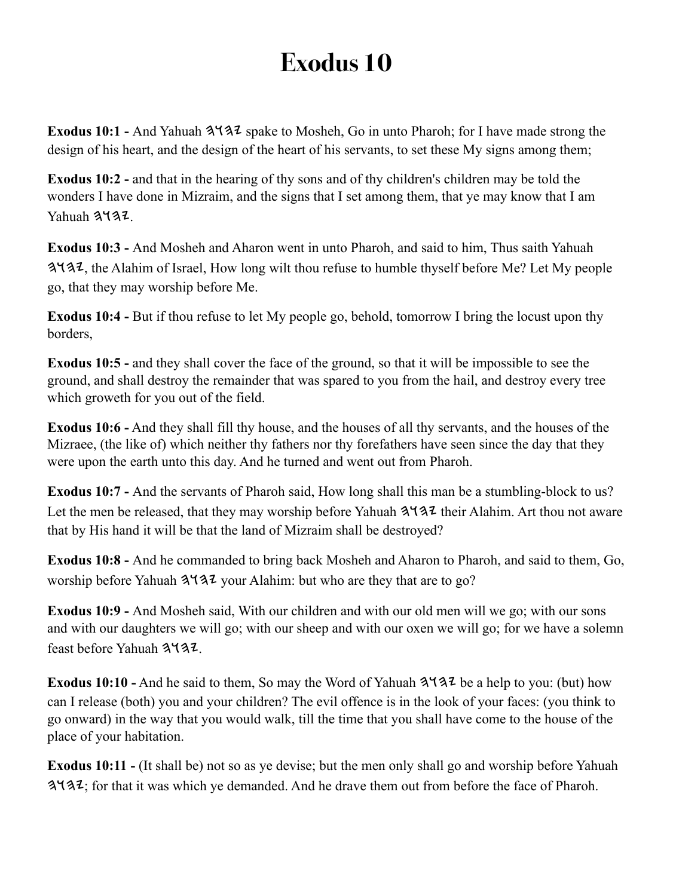# Exodus 10

**Exodus 10:1 -** And Yahuah 𐤄𐤅𐤄𐤉 spake to Mosheh, Go in unto Pharoh; for I have made strong the design of his heart, and the design of the heart of his servants, to set these My signs among them;

**Exodus 10:2 -** and that in the hearing of thy sons and of thy children's children may be told the wonders I have done in Mizraim, and the signs that I set among them, that ye may know that I am Yahuah 𐤄𐤅𐤄𐤉.

**Exodus 10:3 -** And Mosheh and Aharon went in unto Pharoh, and said to him, Thus saith Yahuah 𐤄𐤅𐤄𐤉, the Alahim of Israel, How long wilt thou refuse to humble thyself before Me? Let My people go, that they may worship before Me.

**Exodus 10:4 -** But if thou refuse to let My people go, behold, tomorrow I bring the locust upon thy borders,

**Exodus 10:5 -** and they shall cover the face of the ground, so that it will be impossible to see the ground, and shall destroy the remainder that was spared to you from the hail, and destroy every tree which groweth for you out of the field.

**Exodus 10:6 -** And they shall fill thy house, and the houses of all thy servants, and the houses of the Mizraee, (the like of) which neither thy fathers nor thy forefathers have seen since the day that they were upon the earth unto this day. And he turned and went out from Pharoh.

**Exodus 10:7 -** And the servants of Pharoh said, How long shall this man be a stumbling-block to us? Let the men be released, that they may worship before Yahuah 𐤄𐤅𐤄𐤉 their Alahim. Art thou not aware that by His hand it will be that the land of Mizraim shall be destroyed?

**Exodus 10:8 -** And he commanded to bring back Mosheh and Aharon to Pharoh, and said to them, Go, worship before Yahuah 𐤄𐤅𐤄𐤉 your Alahim: but who are they that are to go?

**Exodus 10:9 -** And Mosheh said, With our children and with our old men will we go; with our sons and with our daughters we will go; with our sheep and with our oxen we will go; for we have a solemn feast before Yahuah 𐤄𐤅𐤄𐤉.

**Exodus 10:10 -** And he said to them, So may the Word of Yahuah 𐤄𐤅𐤄𐤉 be a help to you: (but) how can I release (both) you and your children? The evil offence is in the look of your faces: (you think to go onward) in the way that you would walk, till the time that you shall have come to the house of the place of your habitation.

**Exodus 10:11 -** (It shall be) not so as ye devise; but the men only shall go and worship before Yahuah 𐤄𐤅𐤄𐤉; for that it was which ye demanded. And he drave them out from before the face of Pharoh.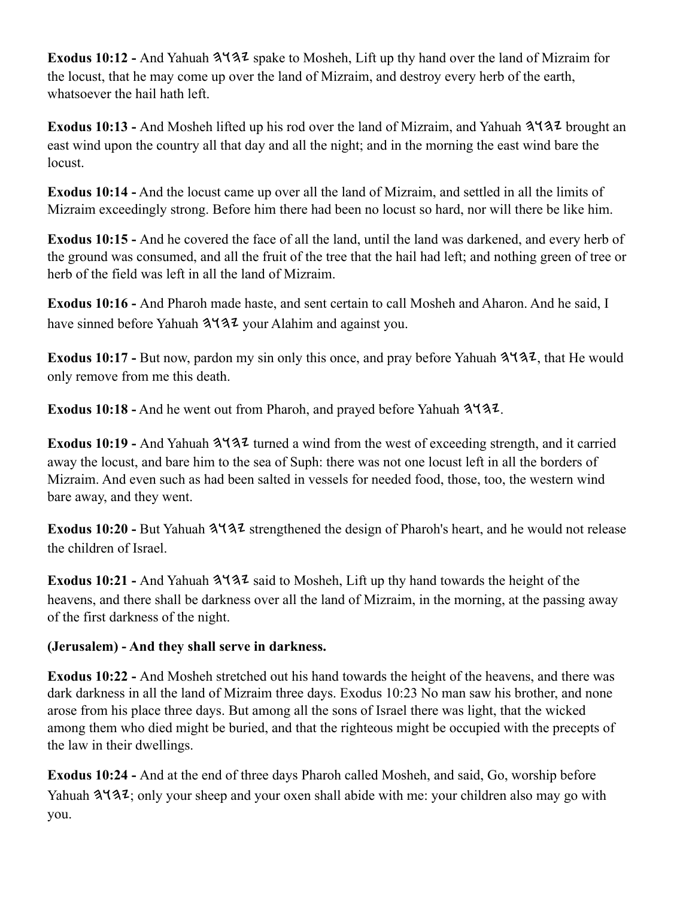**Exodus 10:12 -** And Yahuah 𐤄𐤅𐤄𐤉 spake to Mosheh, Lift up thy hand over the land of Mizraim for the locust, that he may come up over the land of Mizraim, and destroy every herb of the earth, whatsoever the hail hath left.

**Exodus 10:13 -** And Mosheh lifted up his rod over the land of Mizraim, and Yahuah 𐤄𐤅𐤄𐤉 brought an east wind upon the country all that day and all the night; and in the morning the east wind bare the locust.

**Exodus 10:14 -** And the locust came up over all the land of Mizraim, and settled in all the limits of Mizraim exceedingly strong. Before him there had been no locust so hard, nor will there be like him.

**Exodus 10:15 -** And he covered the face of all the land, until the land was darkened, and every herb of the ground was consumed, and all the fruit of the tree that the hail had left; and nothing green of tree or herb of the field was left in all the land of Mizraim.

**Exodus 10:16 -** And Pharoh made haste, and sent certain to call Mosheh and Aharon. And he said, I have sinned before Yahuah 𐤄𐤅𐤄𐤉 your Alahim and against you.

**Exodus 10:17 -** But now, pardon my sin only this once, and pray before Yahuah 𐤄𐤅𐤄𐤉, that He would only remove from me this death.

**Exodus 10:18 -** And he went out from Pharoh, and prayed before Yahuah 𐤄𐤅𐤄𐤉.

**Exodus 10:19 -** And Yahuah 𐤄𐤅𐤄𐤉 turned a wind from the west of exceeding strength, and it carried away the locust, and bare him to the sea of Suph: there was not one locust left in all the borders of Mizraim. And even such as had been salted in vessels for needed food, those, too, the western wind bare away, and they went.

**Exodus 10:20 -** But Yahuah 𐤄𐤅𐤄𐤉 strengthened the design of Pharoh's heart, and he would not release the children of Israel.

**Exodus 10:21 -** And Yahuah 𐤄𐤅𐤄𐤉 said to Mosheh, Lift up thy hand towards the height of the heavens, and there shall be darkness over all the land of Mizraim, in the morning, at the passing away of the first darkness of the night.

**(Jerusalem) - And they shall serve in darkness.**

**Exodus 10:22 -** And Mosheh stretched out his hand towards the height of the heavens, and there was dark darkness in all the land of Mizraim three days. Exodus 10:23 No man saw his brother, and none arose from his place three days. But among all the sons of Israel there was light, that the wicked among them who died might be buried, and that the righteous might be occupied with the precepts of the law in their dwellings.

**Exodus 10:24 -** And at the end of three days Pharoh called Mosheh, and said, Go, worship before Yahuah 𐤄𐤅𐤄𐤉; only your sheep and your oxen shall abide with me: your children also may go with you.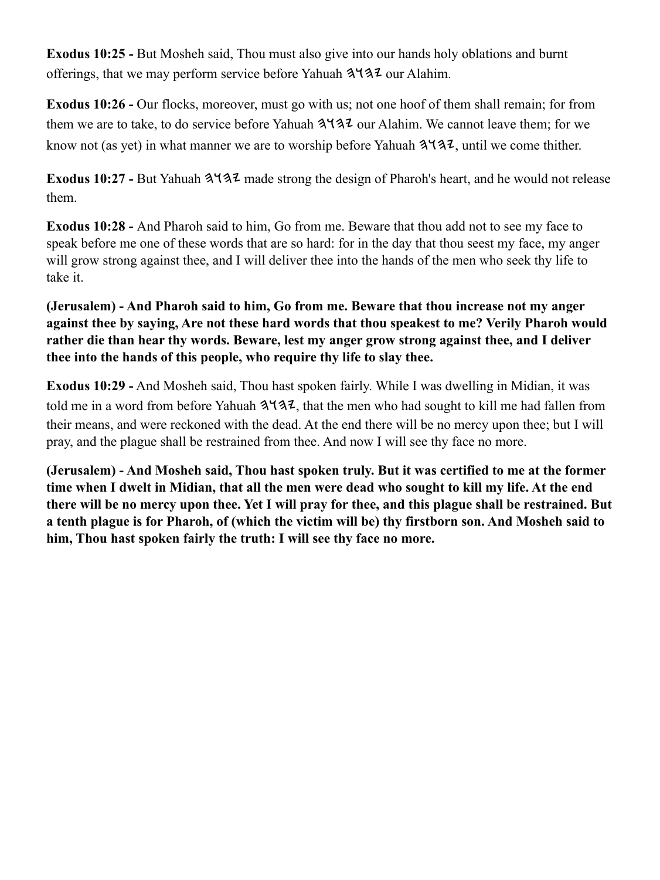**Exodus 10:25 -** But Mosheh said, Thou must also give into our hands holy oblations and burnt offerings, that we may perform service before Yahuah 𐤄𐤅𐤄𐤉 our Alahim.

**Exodus 10:26 -** Our flocks, moreover, must go with us; not one hoof of them shall remain; for from them we are to take, to do service before Yahuah 𐤄𐤅𐤄𐤉 our Alahim. We cannot leave them; for we know not (as yet) in what manner we are to worship before Yahuah 𐤄𐤅𐤄𐤉, until we come thither.

**Exodus 10:27 -** But Yahuah 𐤄𐤅𐤄𐤉 made strong the design of Pharoh's heart, and he would not release them.

**Exodus 10:28 -** And Pharoh said to him, Go from me. Beware that thou add not to see my face to speak before me one of these words that are so hard: for in the day that thou seest my face, my anger will grow strong against thee, and I will deliver thee into the hands of the men who seek thy life to take it.

**(Jerusalem) - And Pharoh said to him, Go from me. Beware that thou increase not my anger against thee by saying, Are not these hard words that thou speakest to me? Verily Pharoh would rather die than hear thy words. Beware, lest my anger grow strong against thee, and I deliver thee into the hands of this people, who require thy life to slay thee.**

**Exodus 10:29 -** And Mosheh said, Thou hast spoken fairly. While I was dwelling in Midian, it was told me in a word from before Yahuah 𐤄𐤅𐤄𐤉, that the men who had sought to kill me had fallen from their means, and were reckoned with the dead. At the end there will be no mercy upon thee; but I will pray, and the plague shall be restrained from thee. And now I will see thy face no more.

**(Jerusalem) - And Mosheh said, Thou hast spoken truly. But it was certified to me at the former time when I dwelt in Midian, that all the men were dead who sought to kill my life. At the end there will be no mercy upon thee. Yet I will pray for thee, and this plague shall be restrained. But a tenth plague is for Pharoh, of (which the victim will be) thy firstborn son. And Mosheh said to him, Thou hast spoken fairly the truth: I will see thy face no more.**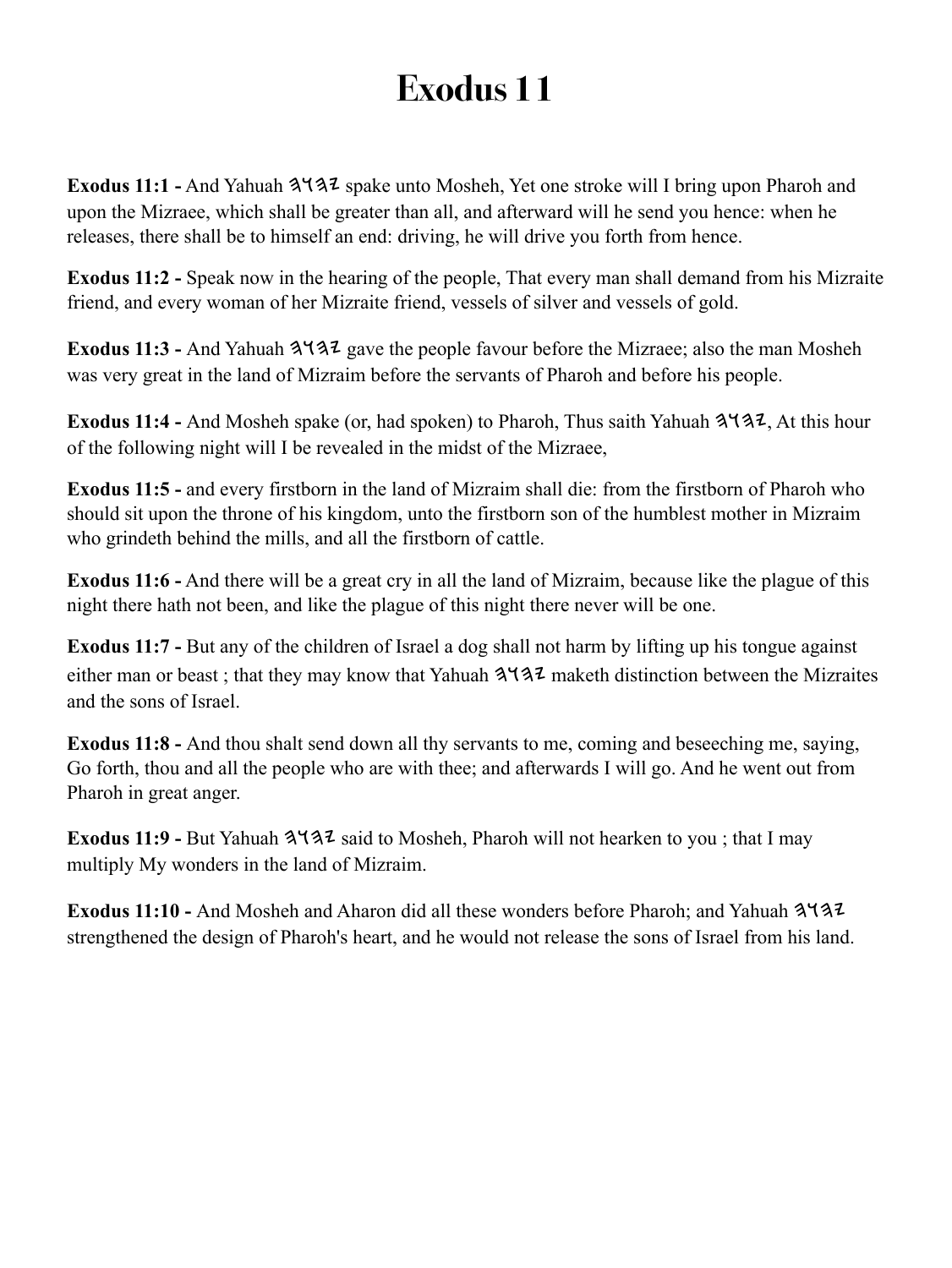# Exodus 11

**Exodus 11:1 -** And Yahuah 𐤉𐤄𐤅𐤄 spake unto Mosheh, Yet one stroke will I bring upon Pharoh and upon the Mizraee, which shall be greater than all, and afterward will he send you hence: when he releases, there shall be to himself an end: driving, he will drive you forth from hence.

**Exodus 11:2 -** Speak now in the hearing of the people, That every man shall demand from his Mizraite friend, and every woman of her Mizraite friend, vessels of silver and vessels of gold.

**Exodus 11:3 -** And Yahuah 𐤉𐤄𐤅𐤄 gave the people favour before the Mizraee; also the man Mosheh was very great in the land of Mizraim before the servants of Pharoh and before his people.

**Exodus 11:4 -** And Mosheh spake (or, had spoken) to Pharoh, Thus saith Yahuah 𐤉𐤄𐤅𐤄, At this hour of the following night will I be revealed in the midst of the Mizraee,

**Exodus 11:5 -** and every firstborn in the land of Mizraim shall die: from the firstborn of Pharoh who should sit upon the throne of his kingdom, unto the firstborn son of the humblest mother in Mizraim who grindeth behind the mills, and all the firstborn of cattle.

**Exodus 11:6 -** And there will be a great cry in all the land of Mizraim, because like the plague of this night there hath not been, and like the plague of this night there never will be one.

**Exodus 11:7 -** But any of the children of Israel a dog shall not harm by lifting up his tongue against either man or beast ; that they may know that Yahuah 𐤉𐤄𐤅𐤄 maketh distinction between the Mizraites and the sons of Israel.

**Exodus 11:8 -** And thou shalt send down all thy servants to me, coming and beseeching me, saying, Go forth, thou and all the people who are with thee; and afterwards I will go. And he went out from Pharoh in great anger.

**Exodus 11:9 -** But Yahuah 𐤉𐤄𐤅𐤄 said to Mosheh, Pharoh will not hearken to you ; that I may multiply My wonders in the land of Mizraim.

**Exodus 11:10 -** And Mosheh and Aharon did all these wonders before Pharoh; and Yahuah 𐤉𐤄𐤅𐤄 strengthened the design of Pharoh's heart, and he would not release the sons of Israel from his land.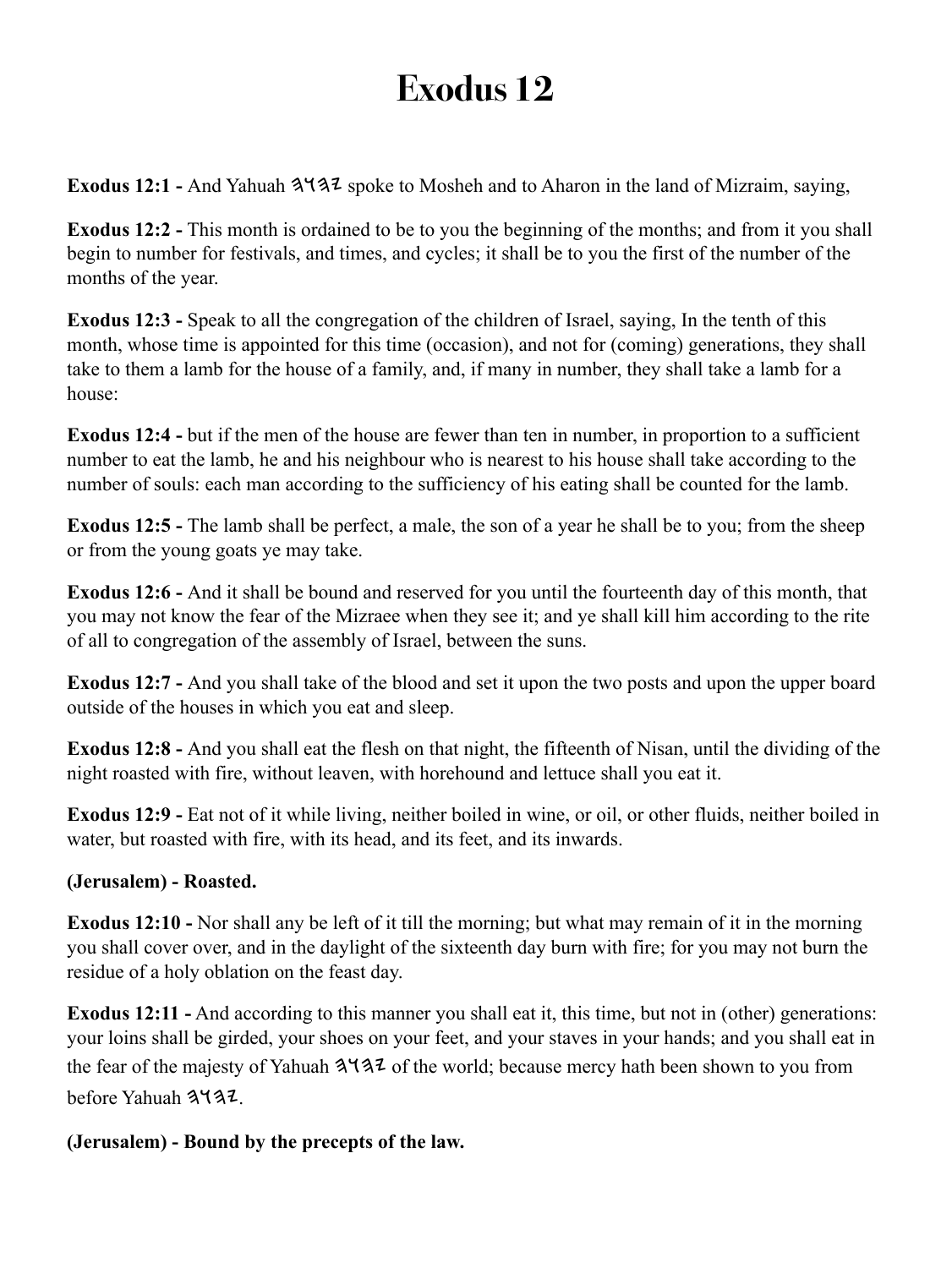# Exodus 12

**Exodus 12:1 -** And Yahuah 𐤄𐤅𐤄𐤉 spoke to Mosheh and to Aharon in the land of Mizraim, saying,

**Exodus 12:2 -** This month is ordained to be to you the beginning of the months; and from it you shall begin to number for festivals, and times, and cycles; it shall be to you the first of the number of the months of the year.

**Exodus 12:3 -** Speak to all the congregation of the children of Israel, saying, In the tenth of this month, whose time is appointed for this time (occasion), and not for (coming) generations, they shall take to them a lamb for the house of a family, and, if many in number, they shall take a lamb for a house:

**Exodus 12:4 -** but if the men of the house are fewer than ten in number, in proportion to a sufficient number to eat the lamb, he and his neighbour who is nearest to his house shall take according to the number of souls: each man according to the sufficiency of his eating shall be counted for the lamb.

**Exodus 12:5 -** The lamb shall be perfect, a male, the son of a year he shall be to you; from the sheep or from the young goats ye may take.

**Exodus 12:6 -** And it shall be bound and reserved for you until the fourteenth day of this month, that you may not know the fear of the Mizraee when they see it; and ye shall kill him according to the rite of all to congregation of the assembly of Israel, between the suns.

**Exodus 12:7 -** And you shall take of the blood and set it upon the two posts and upon the upper board outside of the houses in which you eat and sleep.

**Exodus 12:8 -** And you shall eat the flesh on that night, the fifteenth of Nisan, until the dividing of the night roasted with fire, without leaven, with horehound and lettuce shall you eat it.

**Exodus 12:9 -** Eat not of it while living, neither boiled in wine, or oil, or other fluids, neither boiled in water, but roasted with fire, with its head, and its feet, and its inwards.

**(Jerusalem) - Roasted.**

**Exodus 12:10 -** Nor shall any be left of it till the morning; but what may remain of it in the morning you shall cover over, and in the daylight of the sixteenth day burn with fire; for you may not burn the residue of a holy oblation on the feast day.

**Exodus 12:11 -** And according to this manner you shall eat it, this time, but not in (other) generations: your loins shall be girded, your shoes on your feet, and your staves in your hands; and you shall eat in the fear of the majesty of Yahuah 𐤄𐤅𐤄𐤉 of the world; because mercy hath been shown to you from before Yahuah 𐤄𐤅𐤄𐤉.

**(Jerusalem) - Bound by the precepts of the law.**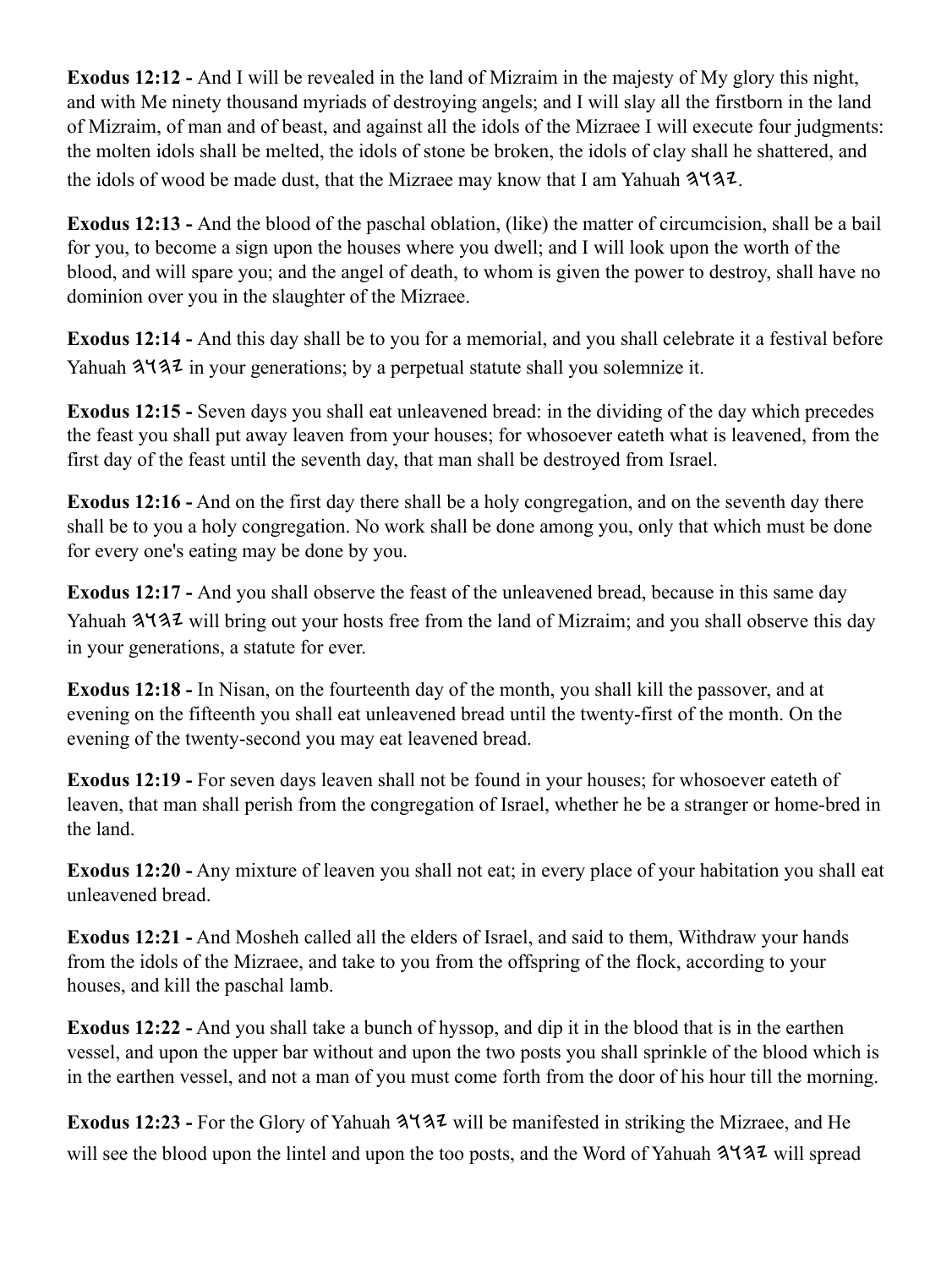**Exodus 12:12 -** And I will be revealed in the land of Mizraim in the majesty of My glory this night, and with Me ninety thousand myriads of destroying angels; and I will slay all the firstborn in the land of Mizraim, of man and of beast, and against all the idols of the Mizraee I will execute four judgments: the molten idols shall be melted, the idols of stone be broken, the idols of clay shall he shattered, and the idols of wood be made dust, that the Mizraee may know that I am Yahuah 𐤉𐤄𐤅𐤄.

**Exodus 12:13 -** And the blood of the paschal oblation, (like) the matter of circumcision, shall be a bail for you, to become a sign upon the houses where you dwell; and I will look upon the worth of the blood, and will spare you; and the angel of death, to whom is given the power to destroy, shall have no dominion over you in the slaughter of the Mizraee.

**Exodus 12:14 -** And this day shall be to you for a memorial, and you shall celebrate it a festival before Yahuah 𐤉𐤄𐤅𐤄 in your generations; by a perpetual statute shall you solemnize it.

**Exodus 12:15 -** Seven days you shall eat unleavened bread: in the dividing of the day which precedes the feast you shall put away leaven from your houses; for whosoever eateth what is leavened, from the first day of the feast until the seventh day, that man shall be destroyed from Israel.

**Exodus 12:16 -** And on the first day there shall be a holy congregation, and on the seventh day there shall be to you a holy congregation. No work shall be done among you, only that which must be done for every one's eating may be done by you.

**Exodus 12:17 -** And you shall observe the feast of the unleavened bread, because in this same day Yahuah 𐤉𐤄𐤅𐤄 will bring out your hosts free from the land of Mizraim; and you shall observe this day in your generations, a statute for ever.

**Exodus 12:18 -** In Nisan, on the fourteenth day of the month, you shall kill the passover, and at evening on the fifteenth you shall eat unleavened bread until the twenty-first of the month. On the evening of the twenty-second you may eat leavened bread.

**Exodus 12:19 -** For seven days leaven shall not be found in your houses; for whosoever eateth of leaven, that man shall perish from the congregation of Israel, whether he be a stranger or home-bred in the land.

**Exodus 12:20 -** Any mixture of leaven you shall not eat; in every place of your habitation you shall eat unleavened bread.

**Exodus 12:21 -** And Mosheh called all the elders of Israel, and said to them, Withdraw your hands from the idols of the Mizraee, and take to you from the offspring of the flock, according to your houses, and kill the paschal lamb.

**Exodus 12:22 -** And you shall take a bunch of hyssop, and dip it in the blood that is in the earthen vessel, and upon the upper bar without and upon the two posts you shall sprinkle of the blood which is in the earthen vessel, and not a man of you must come forth from the door of his hour till the morning.

**Exodus 12:23 -** For the Glory of Yahuah 𐤉𐤄𐤅𐤄 will be manifested in striking the Mizraee, and He will see the blood upon the lintel and upon the too posts, and the Word of Yahuah 𐤉𐤄𐤅𐤄 will spread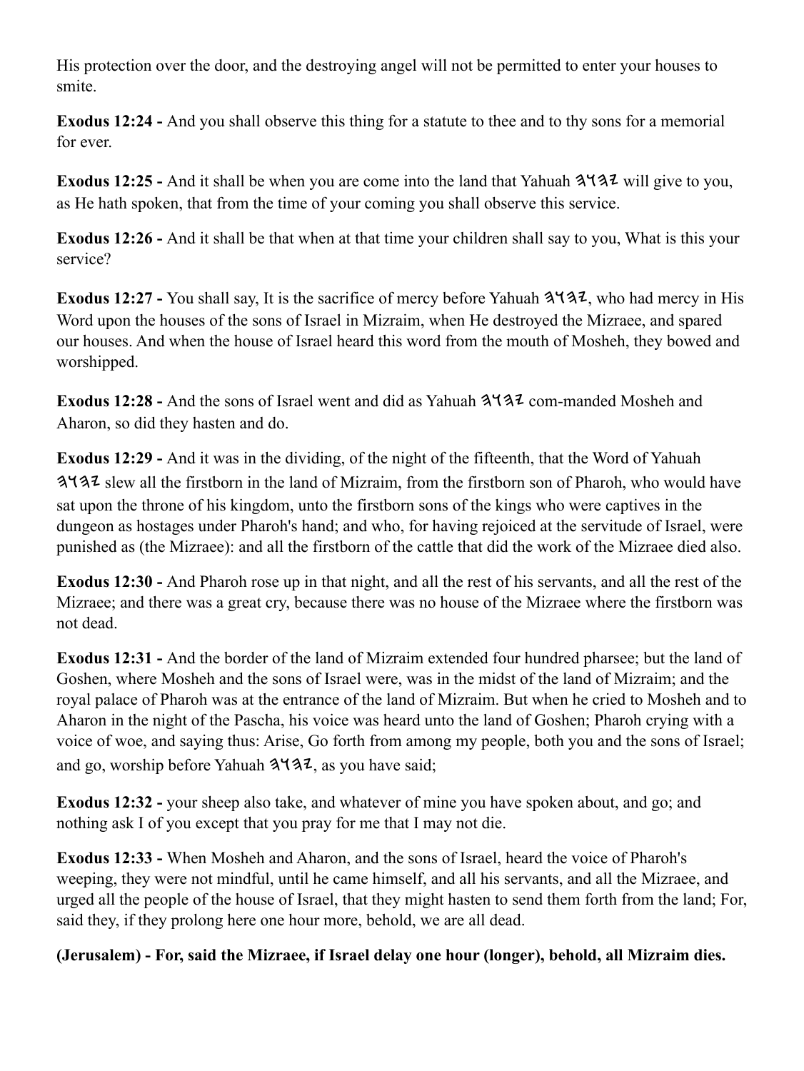His protection over the door, and the destroying angel will not be permitted to enter your houses to smite.

**Exodus 12:24 -** And you shall observe this thing for a statute to thee and to thy sons for a memorial for ever.

**Exodus 12:25 -** And it shall be when you are come into the land that Yahuah 𐤄𐤅𐤄𐤉 will give to you, as He hath spoken, that from the time of your coming you shall observe this service.

**Exodus 12:26 -** And it shall be that when at that time your children shall say to you, What is this your service?

**Exodus 12:27 -** You shall say, It is the sacrifice of mercy before Yahuah 𐤄𐤅𐤄𐤉, who had mercy in His Word upon the houses of the sons of Israel in Mizraim, when He destroyed the Mizraee, and spared our houses. And when the house of Israel heard this word from the mouth of Mosheh, they bowed and worshipped.

**Exodus 12:28 -** And the sons of Israel went and did as Yahuah 𐤄𐤅𐤄𐤉 com-manded Mosheh and Aharon, so did they hasten and do.

**Exodus 12:29 -** And it was in the dividing, of the night of the fifteenth, that the Word of Yahuah 𐤄𐤅𐤄𐤉 slew all the firstborn in the land of Mizraim, from the firstborn son of Pharoh, who would have sat upon the throne of his kingdom, unto the firstborn sons of the kings who were captives in the dungeon as hostages under Pharoh's hand; and who, for having rejoiced at the servitude of Israel, were punished as (the Mizraee): and all the firstborn of the cattle that did the work of the Mizraee died also.

**Exodus 12:30 -** And Pharoh rose up in that night, and all the rest of his servants, and all the rest of the Mizraee; and there was a great cry, because there was no house of the Mizraee where the firstborn was not dead.

**Exodus 12:31 -** And the border of the land of Mizraim extended four hundred pharsee; but the land of Goshen, where Mosheh and the sons of Israel were, was in the midst of the land of Mizraim; and the royal palace of Pharoh was at the entrance of the land of Mizraim. But when he cried to Mosheh and to Aharon in the night of the Pascha, his voice was heard unto the land of Goshen; Pharoh crying with a voice of woe, and saying thus: Arise, Go forth from among my people, both you and the sons of Israel; and go, worship before Yahuah 𐤄𐤅𐤄𐤉, as you have said;

**Exodus 12:32 -** your sheep also take, and whatever of mine you have spoken about, and go; and nothing ask I of you except that you pray for me that I may not die.

**Exodus 12:33 -** When Mosheh and Aharon, and the sons of Israel, heard the voice of Pharoh's weeping, they were not mindful, until he came himself, and all his servants, and all the Mizraee, and urged all the people of the house of Israel, that they might hasten to send them forth from the land; For, said they, if they prolong here one hour more, behold, we are all dead.

**(Jerusalem) - For, said the Mizraee, if Israel delay one hour (longer), behold, all Mizraim dies.**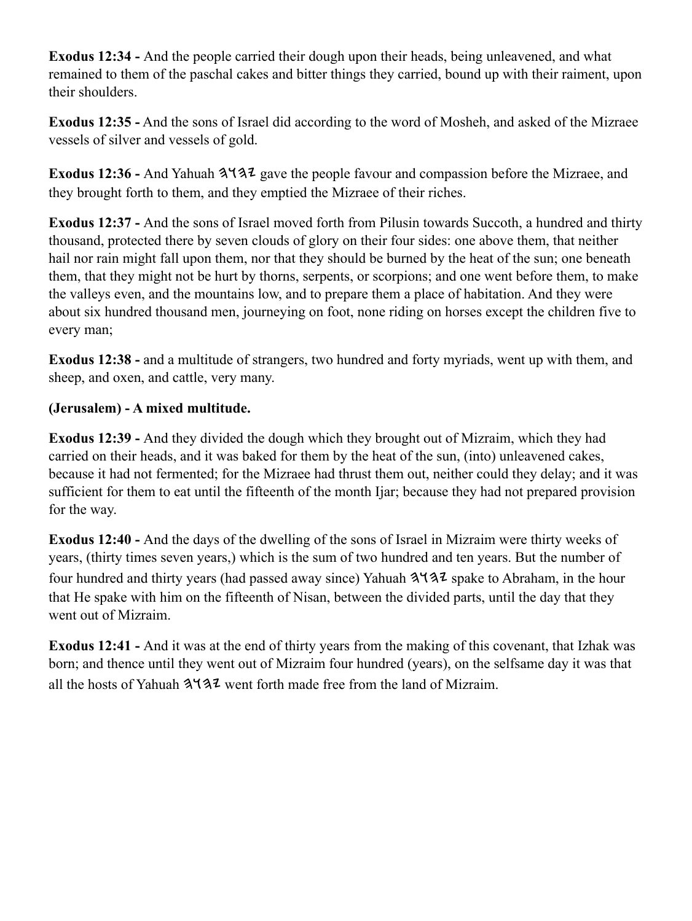**Exodus 12:34 -** And the people carried their dough upon their heads, being unleavened, and what remained to them of the paschal cakes and bitter things they carried, bound up with their raiment, upon their shoulders.

**Exodus 12:35 -** And the sons of Israel did according to the word of Mosheh, and asked of the Mizraee vessels of silver and vessels of gold.

**Exodus 12:36 -** And Yahuah 𐤄𐤅𐤄𐤉 gave the people favour and compassion before the Mizraee, and they brought forth to them, and they emptied the Mizraee of their riches.

**Exodus 12:37 -** And the sons of Israel moved forth from Pilusin towards Succoth, a hundred and thirty thousand, protected there by seven clouds of glory on their four sides: one above them, that neither hail nor rain might fall upon them, nor that they should be burned by the heat of the sun; one beneath them, that they might not be hurt by thorns, serpents, or scorpions; and one went before them, to make the valleys even, and the mountains low, and to prepare them a place of habitation. And they were about six hundred thousand men, journeying on foot, none riding on horses except the children five to every man;

**Exodus 12:38 -** and a multitude of strangers, two hundred and forty myriads, went up with them, and sheep, and oxen, and cattle, very many.

**(Jerusalem) - A mixed multitude.**

**Exodus 12:39 -** And they divided the dough which they brought out of Mizraim, which they had carried on their heads, and it was baked for them by the heat of the sun, (into) unleavened cakes, because it had not fermented; for the Mizraee had thrust them out, neither could they delay; and it was sufficient for them to eat until the fifteenth of the month Ijar; because they had not prepared provision for the way.

**Exodus 12:40 -** And the days of the dwelling of the sons of Israel in Mizraim were thirty weeks of years, (thirty times seven years,) which is the sum of two hundred and ten years. But the number of four hundred and thirty years (had passed away since) Yahuah 𐤄𐤅𐤄𐤉 spake to Abraham, in the hour that He spake with him on the fifteenth of Nisan, between the divided parts, until the day that they went out of Mizraim.

**Exodus 12:41 -** And it was at the end of thirty years from the making of this covenant, that Izhak was born; and thence until they went out of Mizraim four hundred (years), on the selfsame day it was that all the hosts of Yahuah 𐤄𐤅𐤄𐤉 went forth made free from the land of Mizraim.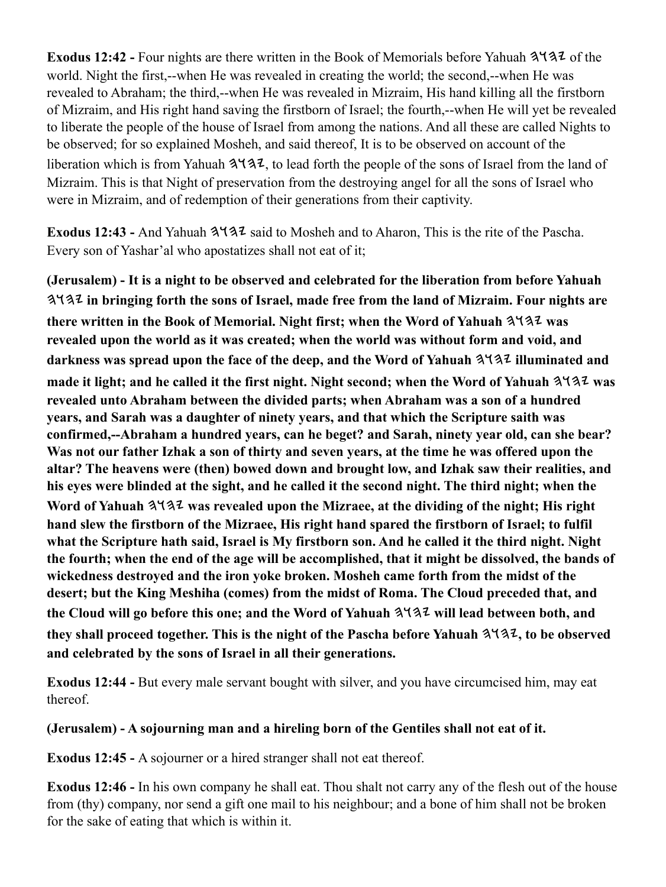**Exodus 12:42 -** Four nights are there written in the Book of Memorials before Yahuah 𐤄𐤅𐤄𐤉 of the world. Night the first,--when He was revealed in creating the world; the second,--when He was revealed to Abraham; the third,--when He was revealed in Mizraim, His hand killing all the firstborn of Mizraim, and His right hand saving the firstborn of Israel; the fourth,--when He will yet be revealed to liberate the people of the house of Israel from among the nations. And all these are called Nights to be observed; for so explained Mosheh, and said thereof, It is to be observed on account of the liberation which is from Yahuah 𐤄𐤅𐤄𐤉, to lead forth the people of the sons of Israel from the land of Mizraim. This is that Night of preservation from the destroying angel for all the sons of Israel who were in Mizraim, and of redemption of their generations from their captivity.

**Exodus 12:43 -** And Yahuah 𐤄𐤅𐤄𐤉 said to Mosheh and to Aharon, This is the rite of the Pascha. Every son of Yashar'al who apostatizes shall not eat of it;

**(Jerusalem) - It is a night to be observed and celebrated for the liberation from before Yahuah 𐤄𐤅𐤄𐤉 in bringing forth the sons of Israel, made free from the land of Mizraim. Four nights are there written in the Book of Memorial. Night first; when the Word of Yahuah 𐤄𐤅𐤄𐤉 was revealed upon the world as it was created; when the world was without form and void, and darkness was spread upon the face of the deep, and the Word of Yahuah 𐤄𐤅𐤄𐤉 illuminated and made it light; and he called it the first night. Night second; when the Word of Yahuah 𐤄𐤅𐤄𐤉 was revealed unto Abraham between the divided parts; when Abraham was a son of a hundred years, and Sarah was a daughter of ninety years, and that which the Scripture saith was confirmed,--Abraham a hundred years, can he beget? and Sarah, ninety year old, can she bear? Was not our father Izhak a son of thirty and seven years, at the time he was offered upon the altar? The heavens were (then) bowed down and brought low, and Izhak saw their realities, and his eyes were blinded at the sight, and he called it the second night. The third night; when the Word of Yahuah 𐤄𐤅𐤄𐤉 was revealed upon the Mizraee, at the dividing of the night; His right hand slew the firstborn of the Mizraee, His right hand spared the firstborn of Israel; to fulfil what the Scripture hath said, Israel is My firstborn son. And he called it the third night. Night the fourth; when the end of the age will be accomplished, that it might be dissolved, the bands of wickedness destroyed and the iron yoke broken. Mosheh came forth from the midst of the desert; but the King Meshiha (comes) from the midst of Roma. The Cloud preceded that, and the Cloud will go before this one; and the Word of Yahuah 𐤄𐤅𐤄𐤉 will lead between both, and they shall proceed together. This is the night of the Pascha before Yahuah 𐤄𐤅𐤄𐤉, to be observed and celebrated by the sons of Israel in all their generations.**

**Exodus 12:44 -** But every male servant bought with silver, and you have circumcised him, may eat thereof.

**(Jerusalem) - A sojourning man and a hireling born of the Gentiles shall not eat of it.**

**Exodus 12:45 -** A sojourner or a hired stranger shall not eat thereof.

**Exodus 12:46 -** In his own company he shall eat. Thou shalt not carry any of the flesh out of the house from (thy) company, nor send a gift one mail to his neighbour; and a bone of him shall not be broken for the sake of eating that which is within it.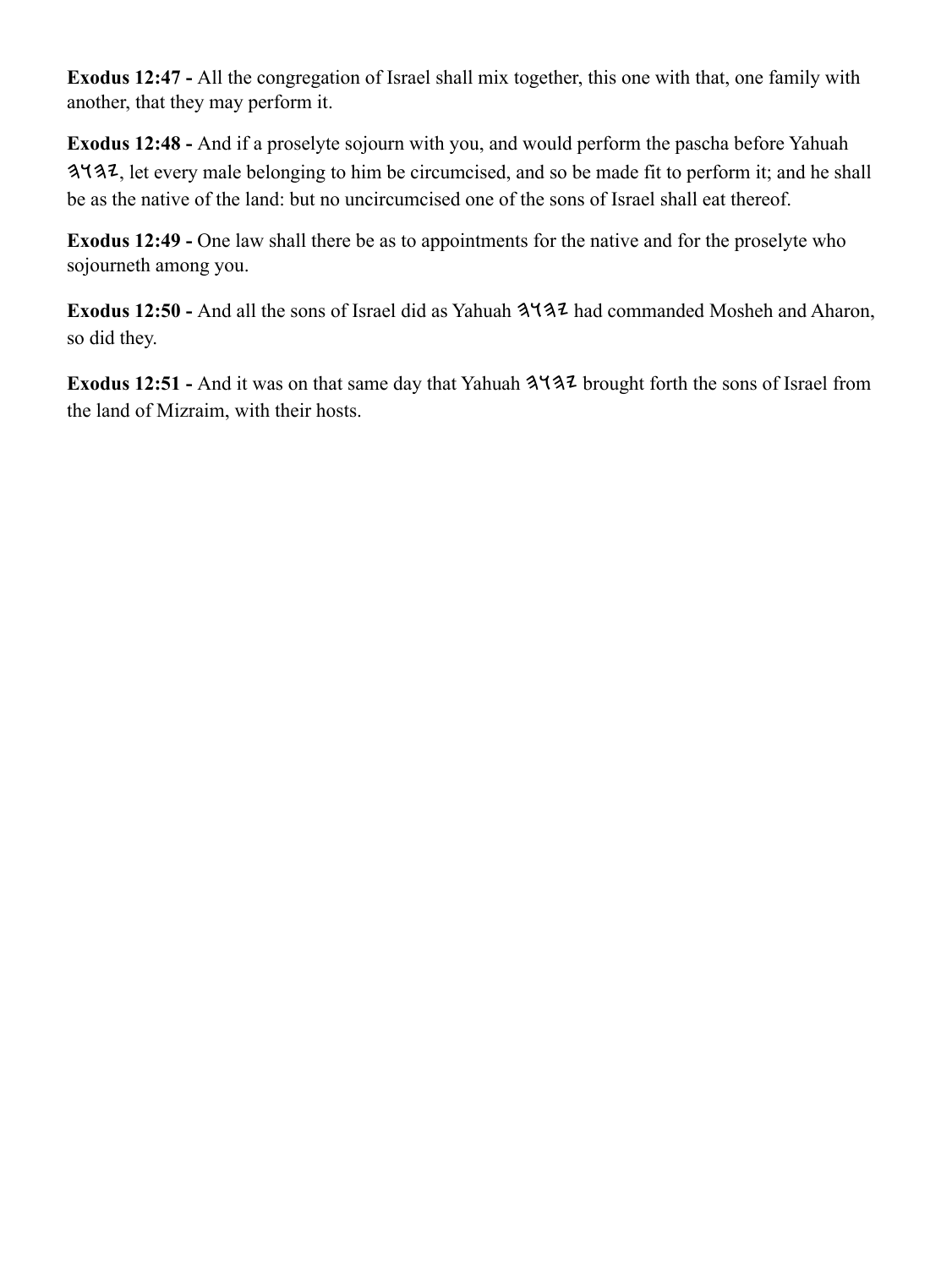**Exodus 12:47 -** All the congregation of Israel shall mix together, this one with that, one family with another, that they may perform it.

**Exodus 12:48 -** And if a proselyte sojourn with you, and would perform the pascha before Yahuah 𐤉𐤄𐤅𐤄, let every male belonging to him be circumcised, and so be made fit to perform it; and he shall be as the native of the land: but no uncircumcised one of the sons of Israel shall eat thereof.

**Exodus 12:49 -** One law shall there be as to appointments for the native and for the proselyte who sojourneth among you.

**Exodus 12:50 -** And all the sons of Israel did as Yahuah 𐤉𐤄𐤅𐤄 had commanded Mosheh and Aharon, so did they.

**Exodus 12:51 -** And it was on that same day that Yahuah 𐤉𐤄𐤅𐤄 brought forth the sons of Israel from the land of Mizraim, with their hosts.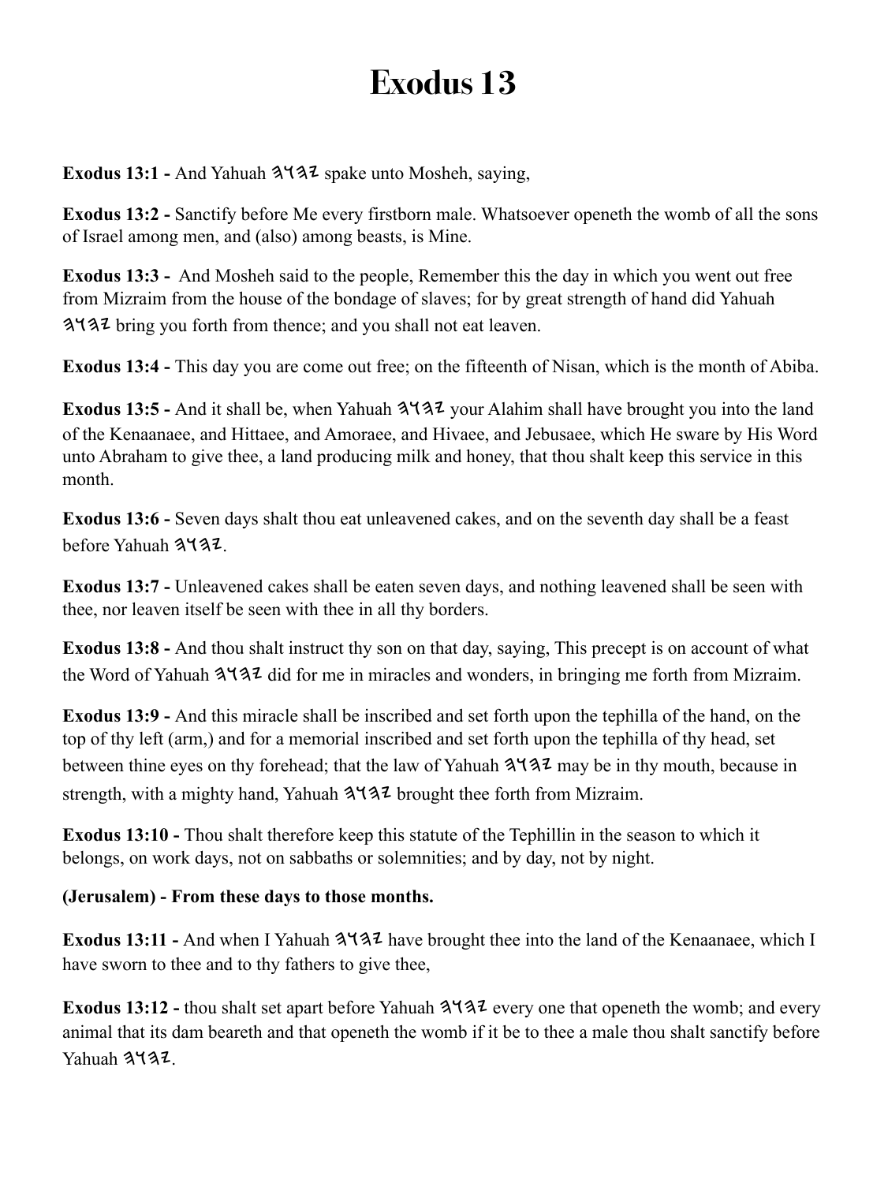# Exodus 13

**Exodus 13:1 -** And Yahuah 𐤉𐤄𐤅𐤄 spake unto Mosheh, saying,

**Exodus 13:2 -** Sanctify before Me every firstborn male. Whatsoever openeth the womb of all the sons of Israel among men, and (also) among beasts, is Mine.

**Exodus 13:3 -** And Mosheh said to the people, Remember this the day in which you went out free from Mizraim from the house of the bondage of slaves; for by great strength of hand did Yahuah 𐤉𐤄𐤅𐤄 bring you forth from thence; and you shall not eat leaven.

**Exodus 13:4 -** This day you are come out free; on the fifteenth of Nisan, which is the month of Abiba.

**Exodus 13:5 -** And it shall be, when Yahuah 𐤉𐤄𐤅𐤄 your Alahim shall have brought you into the land of the Kenaanaee, and Hittaee, and Amoraee, and Hivaee, and Jebusaee, which He sware by His Word unto Abraham to give thee, a land producing milk and honey, that thou shalt keep this service in this month.

**Exodus 13:6 -** Seven days shalt thou eat unleavened cakes, and on the seventh day shall be a feast before Yahuah 𐤉𐤄𐤅𐤄.

**Exodus 13:7 -** Unleavened cakes shall be eaten seven days, and nothing leavened shall be seen with thee, nor leaven itself be seen with thee in all thy borders.

**Exodus 13:8 -** And thou shalt instruct thy son on that day, saying, This precept is on account of what the Word of Yahuah 𐤉𐤄𐤅𐤄 did for me in miracles and wonders, in bringing me forth from Mizraim.

**Exodus 13:9 -** And this miracle shall be inscribed and set forth upon the tephilla of the hand, on the top of thy left (arm,) and for a memorial inscribed and set forth upon the tephilla of thy head, set between thine eyes on thy forehead; that the law of Yahuah 𐤉𐤄𐤅𐤄 may be in thy mouth, because in strength, with a mighty hand, Yahuah 𐤉𐤄𐤅𐤄 brought thee forth from Mizraim.

**Exodus 13:10 -** Thou shalt therefore keep this statute of the Tephillin in the season to which it belongs, on work days, not on sabbaths or solemnities; and by day, not by night.

**(Jerusalem) - From these days to those months.**

**Exodus 13:11 -** And when I Yahuah 𐤉𐤄𐤅𐤄 have brought thee into the land of the Kenaanaee, which I have sworn to thee and to thy fathers to give thee,

**Exodus 13:12 -** thou shalt set apart before Yahuah 𐤉𐤄𐤅𐤄 every one that openeth the womb; and every animal that its dam beareth and that openeth the womb if it be to thee a male thou shalt sanctify before Yahuah 𐤉𐤄𐤅𐤄.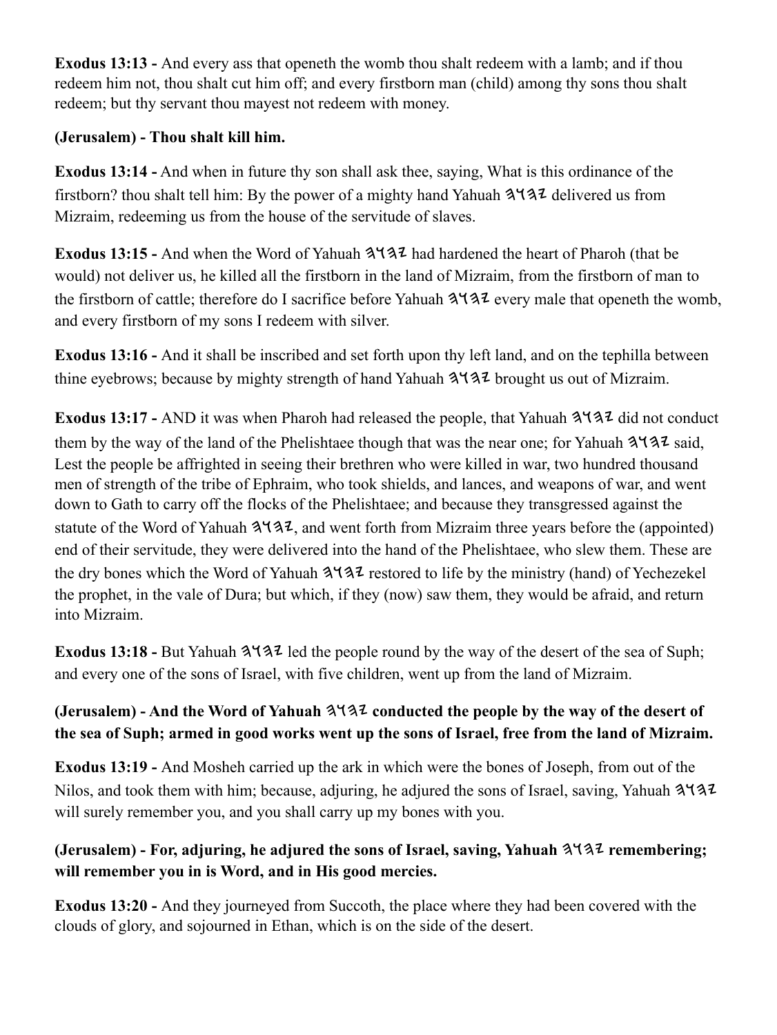**Exodus 13:13 -** And every ass that openeth the womb thou shalt redeem with a lamb; and if thou redeem him not, thou shalt cut him off; and every firstborn man (child) among thy sons thou shalt redeem; but thy servant thou mayest not redeem with money.

**(Jerusalem) - Thou shalt kill him.**

**Exodus 13:14 -** And when in future thy son shall ask thee, saying, What is this ordinance of the firstborn? thou shalt tell him: By the power of a mighty hand Yahuah 𐤄𐤅𐤄𐤉 delivered us from Mizraim, redeeming us from the house of the servitude of slaves.

**Exodus 13:15 -** And when the Word of Yahuah 𐤄𐤅𐤄𐤉 had hardened the heart of Pharoh (that be would) not deliver us, he killed all the firstborn in the land of Mizraim, from the firstborn of man to the firstborn of cattle; therefore do I sacrifice before Yahuah 𐤄𐤅𐤄𐤉 every male that openeth the womb, and every firstborn of my sons I redeem with silver.

**Exodus 13:16 -** And it shall be inscribed and set forth upon thy left land, and on the tephilla between thine eyebrows; because by mighty strength of hand Yahuah 𐤄𐤅𐤄𐤉 brought us out of Mizraim.

**Exodus 13:17 -** AND it was when Pharoh had released the people, that Yahuah 𐤄𐤅𐤄𐤉 did not conduct them by the way of the land of the Phelishtaee though that was the near one; for Yahuah 𐤄𐤅𐤄𐤉 said, Lest the people be affrighted in seeing their brethren who were killed in war, two hundred thousand men of strength of the tribe of Ephraim, who took shields, and lances, and weapons of war, and went down to Gath to carry off the flocks of the Phelishtaee; and because they transgressed against the statute of the Word of Yahuah 𐤄𐤅𐤄𐤉, and went forth from Mizraim three years before the (appointed) end of their servitude, they were delivered into the hand of the Phelishtaee, who slew them. These are the dry bones which the Word of Yahuah 𐤄𐤅𐤄𐤉 restored to life by the ministry (hand) of Yechezekel the prophet, in the vale of Dura; but which, if they (now) saw them, they would be afraid, and return into Mizraim.

**Exodus 13:18 -** But Yahuah 𐤄𐤅𐤄𐤉 led the people round by the way of the desert of the sea of Suph; and every one of the sons of Israel, with five children, went up from the land of Mizraim.

**(Jerusalem) - And the Word of Yahuah 𐤄𐤅𐤄𐤉 conducted the people by the way of the desert of the sea of Suph; armed in good works went up the sons of Israel, free from the land of Mizraim.**

**Exodus 13:19 -** And Mosheh carried up the ark in which were the bones of Joseph, from out of the Nilos, and took them with him; because, adjuring, he adjured the sons of Israel, saving, Yahuah 𐤄𐤅𐤄𐤉 will surely remember you, and you shall carry up my bones with you.

**(Jerusalem) - For, adjuring, he adjured the sons of Israel, saving, Yahuah 𐤄𐤅𐤄𐤉 remembering; will remember you in is Word, and in His good mercies.**

**Exodus 13:20 -** And they journeyed from Succoth, the place where they had been covered with the clouds of glory, and sojourned in Ethan, which is on the side of the desert.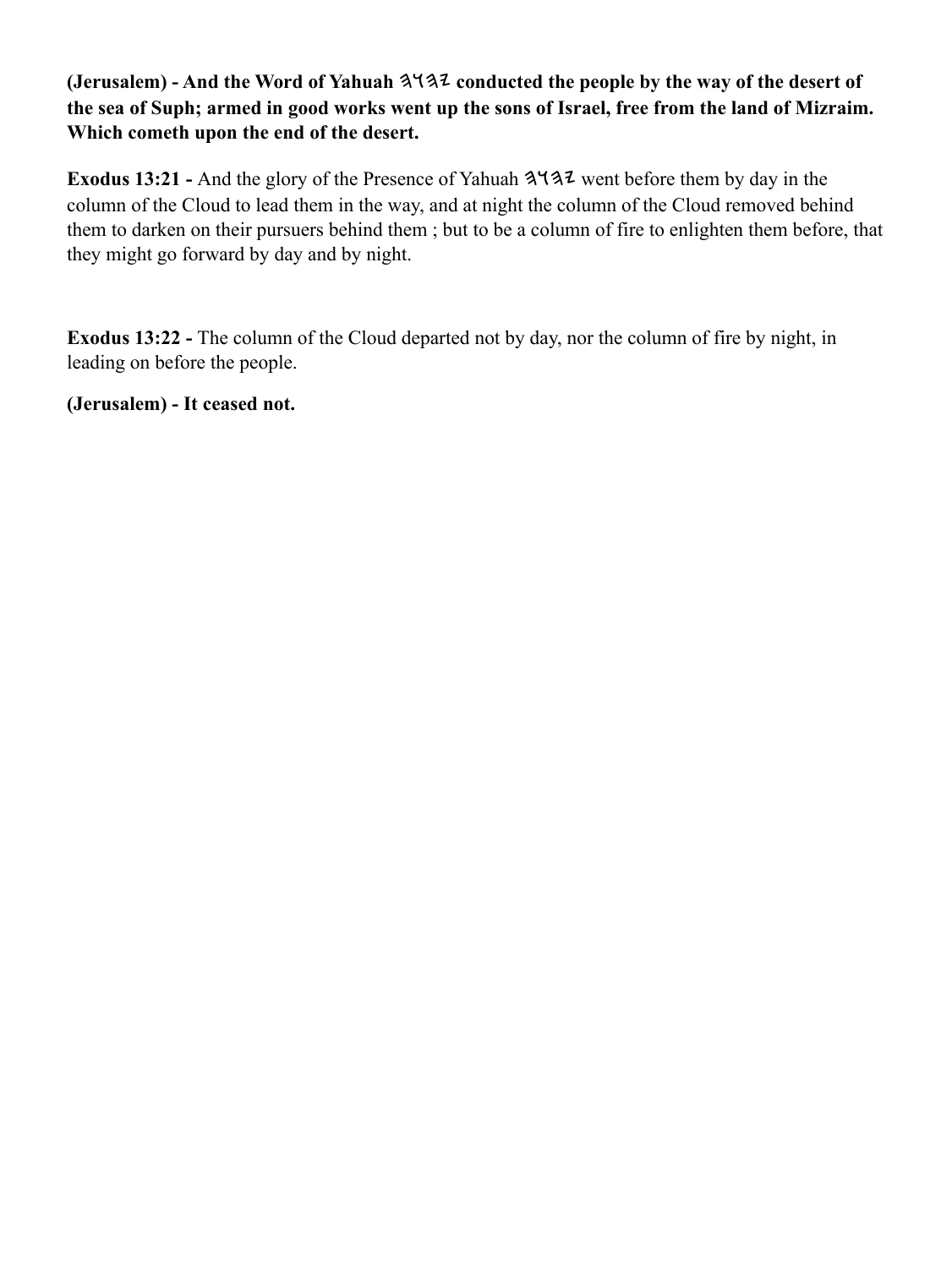**(Jerusalem) - And the Word of Yahuah 𐤉𐤄𐤅𐤄 conducted the people by the way of the desert of the sea of Suph; armed in good works went up the sons of Israel, free from the land of Mizraim. Which cometh upon the end of the desert.**

**Exodus 13:21 -** And the glory of the Presence of Yahuah 𐤉𐤄𐤅𐤄 went before them by day in the column of the Cloud to lead them in the way, and at night the column of the Cloud removed behind them to darken on their pursuers behind them ; but to be a column of fire to enlighten them before, that they might go forward by day and by night.

**Exodus 13:22 -** The column of the Cloud departed not by day, nor the column of fire by night, in leading on before the people.

**(Jerusalem) - It ceased not.**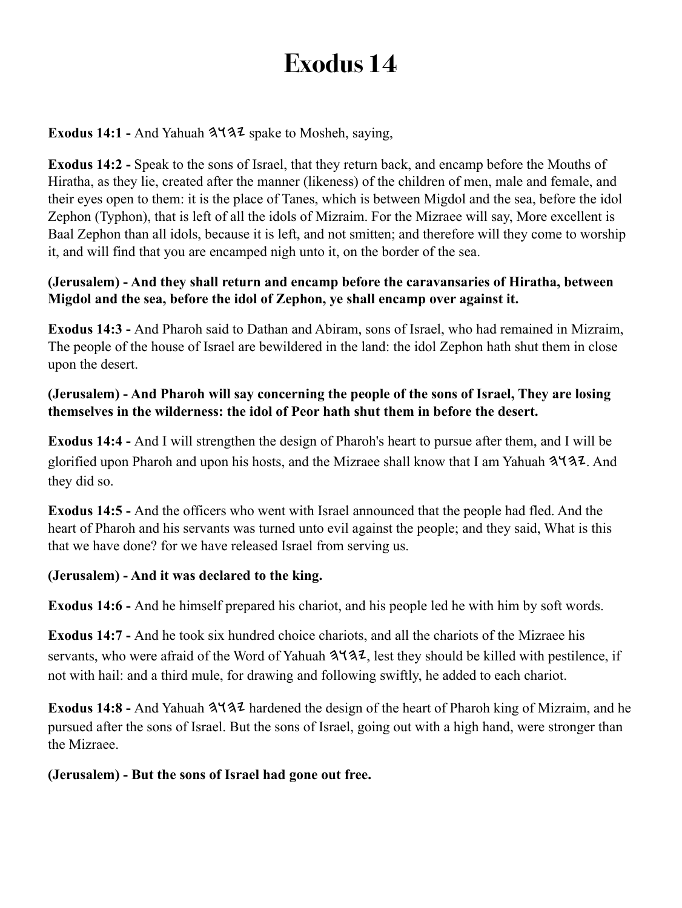# Exodus 14

**Exodus 14:1 -** And Yahuah 𐤄𐤅𐤄𐤉 spake to Mosheh, saying,

**Exodus 14:2 -** Speak to the sons of Israel, that they return back, and encamp before the Mouths of Hiratha, as they lie, created after the manner (likeness) of the children of men, male and female, and their eyes open to them: it is the place of Tanes, which is between Migdol and the sea, before the idol Zephon (Typhon), that is left of all the idols of Mizraim. For the Mizraee will say, More excellent is Baal Zephon than all idols, because it is left, and not smitten; and therefore will they come to worship it, and will find that you are encamped nigh unto it, on the border of the sea.

**(Jerusalem) - And they shall return and encamp before the caravansaries of Hiratha, between Migdol and the sea, before the idol of Zephon, ye shall encamp over against it.**

**Exodus 14:3 -** And Pharoh said to Dathan and Abiram, sons of Israel, who had remained in Mizraim, The people of the house of Israel are bewildered in the land: the idol Zephon hath shut them in close upon the desert.

**(Jerusalem) - And Pharoh will say concerning the people of the sons of Israel, They are losing themselves in the wilderness: the idol of Peor hath shut them in before the desert.**

**Exodus 14:4 -** And I will strengthen the design of Pharoh's heart to pursue after them, and I will be glorified upon Pharoh and upon his hosts, and the Mizraee shall know that I am Yahuah 𐤄𐤅𐤄𐤉. And they did so.

**Exodus 14:5 -** And the officers who went with Israel announced that the people had fled. And the heart of Pharoh and his servants was turned unto evil against the people; and they said, What is this that we have done? for we have released Israel from serving us.

**(Jerusalem) - And it was declared to the king.**

**Exodus 14:6 -** And he himself prepared his chariot, and his people led he with him by soft words.

**Exodus 14:7 -** And he took six hundred choice chariots, and all the chariots of the Mizraee his servants, who were afraid of the Word of Yahuah 𐤄𐤅𐤄𐤉, lest they should be killed with pestilence, if not with hail: and a third mule, for drawing and following swiftly, he added to each chariot.

**Exodus 14:8 -** And Yahuah 𐤄𐤅𐤄𐤉 hardened the design of the heart of Pharoh king of Mizraim, and he pursued after the sons of Israel. But the sons of Israel, going out with a high hand, were stronger than the Mizraee.

**(Jerusalem) - But the sons of Israel had gone out free.**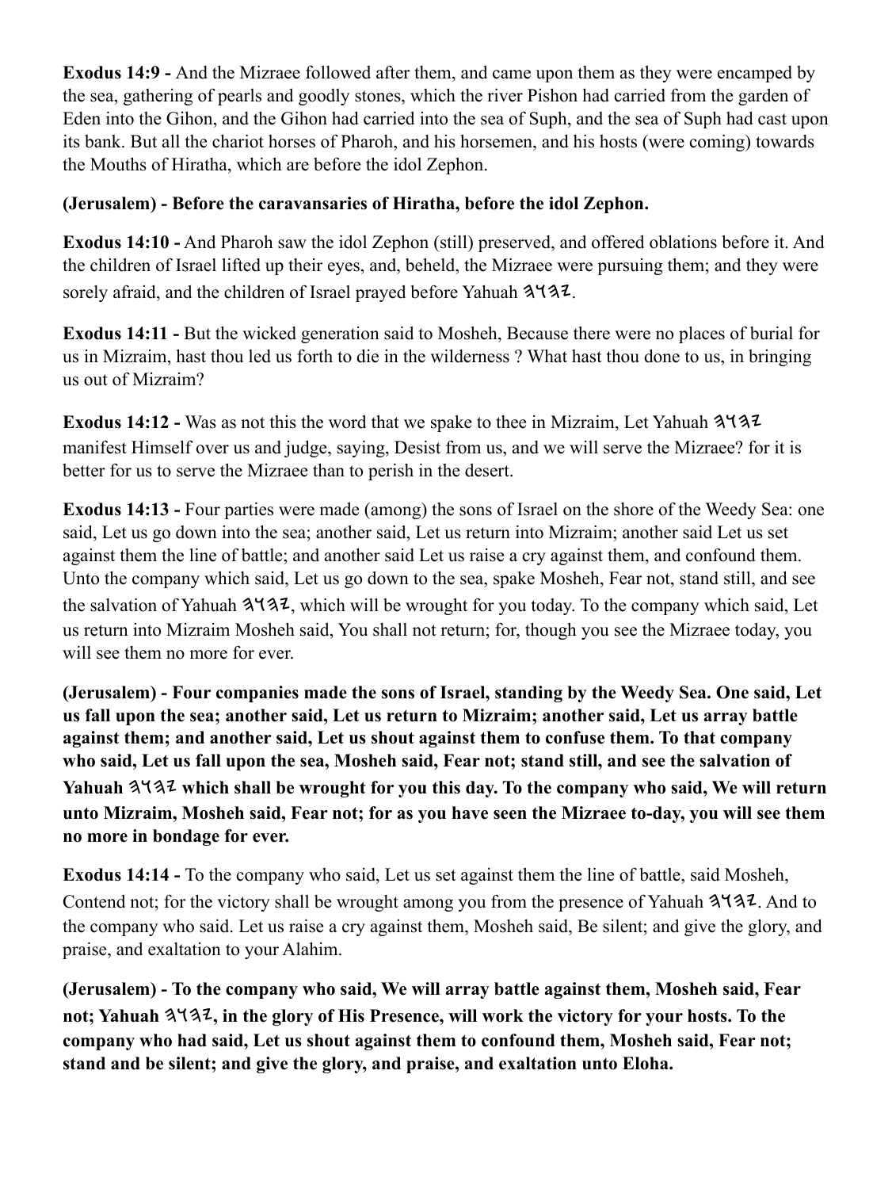**Exodus 14:9 -** And the Mizraee followed after them, and came upon them as they were encamped by the sea, gathering of pearls and goodly stones, which the river Pishon had carried from the garden of Eden into the Gihon, and the Gihon had carried into the sea of Suph, and the sea of Suph had cast upon its bank. But all the chariot horses of Pharoh, and his horsemen, and his hosts (were coming) towards the Mouths of Hiratha, which are before the idol Zephon.

**(Jerusalem) - Before the caravansaries of Hiratha, before the idol Zephon.**

**Exodus 14:10 -** And Pharoh saw the idol Zephon (still) preserved, and offered oblations before it. And the children of Israel lifted up their eyes, and, beheld, the Mizraee were pursuing them; and they were sorely afraid, and the children of Israel prayed before Yahuah 𐤉𐤄𐤅𐤄.

**Exodus 14:11 -** But the wicked generation said to Mosheh, Because there were no places of burial for us in Mizraim, hast thou led us forth to die in the wilderness ? What hast thou done to us, in bringing us out of Mizraim?

**Exodus 14:12 -** Was as not this the word that we spake to thee in Mizraim, Let Yahuah 𐤉𐤄𐤅𐤄 manifest Himself over us and judge, saying, Desist from us, and we will serve the Mizraee? for it is better for us to serve the Mizraee than to perish in the desert.

**Exodus 14:13 -** Four parties were made (among) the sons of Israel on the shore of the Weedy Sea: one said, Let us go down into the sea; another said, Let us return into Mizraim; another said Let us set against them the line of battle; and another said Let us raise a cry against them, and confound them. Unto the company which said, Let us go down to the sea, spake Mosheh, Fear not, stand still, and see the salvation of Yahuah 𐤉𐤄𐤅𐤄, which will be wrought for you today. To the company which said, Let us return into Mizraim Mosheh said, You shall not return; for, though you see the Mizraee today, you will see them no more for ever.

**(Jerusalem) - Four companies made the sons of Israel, standing by the Weedy Sea. One said, Let us fall upon the sea; another said, Let us return to Mizraim; another said, Let us array battle against them; and another said, Let us shout against them to confuse them. To that company who said, Let us fall upon the sea, Mosheh said, Fear not; stand still, and see the salvation of Yahuah 𐤉𐤄𐤅𐤄 which shall be wrought for you this day. To the company who said, We will return unto Mizraim, Mosheh said, Fear not; for as you have seen the Mizraee to-day, you will see them no more in bondage for ever.**

**Exodus 14:14 -** To the company who said, Let us set against them the line of battle, said Mosheh, Contend not; for the victory shall be wrought among you from the presence of Yahuah 𐤉𐤄𐤅𐤄. And to the company who said. Let us raise a cry against them, Mosheh said, Be silent; and give the glory, and praise, and exaltation to your Alahim.

**(Jerusalem) - To the company who said, We will array battle against them, Mosheh said, Fear not; Yahuah 𐤉𐤄𐤅𐤄, in the glory of His Presence, will work the victory for your hosts. To the company who had said, Let us shout against them to confound them, Mosheh said, Fear not; stand and be silent; and give the glory, and praise, and exaltation unto Eloha.**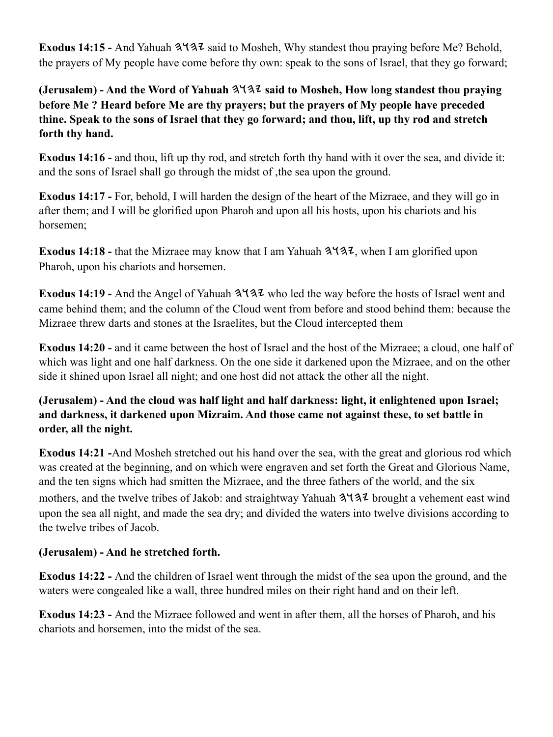**Exodus 14:15 -** And Yahuah 𐤉𐤄𐤅𐤄 said to Mosheh, Why standest thou praying before Me? Behold, the prayers of My people have come before thy own: speak to the sons of Israel, that they go forward;

**(Jerusalem) - And the Word of Yahuah 𐤉𐤄𐤅𐤄 said to Mosheh, How long standest thou praying before Me ? Heard before Me are thy prayers; but the prayers of My people have preceded thine. Speak to the sons of Israel that they go forward; and thou, lift, up thy rod and stretch forth thy hand.**

**Exodus 14:16 -** and thou, lift up thy rod, and stretch forth thy hand with it over the sea, and divide it: and the sons of Israel shall go through the midst of ,the sea upon the ground.

**Exodus 14:17 -** For, behold, I will harden the design of the heart of the Mizraee, and they will go in after them; and I will be glorified upon Pharoh and upon all his hosts, upon his chariots and his horsemen;

**Exodus 14:18 -** that the Mizraee may know that I am Yahuah 𐤉𐤄𐤅𐤄, when I am glorified upon Pharoh, upon his chariots and horsemen.

**Exodus 14:19 -** And the Angel of Yahuah 𐤉𐤄𐤅𐤄 who led the way before the hosts of Israel went and came behind them; and the column of the Cloud went from before and stood behind them: because the Mizraee threw darts and stones at the Israelites, but the Cloud intercepted them

**Exodus 14:20 -** and it came between the host of Israel and the host of the Mizraee; a cloud, one half of which was light and one half darkness. On the one side it darkened upon the Mizraee, and on the other side it shined upon Israel all night; and one host did not attack the other all the night.

**(Jerusalem) - And the cloud was half light and half darkness: light, it enlightened upon Israel; and darkness, it darkened upon Mizraim. And those came not against these, to set battle in order, all the night.**

**Exodus 14:21 -**And Mosheh stretched out his hand over the sea, with the great and glorious rod which was created at the beginning, and on which were engraven and set forth the Great and Glorious Name, and the ten signs which had smitten the Mizraee, and the three fathers of the world, and the six mothers, and the twelve tribes of Jakob: and straightway Yahuah 𐤉𐤄𐤅𐤄 brought a vehement east wind upon the sea all night, and made the sea dry; and divided the waters into twelve divisions according to the twelve tribes of Jacob.

**(Jerusalem) - And he stretched forth.**

**Exodus 14:22 -** And the children of Israel went through the midst of the sea upon the ground, and the waters were congealed like a wall, three hundred miles on their right hand and on their left.

**Exodus 14:23 -** And the Mizraee followed and went in after them, all the horses of Pharoh, and his chariots and horsemen, into the midst of the sea.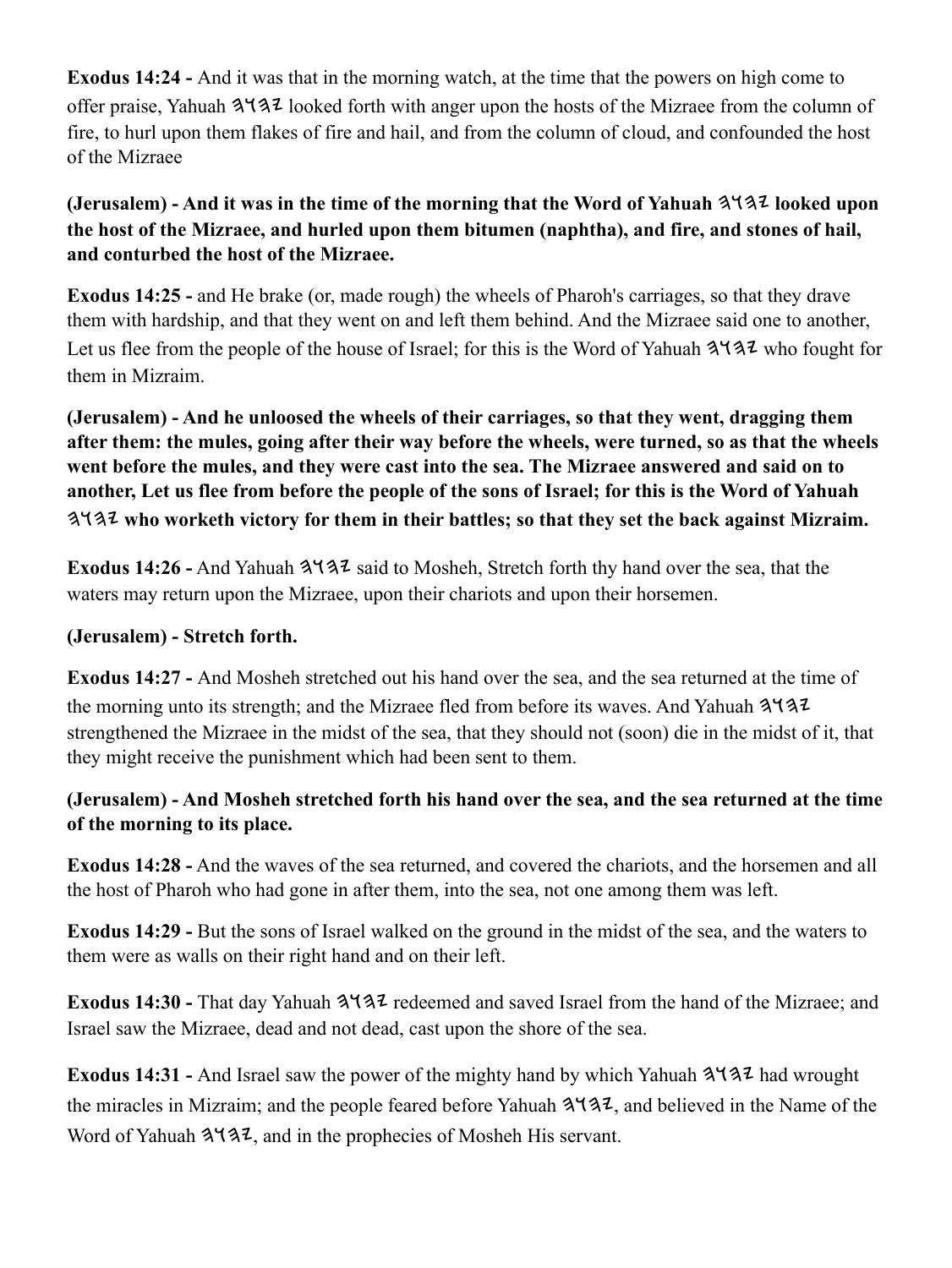**Exodus 14:24 -** And it was that in the morning watch, at the time that the powers on high come to offer praise, Yahuah 𐤄𐤅𐤄𐤉 looked forth with anger upon the hosts of the Mizraee from the column of fire, to hurl upon them flakes of fire and hail, and from the column of cloud, and confounded the host of the Mizraee

**(Jerusalem) - And it was in the time of the morning that the Word of Yahuah 𐤄𐤅𐤄𐤉 looked upon the host of the Mizraee, and hurled upon them bitumen (naphtha), and fire, and stones of hail, and conturbed the host of the Mizraee.**

**Exodus 14:25 -** and He brake (or, made rough) the wheels of Pharoh's carriages, so that they drave them with hardship, and that they went on and left them behind. And the Mizraee said one to another, Let us flee from the people of the house of Israel; for this is the Word of Yahuah 𐤄𐤅𐤄𐤉 who fought for them in Mizraim.

**(Jerusalem) - And he unloosed the wheels of their carriages, so that they went, dragging them after them: the mules, going after their way before the wheels, were turned, so as that the wheels went before the mules, and they were cast into the sea. The Mizraee answered and said on to another, Let us flee from before the people of the sons of Israel; for this is the Word of Yahuah 𐤄𐤅𐤄𐤉 who worketh victory for them in their battles; so that they set the back against Mizraim.**

**Exodus 14:26 -** And Yahuah 𐤄𐤅𐤄𐤉 said to Mosheh, Stretch forth thy hand over the sea, that the waters may return upon the Mizraee, upon their chariots and upon their horsemen.

**(Jerusalem) - Stretch forth.**

**Exodus 14:27 -** And Mosheh stretched out his hand over the sea, and the sea returned at the time of the morning unto its strength; and the Mizraee fled from before its waves. And Yahuah 𐤄𐤅𐤄𐤉 strengthened the Mizraee in the midst of the sea, that they should not (soon) die in the midst of it, that they might receive the punishment which had been sent to them.

**(Jerusalem) - And Mosheh stretched forth his hand over the sea, and the sea returned at the time of the morning to its place.**

**Exodus 14:28 -** And the waves of the sea returned, and covered the chariots, and the horsemen and all the host of Pharoh who had gone in after them, into the sea, not one among them was left.

**Exodus 14:29 -** But the sons of Israel walked on the ground in the midst of the sea, and the waters to them were as walls on their right hand and on their left.

**Exodus 14:30 -** That day Yahuah 𐤄𐤅𐤄𐤉 redeemed and saved Israel from the hand of the Mizraee; and Israel saw the Mizraee, dead and not dead, cast upon the shore of the sea.

**Exodus 14:31 -** And Israel saw the power of the mighty hand by which Yahuah 𐤄𐤅𐤄𐤉 had wrought the miracles in Mizraim; and the people feared before Yahuah 𐤄𐤅𐤄𐤉, and believed in the Name of the Word of Yahuah 𐤄𐤅𐤄𐤉, and in the prophecies of Mosheh His servant.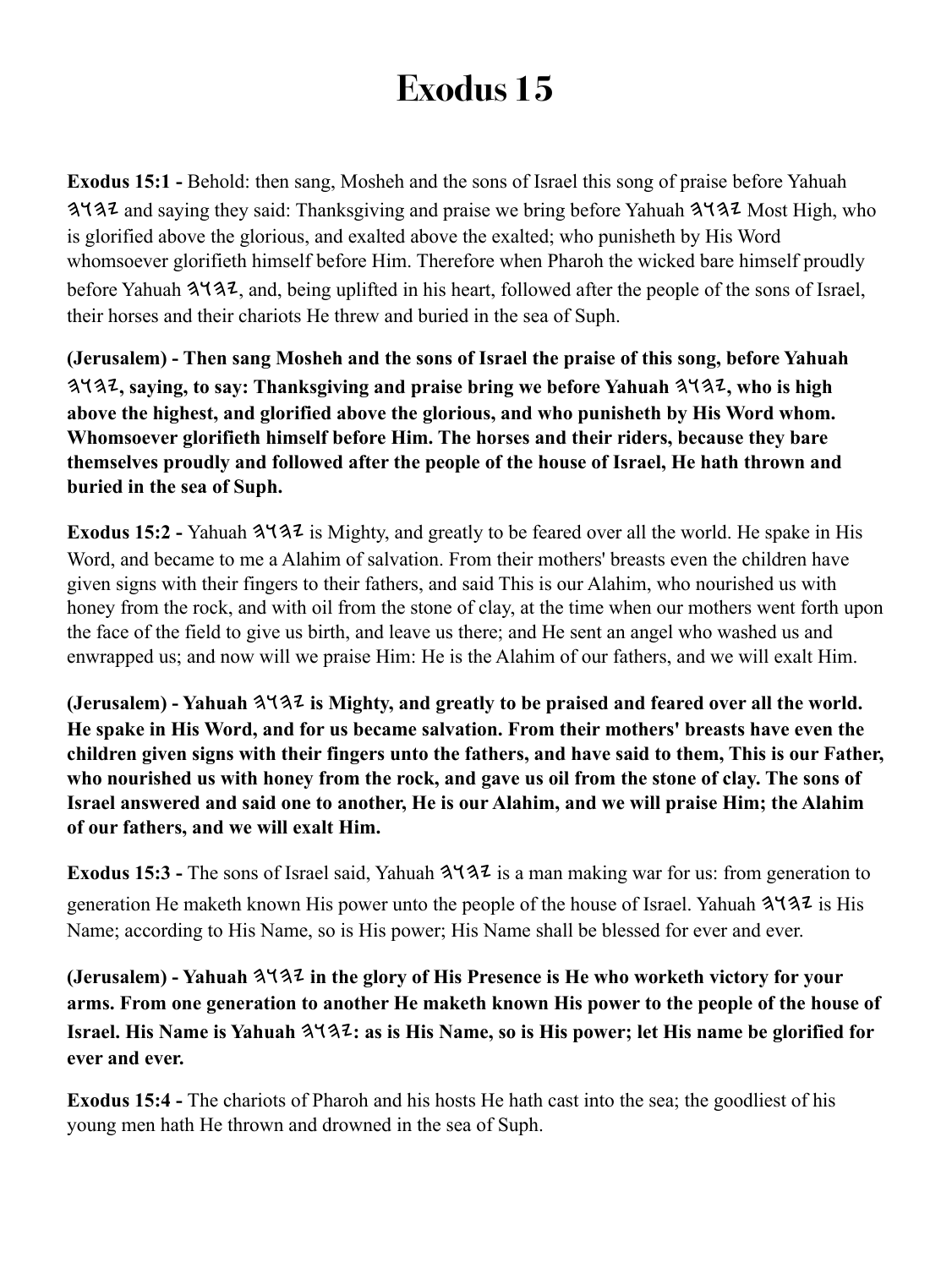# Exodus 15

**Exodus 15:1 -** Behold: then sang, Mosheh and the sons of Israel this song of praise before Yahuah 𐤄𐤅𐤄𐤉 and saying they said: Thanksgiving and praise we bring before Yahuah 𐤄𐤅𐤄𐤉 Most High, who is glorified above the glorious, and exalted above the exalted; who punisheth by His Word whomsoever glorifieth himself before Him. Therefore when Pharoh the wicked bare himself proudly before Yahuah 𐤄𐤅𐤄𐤉, and, being uplifted in his heart, followed after the people of the sons of Israel, their horses and their chariots He threw and buried in the sea of Suph.

**(Jerusalem) - Then sang Mosheh and the sons of Israel the praise of this song, before Yahuah 𐤄𐤅𐤄𐤉, saying, to say: Thanksgiving and praise bring we before Yahuah 𐤄𐤅𐤄𐤉, who is high above the highest, and glorified above the glorious, and who punisheth by His Word whom. Whomsoever glorifieth himself before Him. The horses and their riders, because they bare themselves proudly and followed after the people of the house of Israel, He hath thrown and buried in the sea of Suph.**

**Exodus 15:2 -** Yahuah 𐤄𐤅𐤄𐤉 is Mighty, and greatly to be feared over all the world. He spake in His Word, and became to me a Alahim of salvation. From their mothers' breasts even the children have given signs with their fingers to their fathers, and said This is our Alahim, who nourished us with honey from the rock, and with oil from the stone of clay, at the time when our mothers went forth upon the face of the field to give us birth, and leave us there; and He sent an angel who washed us and enwrapped us; and now will we praise Him: He is the Alahim of our fathers, and we will exalt Him.

**(Jerusalem) - Yahuah 𐤄𐤅𐤄𐤉 is Mighty, and greatly to be praised and feared over all the world. He spake in His Word, and for us became salvation. From their mothers' breasts have even the children given signs with their fingers unto the fathers, and have said to them, This is our Father, who nourished us with honey from the rock, and gave us oil from the stone of clay. The sons of Israel answered and said one to another, He is our Alahim, and we will praise Him; the Alahim of our fathers, and we will exalt Him.**

**Exodus 15:3 -** The sons of Israel said, Yahuah 𐤄𐤅𐤄𐤉 is a man making war for us: from generation to generation He maketh known His power unto the people of the house of Israel. Yahuah 𐤄𐤅𐤄𐤉 is His Name; according to His Name, so is His power; His Name shall be blessed for ever and ever.

**(Jerusalem) - Yahuah 𐤄𐤅𐤄𐤉 in the glory of His Presence is He who worketh victory for your arms. From one generation to another He maketh known His power to the people of the house of Israel. His Name is Yahuah 𐤄𐤅𐤄𐤉: as is His Name, so is His power; let His name be glorified for ever and ever.**

**Exodus 15:4 -** The chariots of Pharoh and his hosts He hath cast into the sea; the goodliest of his young men hath He thrown and drowned in the sea of Suph.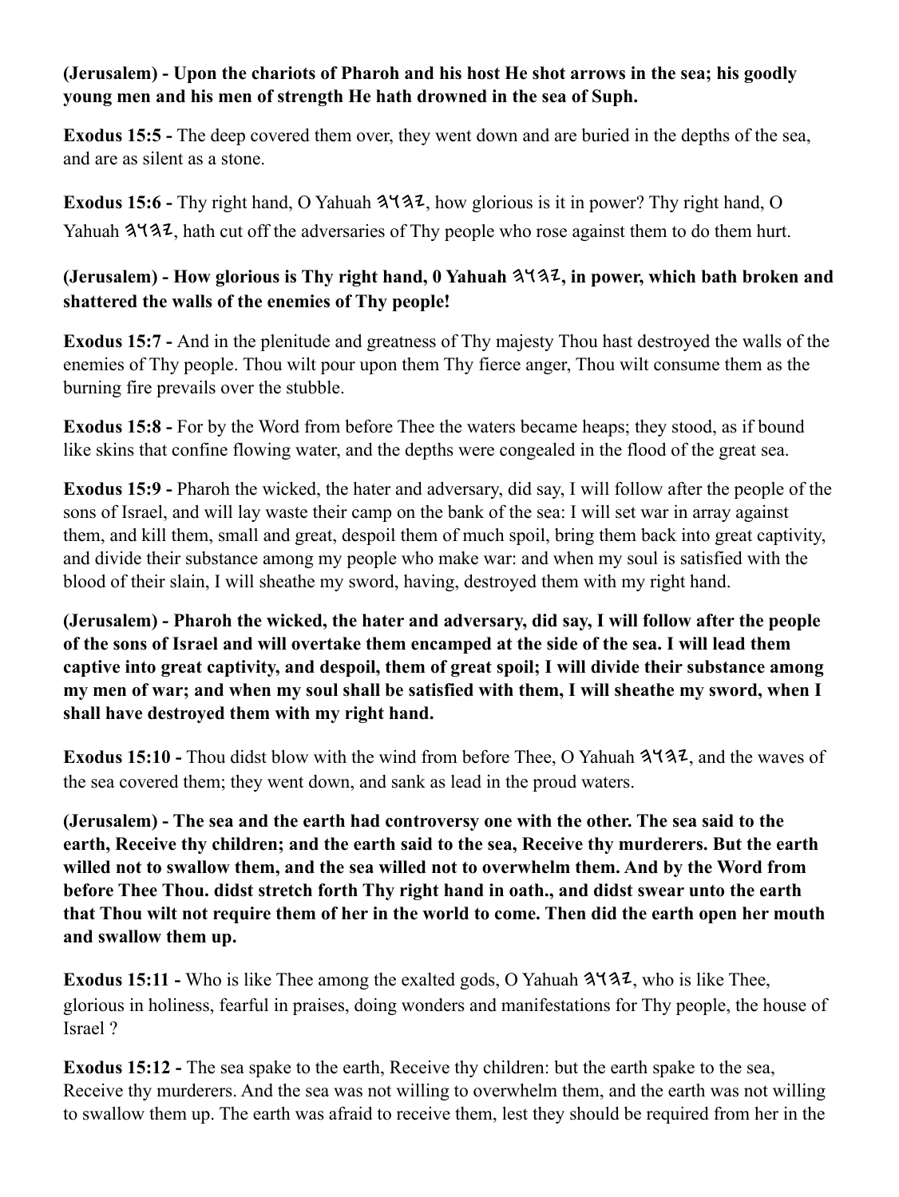**(Jerusalem) - Upon the chariots of Pharoh and his host He shot arrows in the sea; his goodly young men and his men of strength He hath drowned in the sea of Suph.**

**Exodus 15:5 -** The deep covered them over, they went down and are buried in the depths of the sea, and are as silent as a stone.

**Exodus 15:6 -** Thy right hand, O Yahuah 𐤄𐤅𐤄𐤉, how glorious is it in power? Thy right hand, O Yahuah 𐤄𐤅𐤄𐤉, hath cut off the adversaries of Thy people who rose against them to do them hurt.

**(Jerusalem) - How glorious is Thy right hand, 0 Yahuah 𐤄𐤅𐤄𐤉, in power, which bath broken and shattered the walls of the enemies of Thy people!**

**Exodus 15:7 -** And in the plenitude and greatness of Thy majesty Thou hast destroyed the walls of the enemies of Thy people. Thou wilt pour upon them Thy fierce anger, Thou wilt consume them as the burning fire prevails over the stubble.

**Exodus 15:8 -** For by the Word from before Thee the waters became heaps; they stood, as if bound like skins that confine flowing water, and the depths were congealed in the flood of the great sea.

**Exodus 15:9 -** Pharoh the wicked, the hater and adversary, did say, I will follow after the people of the sons of Israel, and will lay waste their camp on the bank of the sea: I will set war in array against them, and kill them, small and great, despoil them of much spoil, bring them back into great captivity, and divide their substance among my people who make war: and when my soul is satisfied with the blood of their slain, I will sheathe my sword, having, destroyed them with my right hand.

**(Jerusalem) - Pharoh the wicked, the hater and adversary, did say, I will follow after the people of the sons of Israel and will overtake them encamped at the side of the sea. I will lead them captive into great captivity, and despoil, them of great spoil; I will divide their substance among my men of war; and when my soul shall be satisfied with them, I will sheathe my sword, when I shall have destroyed them with my right hand.**

**Exodus 15:10 -** Thou didst blow with the wind from before Thee, O Yahuah 𐤄𐤅𐤄𐤉, and the waves of the sea covered them; they went down, and sank as lead in the proud waters.

**(Jerusalem) - The sea and the earth had controversy one with the other. The sea said to the earth, Receive thy children; and the earth said to the sea, Receive thy murderers. But the earth willed not to swallow them, and the sea willed not to overwhelm them. And by the Word from before Thee Thou. didst stretch forth Thy right hand in oath., and didst swear unto the earth that Thou wilt not require them of her in the world to come. Then did the earth open her mouth and swallow them up.**

**Exodus 15:11 -** Who is like Thee among the exalted gods, O Yahuah 𐤄𐤅𐤄𐤉, who is like Thee, glorious in holiness, fearful in praises, doing wonders and manifestations for Thy people, the house of Israel ?

**Exodus 15:12 -** The sea spake to the earth, Receive thy children: but the earth spake to the sea, Receive thy murderers. And the sea was not willing to overwhelm them, and the earth was not willing to swallow them up. The earth was afraid to receive them, lest they should be required from her in the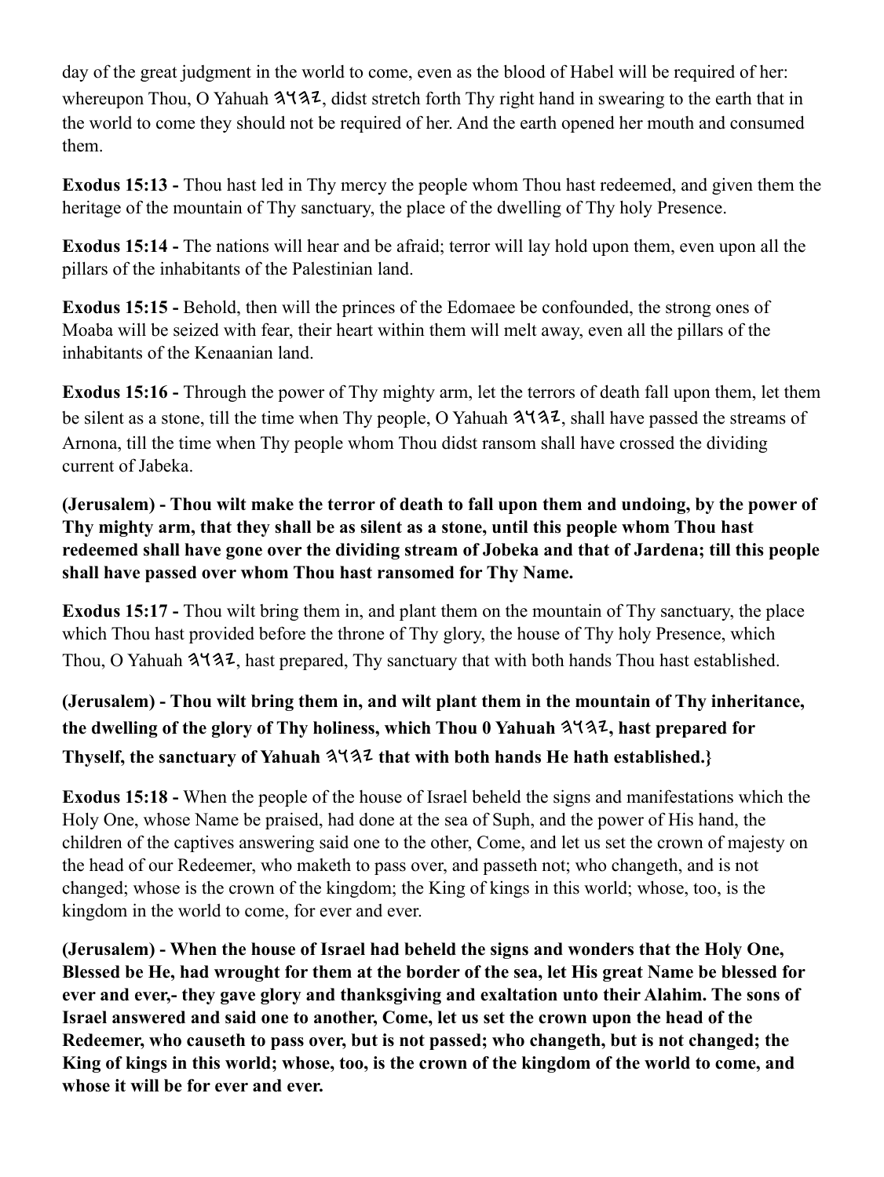day of the great judgment in the world to come, even as the blood of Habel will be required of her: whereupon Thou, O Yahuah 𐤄𐤅𐤄𐤉, didst stretch forth Thy right hand in swearing to the earth that in the world to come they should not be required of her. And the earth opened her mouth and consumed them.

**Exodus 15:13 -** Thou hast led in Thy mercy the people whom Thou hast redeemed, and given them the heritage of the mountain of Thy sanctuary, the place of the dwelling of Thy holy Presence.

**Exodus 15:14 -** The nations will hear and be afraid; terror will lay hold upon them, even upon all the pillars of the inhabitants of the Palestinian land.

**Exodus 15:15 -** Behold, then will the princes of the Edomaee be confounded, the strong ones of Moaba will be seized with fear, their heart within them will melt away, even all the pillars of the inhabitants of the Kenaanian land.

**Exodus 15:16 -** Through the power of Thy mighty arm, let the terrors of death fall upon them, let them be silent as a stone, till the time when Thy people, O Yahuah 𐤄𐤅𐤄𐤉, shall have passed the streams of Arnona, till the time when Thy people whom Thou didst ransom shall have crossed the dividing current of Jabeka.

**(Jerusalem) - Thou wilt make the terror of death to fall upon them and undoing, by the power of Thy mighty arm, that they shall be as silent as a stone, until this people whom Thou hast redeemed shall have gone over the dividing stream of Jobeka and that of Jardena; till this people shall have passed over whom Thou hast ransomed for Thy Name.**

**Exodus 15:17 -** Thou wilt bring them in, and plant them on the mountain of Thy sanctuary, the place which Thou hast provided before the throne of Thy glory, the house of Thy holy Presence, which Thou, O Yahuah 𐤄𐤅𐤄𐤉, hast prepared, Thy sanctuary that with both hands Thou hast established.

**(Jerusalem) - Thou wilt bring them in, and wilt plant them in the mountain of Thy inheritance, the dwelling of the glory of Thy holiness, which Thou 0 Yahuah 𐤄𐤅𐤄𐤉, hast prepared for Thyself, the sanctuary of Yahuah 𐤄𐤅𐤄𐤉 that with both hands He hath established.}**

**Exodus 15:18 -** When the people of the house of Israel beheld the signs and manifestations which the Holy One, whose Name be praised, had done at the sea of Suph, and the power of His hand, the children of the captives answering said one to the other, Come, and let us set the crown of majesty on the head of our Redeemer, who maketh to pass over, and passeth not; who changeth, and is not changed; whose is the crown of the kingdom; the King of kings in this world; whose, too, is the kingdom in the world to come, for ever and ever.

**(Jerusalem) - When the house of Israel had beheld the signs and wonders that the Holy One, Blessed be He, had wrought for them at the border of the sea, let His great Name be blessed for ever and ever,- they gave glory and thanksgiving and exaltation unto their Alahim. The sons of Israel answered and said one to another, Come, let us set the crown upon the head of the Redeemer, who causeth to pass over, but is not passed; who changeth, but is not changed; the King of kings in this world; whose, too, is the crown of the kingdom of the world to come, and whose it will be for ever and ever.**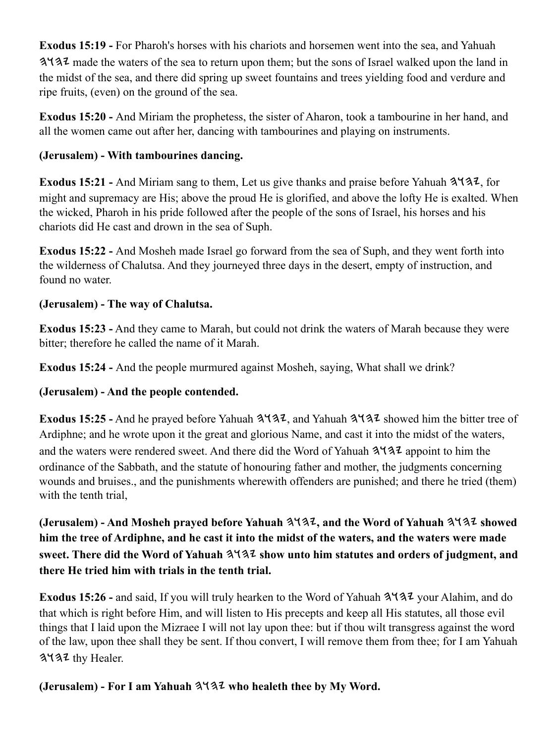**Exodus 15:19 -** For Pharoh's horses with his chariots and horsemen went into the sea, and Yahuah 𐤉𐤄𐤅𐤄 made the waters of the sea to return upon them; but the sons of Israel walked upon the land in the midst of the sea, and there did spring up sweet fountains and trees yielding food and verdure and ripe fruits, (even) on the ground of the sea.

**Exodus 15:20 -** And Miriam the prophetess, the sister of Aharon, took a tambourine in her hand, and all the women came out after her, dancing with tambourines and playing on instruments.

**(Jerusalem) - With tambourines dancing.**

**Exodus 15:21 -** And Miriam sang to them, Let us give thanks and praise before Yahuah 𐤉𐤄𐤅𐤄, for might and supremacy are His; above the proud He is glorified, and above the lofty He is exalted. When the wicked, Pharoh in his pride followed after the people of the sons of Israel, his horses and his chariots did He cast and drown in the sea of Suph.

**Exodus 15:22 -** And Mosheh made Israel go forward from the sea of Suph, and they went forth into the wilderness of Chalutsa. And they journeyed three days in the desert, empty of instruction, and found no water.

**(Jerusalem) - The way of Chalutsa.**

**Exodus 15:23 -** And they came to Marah, but could not drink the waters of Marah because they were bitter; therefore he called the name of it Marah.

**Exodus 15:24 -** And the people murmured against Mosheh, saying, What shall we drink?

**(Jerusalem) - And the people contended.**

**Exodus 15:25 -** And he prayed before Yahuah 𐤉𐤄𐤅𐤄, and Yahuah 𐤉𐤄𐤅𐤄 showed him the bitter tree of Ardiphne; and he wrote upon it the great and glorious Name, and cast it into the midst of the waters, and the waters were rendered sweet. And there did the Word of Yahuah 𐤉𐤄𐤅𐤄 appoint to him the ordinance of the Sabbath, and the statute of honouring father and mother, the judgments concerning wounds and bruises., and the punishments wherewith offenders are punished; and there he tried (them) with the tenth trial,

**(Jerusalem) - And Mosheh prayed before Yahuah 𐤉𐤄𐤅𐤄, and the Word of Yahuah 𐤉𐤄𐤅𐤄 showed him the tree of Ardiphne, and he cast it into the midst of the waters, and the waters were made sweet. There did the Word of Yahuah 𐤉𐤄𐤅𐤄 show unto him statutes and orders of judgment, and there He tried him with trials in the tenth trial.**

**Exodus 15:26 -** and said, If you will truly hearken to the Word of Yahuah 𐤉𐤄𐤅𐤄 your Alahim, and do that which is right before Him, and will listen to His precepts and keep all His statutes, all those evil things that I laid upon the Mizraee I will not lay upon thee: but if thou wilt transgress against the word of the law, upon thee shall they be sent. If thou convert, I will remove them from thee; for I am Yahuah 𐤉𐤄𐤅𐤄 thy Healer.

**(Jerusalem) - For I am Yahuah 𐤉𐤄𐤅𐤄 who healeth thee by My Word.**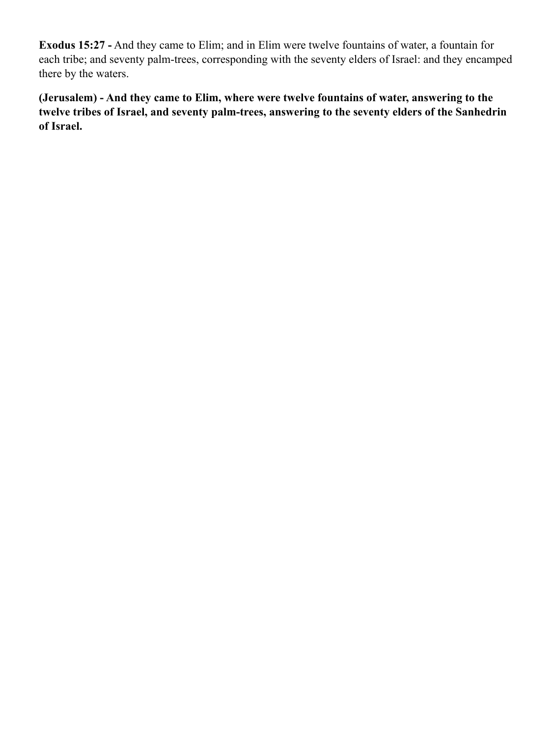**Exodus 15:27 -** And they came to Elim; and in Elim were twelve fountains of water, a fountain for each tribe; and seventy palm-trees, corresponding with the seventy elders of Israel: and they encamped there by the waters.

**(Jerusalem) - And they came to Elim, where were twelve fountains of water, answering to the twelve tribes of Israel, and seventy palm-trees, answering to the seventy elders of the Sanhedrin of Israel.**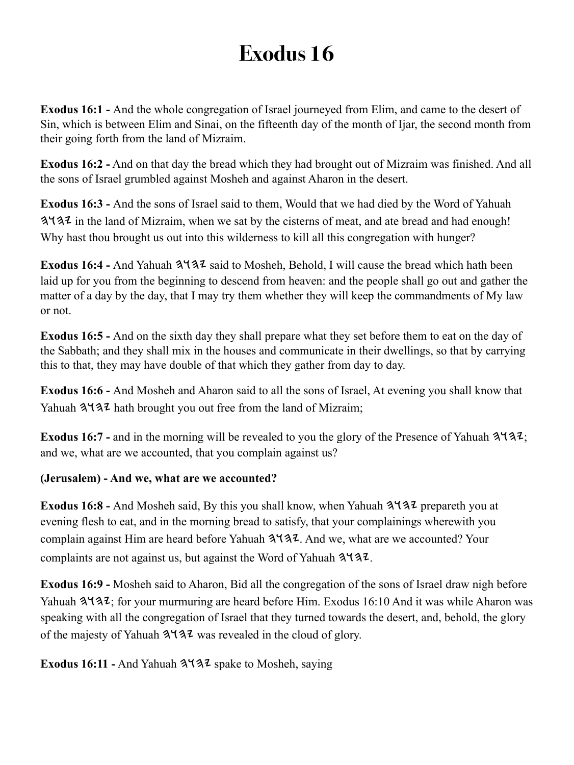# Exodus 16

**Exodus 16:1 -** And the whole congregation of Israel journeyed from Elim, and came to the desert of Sin, which is between Elim and Sinai, on the fifteenth day of the month of Ijar, the second month from their going forth from the land of Mizraim.

**Exodus 16:2 -** And on that day the bread which they had brought out of Mizraim was finished. And all the sons of Israel grumbled against Mosheh and against Aharon in the desert.

**Exodus 16:3 -** And the sons of Israel said to them, Would that we had died by the Word of Yahuah 𐤄𐤅𐤄𐤉 in the land of Mizraim, when we sat by the cisterns of meat, and ate bread and had enough! Why hast thou brought us out into this wilderness to kill all this congregation with hunger?

**Exodus 16:4 -** And Yahuah 𐤄𐤅𐤄𐤉 said to Mosheh, Behold, I will cause the bread which hath been laid up for you from the beginning to descend from heaven: and the people shall go out and gather the matter of a day by the day, that I may try them whether they will keep the commandments of My law or not.

**Exodus 16:5 -** And on the sixth day they shall prepare what they set before them to eat on the day of the Sabbath; and they shall mix in the houses and communicate in their dwellings, so that by carrying this to that, they may have double of that which they gather from day to day.

**Exodus 16:6 -** And Mosheh and Aharon said to all the sons of Israel, At evening you shall know that Yahuah 𐤄𐤅𐤄𐤉 hath brought you out free from the land of Mizraim;

**Exodus 16:7 -** and in the morning will be revealed to you the glory of the Presence of Yahuah 𐤄𐤅𐤄𐤉; and we, what are we accounted, that you complain against us?

**(Jerusalem) - And we, what are we accounted?**

**Exodus 16:8 -** And Mosheh said, By this you shall know, when Yahuah 𐤄𐤅𐤄𐤉 prepareth you at evening flesh to eat, and in the morning bread to satisfy, that your complainings wherewith you complain against Him are heard before Yahuah 𐤄𐤅𐤄𐤉. And we, what are we accounted? Your complaints are not against us, but against the Word of Yahuah 𐤄𐤅𐤄𐤉.

**Exodus 16:9 -** Mosheh said to Aharon, Bid all the congregation of the sons of Israel draw nigh before Yahuah 𐤄𐤅𐤄𐤉; for your murmuring are heard before Him. Exodus 16:10 And it was while Aharon was speaking with all the congregation of Israel that they turned towards the desert, and, behold, the glory of the majesty of Yahuah 𐤄𐤅𐤄𐤉 was revealed in the cloud of glory.

**Exodus 16:11 -** And Yahuah 𐤄𐤅𐤄𐤉 spake to Mosheh, saying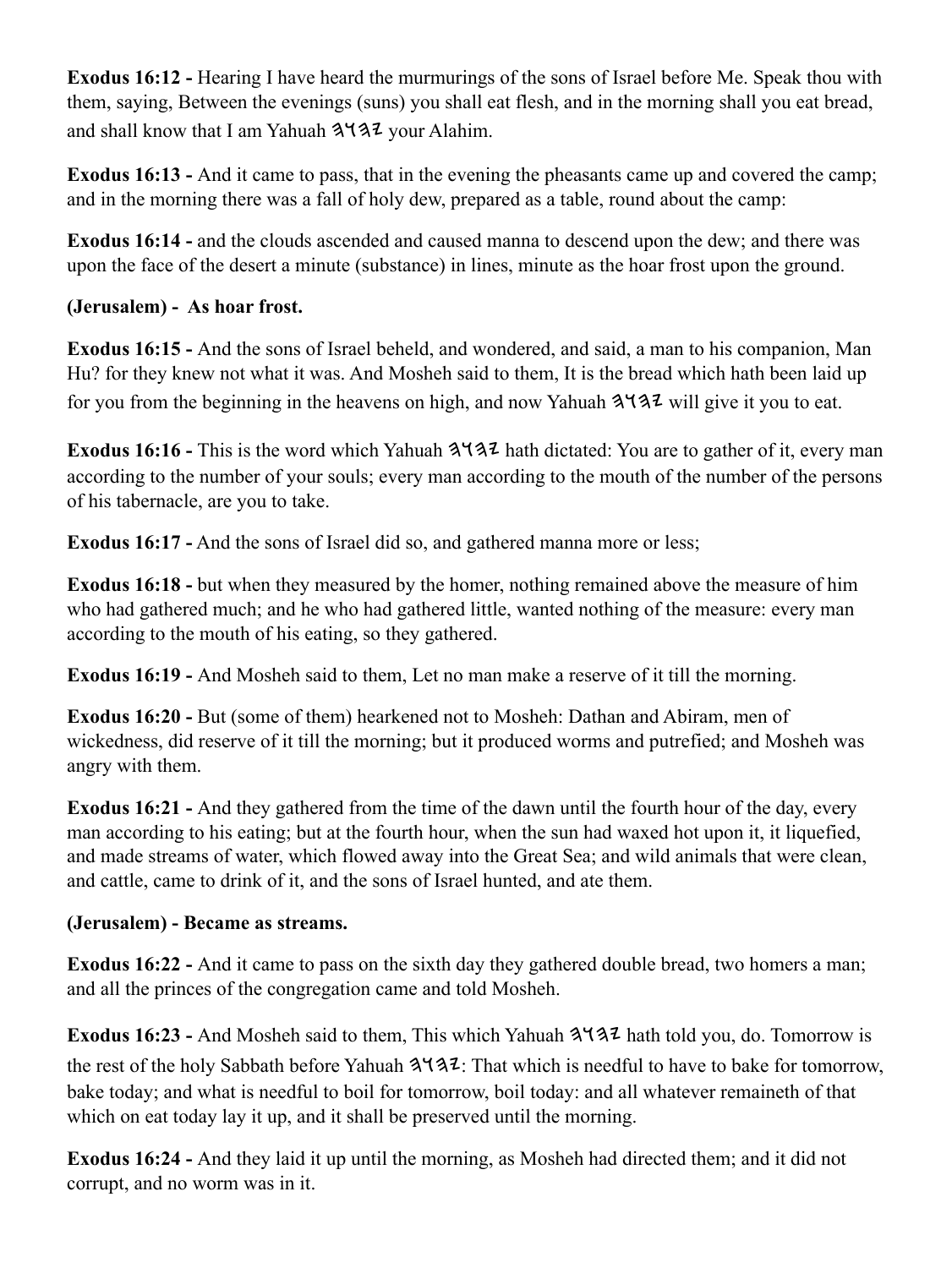**Exodus 16:12 -** Hearing I have heard the murmurings of the sons of Israel before Me. Speak thou with them, saying, Between the evenings (suns) you shall eat flesh, and in the morning shall you eat bread, and shall know that I am Yahuah 𐤄𐤅𐤄𐤉 your Alahim.

**Exodus 16:13 -** And it came to pass, that in the evening the pheasants came up and covered the camp; and in the morning there was a fall of holy dew, prepared as a table, round about the camp:

**Exodus 16:14 -** and the clouds ascended and caused manna to descend upon the dew; and there was upon the face of the desert a minute (substance) in lines, minute as the hoar frost upon the ground.

**(Jerusalem) - As hoar frost.**

**Exodus 16:15 -** And the sons of Israel beheld, and wondered, and said, a man to his companion, Man Hu? for they knew not what it was. And Mosheh said to them, It is the bread which hath been laid up for you from the beginning in the heavens on high, and now Yahuah 𐤄𐤅𐤄𐤉 will give it you to eat.

**Exodus 16:16 -** This is the word which Yahuah 𐤄𐤅𐤄𐤉 hath dictated: You are to gather of it, every man according to the number of your souls; every man according to the mouth of the number of the persons of his tabernacle, are you to take.

**Exodus 16:17 -** And the sons of Israel did so, and gathered manna more or less;

**Exodus 16:18 -** but when they measured by the homer, nothing remained above the measure of him who had gathered much; and he who had gathered little, wanted nothing of the measure: every man according to the mouth of his eating, so they gathered.

**Exodus 16:19 -** And Mosheh said to them, Let no man make a reserve of it till the morning.

**Exodus 16:20 -** But (some of them) hearkened not to Mosheh: Dathan and Abiram, men of wickedness, did reserve of it till the morning; but it produced worms and putrefied; and Mosheh was angry with them.

**Exodus 16:21 -** And they gathered from the time of the dawn until the fourth hour of the day, every man according to his eating; but at the fourth hour, when the sun had waxed hot upon it, it liquefied, and made streams of water, which flowed away into the Great Sea; and wild animals that were clean, and cattle, came to drink of it, and the sons of Israel hunted, and ate them.

**(Jerusalem) - Became as streams.**

**Exodus 16:22 -** And it came to pass on the sixth day they gathered double bread, two homers a man; and all the princes of the congregation came and told Mosheh.

**Exodus 16:23 -** And Mosheh said to them, This which Yahuah 𐤄𐤅𐤄𐤉 hath told you, do. Tomorrow is the rest of the holy Sabbath before Yahuah 𐤄𐤅𐤄𐤉: That which is needful to have to bake for tomorrow, bake today; and what is needful to boil for tomorrow, boil today: and all whatever remaineth of that which on eat today lay it up, and it shall be preserved until the morning.

**Exodus 16:24 -** And they laid it up until the morning, as Mosheh had directed them; and it did not corrupt, and no worm was in it.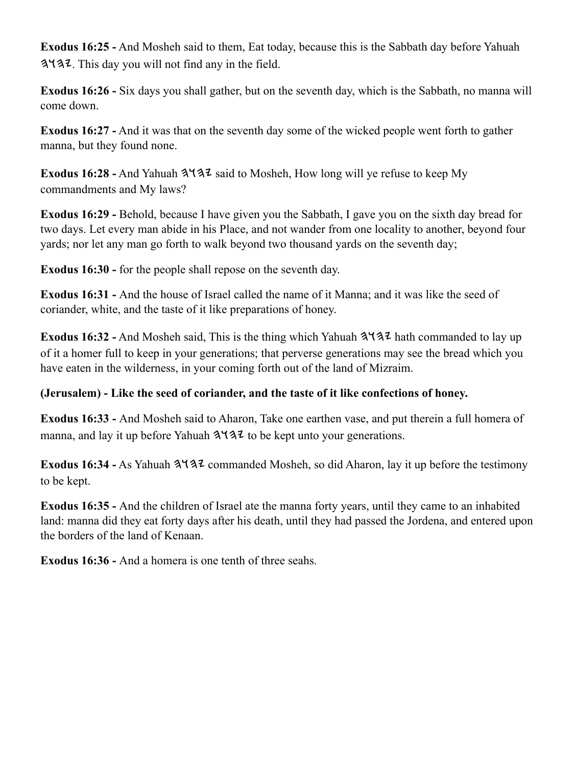**Exodus 16:25 -** And Mosheh said to them, Eat today, because this is the Sabbath day before Yahuah 𐤉𐤄𐤅𐤄. This day you will not find any in the field.

**Exodus 16:26 -** Six days you shall gather, but on the seventh day, which is the Sabbath, no manna will come down.

**Exodus 16:27 -** And it was that on the seventh day some of the wicked people went forth to gather manna, but they found none.

**Exodus 16:28 -** And Yahuah 𐤉𐤄𐤅𐤄 said to Mosheh, How long will ye refuse to keep My commandments and My laws?

**Exodus 16:29 -** Behold, because I have given you the Sabbath, I gave you on the sixth day bread for two days. Let every man abide in his Place, and not wander from one locality to another, beyond four yards; nor let any man go forth to walk beyond two thousand yards on the seventh day;

**Exodus 16:30 -** for the people shall repose on the seventh day.

**Exodus 16:31 -** And the house of Israel called the name of it Manna; and it was like the seed of coriander, white, and the taste of it like preparations of honey.

**Exodus 16:32 -** And Mosheh said, This is the thing which Yahuah 𐤉𐤄𐤅𐤄 hath commanded to lay up of it a homer full to keep in your generations; that perverse generations may see the bread which you have eaten in the wilderness, in your coming forth out of the land of Mizraim.

**(Jerusalem) - Like the seed of coriander, and the taste of it like confections of honey.**

**Exodus 16:33 -** And Mosheh said to Aharon, Take one earthen vase, and put therein a full homera of manna, and lay it up before Yahuah 𐤉𐤄𐤅𐤄 to be kept unto your generations.

**Exodus 16:34 -** As Yahuah 𐤉𐤄𐤅𐤄 commanded Mosheh, so did Aharon, lay it up before the testimony to be kept.

**Exodus 16:35 -** And the children of Israel ate the manna forty years, until they came to an inhabited land: manna did they eat forty days after his death, until they had passed the Jordena, and entered upon the borders of the land of Kenaan.

**Exodus 16:36 -** And a homera is one tenth of three seahs.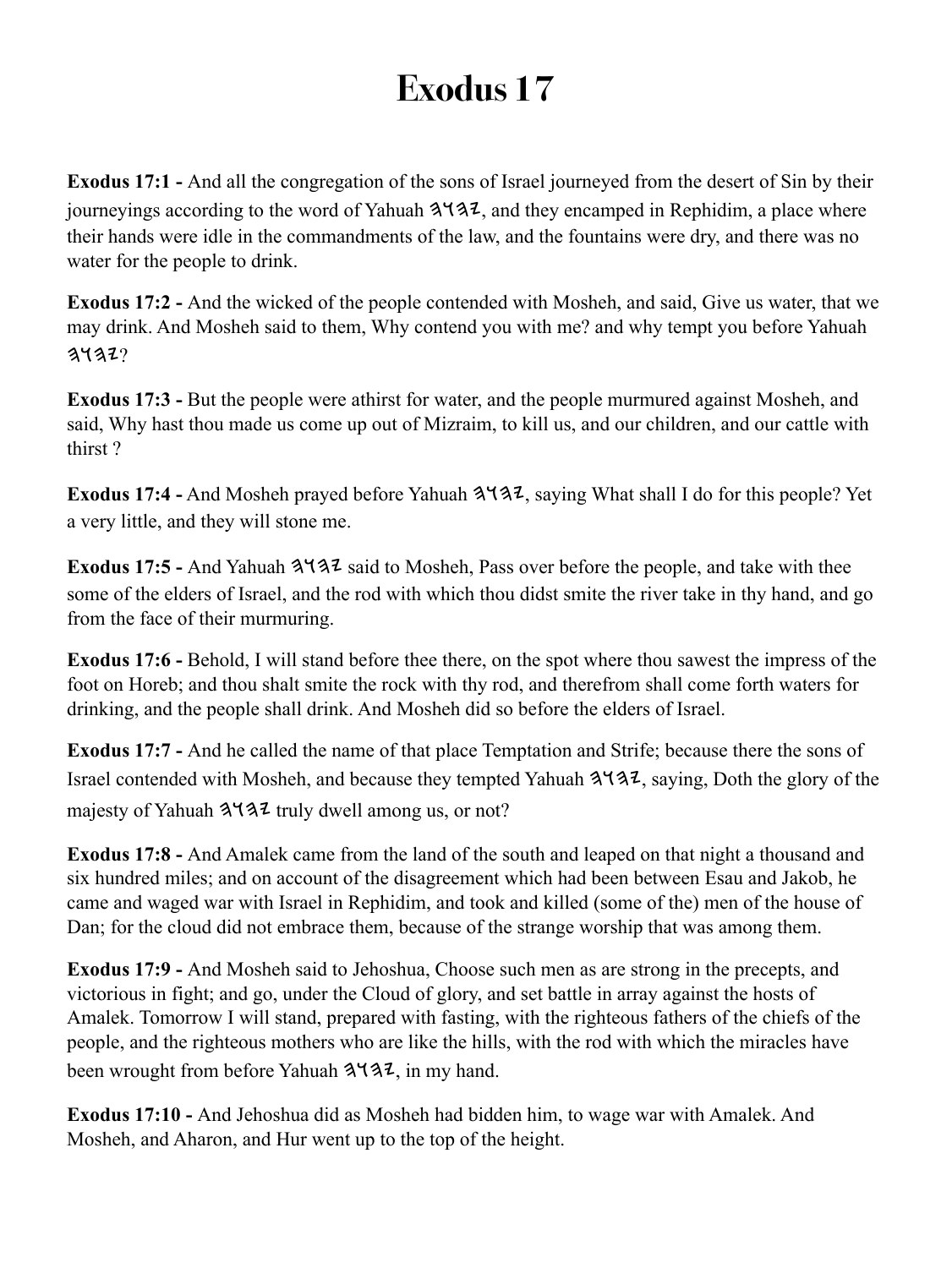# Exodus 17

**Exodus 17:1 -** And all the congregation of the sons of Israel journeyed from the desert of Sin by their journeyings according to the word of Yahuah 𐤄𐤅𐤄𐤉, and they encamped in Rephidim, a place where their hands were idle in the commandments of the law, and the fountains were dry, and there was no water for the people to drink.

**Exodus 17:2 -** And the wicked of the people contended with Mosheh, and said, Give us water, that we may drink. And Mosheh said to them, Why contend you with me? and why tempt you before Yahuah 𐤄𐤅𐤄𐤉?

**Exodus 17:3 -** But the people were athirst for water, and the people murmured against Mosheh, and said, Why hast thou made us come up out of Mizraim, to kill us, and our children, and our cattle with thirst ?

**Exodus 17:4 -** And Mosheh prayed before Yahuah 𐤄𐤅𐤄𐤉, saying What shall I do for this people? Yet a very little, and they will stone me.

**Exodus 17:5 -** And Yahuah 𐤄𐤅𐤄𐤉 said to Mosheh, Pass over before the people, and take with thee some of the elders of Israel, and the rod with which thou didst smite the river take in thy hand, and go from the face of their murmuring.

**Exodus 17:6 -** Behold, I will stand before thee there, on the spot where thou sawest the impress of the foot on Horeb; and thou shalt smite the rock with thy rod, and therefrom shall come forth waters for drinking, and the people shall drink. And Mosheh did so before the elders of Israel.

**Exodus 17:7 -** And he called the name of that place Temptation and Strife; because there the sons of Israel contended with Mosheh, and because they tempted Yahuah 𐤄𐤅𐤄𐤉, saying, Doth the glory of the majesty of Yahuah 𐤄𐤅𐤄𐤉 truly dwell among us, or not?

**Exodus 17:8 -** And Amalek came from the land of the south and leaped on that night a thousand and six hundred miles; and on account of the disagreement which had been between Esau and Jakob, he came and waged war with Israel in Rephidim, and took and killed (some of the) men of the house of Dan; for the cloud did not embrace them, because of the strange worship that was among them.

**Exodus 17:9 -** And Mosheh said to Jehoshua, Choose such men as are strong in the precepts, and victorious in fight; and go, under the Cloud of glory, and set battle in array against the hosts of Amalek. Tomorrow I will stand, prepared with fasting, with the righteous fathers of the chiefs of the people, and the righteous mothers who are like the hills, with the rod with which the miracles have been wrought from before Yahuah 𐤄𐤅𐤄𐤉, in my hand.

**Exodus 17:10 -** And Jehoshua did as Mosheh had bidden him, to wage war with Amalek. And Mosheh, and Aharon, and Hur went up to the top of the height.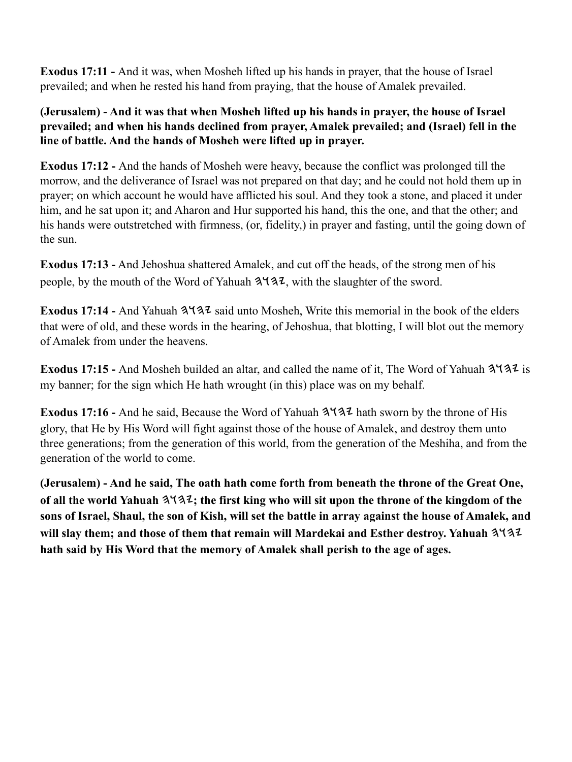**Exodus 17:11 -** And it was, when Mosheh lifted up his hands in prayer, that the house of Israel prevailed; and when he rested his hand from praying, that the house of Amalek prevailed.

**(Jerusalem) - And it was that when Mosheh lifted up his hands in prayer, the house of Israel prevailed; and when his hands declined from prayer, Amalek prevailed; and (Israel) fell in the line of battle. And the hands of Mosheh were lifted up in prayer.**

**Exodus 17:12 -** And the hands of Mosheh were heavy, because the conflict was prolonged till the morrow, and the deliverance of Israel was not prepared on that day; and he could not hold them up in prayer; on which account he would have afflicted his soul. And they took a stone, and placed it under him, and he sat upon it; and Aharon and Hur supported his hand, this the one, and that the other; and his hands were outstretched with firmness, (or, fidelity,) in prayer and fasting, until the going down of the sun.

**Exodus 17:13 -** And Jehoshua shattered Amalek, and cut off the heads, of the strong men of his people, by the mouth of the Word of Yahuah 𐤉𐤄𐤅𐤄, with the slaughter of the sword.

**Exodus 17:14 -** And Yahuah 𐤉𐤄𐤅𐤄 said unto Mosheh, Write this memorial in the book of the elders that were of old, and these words in the hearing, of Jehoshua, that blotting, I will blot out the memory of Amalek from under the heavens.

**Exodus 17:15 -** And Mosheh builded an altar, and called the name of it, The Word of Yahuah 𐤉𐤄𐤅𐤄 is my banner; for the sign which He hath wrought (in this) place was on my behalf.

**Exodus 17:16 -** And he said, Because the Word of Yahuah 𐤉𐤄𐤅𐤄 hath sworn by the throne of His glory, that He by His Word will fight against those of the house of Amalek, and destroy them unto three generations; from the generation of this world, from the generation of the Meshiha, and from the generation of the world to come.

**(Jerusalem) - And he said, The oath hath come forth from beneath the throne of the Great One, of all the world Yahuah 𐤉𐤄𐤅𐤄; the first king who will sit upon the throne of the kingdom of the sons of Israel, Shaul, the son of Kish, will set the battle in array against the house of Amalek, and will slay them; and those of them that remain will Mardekai and Esther destroy. Yahuah 𐤉𐤄𐤅𐤄 hath said by His Word that the memory of Amalek shall perish to the age of ages.**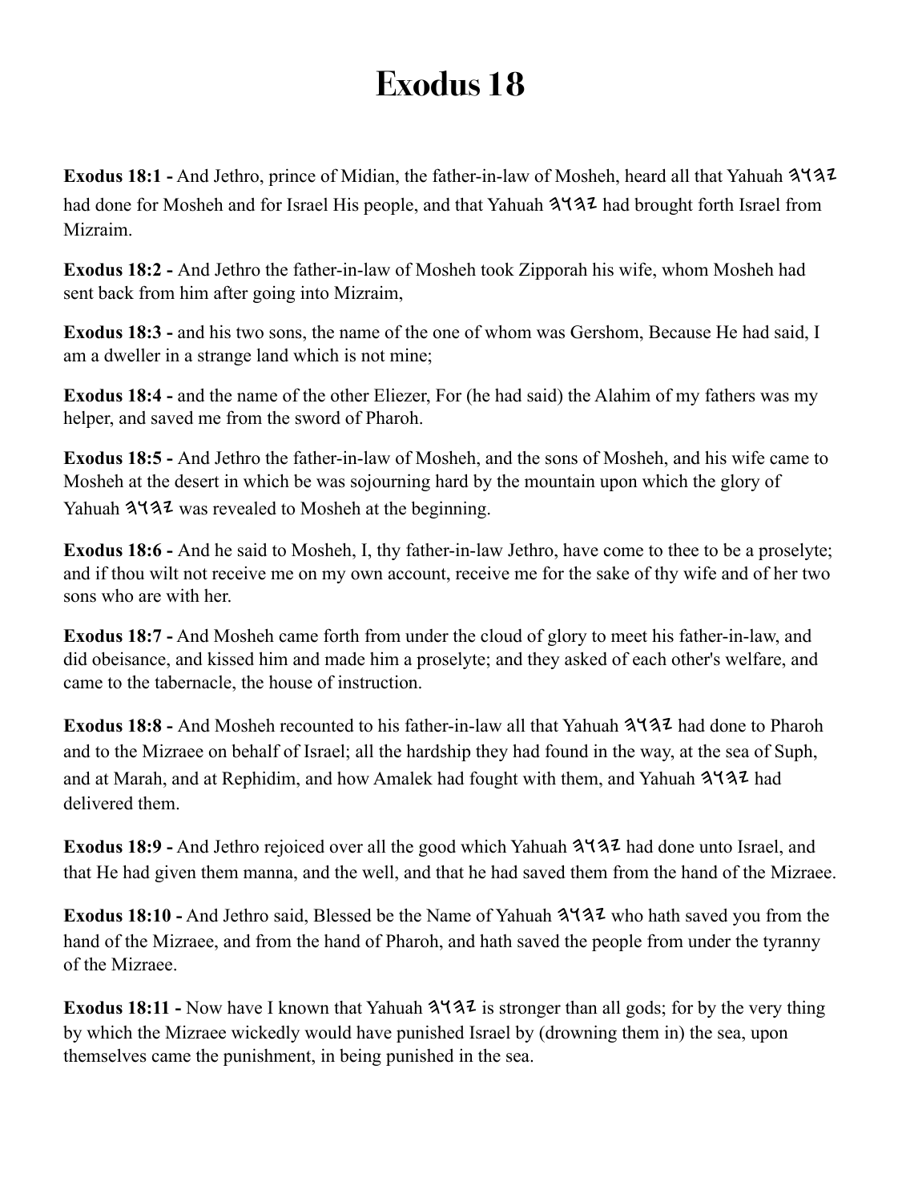# Exodus 18

**Exodus 18:1 -** And Jethro, prince of Midian, the father-in-law of Mosheh, heard all that Yahuah 𐤉𐤄𐤅𐤄 had done for Mosheh and for Israel His people, and that Yahuah 𐤉𐤄𐤅𐤄 had brought forth Israel from Mizraim.

**Exodus 18:2 -** And Jethro the father-in-law of Mosheh took Zipporah his wife, whom Mosheh had sent back from him after going into Mizraim,

**Exodus 18:3 -** and his two sons, the name of the one of whom was Gershom, Because He had said, I am a dweller in a strange land which is not mine;

**Exodus 18:4 -** and the name of the other Eliezer, For (he had said) the Alahim of my fathers was my helper, and saved me from the sword of Pharoh.

**Exodus 18:5 -** And Jethro the father-in-law of Mosheh, and the sons of Mosheh, and his wife came to Mosheh at the desert in which be was sojourning hard by the mountain upon which the glory of Yahuah 𐤉𐤄𐤅𐤄 was revealed to Mosheh at the beginning.

**Exodus 18:6 -** And he said to Mosheh, I, thy father-in-law Jethro, have come to thee to be a proselyte; and if thou wilt not receive me on my own account, receive me for the sake of thy wife and of her two sons who are with her.

**Exodus 18:7 -** And Mosheh came forth from under the cloud of glory to meet his father-in-law, and did obeisance, and kissed him and made him a proselyte; and they asked of each other's welfare, and came to the tabernacle, the house of instruction.

**Exodus 18:8 -** And Mosheh recounted to his father-in-law all that Yahuah 𐤉𐤄𐤅𐤄 had done to Pharoh and to the Mizraee on behalf of Israel; all the hardship they had found in the way, at the sea of Suph, and at Marah, and at Rephidim, and how Amalek had fought with them, and Yahuah 𐤉𐤄𐤅𐤄 had delivered them.

**Exodus 18:9 -** And Jethro rejoiced over all the good which Yahuah 𐤉𐤄𐤅𐤄 had done unto Israel, and that He had given them manna, and the well, and that he had saved them from the hand of the Mizraee.

**Exodus 18:10 -** And Jethro said, Blessed be the Name of Yahuah 𐤉𐤄𐤅𐤄 who hath saved you from the hand of the Mizraee, and from the hand of Pharoh, and hath saved the people from under the tyranny of the Mizraee.

**Exodus 18:11 -** Now have I known that Yahuah 𐤉𐤄𐤅𐤄 is stronger than all gods; for by the very thing by which the Mizraee wickedly would have punished Israel by (drowning them in) the sea, upon themselves came the punishment, in being punished in the sea.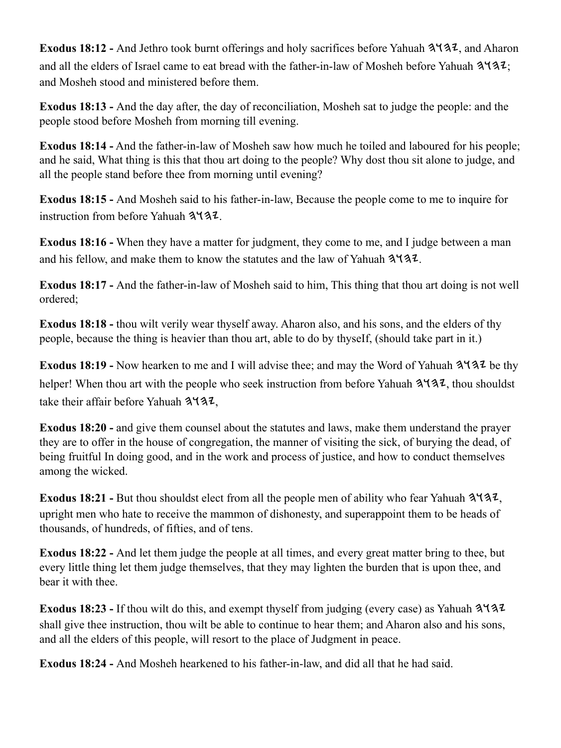**Exodus 18:12 -** And Jethro took burnt offerings and holy sacrifices before Yahuah 𐤉𐤄𐤅𐤄, and Aharon and all the elders of Israel came to eat bread with the father-in-law of Mosheh before Yahuah 𐤉𐤄𐤅𐤄; and Mosheh stood and ministered before them.

**Exodus 18:13 -** And the day after, the day of reconciliation, Mosheh sat to judge the people: and the people stood before Mosheh from morning till evening.

**Exodus 18:14 -** And the father-in-law of Mosheh saw how much he toiled and laboured for his people; and he said, What thing is this that thou art doing to the people? Why dost thou sit alone to judge, and all the people stand before thee from morning until evening?

**Exodus 18:15 -** And Mosheh said to his father-in-law, Because the people come to me to inquire for instruction from before Yahuah 𐤉𐤄𐤅𐤄.

**Exodus 18:16 -** When they have a matter for judgment, they come to me, and I judge between a man and his fellow, and make them to know the statutes and the law of Yahuah 𐤉𐤄𐤅𐤄.

**Exodus 18:17 -** And the father-in-law of Mosheh said to him, This thing that thou art doing is not well ordered;

**Exodus 18:18 -** thou wilt verily wear thyself away. Aharon also, and his sons, and the elders of thy people, because the thing is heavier than thou art, able to do by thyself, (should take part in it.)

**Exodus 18:19 -** Now hearken to me and I will advise thee; and may the Word of Yahuah 𐤉𐤄𐤅𐤄 be thy helper! When thou art with the people who seek instruction from before Yahuah 𐤉𐤄𐤅𐤄, thou shouldst take their affair before Yahuah 𐤉𐤄𐤅𐤄,

**Exodus 18:20 -** and give them counsel about the statutes and laws, make them understand the prayer they are to offer in the house of congregation, the manner of visiting the sick, of burying the dead, of being fruitful In doing good, and in the work and process of justice, and how to conduct themselves among the wicked.

**Exodus 18:21 -** But thou shouldst elect from all the people men of ability who fear Yahuah 𐤉𐤄𐤅𐤄, upright men who hate to receive the mammon of dishonesty, and superappoint them to be heads of thousands, of hundreds, of fifties, and of tens.

**Exodus 18:22 -** And let them judge the people at all times, and every great matter bring to thee, but every little thing let them judge themselves, that they may lighten the burden that is upon thee, and bear it with thee.

**Exodus 18:23 -** If thou wilt do this, and exempt thyself from judging (every case) as Yahuah 𐤉𐤄𐤅𐤄 shall give thee instruction, thou wilt be able to continue to hear them; and Aharon also and his sons, and all the elders of this people, will resort to the place of Judgment in peace.

**Exodus 18:24 -** And Mosheh hearkened to his father-in-law, and did all that he had said.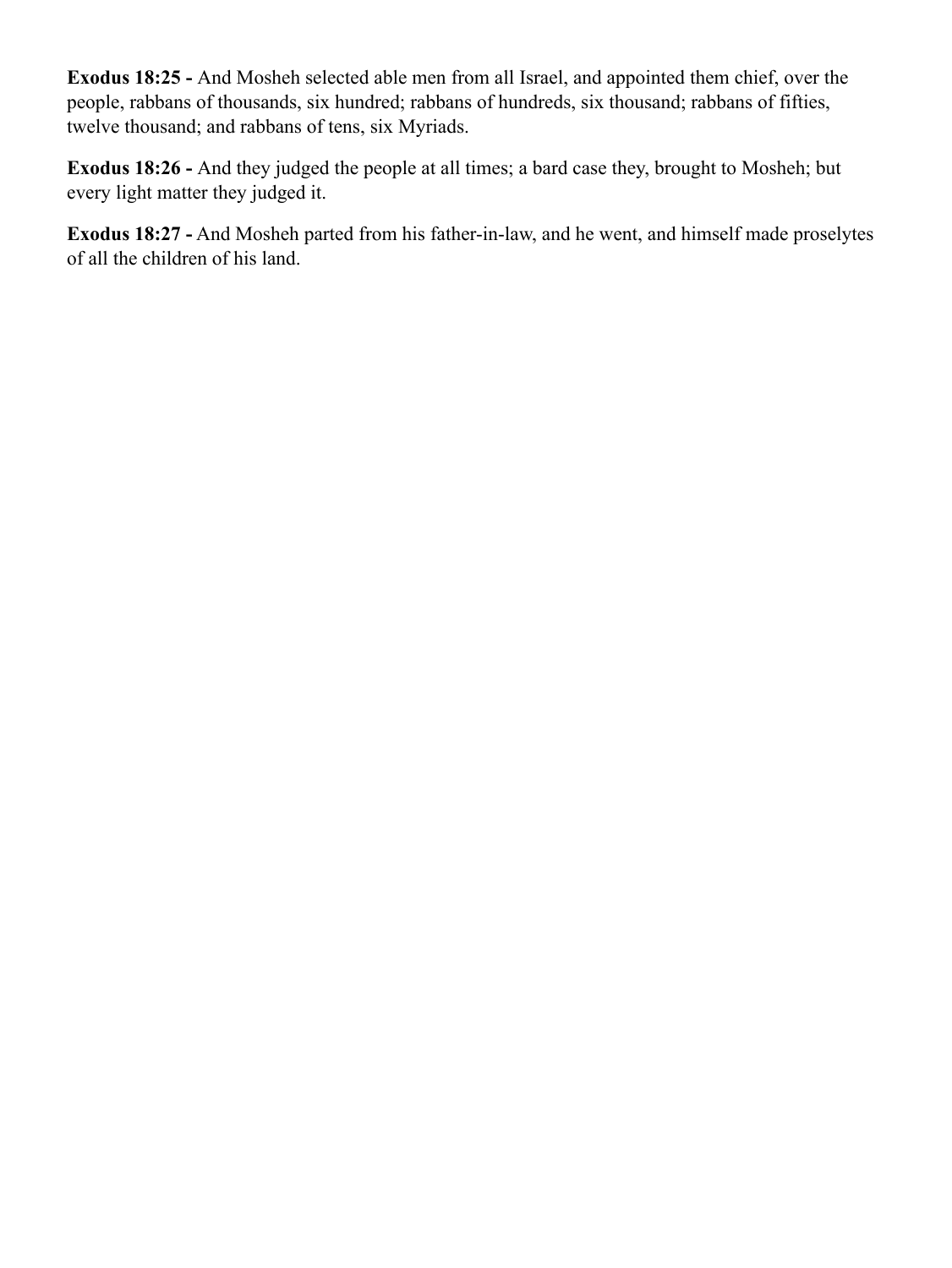**Exodus 18:25 -** And Mosheh selected able men from all Israel, and appointed them chief, over the people, rabbans of thousands, six hundred; rabbans of hundreds, six thousand; rabbans of fifties, twelve thousand; and rabbans of tens, six Myriads.

**Exodus 18:26 -** And they judged the people at all times; a bard case they, brought to Mosheh; but every light matter they judged it.

**Exodus 18:27 -** And Mosheh parted from his father-in-law, and he went, and himself made proselytes of all the children of his land.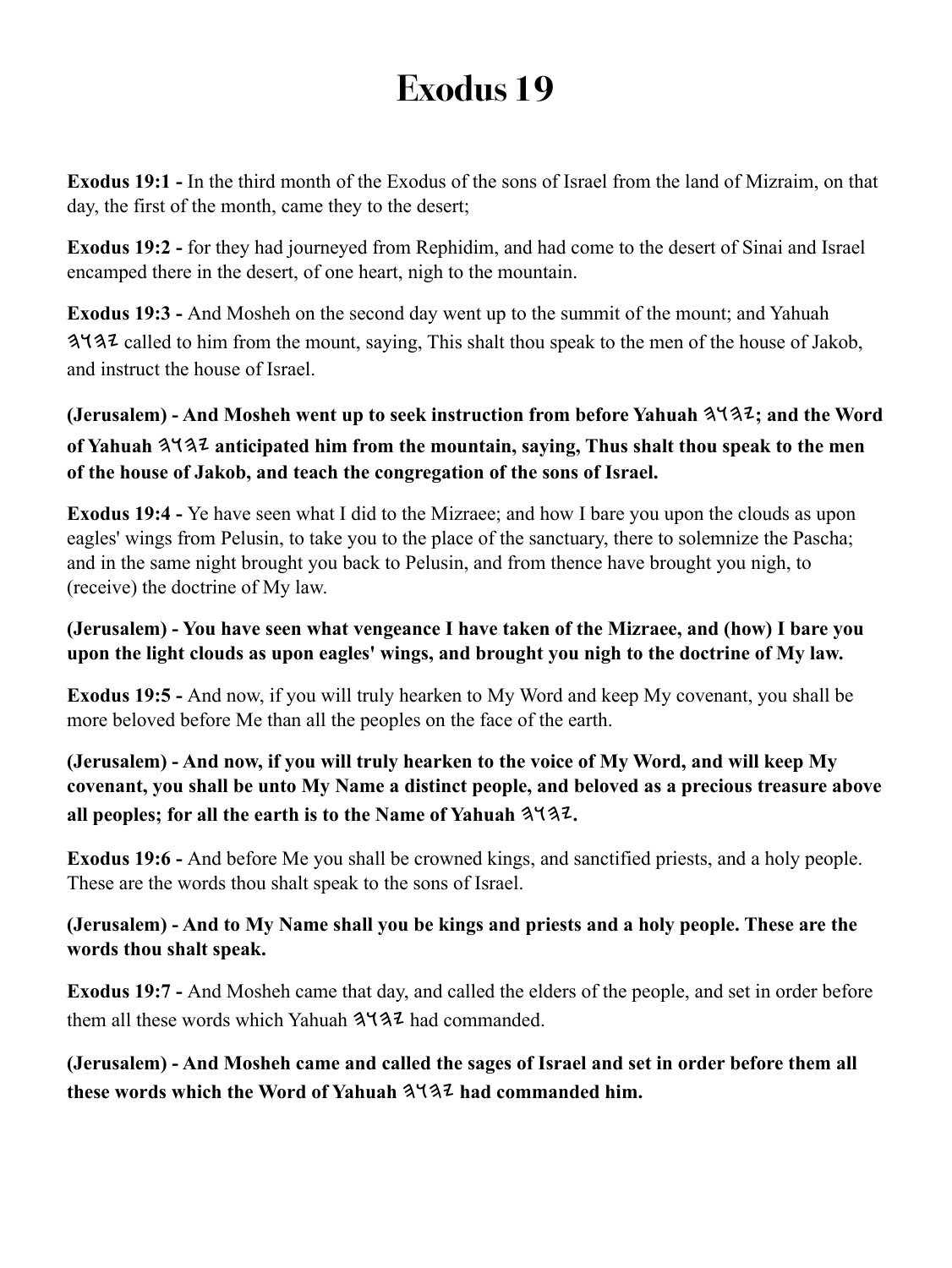# Exodus 19

**Exodus 19:1 -** In the third month of the Exodus of the sons of Israel from the land of Mizraim, on that day, the first of the month, came they to the desert;

**Exodus 19:2 -** for they had journeyed from Rephidim, and had come to the desert of Sinai and Israel encamped there in the desert, of one heart, nigh to the mountain.

**Exodus 19:3 -** And Mosheh on the second day went up to the summit of the mount; and Yahuah 𐤄𐤅𐤄𐤉 called to him from the mount, saying, This shalt thou speak to the men of the house of Jakob, and instruct the house of Israel.

**(Jerusalem) - And Mosheh went up to seek instruction from before Yahuah 𐤄𐤅𐤄𐤉; and the Word of Yahuah 𐤄𐤅𐤄𐤉 anticipated him from the mountain, saying, Thus shalt thou speak to the men of the house of Jakob, and teach the congregation of the sons of Israel.**

**Exodus 19:4 -** Ye have seen what I did to the Mizraee; and how I bare you upon the clouds as upon eagles' wings from Pelusin, to take you to the place of the sanctuary, there to solemnize the Pascha; and in the same night brought you back to Pelusin, and from thence have brought you nigh, to (receive) the doctrine of My law.

**(Jerusalem) - You have seen what vengeance I have taken of the Mizraee, and (how) I bare you upon the light clouds as upon eagles' wings, and brought you nigh to the doctrine of My law.**

**Exodus 19:5 -** And now, if you will truly hearken to My Word and keep My covenant, you shall be more beloved before Me than all the peoples on the face of the earth.

**(Jerusalem) - And now, if you will truly hearken to the voice of My Word, and will keep My covenant, you shall be unto My Name a distinct people, and beloved as a precious treasure above all peoples; for all the earth is to the Name of Yahuah 𐤄𐤅𐤄𐤉.**

**Exodus 19:6 -** And before Me you shall be crowned kings, and sanctified priests, and a holy people. These are the words thou shalt speak to the sons of Israel.

**(Jerusalem) - And to My Name shall you be kings and priests and a holy people. These are the words thou shalt speak.**

**Exodus 19:7 -** And Mosheh came that day, and called the elders of the people, and set in order before them all these words which Yahuah 𐤄𐤅𐤄𐤉 had commanded.

**(Jerusalem) - And Mosheh came and called the sages of Israel and set in order before them all these words which the Word of Yahuah 𐤄𐤅𐤄𐤉 had commanded him.**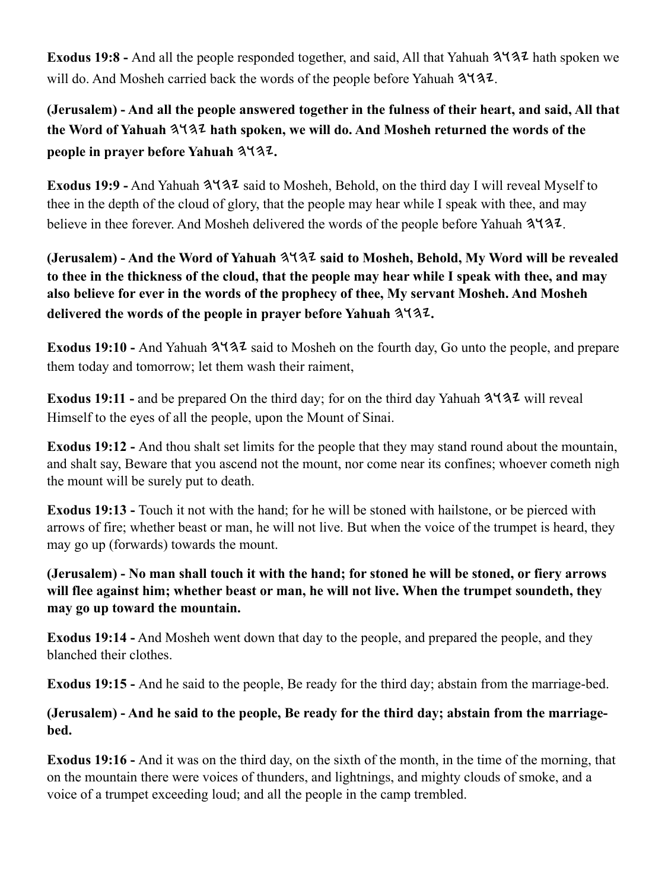**Exodus 19:8 -** And all the people responded together, and said, All that Yahuah 𐤄𐤅𐤄𐤉 hath spoken we will do. And Mosheh carried back the words of the people before Yahuah 𐤄𐤅𐤄𐤉.

**(Jerusalem) - And all the people answered together in the fulness of their heart, and said, All that the Word of Yahuah 𐤄𐤅𐤄𐤉 hath spoken, we will do. And Mosheh returned the words of the people in prayer before Yahuah 𐤄𐤅𐤄𐤉.**

**Exodus 19:9 -** And Yahuah 𐤄𐤅𐤄𐤉 said to Mosheh, Behold, on the third day I will reveal Myself to thee in the depth of the cloud of glory, that the people may hear while I speak with thee, and may believe in thee forever. And Mosheh delivered the words of the people before Yahuah 𐤄𐤅𐤄𐤉.

**(Jerusalem) - And the Word of Yahuah 𐤄𐤅𐤄𐤉 said to Mosheh, Behold, My Word will be revealed to thee in the thickness of the cloud, that the people may hear while I speak with thee, and may also believe for ever in the words of the prophecy of thee, My servant Mosheh. And Mosheh delivered the words of the people in prayer before Yahuah 𐤄𐤅𐤄𐤉.**

**Exodus 19:10 -** And Yahuah 𐤄𐤅𐤄𐤉 said to Mosheh on the fourth day, Go unto the people, and prepare them today and tomorrow; let them wash their raiment,

**Exodus 19:11 -** and be prepared On the third day; for on the third day Yahuah 𐤄𐤅𐤄𐤉 will reveal Himself to the eyes of all the people, upon the Mount of Sinai.

**Exodus 19:12 -** And thou shalt set limits for the people that they may stand round about the mountain, and shalt say, Beware that you ascend not the mount, nor come near its confines; whoever cometh nigh the mount will be surely put to death.

**Exodus 19:13 -** Touch it not with the hand; for he will be stoned with hailstone, or be pierced with arrows of fire; whether beast or man, he will not live. But when the voice of the trumpet is heard, they may go up (forwards) towards the mount.

**(Jerusalem) - No man shall touch it with the hand; for stoned he will be stoned, or fiery arrows will flee against him; whether beast or man, he will not live. When the trumpet soundeth, they may go up toward the mountain.**

**Exodus 19:14 -** And Mosheh went down that day to the people, and prepared the people, and they blanched their clothes.

**Exodus 19:15 -** And he said to the people, Be ready for the third day; abstain from the marriage-bed.

**(Jerusalem) - And he said to the people, Be ready for the third day; abstain from the marriage-bed.**

**Exodus 19:16 -** And it was on the third day, on the sixth of the month, in the time of the morning, that on the mountain there were voices of thunders, and lightnings, and mighty clouds of smoke, and a voice of a trumpet exceeding loud; and all the people in the camp trembled.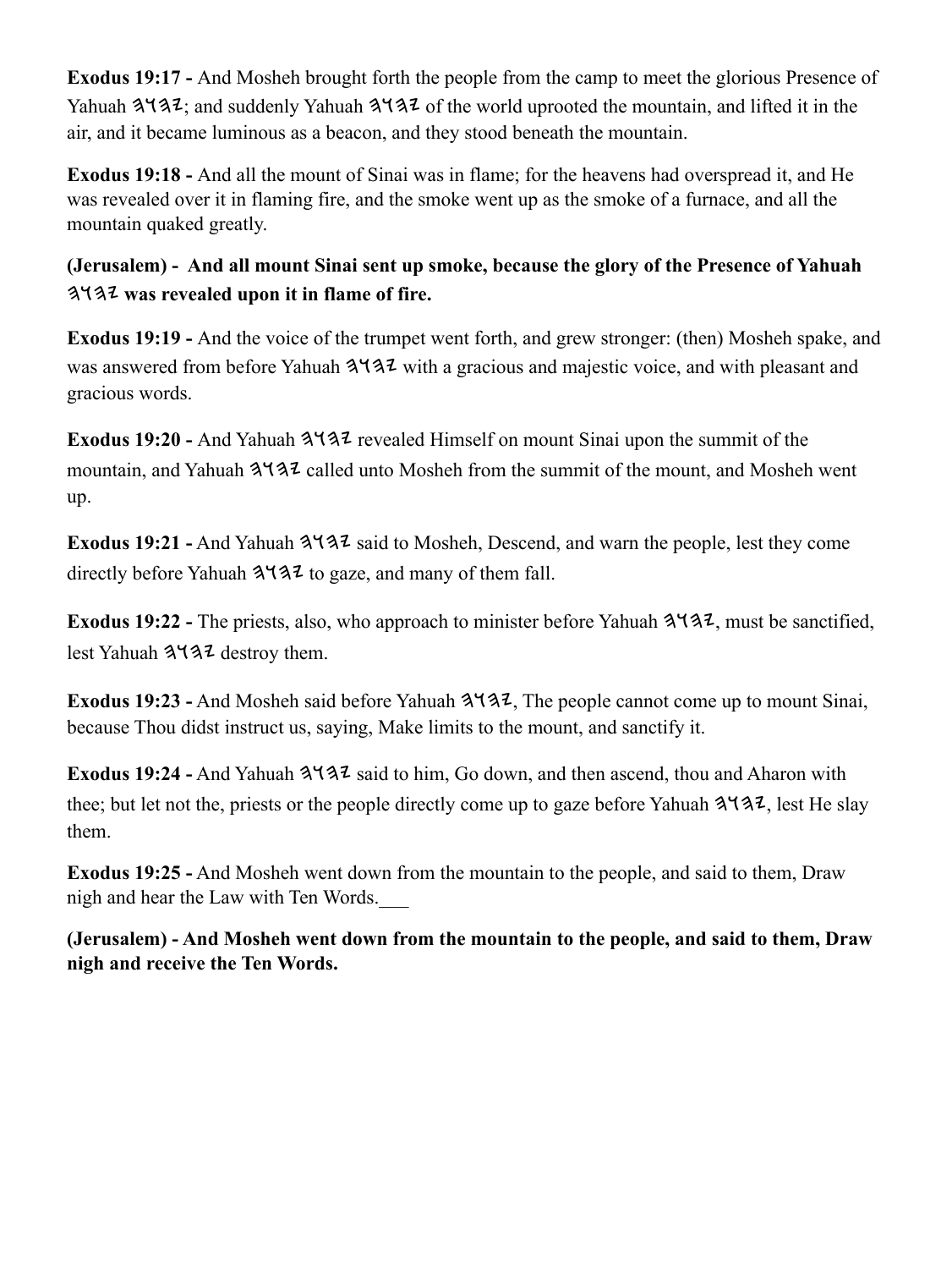**Exodus 19:17 -** And Mosheh brought forth the people from the camp to meet the glorious Presence of Yahuah 𐤉𐤄𐤅𐤄; and suddenly Yahuah 𐤉𐤄𐤅𐤄 of the world uprooted the mountain, and lifted it in the air, and it became luminous as a beacon, and they stood beneath the mountain.

**Exodus 19:18 -** And all the mount of Sinai was in flame; for the heavens had overspread it, and He was revealed over it in flaming fire, and the smoke went up as the smoke of a furnace, and all the mountain quaked greatly.

**(Jerusalem) - And all mount Sinai sent up smoke, because the glory of the Presence of Yahuah 𐤉𐤄𐤅𐤄 was revealed upon it in flame of fire.**

**Exodus 19:19 -** And the voice of the trumpet went forth, and grew stronger: (then) Mosheh spake, and was answered from before Yahuah 𐤉𐤄𐤅𐤄 with a gracious and majestic voice, and with pleasant and gracious words.

**Exodus 19:20 -** And Yahuah 𐤉𐤄𐤅𐤄 revealed Himself on mount Sinai upon the summit of the mountain, and Yahuah 𐤉𐤄𐤅𐤄 called unto Mosheh from the summit of the mount, and Mosheh went up.

**Exodus 19:21 -** And Yahuah 𐤉𐤄𐤅𐤄 said to Mosheh, Descend, and warn the people, lest they come directly before Yahuah 𐤉𐤄𐤅𐤄 to gaze, and many of them fall.

**Exodus 19:22 -** The priests, also, who approach to minister before Yahuah 𐤉𐤄𐤅𐤄, must be sanctified, lest Yahuah 𐤉𐤄𐤅𐤄 destroy them.

**Exodus 19:23 -** And Mosheh said before Yahuah 𐤉𐤄𐤅𐤄, The people cannot come up to mount Sinai, because Thou didst instruct us, saying, Make limits to the mount, and sanctify it.

**Exodus 19:24 -** And Yahuah 𐤉𐤄𐤅𐤄 said to him, Go down, and then ascend, thou and Aharon with thee; but let not the, priests or the people directly come up to gaze before Yahuah 𐤉𐤄𐤅𐤄, lest He slay them.

**Exodus 19:25 -** And Mosheh went down from the mountain to the people, and said to them, Draw nigh and hear the Law with Ten Words.___

**(Jerusalem) - And Mosheh went down from the mountain to the people, and said to them, Draw nigh and receive the Ten Words.**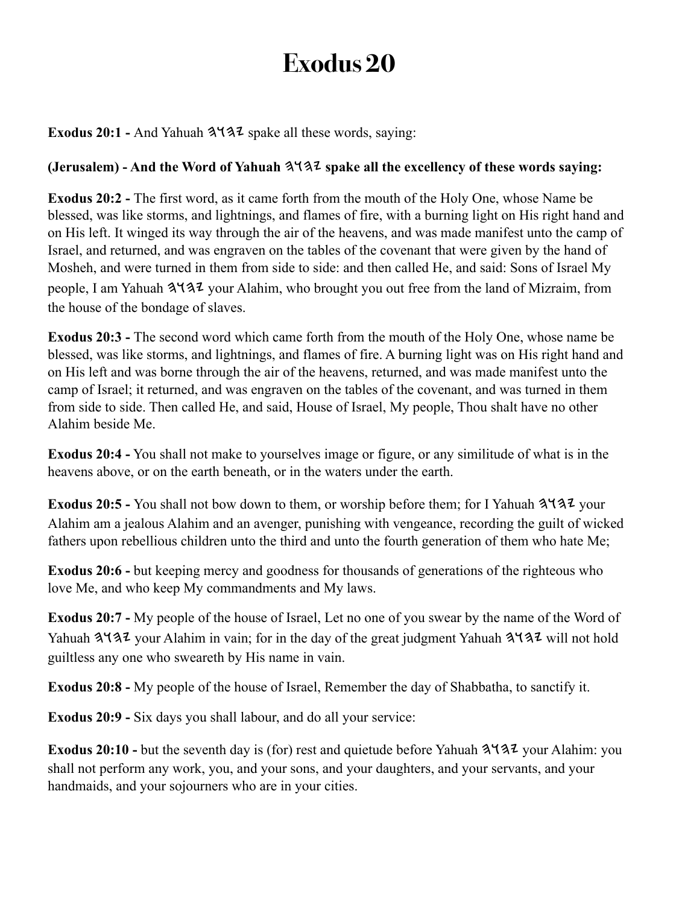# Exodus 20

**Exodus 20:1 -** And Yahuah 𐤉𐤄𐤅𐤄 spake all these words, saying:

**(Jerusalem) - And the Word of Yahuah 𐤉𐤄𐤅𐤄 spake all the excellency of these words saying:**

**Exodus 20:2 -** The first word, as it came forth from the mouth of the Holy One, whose Name be blessed, was like storms, and lightnings, and flames of fire, with a burning light on His right hand and on His left. It winged its way through the air of the heavens, and was made manifest unto the camp of Israel, and returned, and was engraven on the tables of the covenant that were given by the hand of Mosheh, and were turned in them from side to side: and then called He, and said: Sons of Israel My people, I am Yahuah 𐤉𐤄𐤅𐤄 your Alahim, who brought you out free from the land of Mizraim, from the house of the bondage of slaves.

**Exodus 20:3 -** The second word which came forth from the mouth of the Holy One, whose name be blessed, was like storms, and lightnings, and flames of fire. A burning light was on His right hand and on His left and was borne through the air of the heavens, returned, and was made manifest unto the camp of Israel; it returned, and was engraven on the tables of the covenant, and was turned in them from side to side. Then called He, and said, House of Israel, My people, Thou shalt have no other Alahim beside Me.

**Exodus 20:4 -** You shall not make to yourselves image or figure, or any similitude of what is in the heavens above, or on the earth beneath, or in the waters under the earth.

**Exodus 20:5 -** You shall not bow down to them, or worship before them; for I Yahuah 𐤉𐤄𐤅𐤄 your Alahim am a jealous Alahim and an avenger, punishing with vengeance, recording the guilt of wicked fathers upon rebellious children unto the third and unto the fourth generation of them who hate Me;

**Exodus 20:6 -** but keeping mercy and goodness for thousands of generations of the righteous who love Me, and who keep My commandments and My laws.

**Exodus 20:7 -** My people of the house of Israel, Let no one of you swear by the name of the Word of Yahuah 𐤉𐤄𐤅𐤄 your Alahim in vain; for in the day of the great judgment Yahuah 𐤉𐤄𐤅𐤄 will not hold guiltless any one who sweareth by His name in vain.

**Exodus 20:8 -** My people of the house of Israel, Remember the day of Shabbatha, to sanctify it.

**Exodus 20:9 -** Six days you shall labour, and do all your service:

**Exodus 20:10 -** but the seventh day is (for) rest and quietude before Yahuah 𐤉𐤄𐤅𐤄 your Alahim: you shall not perform any work, you, and your sons, and your daughters, and your servants, and your handmaids, and your sojourners who are in your cities.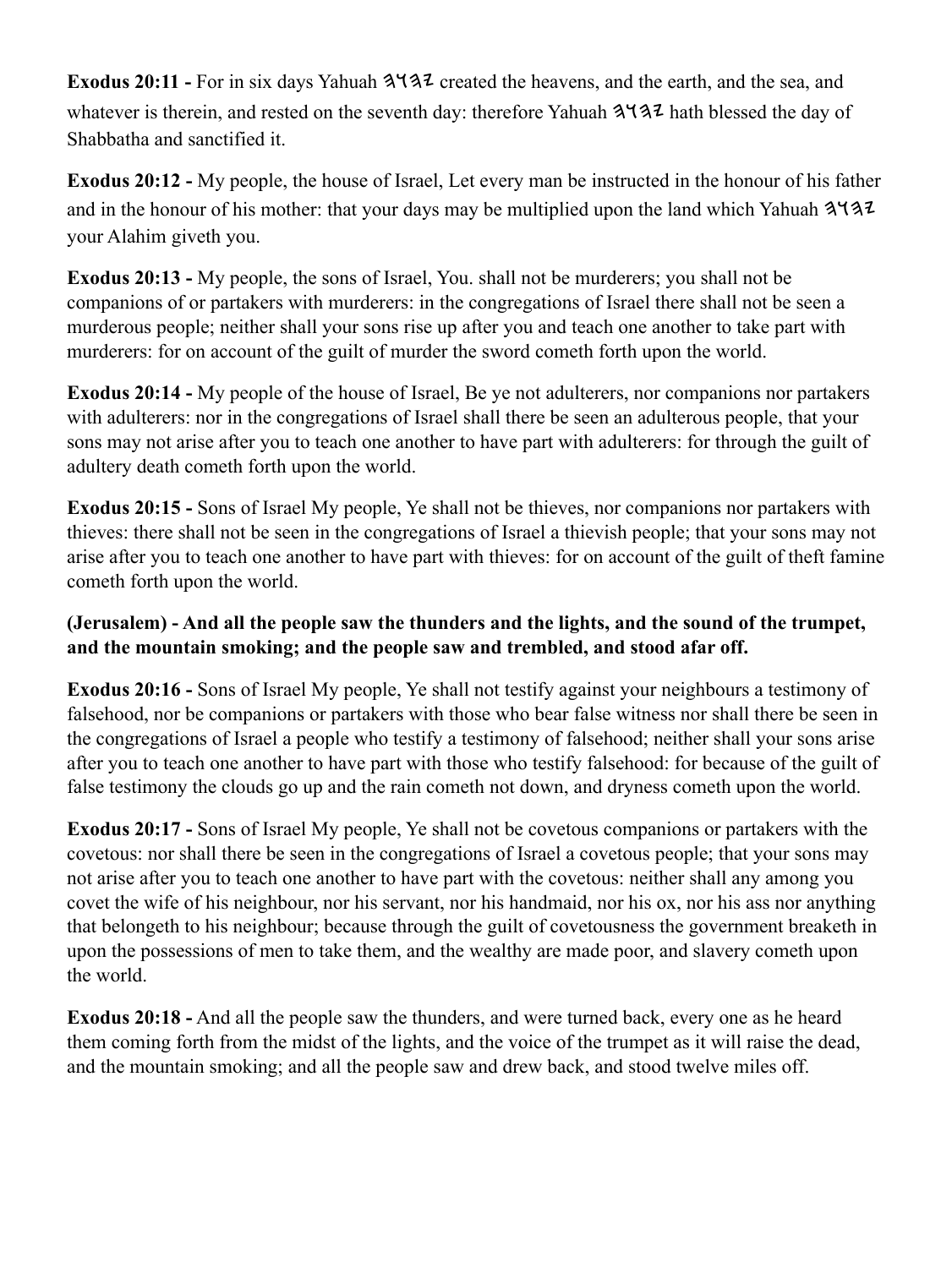**Exodus 20:11 -** For in six days Yahuah 𐤉𐤄𐤅𐤄 created the heavens, and the earth, and the sea, and whatever is therein, and rested on the seventh day: therefore Yahuah 𐤉𐤄𐤅𐤄 hath blessed the day of Shabbatha and sanctified it.

**Exodus 20:12 -** My people, the house of Israel, Let every man be instructed in the honour of his father and in the honour of his mother: that your days may be multiplied upon the land which Yahuah 𐤉𐤄𐤅𐤄 your Alahim giveth you.

**Exodus 20:13 -** My people, the sons of Israel, You. shall not be murderers; you shall not be companions of or partakers with murderers: in the congregations of Israel there shall not be seen a murderous people; neither shall your sons rise up after you and teach one another to take part with murderers: for on account of the guilt of murder the sword cometh forth upon the world.

**Exodus 20:14 -** My people of the house of Israel, Be ye not adulterers, nor companions nor partakers with adulterers: nor in the congregations of Israel shall there be seen an adulterous people, that your sons may not arise after you to teach one another to have part with adulterers: for through the guilt of adultery death cometh forth upon the world.

**Exodus 20:15 -** Sons of Israel My people, Ye shall not be thieves, nor companions nor partakers with thieves: there shall not be seen in the congregations of Israel a thievish people; that your sons may not arise after you to teach one another to have part with thieves: for on account of the guilt of theft famine cometh forth upon the world.

**(Jerusalem) - And all the people saw the thunders and the lights, and the sound of the trumpet, and the mountain smoking; and the people saw and trembled, and stood afar off.**

**Exodus 20:16 -** Sons of Israel My people, Ye shall not testify against your neighbours a testimony of falsehood, nor be companions or partakers with those who bear false witness nor shall there be seen in the congregations of Israel a people who testify a testimony of falsehood; neither shall your sons arise after you to teach one another to have part with those who testify falsehood: for because of the guilt of false testimony the clouds go up and the rain cometh not down, and dryness cometh upon the world.

**Exodus 20:17 -** Sons of Israel My people, Ye shall not be covetous companions or partakers with the covetous: nor shall there be seen in the congregations of Israel a covetous people; that your sons may not arise after you to teach one another to have part with the covetous: neither shall any among you covet the wife of his neighbour, nor his servant, nor his handmaid, nor his ox, nor his ass nor anything that belongeth to his neighbour; because through the guilt of covetousness the government breaketh in upon the possessions of men to take them, and the wealthy are made poor, and slavery cometh upon the world.

**Exodus 20:18 -** And all the people saw the thunders, and were turned back, every one as he heard them coming forth from the midst of the lights, and the voice of the trumpet as it will raise the dead, and the mountain smoking; and all the people saw and drew back, and stood twelve miles off.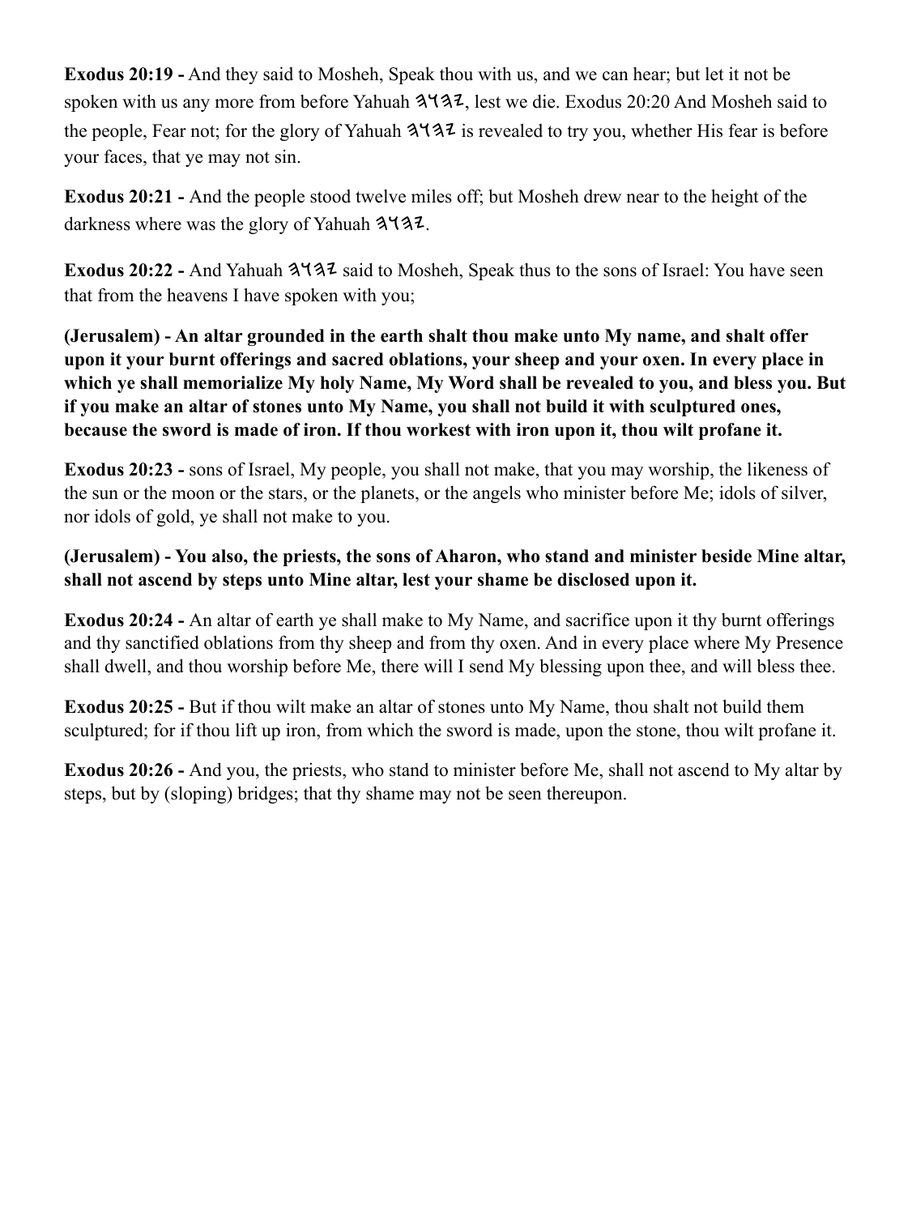**Exodus 20:19 -** And they said to Mosheh, Speak thou with us, and we can hear; but let it not be spoken with us any more from before Yahuah 𐤉𐤄𐤅𐤄, lest we die. Exodus 20:20 And Mosheh said to the people, Fear not; for the glory of Yahuah 𐤉𐤄𐤅𐤄 is revealed to try you, whether His fear is before your faces, that ye may not sin.

**Exodus 20:21 -** And the people stood twelve miles off; but Mosheh drew near to the height of the darkness where was the glory of Yahuah 𐤉𐤄𐤅𐤄.

**Exodus 20:22 -** And Yahuah 𐤉𐤄𐤅𐤄 said to Mosheh, Speak thus to the sons of Israel: You have seen that from the heavens I have spoken with you;

**(Jerusalem) - An altar grounded in the earth shalt thou make unto My name, and shalt offer upon it your burnt offerings and sacred oblations, your sheep and your oxen. In every place in which ye shall memorialize My holy Name, My Word shall be revealed to you, and bless you. But if you make an altar of stones unto My Name, you shall not build it with sculptured ones, because the sword is made of iron. If thou workest with iron upon it, thou wilt profane it.**

**Exodus 20:23 -** sons of Israel, My people, you shall not make, that you may worship, the likeness of the sun or the moon or the stars, or the planets, or the angels who minister before Me; idols of silver, nor idols of gold, ye shall not make to you.

**(Jerusalem) - You also, the priests, the sons of Aharon, who stand and minister beside Mine altar, shall not ascend by steps unto Mine altar, lest your shame be disclosed upon it.**

**Exodus 20:24 -** An altar of earth ye shall make to My Name, and sacrifice upon it thy burnt offerings and thy sanctified oblations from thy sheep and from thy oxen. And in every place where My Presence shall dwell, and thou worship before Me, there will I send My blessing upon thee, and will bless thee.

**Exodus 20:25 -** But if thou wilt make an altar of stones unto My Name, thou shalt not build them sculptured; for if thou lift up iron, from which the sword is made, upon the stone, thou wilt profane it.

**Exodus 20:26 -** And you, the priests, who stand to minister before Me, shall not ascend to My altar by steps, but by (sloping) bridges; that thy shame may not be seen thereupon.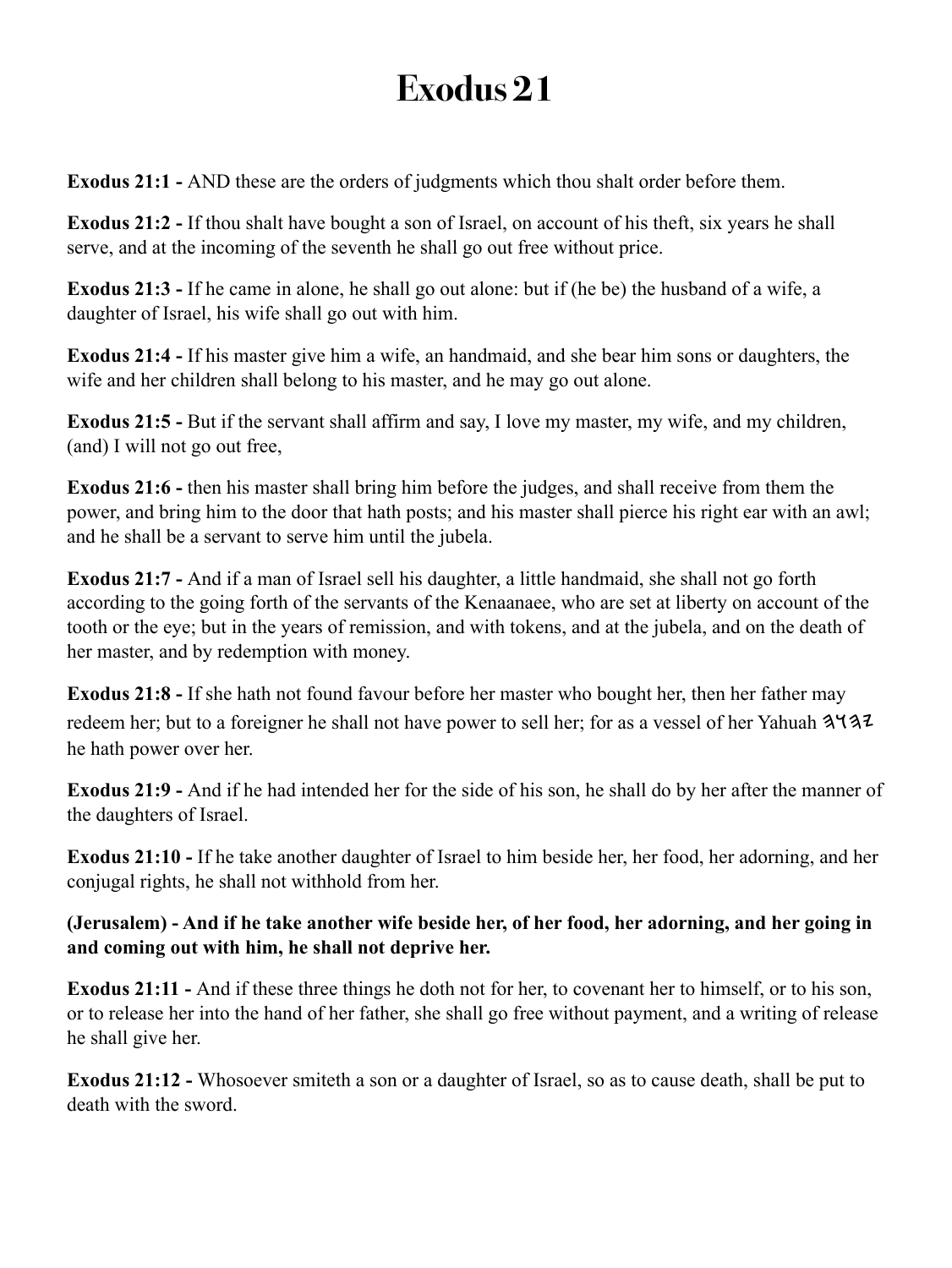# Exodus 21

**Exodus 21:1 -** AND these are the orders of judgments which thou shalt order before them.

**Exodus 21:2 -** If thou shalt have bought a son of Israel, on account of his theft, six years he shall serve, and at the incoming of the seventh he shall go out free without price.

**Exodus 21:3 -** If he came in alone, he shall go out alone: but if (he be) the husband of a wife, a daughter of Israel, his wife shall go out with him.

**Exodus 21:4 -** If his master give him a wife, an handmaid, and she bear him sons or daughters, the wife and her children shall belong to his master, and he may go out alone.

**Exodus 21:5 -** But if the servant shall affirm and say, I love my master, my wife, and my children, (and) I will not go out free,

**Exodus 21:6 -** then his master shall bring him before the judges, and shall receive from them the power, and bring him to the door that hath posts; and his master shall pierce his right ear with an awl; and he shall be a servant to serve him until the jubela.

**Exodus 21:7 -** And if a man of Israel sell his daughter, a little handmaid, she shall not go forth according to the going forth of the servants of the Kenaanaee, who are set at liberty on account of the tooth or the eye; but in the years of remission, and with tokens, and at the jubela, and on the death of her master, and by redemption with money.

**Exodus 21:8 -** If she hath not found favour before her master who bought her, then her father may redeem her; but to a foreigner he shall not have power to sell her; for as a vessel of her Yahuah 𐤉𐤄𐤅𐤄 he hath power over her.

**Exodus 21:9 -** And if he had intended her for the side of his son, he shall do by her after the manner of the daughters of Israel.

**Exodus 21:10 -** If he take another daughter of Israel to him beside her, her food, her adorning, and her conjugal rights, he shall not withhold from her.

**(Jerusalem) - And if he take another wife beside her, of her food, her adorning, and her going in and coming out with him, he shall not deprive her.**

**Exodus 21:11 -** And if these three things he doth not for her, to covenant her to himself, or to his son, or to release her into the hand of her father, she shall go free without payment, and a writing of release he shall give her.

**Exodus 21:12 -** Whosoever smiteth a son or a daughter of Israel, so as to cause death, shall be put to death with the sword.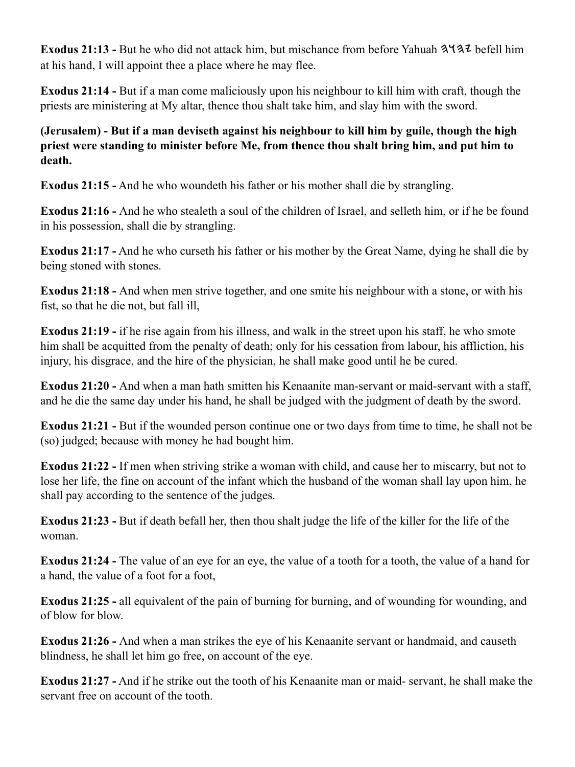**Exodus 21:13 -** But he who did not attack him, but mischance from before Yahuah 𐤄𐤅𐤄𐤉 befell him at his hand, I will appoint thee a place where he may flee.

**Exodus 21:14 -** But if a man come maliciously upon his neighbour to kill him with craft, though the priests are ministering at My altar, thence thou shalt take him, and slay him with the sword.

**(Jerusalem) - But if a man deviseth against his neighbour to kill him by guile, though the high priest were standing to minister before Me, from thence thou shalt bring him, and put him to death.**

**Exodus 21:15 -** And he who woundeth his father or his mother shall die by strangling.

**Exodus 21:16 -** And he who stealeth a soul of the children of Israel, and selleth him, or if he be found in his possession, shall die by strangling.

**Exodus 21:17 -** And he who curseth his father or his mother by the Great Name, dying he shall die by being stoned with stones.

**Exodus 21:18 -** And when men strive together, and one smite his neighbour with a stone, or with his fist, so that he die not, but fall ill,

**Exodus 21:19 -** if he rise again from his illness, and walk in the street upon his staff, he who smote him shall be acquitted from the penalty of death; only for his cessation from labour, his affliction, his injury, his disgrace, and the hire of the physician, he shall make good until he be cured.

**Exodus 21:20 -** And when a man hath smitten his Kenaanite man-servant or maid-servant with a staff, and he die the same day under his hand, he shall be judged with the judgment of death by the sword.

**Exodus 21:21 -** But if the wounded person continue one or two days from time to time, he shall not be (so) judged; because with money he had bought him.

**Exodus 21:22 -** If men when striving strike a woman with child, and cause her to miscarry, but not to lose her life, the fine on account of the infant which the husband of the woman shall lay upon him, he shall pay according to the sentence of the judges.

**Exodus 21:23 -** But if death befall her, then thou shalt judge the life of the killer for the life of the woman.

**Exodus 21:24 -** The value of an eye for an eye, the value of a tooth for a tooth, the value of a hand for a hand, the value of a foot for a foot,

**Exodus 21:25 -** all equivalent of the pain of burning for burning, and of wounding for wounding, and of blow for blow.

**Exodus 21:26 -** And when a man strikes the eye of his Kenaanite servant or handmaid, and causeth blindness, he shall let him go free, on account of the eye.

**Exodus 21:27 -** And if he strike out the tooth of his Kenaanite man or maid- servant, he shall make the servant free on account of the tooth.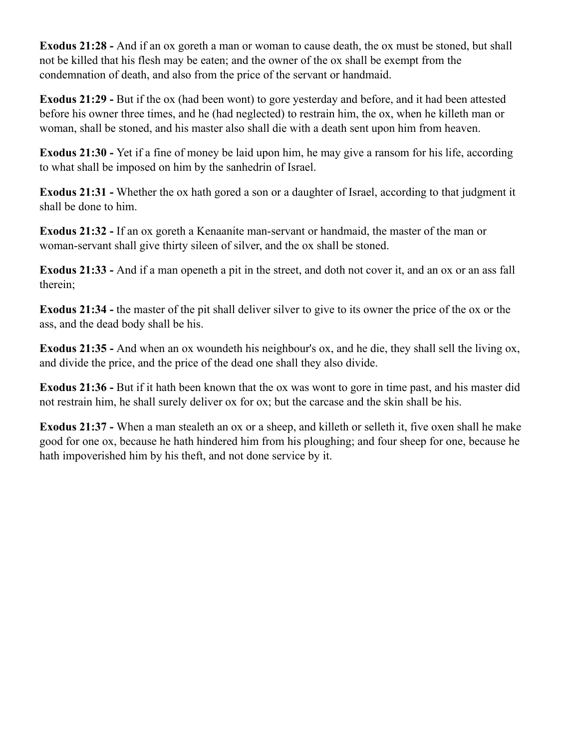**Exodus 21:28 -** And if an ox goreth a man or woman to cause death, the ox must be stoned, but shall not be killed that his flesh may be eaten; and the owner of the ox shall be exempt from the condemnation of death, and also from the price of the servant or handmaid.

**Exodus 21:29 -** But if the ox (had been wont) to gore yesterday and before, and it had been attested before his owner three times, and he (had neglected) to restrain him, the ox, when he killeth man or woman, shall be stoned, and his master also shall die with a death sent upon him from heaven.

**Exodus 21:30 -** Yet if a fine of money be laid upon him, he may give a ransom for his life, according to what shall be imposed on him by the sanhedrin of Israel.

**Exodus 21:31 -** Whether the ox hath gored a son or a daughter of Israel, according to that judgment it shall be done to him.

**Exodus 21:32 -** If an ox goreth a Kenaanite man-servant or handmaid, the master of the man or woman-servant shall give thirty sileen of silver, and the ox shall be stoned.

**Exodus 21:33 -** And if a man openeth a pit in the street, and doth not cover it, and an ox or an ass fall therein;

**Exodus 21:34 -** the master of the pit shall deliver silver to give to its owner the price of the ox or the ass, and the dead body shall be his.

**Exodus 21:35 -** And when an ox woundeth his neighbour's ox, and he die, they shall sell the living ox, and divide the price, and the price of the dead one shall they also divide.

**Exodus 21:36 -** But if it hath been known that the ox was wont to gore in time past, and his master did not restrain him, he shall surely deliver ox for ox; but the carcase and the skin shall be his.

**Exodus 21:37 -** When a man stealeth an ox or a sheep, and killeth or selleth it, five oxen shall he make good for one ox, because he hath hindered him from his ploughing; and four sheep for one, because he hath impoverished him by his theft, and not done service by it.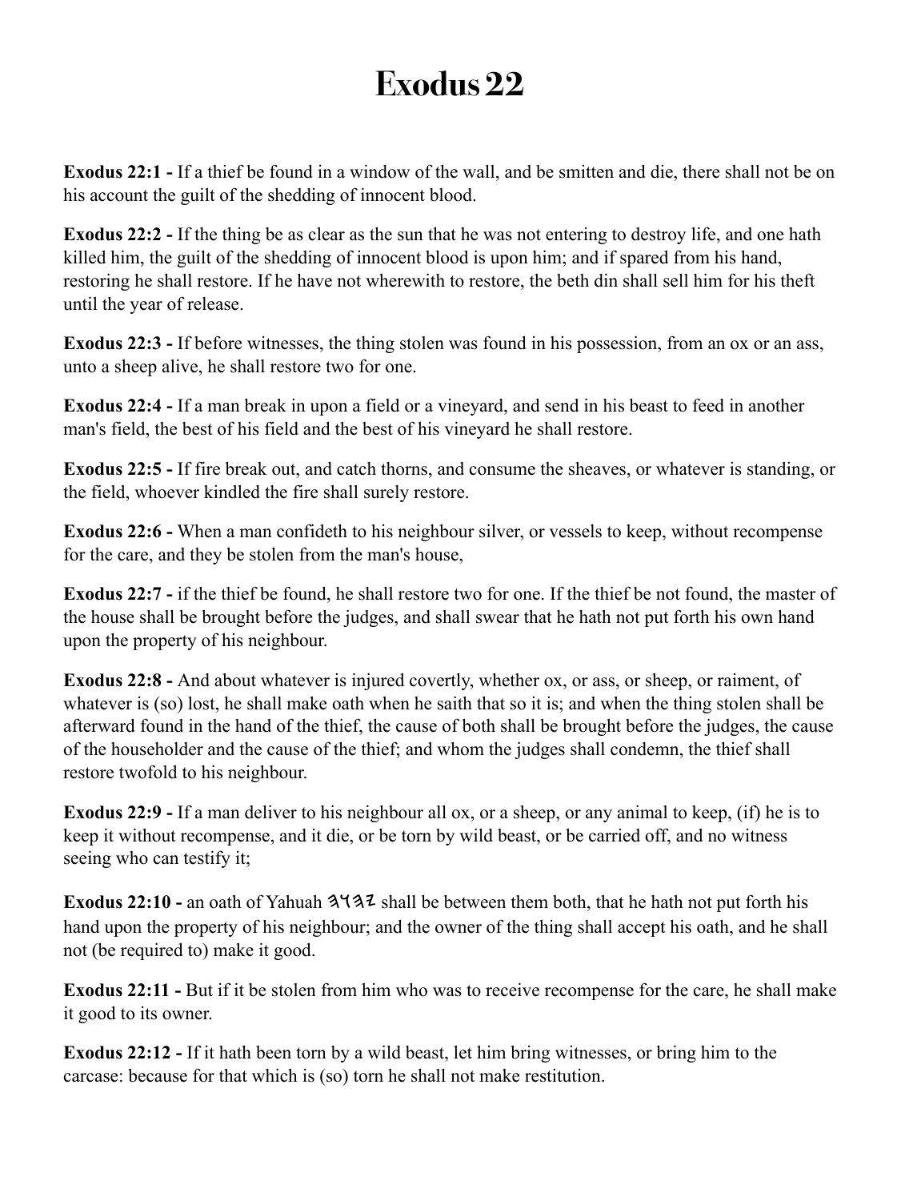# Exodus 22

**Exodus 22:1 -** If a thief be found in a window of the wall, and be smitten and die, there shall not be on his account the guilt of the shedding of innocent blood.

**Exodus 22:2 -** If the thing be as clear as the sun that he was not entering to destroy life, and one hath killed him, the guilt of the shedding of innocent blood is upon him; and if spared from his hand, restoring he shall restore. If he have not wherewith to restore, the beth din shall sell him for his theft until the year of release.

**Exodus 22:3 -** If before witnesses, the thing stolen was found in his possession, from an ox or an ass, unto a sheep alive, he shall restore two for one.

**Exodus 22:4 -** If a man break in upon a field or a vineyard, and send in his beast to feed in another man's field, the best of his field and the best of his vineyard he shall restore.

**Exodus 22:5 -** If fire break out, and catch thorns, and consume the sheaves, or whatever is standing, or the field, whoever kindled the fire shall surely restore.

**Exodus 22:6 -** When a man confideth to his neighbour silver, or vessels to keep, without recompense for the care, and they be stolen from the man's house,

**Exodus 22:7 -** if the thief be found, he shall restore two for one. If the thief be not found, the master of the house shall be brought before the judges, and shall swear that he hath not put forth his own hand upon the property of his neighbour.

**Exodus 22:8 -** And about whatever is injured covertly, whether ox, or ass, or sheep, or raiment, of whatever is (so) lost, he shall make oath when he saith that so it is; and when the thing stolen shall be afterward found in the hand of the thief, the cause of both shall be brought before the judges, the cause of the householder and the cause of the thief; and whom the judges shall condemn, the thief shall restore twofold to his neighbour.

**Exodus 22:9 -** If a man deliver to his neighbour all ox, or a sheep, or any animal to keep, (if) he is to keep it without recompense, and it die, or be torn by wild beast, or be carried off, and no witness seeing who can testify it;

**Exodus 22:10 -** an oath of Yahuah 𐤉𐤄𐤅𐤄 shall be between them both, that he hath not put forth his hand upon the property of his neighbour; and the owner of the thing shall accept his oath, and he shall not (be required to) make it good.

**Exodus 22:11 -** But if it be stolen from him who was to receive recompense for the care, he shall make it good to its owner.

**Exodus 22:12 -** If it hath been torn by a wild beast, let him bring witnesses, or bring him to the carcase: because for that which is (so) torn he shall not make restitution.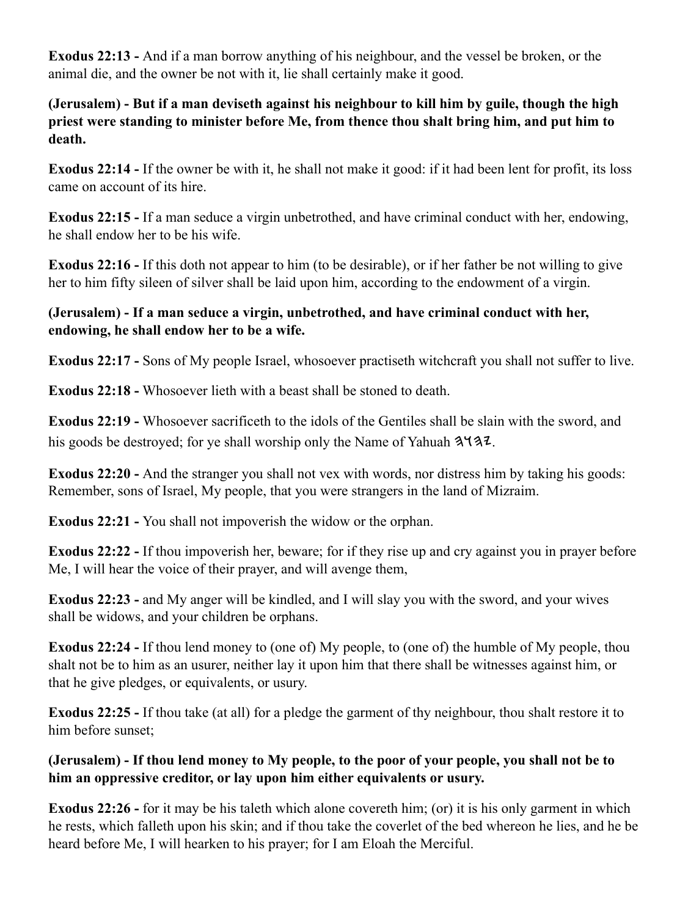**Exodus 22:13 -** And if a man borrow anything of his neighbour, and the vessel be broken, or the animal die, and the owner be not with it, lie shall certainly make it good.

**(Jerusalem) - But if a man deviseth against his neighbour to kill him by guile, though the high priest were standing to minister before Me, from thence thou shalt bring him, and put him to death.**

**Exodus 22:14 -** If the owner be with it, he shall not make it good: if it had been lent for profit, its loss came on account of its hire.

**Exodus 22:15 -** If a man seduce a virgin unbetrothed, and have criminal conduct with her, endowing, he shall endow her to be his wife.

**Exodus 22:16 -** If this doth not appear to him (to be desirable), or if her father be not willing to give her to him fifty sileen of silver shall be laid upon him, according to the endowment of a virgin.

**(Jerusalem) - If a man seduce a virgin, unbetrothed, and have criminal conduct with her, endowing, he shall endow her to be a wife.**

**Exodus 22:17 -** Sons of My people Israel, whosoever practiseth witchcraft you shall not suffer to live.

**Exodus 22:18 -** Whosoever lieth with a beast shall be stoned to death.

**Exodus 22:19 -** Whosoever sacrificeth to the idols of the Gentiles shall be slain with the sword, and his goods be destroyed; for ye shall worship only the Name of Yahuah 𐤄𐤅𐤄𐤉.

**Exodus 22:20 -** And the stranger you shall not vex with words, nor distress him by taking his goods: Remember, sons of Israel, My people, that you were strangers in the land of Mizraim.

**Exodus 22:21 -** You shall not impoverish the widow or the orphan.

**Exodus 22:22 -** If thou impoverish her, beware; for if they rise up and cry against you in prayer before Me, I will hear the voice of their prayer, and will avenge them,

**Exodus 22:23 -** and My anger will be kindled, and I will slay you with the sword, and your wives shall be widows, and your children be orphans.

**Exodus 22:24 -** If thou lend money to (one of) My people, to (one of) the humble of My people, thou shalt not be to him as an usurer, neither lay it upon him that there shall be witnesses against him, or that he give pledges, or equivalents, or usury.

**Exodus 22:25 -** If thou take (at all) for a pledge the garment of thy neighbour, thou shalt restore it to him before sunset;

**(Jerusalem) - If thou lend money to My people, to the poor of your people, you shall not be to him an oppressive creditor, or lay upon him either equivalents or usury.**

**Exodus 22:26 -** for it may be his taleth which alone covereth him; (or) it is his only garment in which he rests, which falleth upon his skin; and if thou take the coverlet of the bed whereon he lies, and he be heard before Me, I will hearken to his prayer; for I am Eloah the Merciful.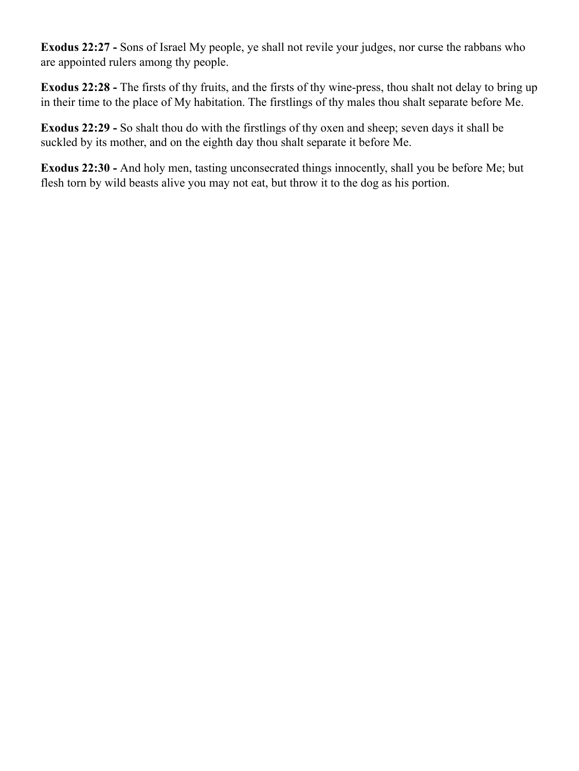**Exodus 22:27 -** Sons of Israel My people, ye shall not revile your judges, nor curse the rabbans who are appointed rulers among thy people.

**Exodus 22:28 -** The firsts of thy fruits, and the firsts of thy wine-press, thou shalt not delay to bring up in their time to the place of My habitation. The firstlings of thy males thou shalt separate before Me.

**Exodus 22:29 -** So shalt thou do with the firstlings of thy oxen and sheep; seven days it shall be suckled by its mother, and on the eighth day thou shalt separate it before Me.

**Exodus 22:30 -** And holy men, tasting unconsecrated things innocently, shall you be before Me; but flesh torn by wild beasts alive you may not eat, but throw it to the dog as his portion.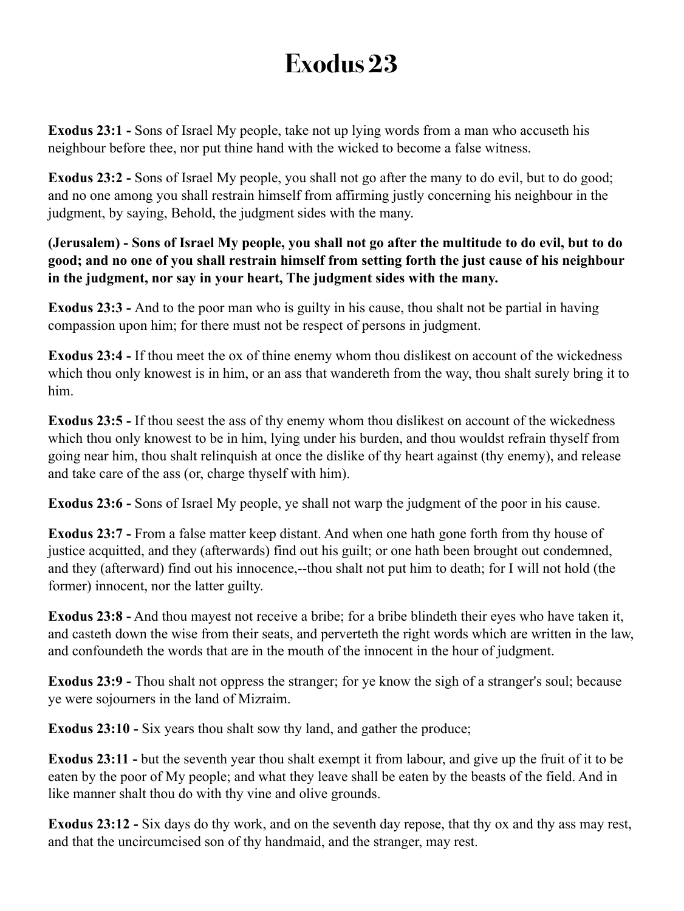# Exodus 23

**Exodus 23:1 -** Sons of Israel My people, take not up lying words from a man who accuseth his neighbour before thee, nor put thine hand with the wicked to become a false witness.

**Exodus 23:2 -** Sons of Israel My people, you shall not go after the many to do evil, but to do good; and no one among you shall restrain himself from affirming justly concerning his neighbour in the judgment, by saying, Behold, the judgment sides with the many.

**(Jerusalem) - Sons of Israel My people, you shall not go after the multitude to do evil, but to do good; and no one of you shall restrain himself from setting forth the just cause of his neighbour in the judgment, nor say in your heart, The judgment sides with the many.**

**Exodus 23:3 -** And to the poor man who is guilty in his cause, thou shalt not be partial in having compassion upon him; for there must not be respect of persons in judgment.

**Exodus 23:4 -** If thou meet the ox of thine enemy whom thou dislikest on account of the wickedness which thou only knowest is in him, or an ass that wandereth from the way, thou shalt surely bring it to him.

**Exodus 23:5 -** If thou seest the ass of thy enemy whom thou dislikest on account of the wickedness which thou only knowest to be in him, lying under his burden, and thou wouldst refrain thyself from going near him, thou shalt relinquish at once the dislike of thy heart against (thy enemy), and release and take care of the ass (or, charge thyself with him).

**Exodus 23:6 -** Sons of Israel My people, ye shall not warp the judgment of the poor in his cause.

**Exodus 23:7 -** From a false matter keep distant. And when one hath gone forth from thy house of justice acquitted, and they (afterwards) find out his guilt; or one hath been brought out condemned, and they (afterward) find out his innocence,--thou shalt not put him to death; for I will not hold (the former) innocent, nor the latter guilty.

**Exodus 23:8 -** And thou mayest not receive a bribe; for a bribe blindeth their eyes who have taken it, and casteth down the wise from their seats, and perverteth the right words which are written in the law, and confoundeth the words that are in the mouth of the innocent in the hour of judgment.

**Exodus 23:9 -** Thou shalt not oppress the stranger; for ye know the sigh of a stranger's soul; because ye were sojourners in the land of Mizraim.

**Exodus 23:10 -** Six years thou shalt sow thy land, and gather the produce;

**Exodus 23:11 -** but the seventh year thou shalt exempt it from labour, and give up the fruit of it to be eaten by the poor of My people; and what they leave shall be eaten by the beasts of the field. And in like manner shalt thou do with thy vine and olive grounds.

**Exodus 23:12 -** Six days do thy work, and on the seventh day repose, that thy ox and thy ass may rest, and that the uncircumcised son of thy handmaid, and the stranger, may rest.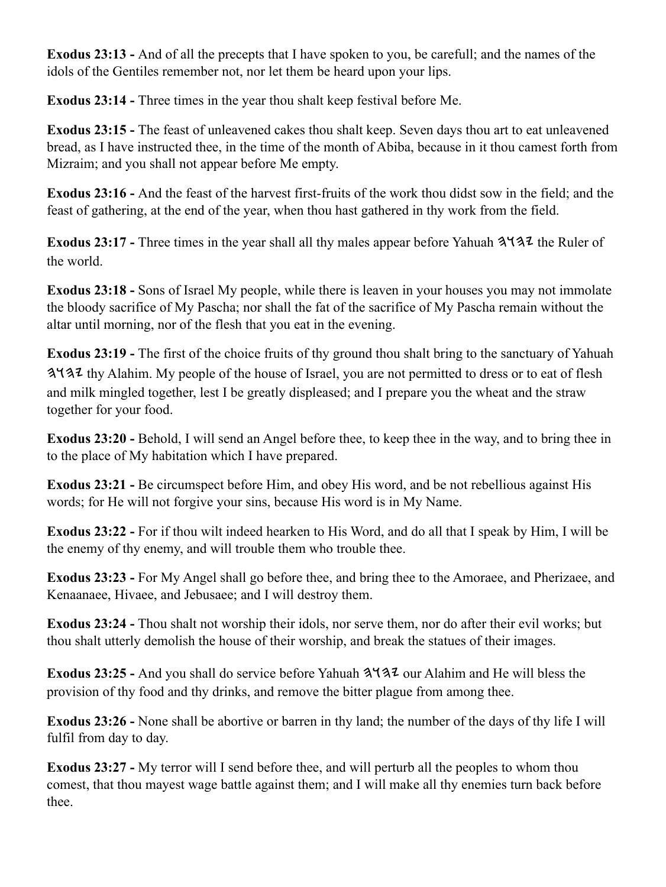**Exodus 23:13 -** And of all the precepts that I have spoken to you, be carefull; and the names of the idols of the Gentiles remember not, nor let them be heard upon your lips.

**Exodus 23:14 -** Three times in the year thou shalt keep festival before Me.

**Exodus 23:15 -** The feast of unleavened cakes thou shalt keep. Seven days thou art to eat unleavened bread, as I have instructed thee, in the time of the month of Abiba, because in it thou camest forth from Mizraim; and you shall not appear before Me empty.

**Exodus 23:16 -** And the feast of the harvest first-fruits of the work thou didst sow in the field; and the feast of gathering, at the end of the year, when thou hast gathered in thy work from the field.

**Exodus 23:17 -** Three times in the year shall all thy males appear before Yahuah 𐤉𐤄𐤅𐤄 the Ruler of the world.

**Exodus 23:18 -** Sons of Israel My people, while there is leaven in your houses you may not immolate the bloody sacrifice of My Pascha; nor shall the fat of the sacrifice of My Pascha remain without the altar until morning, nor of the flesh that you eat in the evening.

**Exodus 23:19 -** The first of the choice fruits of thy ground thou shalt bring to the sanctuary of Yahuah 𐤉𐤄𐤅𐤄 thy Alahim. My people of the house of Israel, you are not permitted to dress or to eat of flesh and milk mingled together, lest I be greatly displeased; and I prepare you the wheat and the straw together for your food.

**Exodus 23:20 -** Behold, I will send an Angel before thee, to keep thee in the way, and to bring thee in to the place of My habitation which I have prepared.

**Exodus 23:21 -** Be circumspect before Him, and obey His word, and be not rebellious against His words; for He will not forgive your sins, because His word is in My Name.

**Exodus 23:22 -** For if thou wilt indeed hearken to His Word, and do all that I speak by Him, I will be the enemy of thy enemy, and will trouble them who trouble thee.

**Exodus 23:23 -** For My Angel shall go before thee, and bring thee to the Amoraee, and Pherizaee, and Kenaanaee, Hivaee, and Jebusaee; and I will destroy them.

**Exodus 23:24 -** Thou shalt not worship their idols, nor serve them, nor do after their evil works; but thou shalt utterly demolish the house of their worship, and break the statues of their images.

**Exodus 23:25 -** And you shall do service before Yahuah 𐤉𐤄𐤅𐤄 our Alahim and He will bless the provision of thy food and thy drinks, and remove the bitter plague from among thee.

**Exodus 23:26 -** None shall be abortive or barren in thy land; the number of the days of thy life I will fulfil from day to day.

**Exodus 23:27 -** My terror will I send before thee, and will perturb all the peoples to whom thou comest, that thou mayest wage battle against them; and I will make all thy enemies turn back before thee.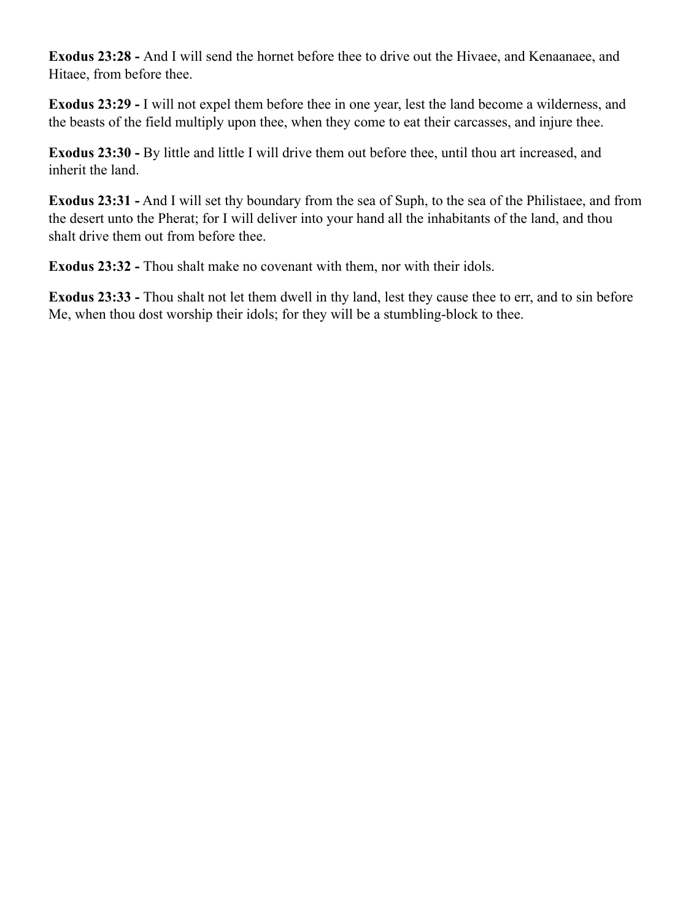**Exodus 23:28 -** And I will send the hornet before thee to drive out the Hivaee, and Kenaanaee, and Hitaee, from before thee.

**Exodus 23:29 -** I will not expel them before thee in one year, lest the land become a wilderness, and the beasts of the field multiply upon thee, when they come to eat their carcasses, and injure thee.

**Exodus 23:30 -** By little and little I will drive them out before thee, until thou art increased, and inherit the land.

**Exodus 23:31 -** And I will set thy boundary from the sea of Suph, to the sea of the Philistaee, and from the desert unto the Pherat; for I will deliver into your hand all the inhabitants of the land, and thou shalt drive them out from before thee.

**Exodus 23:32 -** Thou shalt make no covenant with them, nor with their idols.

**Exodus 23:33 -** Thou shalt not let them dwell in thy land, lest they cause thee to err, and to sin before Me, when thou dost worship their idols; for they will be a stumbling-block to thee.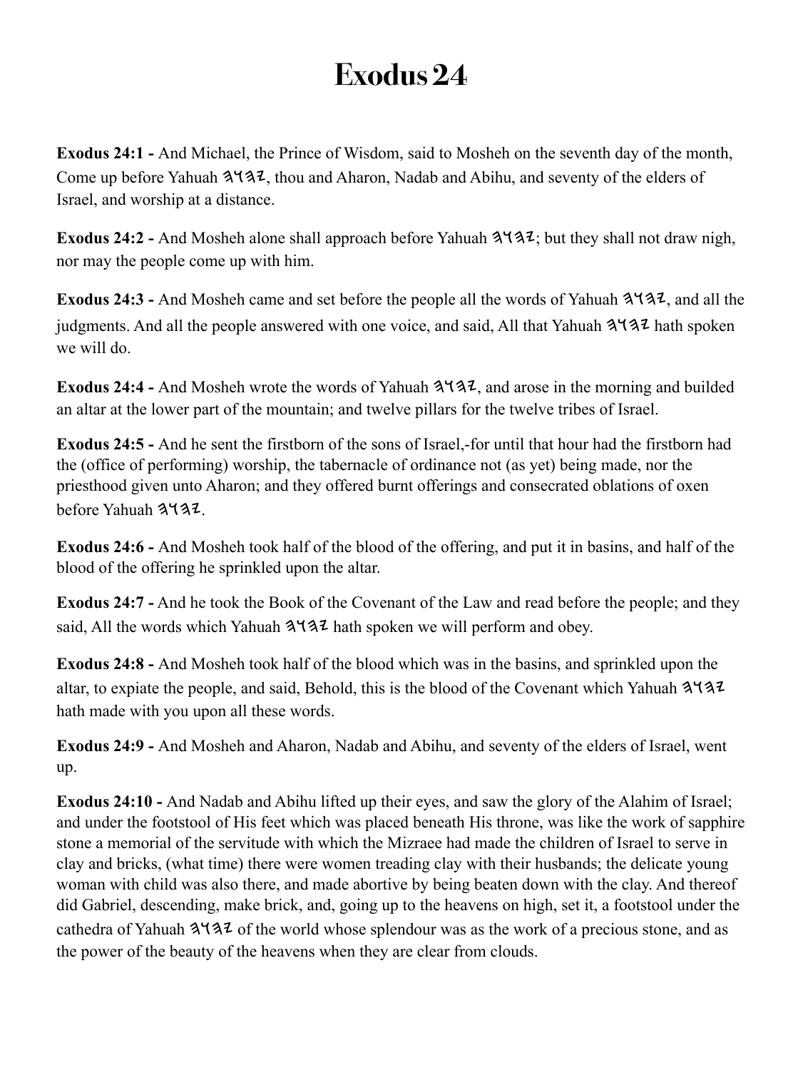# Exodus 24

**Exodus 24:1 -** And Michael, the Prince of Wisdom, said to Mosheh on the seventh day of the month, Come up before Yahuah 𐤉𐤄𐤅𐤄, thou and Aharon, Nadab and Abihu, and seventy of the elders of Israel, and worship at a distance.

**Exodus 24:2 -** And Mosheh alone shall approach before Yahuah 𐤉𐤄𐤅𐤄; but they shall not draw nigh, nor may the people come up with him.

**Exodus 24:3 -** And Mosheh came and set before the people all the words of Yahuah 𐤉𐤄𐤅𐤄, and all the judgments. And all the people answered with one voice, and said, All that Yahuah 𐤉𐤄𐤅𐤄 hath spoken we will do.

**Exodus 24:4 -** And Mosheh wrote the words of Yahuah 𐤉𐤄𐤅𐤄, and arose in the morning and builded an altar at the lower part of the mountain; and twelve pillars for the twelve tribes of Israel.

**Exodus 24:5 -** And he sent the firstborn of the sons of Israel,-for until that hour had the firstborn had the (office of performing) worship, the tabernacle of ordinance not (as yet) being made, nor the priesthood given unto Aharon; and they offered burnt offerings and consecrated oblations of oxen before Yahuah 𐤉𐤄𐤅𐤄.

**Exodus 24:6 -** And Mosheh took half of the blood of the offering, and put it in basins, and half of the blood of the offering he sprinkled upon the altar.

**Exodus 24:7 -** And he took the Book of the Covenant of the Law and read before the people; and they said, All the words which Yahuah 𐤉𐤄𐤅𐤄 hath spoken we will perform and obey.

**Exodus 24:8 -** And Mosheh took half of the blood which was in the basins, and sprinkled upon the altar, to expiate the people, and said, Behold, this is the blood of the Covenant which Yahuah 𐤉𐤄𐤅𐤄 hath made with you upon all these words.

**Exodus 24:9 -** And Mosheh and Aharon, Nadab and Abihu, and seventy of the elders of Israel, went up.

**Exodus 24:10 -** And Nadab and Abihu lifted up their eyes, and saw the glory of the Alahim of Israel; and under the footstool of His feet which was placed beneath His throne, was like the work of sapphire stone a memorial of the servitude with which the Mizraee had made the children of Israel to serve in clay and bricks, (what time) there were women treading clay with their husbands; the delicate young woman with child was also there, and made abortive by being beaten down with the clay. And thereof did Gabriel, descending, make brick, and, going up to the heavens on high, set it, a footstool under the cathedra of Yahuah 𐤉𐤄𐤅𐤄 of the world whose splendour was as the work of a precious stone, and as the power of the beauty of the heavens when they are clear from clouds.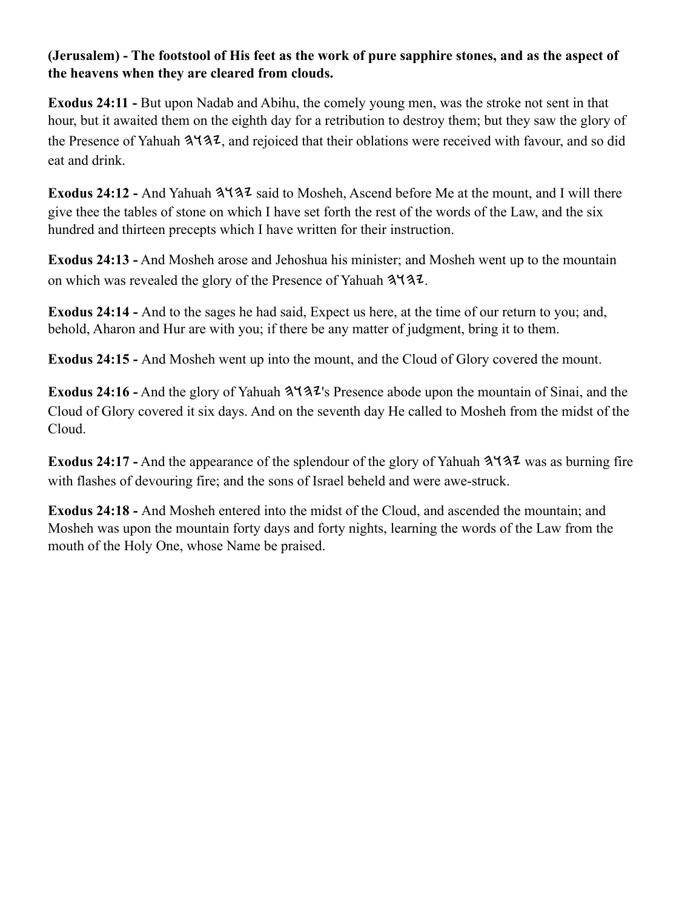**(Jerusalem) - The footstool of His feet as the work of pure sapphire stones, and as the aspect of the heavens when they are cleared from clouds.**

**Exodus 24:11 -** But upon Nadab and Abihu, the comely young men, was the stroke not sent in that hour, but it awaited them on the eighth day for a retribution to destroy them; but they saw the glory of the Presence of Yahuah 𐤄𐤅𐤄𐤉, and rejoiced that their oblations were received with favour, and so did eat and drink.

**Exodus 24:12 -** And Yahuah 𐤄𐤅𐤄𐤉 said to Mosheh, Ascend before Me at the mount, and I will there give thee the tables of stone on which I have set forth the rest of the words of the Law, and the six hundred and thirteen precepts which I have written for their instruction.

**Exodus 24:13 -** And Mosheh arose and Jehoshua his minister; and Mosheh went up to the mountain on which was revealed the glory of the Presence of Yahuah 𐤄𐤅𐤄𐤉.

**Exodus 24:14 -** And to the sages he had said, Expect us here, at the time of our return to you; and, behold, Aharon and Hur are with you; if there be any matter of judgment, bring it to them.

**Exodus 24:15 -** And Mosheh went up into the mount, and the Cloud of Glory covered the mount.

**Exodus 24:16 -** And the glory of Yahuah 𐤄𐤅𐤄𐤉's Presence abode upon the mountain of Sinai, and the Cloud of Glory covered it six days. And on the seventh day He called to Mosheh from the midst of the Cloud.

**Exodus 24:17 -** And the appearance of the splendour of the glory of Yahuah 𐤄𐤅𐤄𐤉 was as burning fire with flashes of devouring fire; and the sons of Israel beheld and were awe-struck.

**Exodus 24:18 -** And Mosheh entered into the midst of the Cloud, and ascended the mountain; and Mosheh was upon the mountain forty days and forty nights, learning the words of the Law from the mouth of the Holy One, whose Name be praised.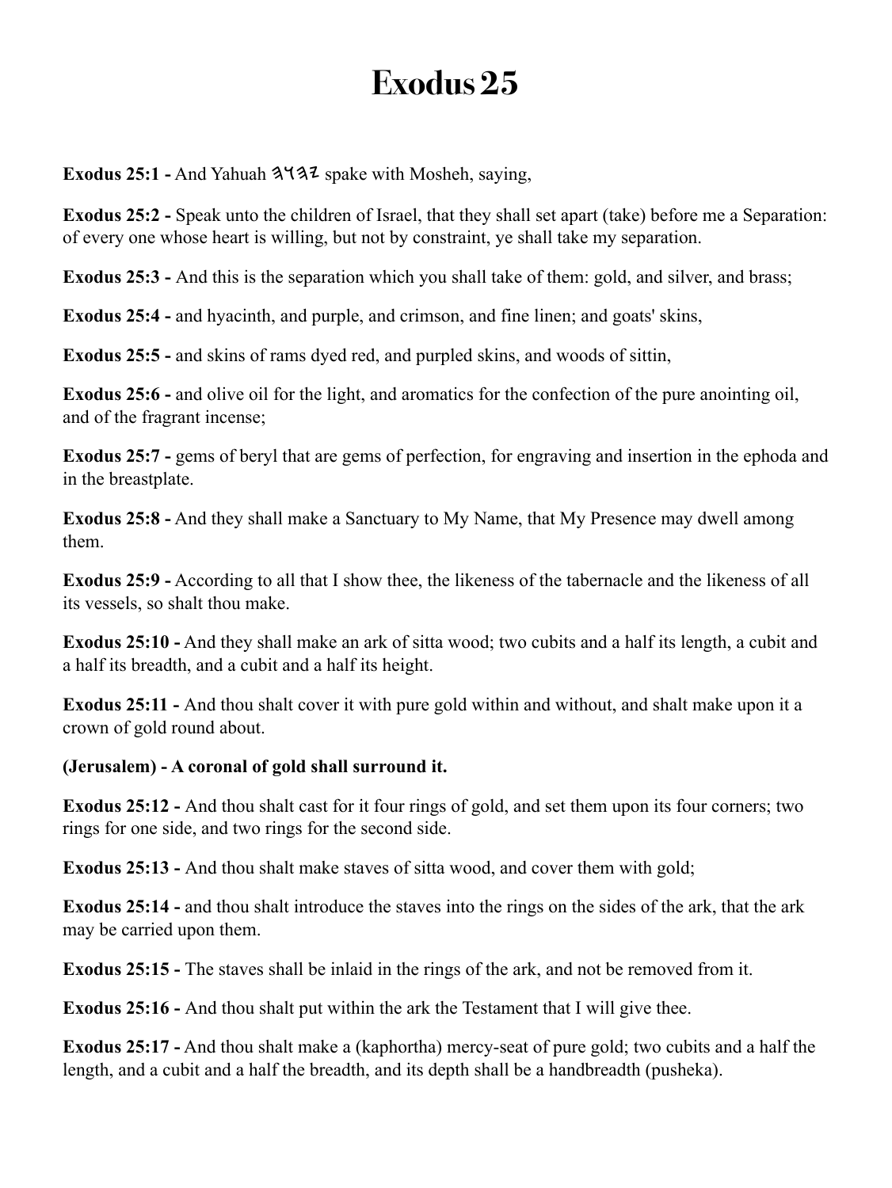# Exodus 25

**Exodus 25:1 -** And Yahuah 𐤄𐤅𐤄𐤉 spake with Mosheh, saying,

**Exodus 25:2 -** Speak unto the children of Israel, that they shall set apart (take) before me a Separation: of every one whose heart is willing, but not by constraint, ye shall take my separation.

**Exodus 25:3 -** And this is the separation which you shall take of them: gold, and silver, and brass;

**Exodus 25:4 -** and hyacinth, and purple, and crimson, and fine linen; and goats' skins,

**Exodus 25:5 -** and skins of rams dyed red, and purpled skins, and woods of sittin,

**Exodus 25:6 -** and olive oil for the light, and aromatics for the confection of the pure anointing oil, and of the fragrant incense;

**Exodus 25:7 -** gems of beryl that are gems of perfection, for engraving and insertion in the ephoda and in the breastplate.

**Exodus 25:8 -** And they shall make a Sanctuary to My Name, that My Presence may dwell among them.

**Exodus 25:9 -** According to all that I show thee, the likeness of the tabernacle and the likeness of all its vessels, so shalt thou make.

**Exodus 25:10 -** And they shall make an ark of sitta wood; two cubits and a half its length, a cubit and a half its breadth, and a cubit and a half its height.

**Exodus 25:11 -** And thou shalt cover it with pure gold within and without, and shalt make upon it a crown of gold round about.

**(Jerusalem) - A coronal of gold shall surround it.**

**Exodus 25:12 -** And thou shalt cast for it four rings of gold, and set them upon its four corners; two rings for one side, and two rings for the second side.

**Exodus 25:13 -** And thou shalt make staves of sitta wood, and cover them with gold;

**Exodus 25:14 -** and thou shalt introduce the staves into the rings on the sides of the ark, that the ark may be carried upon them.

**Exodus 25:15 -** The staves shall be inlaid in the rings of the ark, and not be removed from it.

**Exodus 25:16 -** And thou shalt put within the ark the Testament that I will give thee.

**Exodus 25:17 -** And thou shalt make a (kaphortha) mercy-seat of pure gold; two cubits and a half the length, and a cubit and a half the breadth, and its depth shall be a handbreadth (pusheka).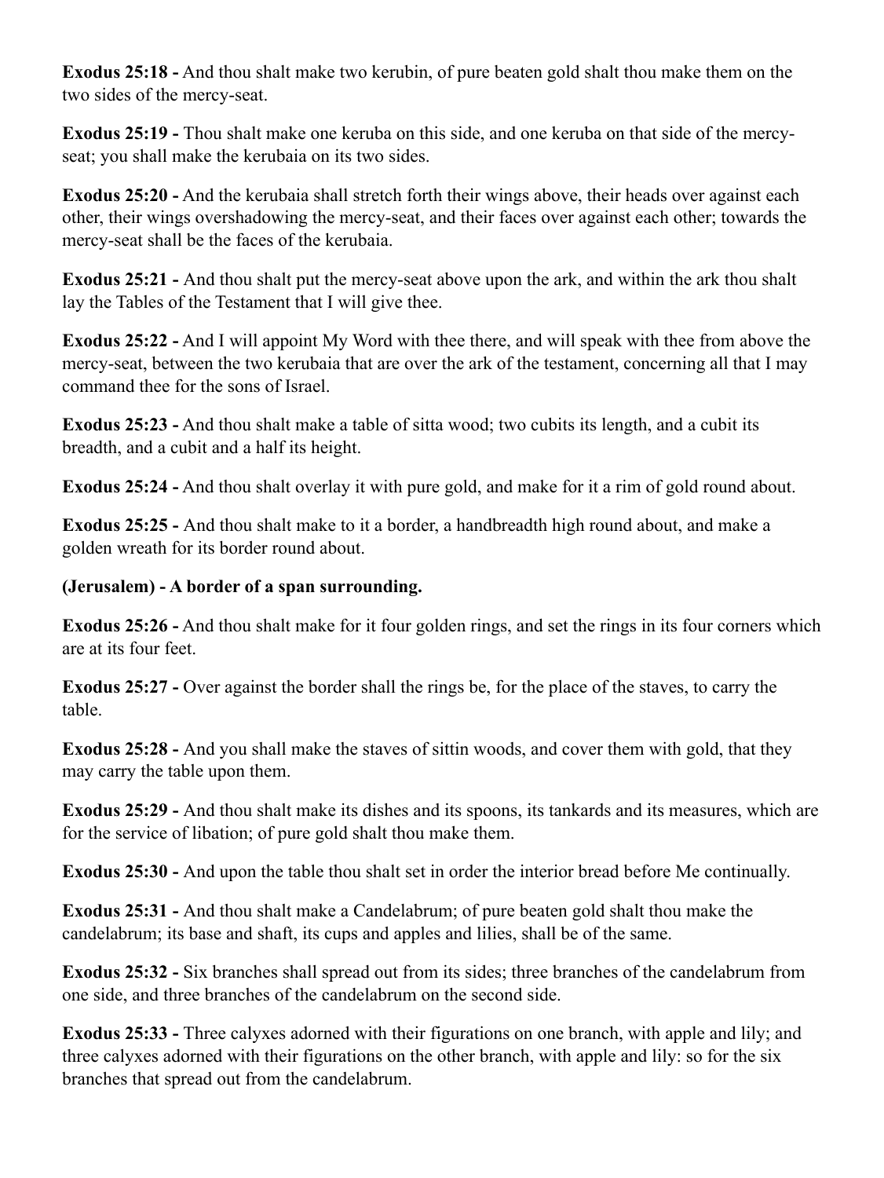**Exodus 25:18 -** And thou shalt make two kerubin, of pure beaten gold shalt thou make them on the two sides of the mercy-seat.

**Exodus 25:19 -** Thou shalt make one keruba on this side, and one keruba on that side of the mercy-seat; you shall make the kerubaia on its two sides.

**Exodus 25:20 -** And the kerubaia shall stretch forth their wings above, their heads over against each other, their wings overshadowing the mercy-seat, and their faces over against each other; towards the mercy-seat shall be the faces of the kerubaia.

**Exodus 25:21 -** And thou shalt put the mercy-seat above upon the ark, and within the ark thou shalt lay the Tables of the Testament that I will give thee.

**Exodus 25:22 -** And I will appoint My Word with thee there, and will speak with thee from above the mercy-seat, between the two kerubaia that are over the ark of the testament, concerning all that I may command thee for the sons of Israel.

**Exodus 25:23 -** And thou shalt make a table of sitta wood; two cubits its length, and a cubit its breadth, and a cubit and a half its height.

**Exodus 25:24 -** And thou shalt overlay it with pure gold, and make for it a rim of gold round about.

**Exodus 25:25 -** And thou shalt make to it a border, a handbreadth high round about, and make a golden wreath for its border round about.

**(Jerusalem) - A border of a span surrounding.**

**Exodus 25:26 -** And thou shalt make for it four golden rings, and set the rings in its four corners which are at its four feet.

**Exodus 25:27 -** Over against the border shall the rings be, for the place of the staves, to carry the table.

**Exodus 25:28 -** And you shall make the staves of sittin woods, and cover them with gold, that they may carry the table upon them.

**Exodus 25:29 -** And thou shalt make its dishes and its spoons, its tankards and its measures, which are for the service of libation; of pure gold shalt thou make them.

**Exodus 25:30 -** And upon the table thou shalt set in order the interior bread before Me continually.

**Exodus 25:31 -** And thou shalt make a Candelabrum; of pure beaten gold shalt thou make the candelabrum; its base and shaft, its cups and apples and lilies, shall be of the same.

**Exodus 25:32 -** Six branches shall spread out from its sides; three branches of the candelabrum from one side, and three branches of the candelabrum on the second side.

**Exodus 25:33 -** Three calyxes adorned with their figurations on one branch, with apple and lily; and three calyxes adorned with their figurations on the other branch, with apple and lily: so for the six branches that spread out from the candelabrum.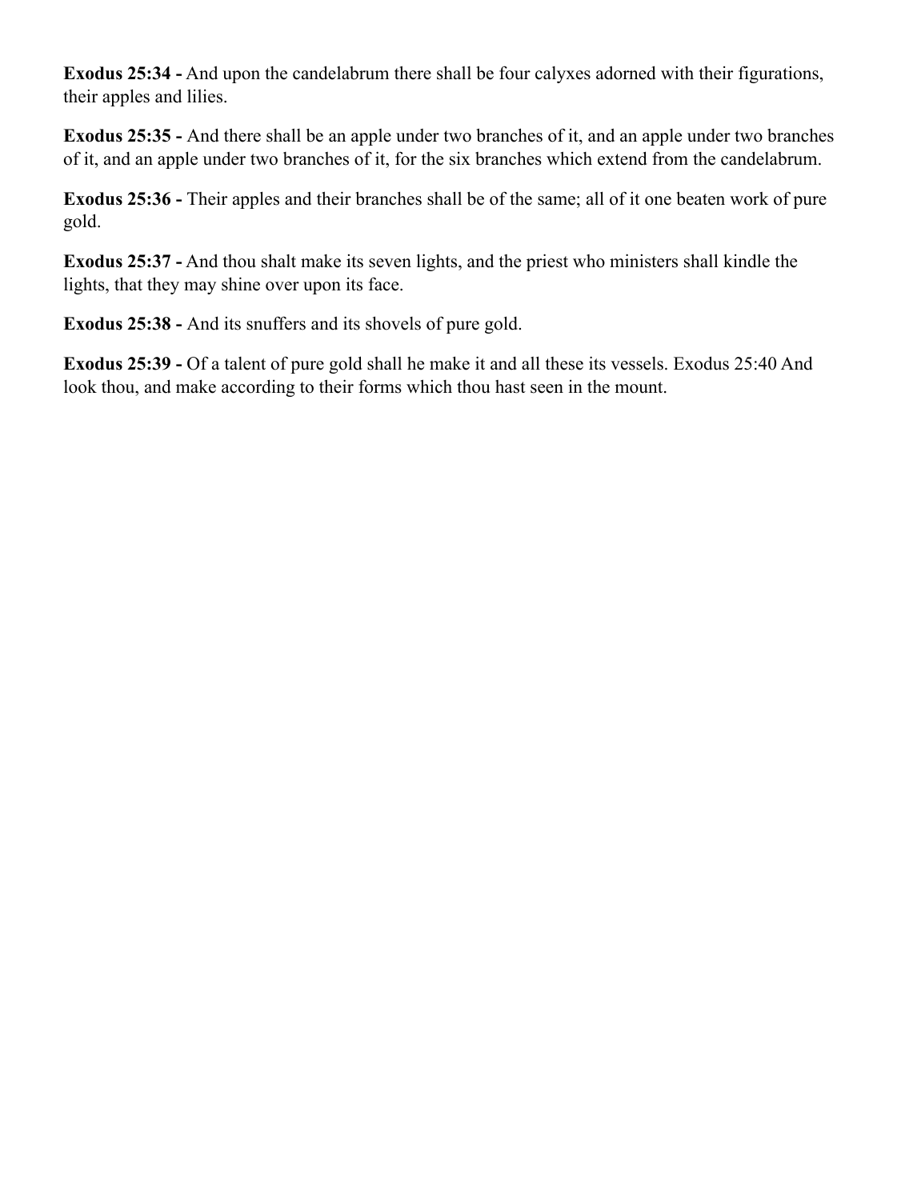**Exodus 25:34 -** And upon the candelabrum there shall be four calyxes adorned with their figurations, their apples and lilies.

**Exodus 25:35 -** And there shall be an apple under two branches of it, and an apple under two branches of it, and an apple under two branches of it, for the six branches which extend from the candelabrum.

**Exodus 25:36 -** Their apples and their branches shall be of the same; all of it one beaten work of pure gold.

**Exodus 25:37 -** And thou shalt make its seven lights, and the priest who ministers shall kindle the lights, that they may shine over upon its face.

**Exodus 25:38 -** And its snuffers and its shovels of pure gold.

**Exodus 25:39 -** Of a talent of pure gold shall he make it and all these its vessels. Exodus 25:40 And look thou, and make according to their forms which thou hast seen in the mount.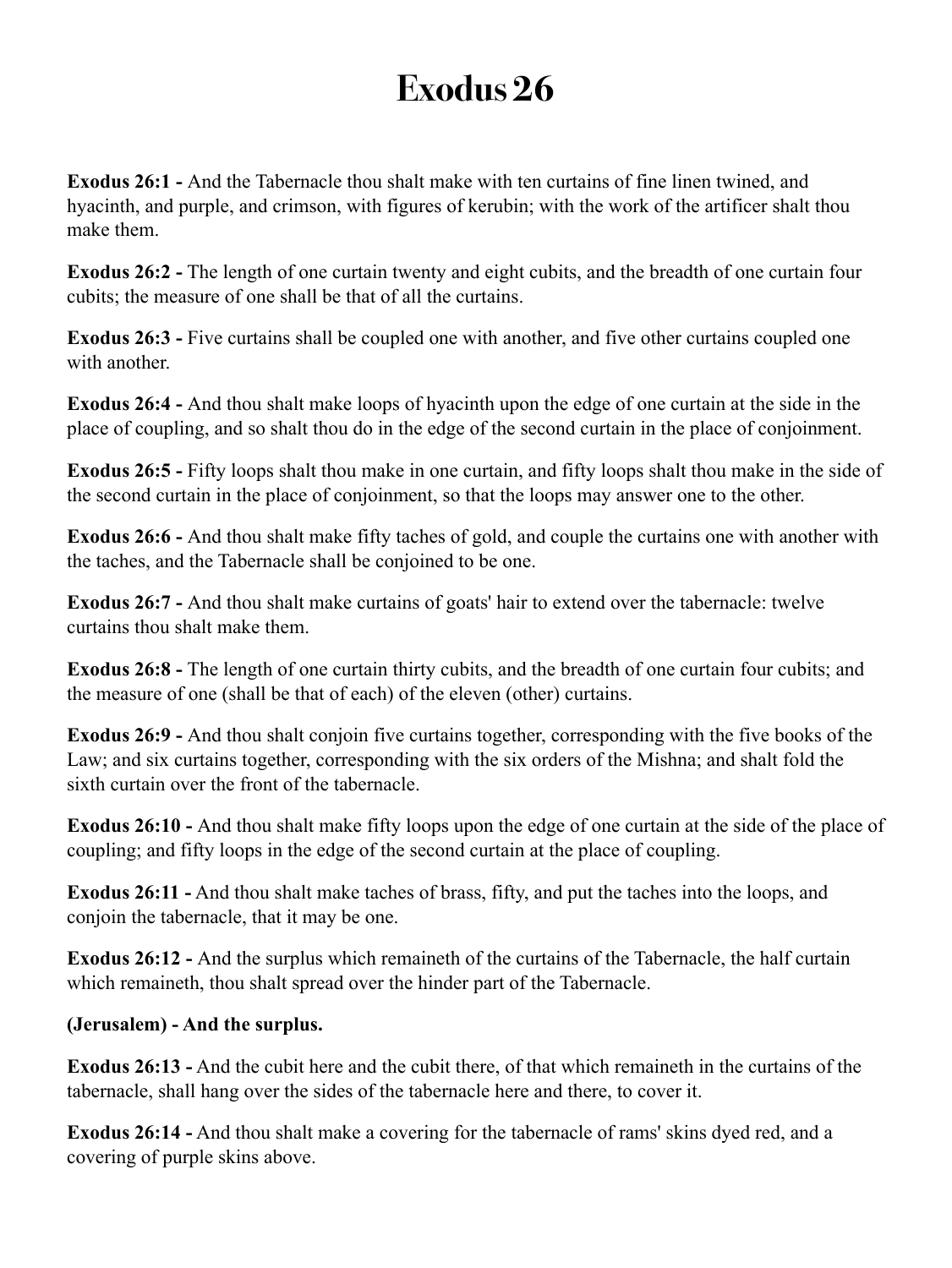# Exodus 26

**Exodus 26:1 -** And the Tabernacle thou shalt make with ten curtains of fine linen twined, and hyacinth, and purple, and crimson, with figures of kerubin; with the work of the artificer shalt thou make them.

**Exodus 26:2 -** The length of one curtain twenty and eight cubits, and the breadth of one curtain four cubits; the measure of one shall be that of all the curtains.

**Exodus 26:3 -** Five curtains shall be coupled one with another, and five other curtains coupled one with another.

**Exodus 26:4 -** And thou shalt make loops of hyacinth upon the edge of one curtain at the side in the place of coupling, and so shalt thou do in the edge of the second curtain in the place of conjoinment.

**Exodus 26:5 -** Fifty loops shalt thou make in one curtain, and fifty loops shalt thou make in the side of the second curtain in the place of conjoinment, so that the loops may answer one to the other.

**Exodus 26:6 -** And thou shalt make fifty taches of gold, and couple the curtains one with another with the taches, and the Tabernacle shall be conjoined to be one.

**Exodus 26:7 -** And thou shalt make curtains of goats' hair to extend over the tabernacle: twelve curtains thou shalt make them.

**Exodus 26:8 -** The length of one curtain thirty cubits, and the breadth of one curtain four cubits; and the measure of one (shall be that of each) of the eleven (other) curtains.

**Exodus 26:9 -** And thou shalt conjoin five curtains together, corresponding with the five books of the Law; and six curtains together, corresponding with the six orders of the Mishna; and shalt fold the sixth curtain over the front of the tabernacle.

**Exodus 26:10 -** And thou shalt make fifty loops upon the edge of one curtain at the side of the place of coupling; and fifty loops in the edge of the second curtain at the place of coupling.

**Exodus 26:11 -** And thou shalt make taches of brass, fifty, and put the taches into the loops, and conjoin the tabernacle, that it may be one.

**Exodus 26:12 -** And the surplus which remaineth of the curtains of the Tabernacle, the half curtain which remaineth, thou shalt spread over the hinder part of the Tabernacle.

**(Jerusalem) - And the surplus.**

**Exodus 26:13 -** And the cubit here and the cubit there, of that which remaineth in the curtains of the tabernacle, shall hang over the sides of the tabernacle here and there, to cover it.

**Exodus 26:14 -** And thou shalt make a covering for the tabernacle of rams' skins dyed red, and a covering of purple skins above.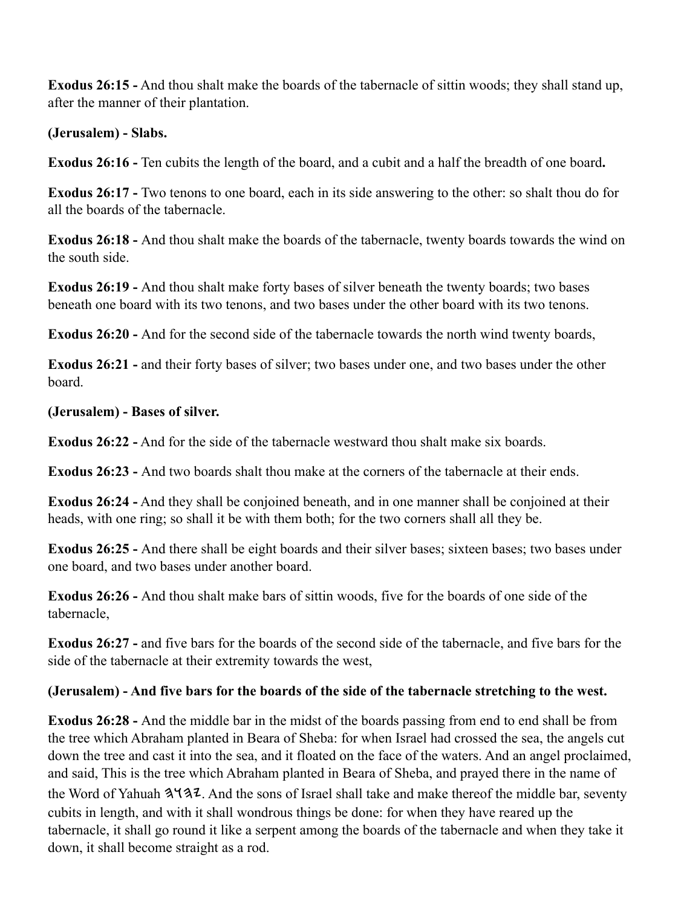**Exodus 26:15 -** And thou shalt make the boards of the tabernacle of sittin woods; they shall stand up, after the manner of their plantation.

**(Jerusalem) - Slabs.**

**Exodus 26:16 -** Ten cubits the length of the board, and a cubit and a half the breadth of one board**.**

**Exodus 26:17 -** Two tenons to one board, each in its side answering to the other: so shalt thou do for all the boards of the tabernacle.

**Exodus 26:18 -** And thou shalt make the boards of the tabernacle, twenty boards towards the wind on the south side.

**Exodus 26:19 -** And thou shalt make forty bases of silver beneath the twenty boards; two bases beneath one board with its two tenons, and two bases under the other board with its two tenons.

**Exodus 26:20 -** And for the second side of the tabernacle towards the north wind twenty boards,

**Exodus 26:21 -** and their forty bases of silver; two bases under one, and two bases under the other board.

**(Jerusalem) - Bases of silver.**

**Exodus 26:22 -** And for the side of the tabernacle westward thou shalt make six boards.

**Exodus 26:23 -** And two boards shalt thou make at the corners of the tabernacle at their ends.

**Exodus 26:24 -** And they shall be conjoined beneath, and in one manner shall be conjoined at their heads, with one ring; so shall it be with them both; for the two corners shall all they be.

**Exodus 26:25 -** And there shall be eight boards and their silver bases; sixteen bases; two bases under one board, and two bases under another board.

**Exodus 26:26 -** And thou shalt make bars of sittin woods, five for the boards of one side of the tabernacle,

**Exodus 26:27 -** and five bars for the boards of the second side of the tabernacle, and five bars for the side of the tabernacle at their extremity towards the west,

**(Jerusalem) - And five bars for the boards of the side of the tabernacle stretching to the west.**

**Exodus 26:28 -** And the middle bar in the midst of the boards passing from end to end shall be from the tree which Abraham planted in Beara of Sheba: for when Israel had crossed the sea, the angels cut down the tree and cast it into the sea, and it floated on the face of the waters. And an angel proclaimed, and said, This is the tree which Abraham planted in Beara of Sheba, and prayed there in the name of the Word of Yahuah 𐤉𐤄𐤅𐤄. And the sons of Israel shall take and make thereof the middle bar, seventy cubits in length, and with it shall wondrous things be done: for when they have reared up the tabernacle, it shall go round it like a serpent among the boards of the tabernacle and when they take it down, it shall become straight as a rod.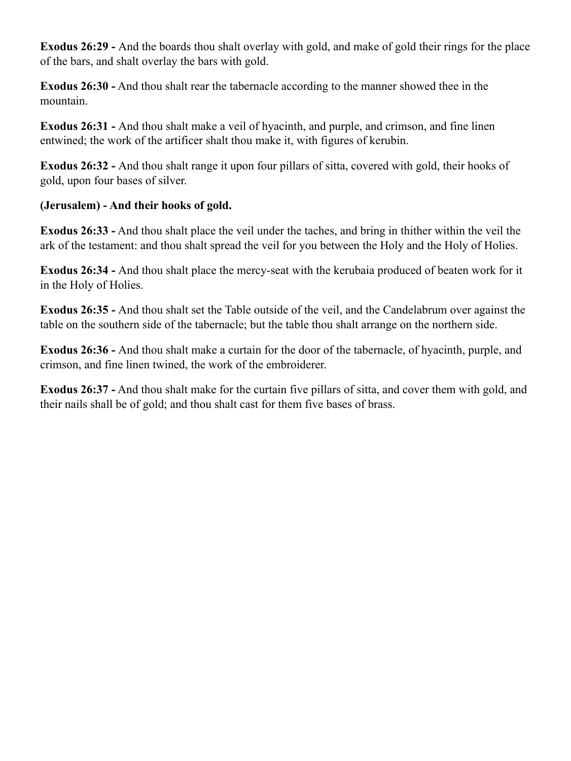**Exodus 26:29 -** And the boards thou shalt overlay with gold, and make of gold their rings for the place of the bars, and shalt overlay the bars with gold.

**Exodus 26:30 -** And thou shalt rear the tabernacle according to the manner showed thee in the mountain.

**Exodus 26:31 -** And thou shalt make a veil of hyacinth, and purple, and crimson, and fine linen entwined; the work of the artificer shalt thou make it, with figures of kerubin.

**Exodus 26:32 -** And thou shalt range it upon four pillars of sitta, covered with gold, their hooks of gold, upon four bases of silver.

**(Jerusalem) - And their hooks of gold.**

**Exodus 26:33 -** And thou shalt place the veil under the taches, and bring in thither within the veil the ark of the testament: and thou shalt spread the veil for you between the Holy and the Holy of Holies.

**Exodus 26:34 -** And thou shalt place the mercy-seat with the kerubaia produced of beaten work for it in the Holy of Holies.

**Exodus 26:35 -** And thou shalt set the Table outside of the veil, and the Candelabrum over against the table on the southern side of the tabernacle; but the table thou shalt arrange on the northern side.

**Exodus 26:36 -** And thou shalt make a curtain for the door of the tabernacle, of hyacinth, purple, and crimson, and fine linen twined, the work of the embroiderer.

**Exodus 26:37 -** And thou shalt make for the curtain five pillars of sitta, and cover them with gold, and their nails shall be of gold; and thou shalt cast for them five bases of brass.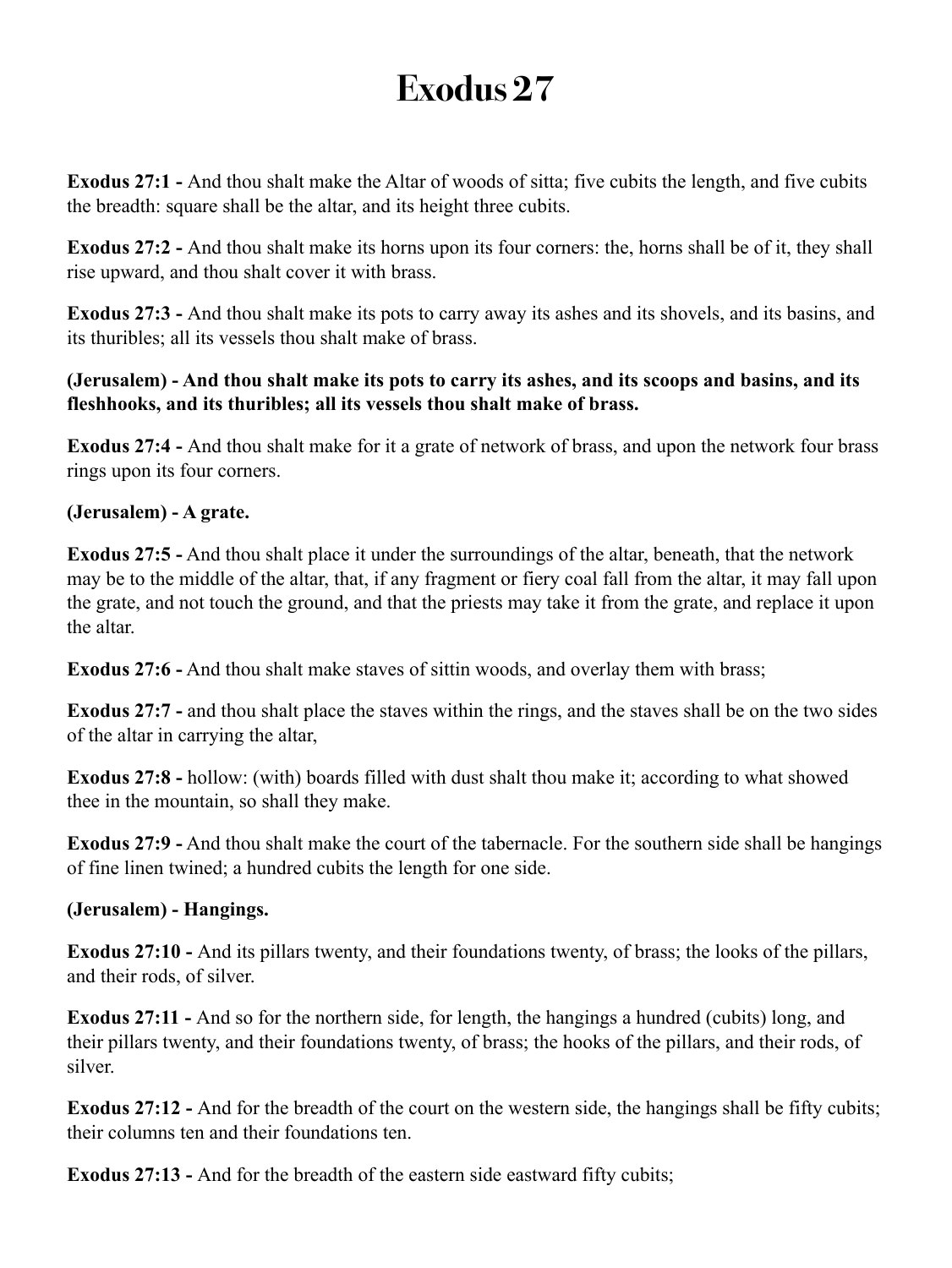# Exodus 27

**Exodus 27:1 -** And thou shalt make the Altar of woods of sitta; five cubits the length, and five cubits the breadth: square shall be the altar, and its height three cubits.

**Exodus 27:2 -** And thou shalt make its horns upon its four corners: the, horns shall be of it, they shall rise upward, and thou shalt cover it with brass.

**Exodus 27:3 -** And thou shalt make its pots to carry away its ashes and its shovels, and its basins, and its thuribles; all its vessels thou shalt make of brass.

**(Jerusalem) - And thou shalt make its pots to carry its ashes, and its scoops and basins, and its fleshhooks, and its thuribles; all its vessels thou shalt make of brass.**

**Exodus 27:4 -** And thou shalt make for it a grate of network of brass, and upon the network four brass rings upon its four corners.

**(Jerusalem) - A grate.**

**Exodus 27:5 -** And thou shalt place it under the surroundings of the altar, beneath, that the network may be to the middle of the altar, that, if any fragment or fiery coal fall from the altar, it may fall upon the grate, and not touch the ground, and that the priests may take it from the grate, and replace it upon the altar.

**Exodus 27:6 -** And thou shalt make staves of sittin woods, and overlay them with brass;

**Exodus 27:7 -** and thou shalt place the staves within the rings, and the staves shall be on the two sides of the altar in carrying the altar,

**Exodus 27:8 -** hollow: (with) boards filled with dust shalt thou make it; according to what showed thee in the mountain, so shall they make.

**Exodus 27:9 -** And thou shalt make the court of the tabernacle. For the southern side shall be hangings of fine linen twined; a hundred cubits the length for one side.

**(Jerusalem) - Hangings.**

**Exodus 27:10 -** And its pillars twenty, and their foundations twenty, of brass; the looks of the pillars, and their rods, of silver.

**Exodus 27:11 -** And so for the northern side, for length, the hangings a hundred (cubits) long, and their pillars twenty, and their foundations twenty, of brass; the hooks of the pillars, and their rods, of silver.

**Exodus 27:12 -** And for the breadth of the court on the western side, the hangings shall be fifty cubits; their columns ten and their foundations ten.

**Exodus 27:13 -** And for the breadth of the eastern side eastward fifty cubits;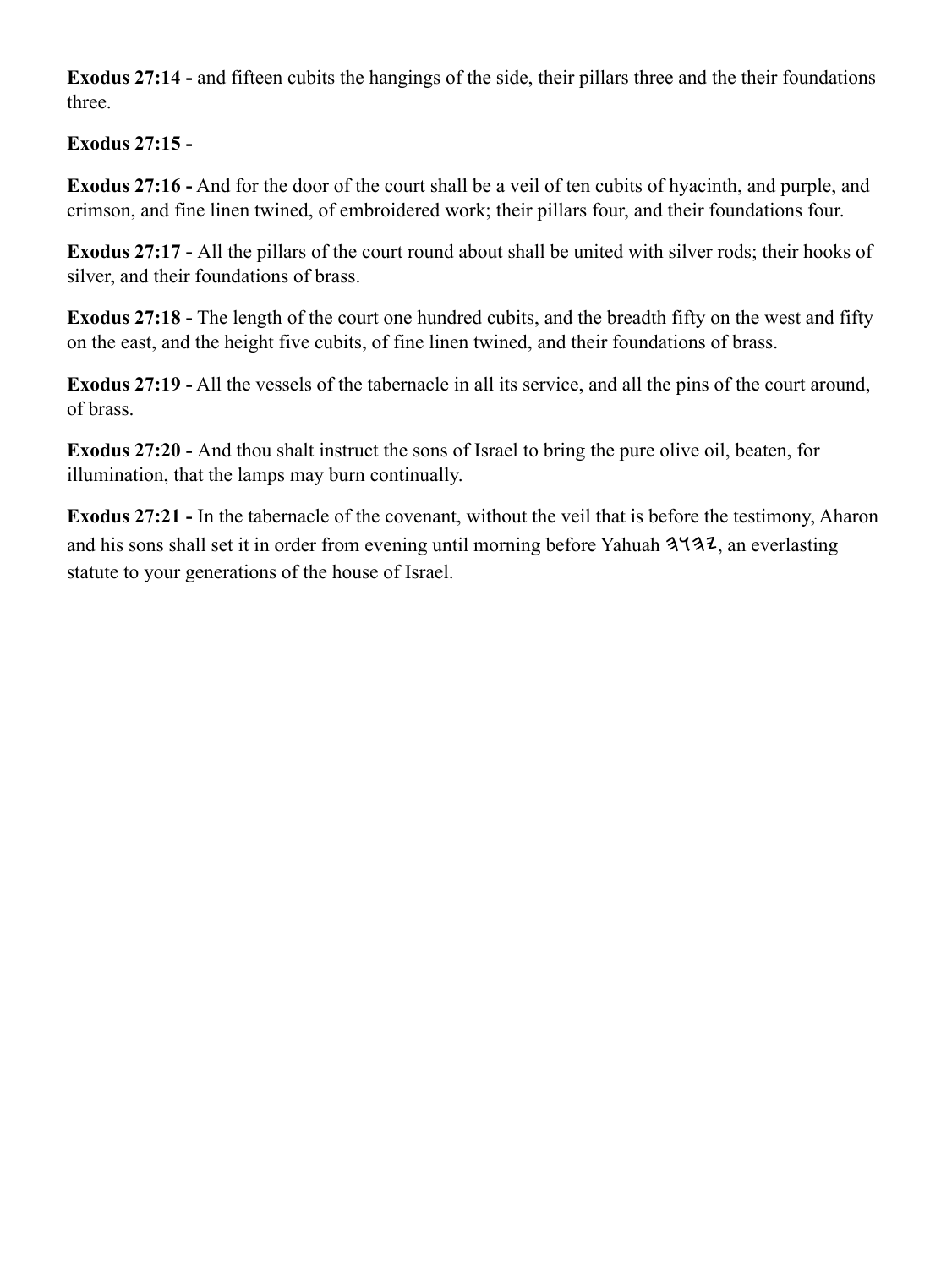**Exodus 27:14 -** and fifteen cubits the hangings of the side, their pillars three and the their foundations three.

**Exodus 27:15 -**

**Exodus 27:16 -** And for the door of the court shall be a veil of ten cubits of hyacinth, and purple, and crimson, and fine linen twined, of embroidered work; their pillars four, and their foundations four.

**Exodus 27:17 -** All the pillars of the court round about shall be united with silver rods; their hooks of silver, and their foundations of brass.

**Exodus 27:18 -** The length of the court one hundred cubits, and the breadth fifty on the west and fifty on the east, and the height five cubits, of fine linen twined, and their foundations of brass.

**Exodus 27:19 -** All the vessels of the tabernacle in all its service, and all the pins of the court around, of brass.

**Exodus 27:20 -** And thou shalt instruct the sons of Israel to bring the pure olive oil, beaten, for illumination, that the lamps may burn continually.

**Exodus 27:21 -** In the tabernacle of the covenant, without the veil that is before the testimony, Aharon and his sons shall set it in order from evening until morning before Yahuah 𐤉𐤄𐤅𐤄, an everlasting statute to your generations of the house of Israel.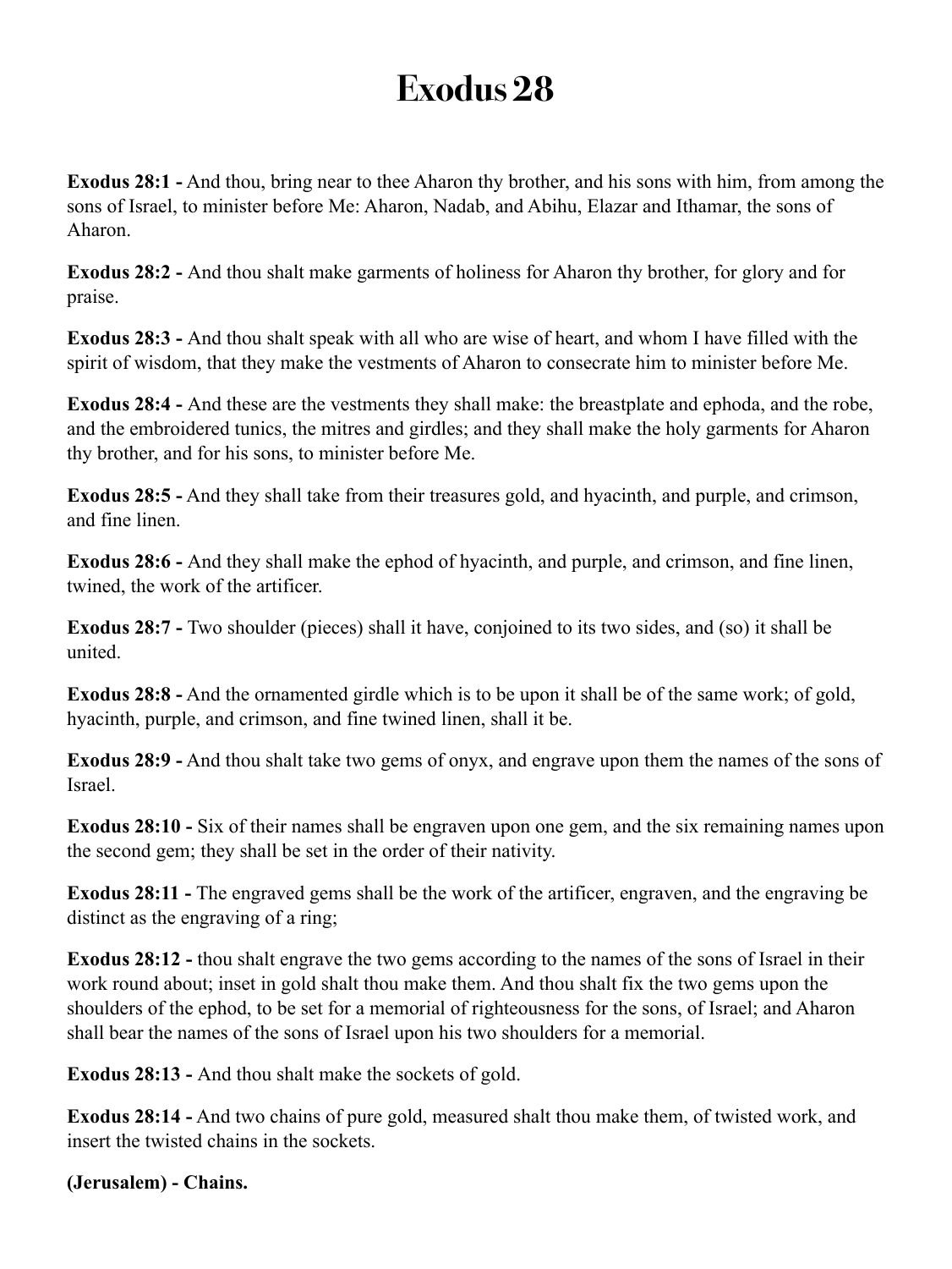# Exodus 28

**Exodus 28:1 -** And thou, bring near to thee Aharon thy brother, and his sons with him, from among the sons of Israel, to minister before Me: Aharon, Nadab, and Abihu, Elazar and Ithamar, the sons of Aharon.

**Exodus 28:2 -** And thou shalt make garments of holiness for Aharon thy brother, for glory and for praise.

**Exodus 28:3 -** And thou shalt speak with all who are wise of heart, and whom I have filled with the spirit of wisdom, that they make the vestments of Aharon to consecrate him to minister before Me.

**Exodus 28:4 -** And these are the vestments they shall make: the breastplate and ephoda, and the robe, and the embroidered tunics, the mitres and girdles; and they shall make the holy garments for Aharon thy brother, and for his sons, to minister before Me.

**Exodus 28:5 -** And they shall take from their treasures gold, and hyacinth, and purple, and crimson, and fine linen.

**Exodus 28:6 -** And they shall make the ephod of hyacinth, and purple, and crimson, and fine linen, twined, the work of the artificer.

**Exodus 28:7 -** Two shoulder (pieces) shall it have, conjoined to its two sides, and (so) it shall be united.

**Exodus 28:8 -** And the ornamented girdle which is to be upon it shall be of the same work; of gold, hyacinth, purple, and crimson, and fine twined linen, shall it be.

**Exodus 28:9 -** And thou shalt take two gems of onyx, and engrave upon them the names of the sons of Israel.

**Exodus 28:10 -** Six of their names shall be engraven upon one gem, and the six remaining names upon the second gem; they shall be set in the order of their nativity.

**Exodus 28:11 -** The engraved gems shall be the work of the artificer, engraven, and the engraving be distinct as the engraving of a ring;

**Exodus 28:12 -** thou shalt engrave the two gems according to the names of the sons of Israel in their work round about; inset in gold shalt thou make them. And thou shalt fix the two gems upon the shoulders of the ephod, to be set for a memorial of righteousness for the sons, of Israel; and Aharon shall bear the names of the sons of Israel upon his two shoulders for a memorial.

**Exodus 28:13 -** And thou shalt make the sockets of gold.

**Exodus 28:14 -** And two chains of pure gold, measured shalt thou make them, of twisted work, and insert the twisted chains in the sockets.

**(Jerusalem) - Chains.**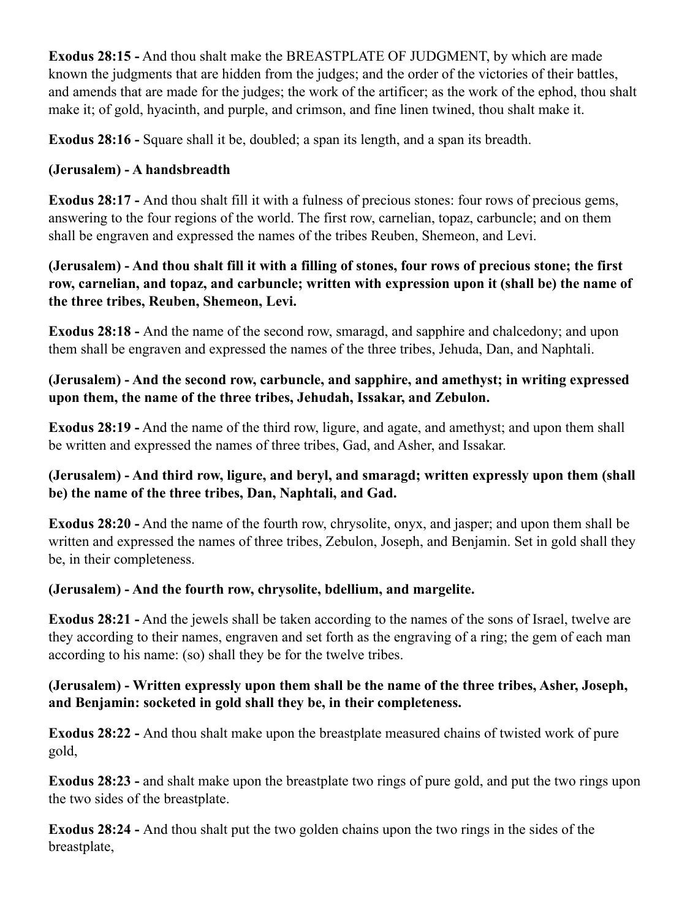**Exodus 28:15 -** And thou shalt make the BREASTPLATE OF JUDGMENT, by which are made known the judgments that are hidden from the judges; and the order of the victories of their battles, and amends that are made for the judges; the work of the artificer; as the work of the ephod, thou shalt make it; of gold, hyacinth, and purple, and crimson, and fine linen twined, thou shalt make it.

**Exodus 28:16 -** Square shall it be, doubled; a span its length, and a span its breadth.

**(Jerusalem) - A handsbreadth**

**Exodus 28:17 -** And thou shalt fill it with a fulness of precious stones: four rows of precious gems, answering to the four regions of the world. The first row, carnelian, topaz, carbuncle; and on them shall be engraven and expressed the names of the tribes Reuben, Shemeon, and Levi.

**(Jerusalem) - And thou shalt fill it with a filling of stones, four rows of precious stone; the first row, carnelian, and topaz, and carbuncle; written with expression upon it (shall be) the name of the three tribes, Reuben, Shemeon, Levi.**

**Exodus 28:18 -** And the name of the second row, smaragd, and sapphire and chalcedony; and upon them shall be engraven and expressed the names of the three tribes, Jehuda, Dan, and Naphtali.

**(Jerusalem) - And the second row, carbuncle, and sapphire, and amethyst; in writing expressed upon them, the name of the three tribes, Jehudah, Issakar, and Zebulon.**

**Exodus 28:19 -** And the name of the third row, ligure, and agate, and amethyst; and upon them shall be written and expressed the names of three tribes, Gad, and Asher, and Issakar.

**(Jerusalem) - And third row, ligure, and beryl, and smaragd; written expressly upon them (shall be) the name of the three tribes, Dan, Naphtali, and Gad.**

**Exodus 28:20 -** And the name of the fourth row, chrysolite, onyx, and jasper; and upon them shall be written and expressed the names of three tribes, Zebulon, Joseph, and Benjamin. Set in gold shall they be, in their completeness.

**(Jerusalem) - And the fourth row, chrysolite, bdellium, and margelite.**

**Exodus 28:21 -** And the jewels shall be taken according to the names of the sons of Israel, twelve are they according to their names, engraven and set forth as the engraving of a ring; the gem of each man according to his name: (so) shall they be for the twelve tribes.

**(Jerusalem) - Written expressly upon them shall be the name of the three tribes, Asher, Joseph, and Benjamin: socketed in gold shall they be, in their completeness.**

**Exodus 28:22 -** And thou shalt make upon the breastplate measured chains of twisted work of pure gold,

**Exodus 28:23 -** and shalt make upon the breastplate two rings of pure gold, and put the two rings upon the two sides of the breastplate.

**Exodus 28:24 -** And thou shalt put the two golden chains upon the two rings in the sides of the breastplate,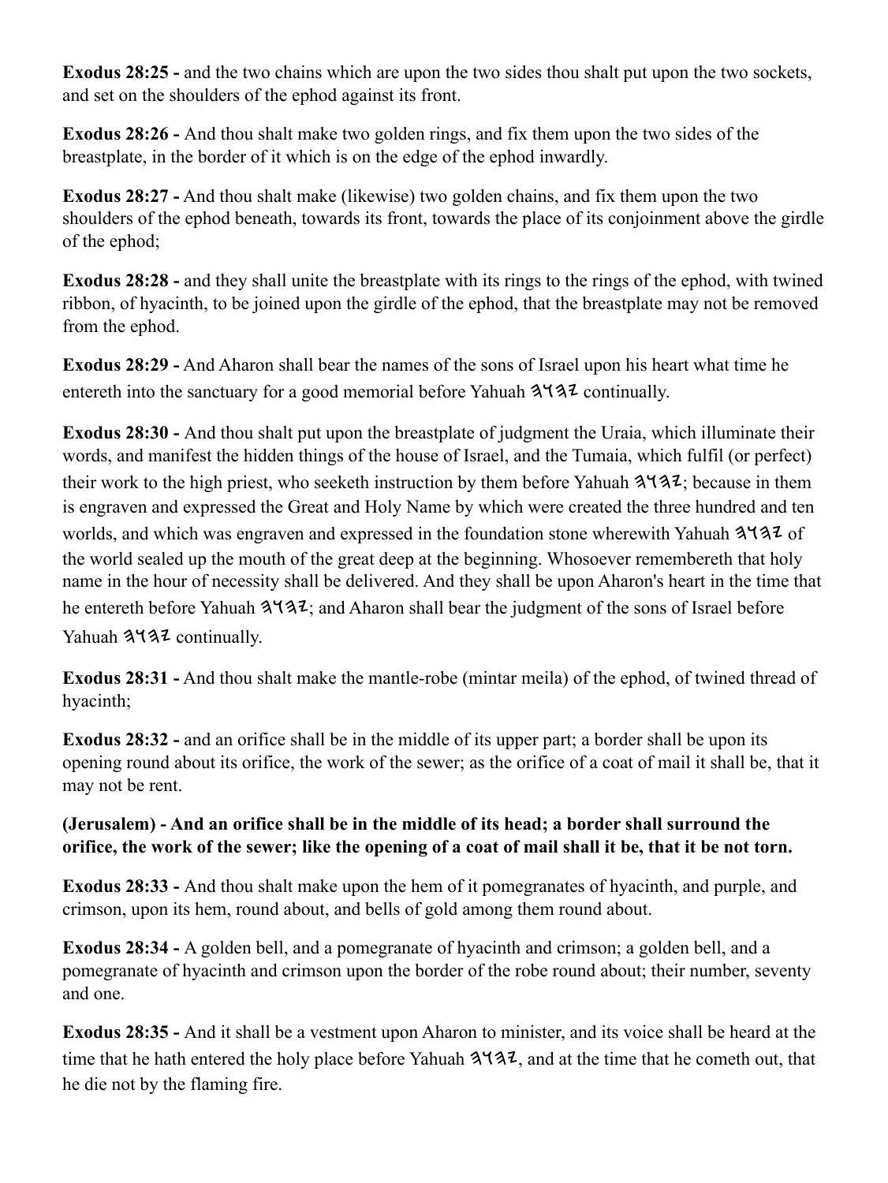**Exodus 28:25 -** and the two chains which are upon the two sides thou shalt put upon the two sockets, and set on the shoulders of the ephod against its front.

**Exodus 28:26 -** And thou shalt make two golden rings, and fix them upon the two sides of the breastplate, in the border of it which is on the edge of the ephod inwardly.

**Exodus 28:27 -** And thou shalt make (likewise) two golden chains, and fix them upon the two shoulders of the ephod beneath, towards its front, towards the place of its conjoinment above the girdle of the ephod;

**Exodus 28:28 -** and they shall unite the breastplate with its rings to the rings of the ephod, with twined ribbon, of hyacinth, to be joined upon the girdle of the ephod, that the breastplate may not be removed from the ephod.

**Exodus 28:29 -** And Aharon shall bear the names of the sons of Israel upon his heart what time he entereth into the sanctuary for a good memorial before Yahuah 𐤉𐤄𐤅𐤄 continually.

**Exodus 28:30 -** And thou shalt put upon the breastplate of judgment the Uraia, which illuminate their words, and manifest the hidden things of the house of Israel, and the Tumaia, which fulfil (or perfect) their work to the high priest, who seeketh instruction by them before Yahuah 𐤉𐤄𐤅𐤄; because in them is engraven and expressed the Great and Holy Name by which were created the three hundred and ten worlds, and which was engraven and expressed in the foundation stone wherewith Yahuah 𐤉𐤄𐤅𐤄 of the world sealed up the mouth of the great deep at the beginning. Whosoever remembereth that holy name in the hour of necessity shall be delivered. And they shall be upon Aharon's heart in the time that he entereth before Yahuah 𐤉𐤄𐤅𐤄; and Aharon shall bear the judgment of the sons of Israel before Yahuah 𐤉𐤄𐤅𐤄 continually.

**Exodus 28:31 -** And thou shalt make the mantle-robe (mintar meila) of the ephod, of twined thread of hyacinth;

**Exodus 28:32 -** and an orifice shall be in the middle of its upper part; a border shall be upon its opening round about its orifice, the work of the sewer; as the orifice of a coat of mail it shall be, that it may not be rent.

**(Jerusalem) - And an orifice shall be in the middle of its head; a border shall surround the orifice, the work of the sewer; like the opening of a coat of mail shall it be, that it be not torn.**

**Exodus 28:33 -** And thou shalt make upon the hem of it pomegranates of hyacinth, and purple, and crimson, upon its hem, round about, and bells of gold among them round about.

**Exodus 28:34 -** A golden bell, and a pomegranate of hyacinth and crimson; a golden bell, and a pomegranate of hyacinth and crimson upon the border of the robe round about; their number, seventy and one.

**Exodus 28:35 -** And it shall be a vestment upon Aharon to minister, and its voice shall be heard at the time that he hath entered the holy place before Yahuah 𐤉𐤄𐤅𐤄, and at the time that he cometh out, that he die not by the flaming fire.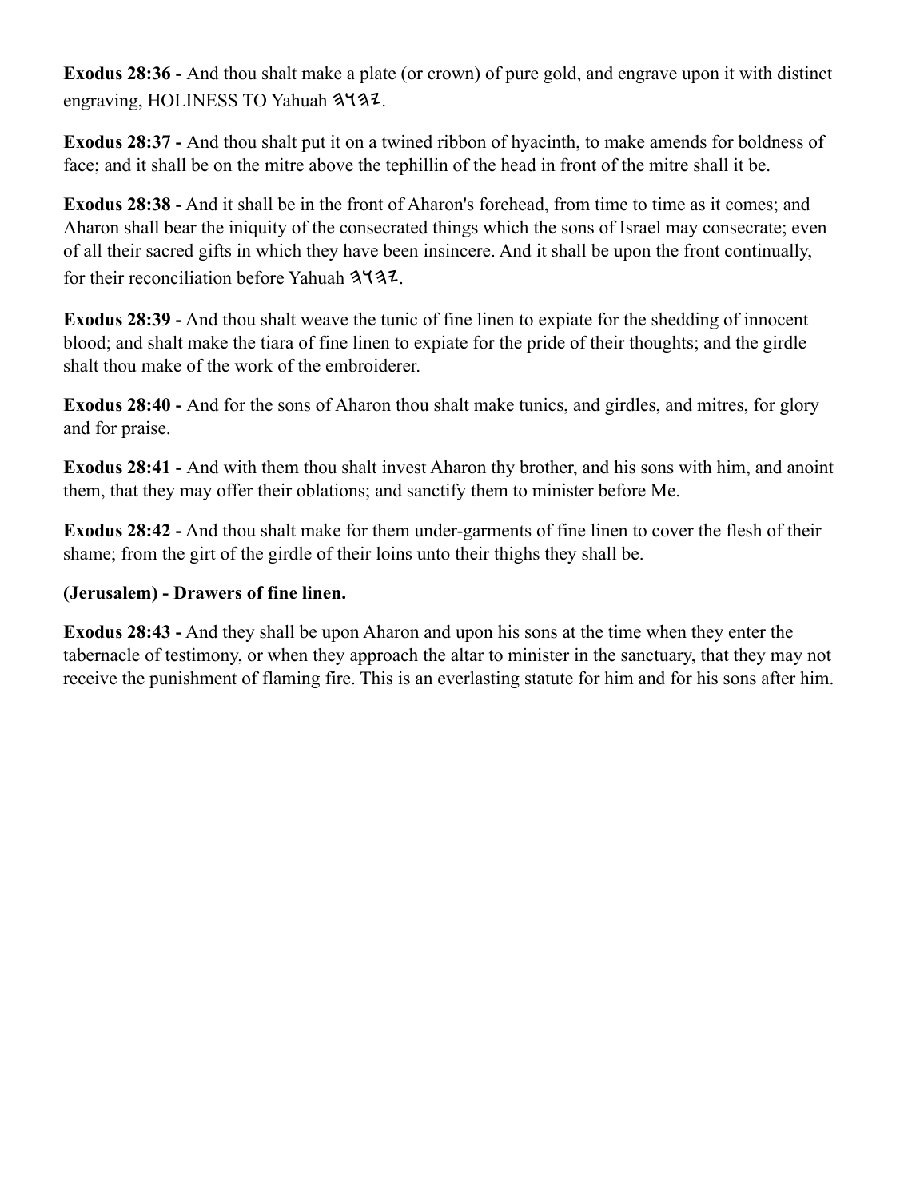**Exodus 28:36 -** And thou shalt make a plate (or crown) of pure gold, and engrave upon it with distinct engraving, HOLINESS TO Yahuah 𐤉𐤄𐤅𐤄.

**Exodus 28:37 -** And thou shalt put it on a twined ribbon of hyacinth, to make amends for boldness of face; and it shall be on the mitre above the tephillin of the head in front of the mitre shall it be.

**Exodus 28:38 -** And it shall be in the front of Aharon's forehead, from time to time as it comes; and Aharon shall bear the iniquity of the consecrated things which the sons of Israel may consecrate; even of all their sacred gifts in which they have been insincere. And it shall be upon the front continually, for their reconciliation before Yahuah 𐤉𐤄𐤅𐤄.

**Exodus 28:39 -** And thou shalt weave the tunic of fine linen to expiate for the shedding of innocent blood; and shalt make the tiara of fine linen to expiate for the pride of their thoughts; and the girdle shalt thou make of the work of the embroiderer.

**Exodus 28:40 -** And for the sons of Aharon thou shalt make tunics, and girdles, and mitres, for glory and for praise.

**Exodus 28:41 -** And with them thou shalt invest Aharon thy brother, and his sons with him, and anoint them, that they may offer their oblations; and sanctify them to minister before Me.

**Exodus 28:42 -** And thou shalt make for them under-garments of fine linen to cover the flesh of their shame; from the girt of the girdle of their loins unto their thighs they shall be.

**(Jerusalem) - Drawers of fine linen.**

**Exodus 28:43 -** And they shall be upon Aharon and upon his sons at the time when they enter the tabernacle of testimony, or when they approach the altar to minister in the sanctuary, that they may not receive the punishment of flaming fire. This is an everlasting statute for him and for his sons after him.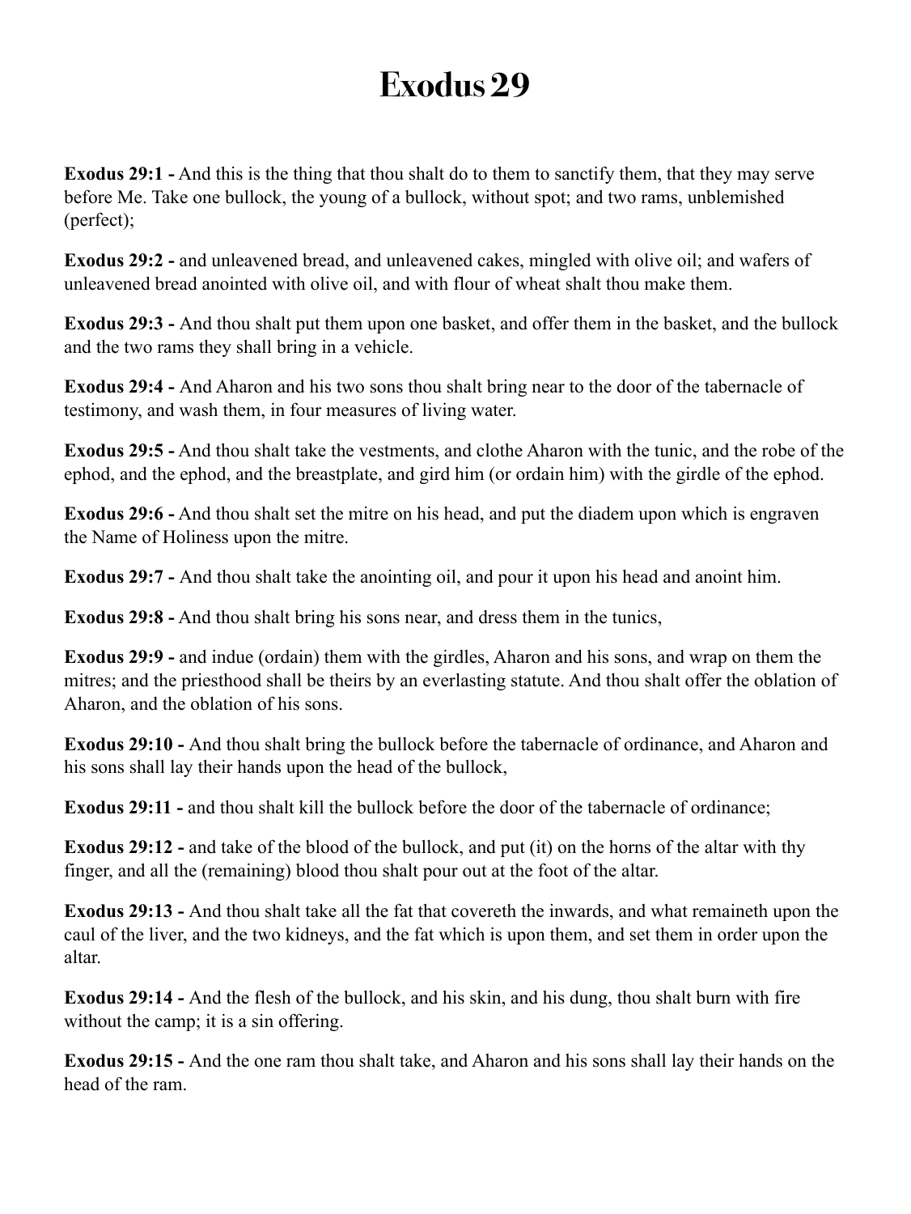# Exodus 29

**Exodus 29:1 -** And this is the thing that thou shalt do to them to sanctify them, that they may serve before Me. Take one bullock, the young of a bullock, without spot; and two rams, unblemished (perfect);

**Exodus 29:2 -** and unleavened bread, and unleavened cakes, mingled with olive oil; and wafers of unleavened bread anointed with olive oil, and with flour of wheat shalt thou make them.

**Exodus 29:3 -** And thou shalt put them upon one basket, and offer them in the basket, and the bullock and the two rams they shall bring in a vehicle.

**Exodus 29:4 -** And Aharon and his two sons thou shalt bring near to the door of the tabernacle of testimony, and wash them, in four measures of living water.

**Exodus 29:5 -** And thou shalt take the vestments, and clothe Aharon with the tunic, and the robe of the ephod, and the ephod, and the breastplate, and gird him (or ordain him) with the girdle of the ephod.

**Exodus 29:6 -** And thou shalt set the mitre on his head, and put the diadem upon which is engraven the Name of Holiness upon the mitre.

**Exodus 29:7 -** And thou shalt take the anointing oil, and pour it upon his head and anoint him.

**Exodus 29:8 -** And thou shalt bring his sons near, and dress them in the tunics,

**Exodus 29:9 -** and indue (ordain) them with the girdles, Aharon and his sons, and wrap on them the mitres; and the priesthood shall be theirs by an everlasting statute. And thou shalt offer the oblation of Aharon, and the oblation of his sons.

**Exodus 29:10 -** And thou shalt bring the bullock before the tabernacle of ordinance, and Aharon and his sons shall lay their hands upon the head of the bullock,

**Exodus 29:11 -** and thou shalt kill the bullock before the door of the tabernacle of ordinance;

**Exodus 29:12 -** and take of the blood of the bullock, and put (it) on the horns of the altar with thy finger, and all the (remaining) blood thou shalt pour out at the foot of the altar.

**Exodus 29:13 -** And thou shalt take all the fat that covereth the inwards, and what remaineth upon the caul of the liver, and the two kidneys, and the fat which is upon them, and set them in order upon the altar.

**Exodus 29:14 -** And the flesh of the bullock, and his skin, and his dung, thou shalt burn with fire without the camp; it is a sin offering.

**Exodus 29:15 -** And the one ram thou shalt take, and Aharon and his sons shall lay their hands on the head of the ram.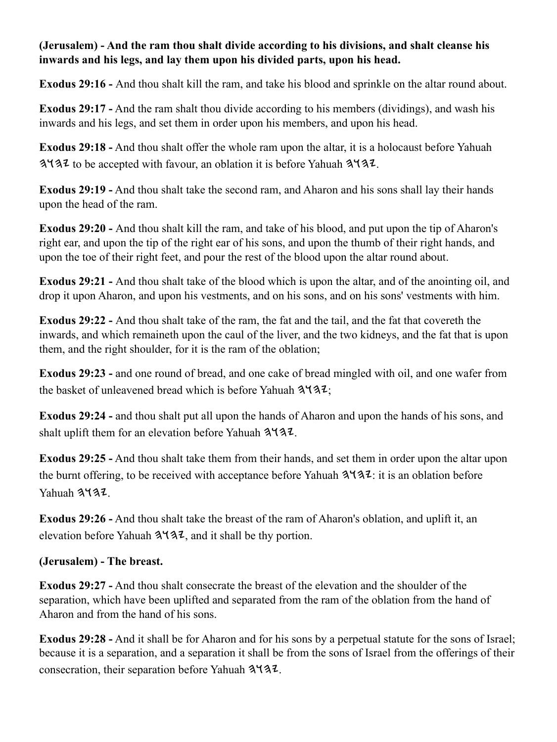**(Jerusalem) - And the ram thou shalt divide according to his divisions, and shalt cleanse his inwards and his legs, and lay them upon his divided parts, upon his head.**

**Exodus 29:16 -** And thou shalt kill the ram, and take his blood and sprinkle on the altar round about.

**Exodus 29:17 -** And the ram shalt thou divide according to his members (dividings), and wash his inwards and his legs, and set them in order upon his members, and upon his head.

**Exodus 29:18 -** And thou shalt offer the whole ram upon the altar, it is a holocaust before Yahuah 𐤄𐤅𐤄𐤉 to be accepted with favour, an oblation it is before Yahuah 𐤄𐤅𐤄𐤉.

**Exodus 29:19 -** And thou shalt take the second ram, and Aharon and his sons shall lay their hands upon the head of the ram.

**Exodus 29:20 -** And thou shalt kill the ram, and take of his blood, and put upon the tip of Aharon's right ear, and upon the tip of the right ear of his sons, and upon the thumb of their right hands, and upon the toe of their right feet, and pour the rest of the blood upon the altar round about.

**Exodus 29:21 -** And thou shalt take of the blood which is upon the altar, and of the anointing oil, and drop it upon Aharon, and upon his vestments, and on his sons, and on his sons' vestments with him.

**Exodus 29:22 -** And thou shalt take of the ram, the fat and the tail, and the fat that covereth the inwards, and which remaineth upon the caul of the liver, and the two kidneys, and the fat that is upon them, and the right shoulder, for it is the ram of the oblation;

**Exodus 29:23 -** and one round of bread, and one cake of bread mingled with oil, and one wafer from the basket of unleavened bread which is before Yahuah 𐤄𐤅𐤄𐤉;

**Exodus 29:24 -** and thou shalt put all upon the hands of Aharon and upon the hands of his sons, and shalt uplift them for an elevation before Yahuah 𐤄𐤅𐤄𐤉.

**Exodus 29:25 -** And thou shalt take them from their hands, and set them in order upon the altar upon the burnt offering, to be received with acceptance before Yahuah 𐤄𐤅𐤄𐤉: it is an oblation before Yahuah 𐤄𐤅𐤄𐤉.

**Exodus 29:26 -** And thou shalt take the breast of the ram of Aharon's oblation, and uplift it, an elevation before Yahuah 𐤄𐤅𐤄𐤉, and it shall be thy portion.

**(Jerusalem) - The breast.**

**Exodus 29:27 -** And thou shalt consecrate the breast of the elevation and the shoulder of the separation, which have been uplifted and separated from the ram of the oblation from the hand of Aharon and from the hand of his sons.

**Exodus 29:28 -** And it shall be for Aharon and for his sons by a perpetual statute for the sons of Israel; because it is a separation, and a separation it shall be from the sons of Israel from the offerings of their consecration, their separation before Yahuah 𐤄𐤅𐤄𐤉.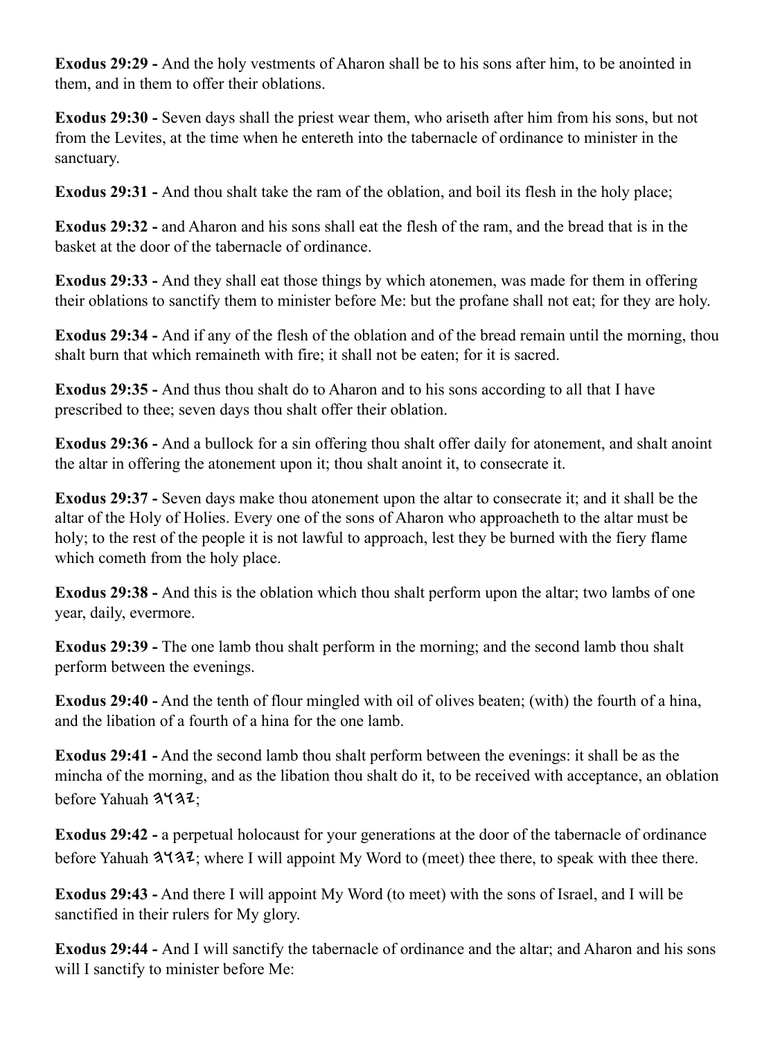**Exodus 29:29 -** And the holy vestments of Aharon shall be to his sons after him, to be anointed in them, and in them to offer their oblations.

**Exodus 29:30 -** Seven days shall the priest wear them, who ariseth after him from his sons, but not from the Levites, at the time when he entereth into the tabernacle of ordinance to minister in the sanctuary.

**Exodus 29:31 -** And thou shalt take the ram of the oblation, and boil its flesh in the holy place;

**Exodus 29:32 -** and Aharon and his sons shall eat the flesh of the ram, and the bread that is in the basket at the door of the tabernacle of ordinance.

**Exodus 29:33 -** And they shall eat those things by which atonemen, was made for them in offering their oblations to sanctify them to minister before Me: but the profane shall not eat; for they are holy.

**Exodus 29:34 -** And if any of the flesh of the oblation and of the bread remain until the morning, thou shalt burn that which remaineth with fire; it shall not be eaten; for it is sacred.

**Exodus 29:35 -** And thus thou shalt do to Aharon and to his sons according to all that I have prescribed to thee; seven days thou shalt offer their oblation.

**Exodus 29:36 -** And a bullock for a sin offering thou shalt offer daily for atonement, and shalt anoint the altar in offering the atonement upon it; thou shalt anoint it, to consecrate it.

**Exodus 29:37 -** Seven days make thou atonement upon the altar to consecrate it; and it shall be the altar of the Holy of Holies. Every one of the sons of Aharon who approacheth to the altar must be holy; to the rest of the people it is not lawful to approach, lest they be burned with the fiery flame which cometh from the holy place.

**Exodus 29:38 -** And this is the oblation which thou shalt perform upon the altar; two lambs of one year, daily, evermore.

**Exodus 29:39 -** The one lamb thou shalt perform in the morning; and the second lamb thou shalt perform between the evenings.

**Exodus 29:40 -** And the tenth of flour mingled with oil of olives beaten; (with) the fourth of a hina, and the libation of a fourth of a hina for the one lamb.

**Exodus 29:41 -** And the second lamb thou shalt perform between the evenings: it shall be as the mincha of the morning, and as the libation thou shalt do it, to be received with acceptance, an oblation before Yahuah 𐤄𐤅𐤄𐤉;

**Exodus 29:42 -** a perpetual holocaust for your generations at the door of the tabernacle of ordinance before Yahuah 𐤄𐤅𐤄𐤉; where I will appoint My Word to (meet) thee there, to speak with thee there.

**Exodus 29:43 -** And there I will appoint My Word (to meet) with the sons of Israel, and I will be sanctified in their rulers for My glory.

**Exodus 29:44 -** And I will sanctify the tabernacle of ordinance and the altar; and Aharon and his sons will I sanctify to minister before Me: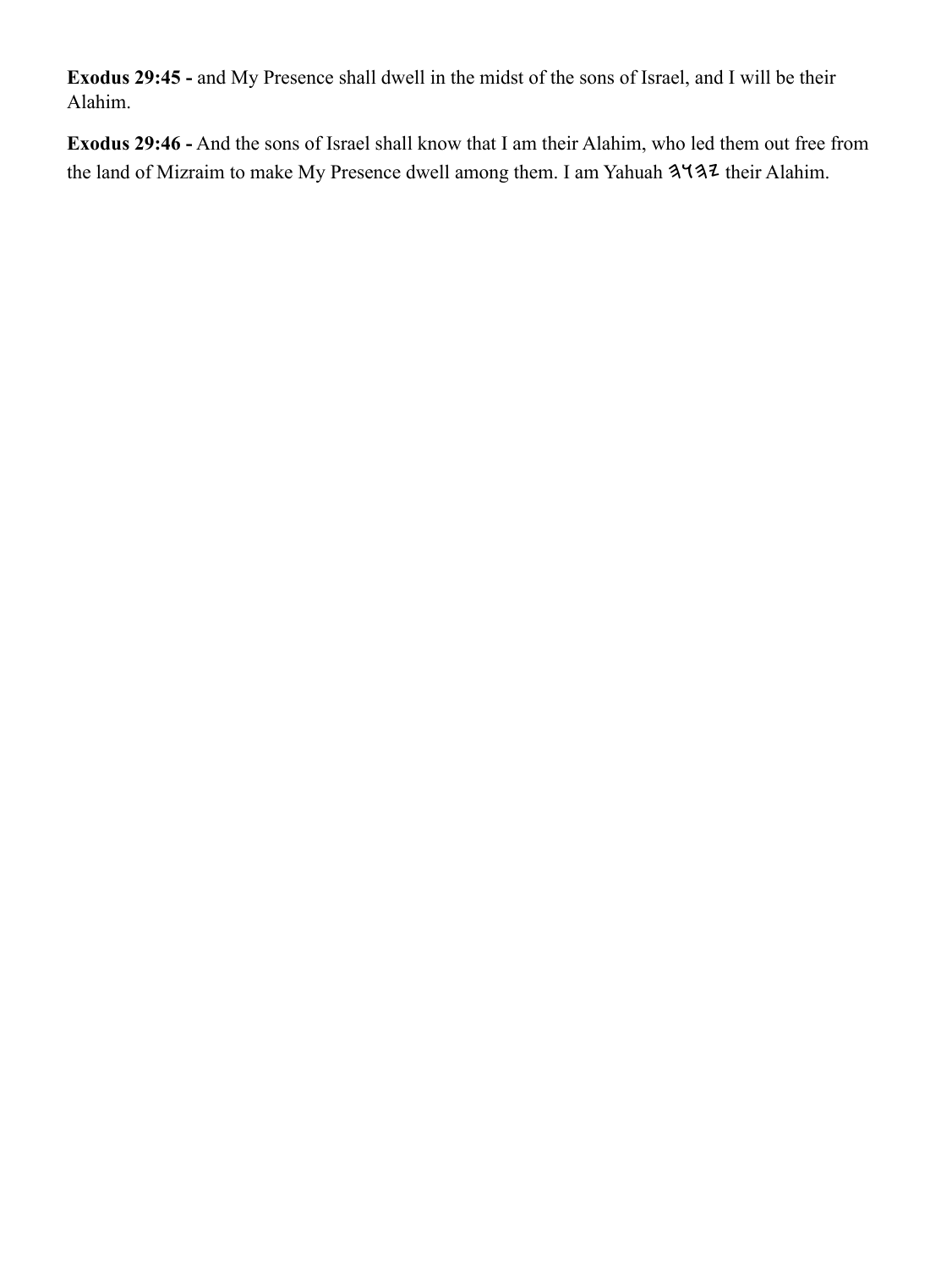**Exodus 29:45 -** and My Presence shall dwell in the midst of the sons of Israel, and I will be their Alahim.

**Exodus 29:46 -** And the sons of Israel shall know that I am their Alahim, who led them out free from the land of Mizraim to make My Presence dwell among them. I am Yahuah 𐤄𐤅𐤄𐤉 their Alahim.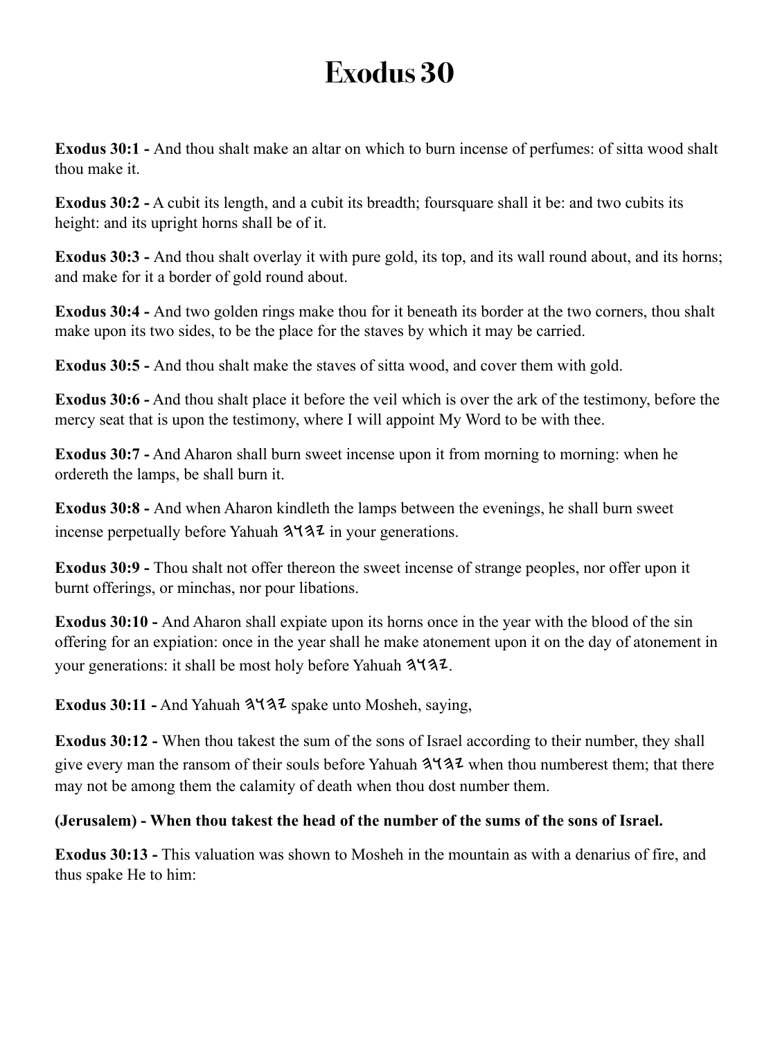# Exodus 30

**Exodus 30:1 -** And thou shalt make an altar on which to burn incense of perfumes: of sitta wood shalt thou make it.

**Exodus 30:2 -** A cubit its length, and a cubit its breadth; foursquare shall it be: and two cubits its height: and its upright horns shall be of it.

**Exodus 30:3 -** And thou shalt overlay it with pure gold, its top, and its wall round about, and its horns; and make for it a border of gold round about.

**Exodus 30:4 -** And two golden rings make thou for it beneath its border at the two corners, thou shalt make upon its two sides, to be the place for the staves by which it may be carried.

**Exodus 30:5 -** And thou shalt make the staves of sitta wood, and cover them with gold.

**Exodus 30:6 -** And thou shalt place it before the veil which is over the ark of the testimony, before the mercy seat that is upon the testimony, where I will appoint My Word to be with thee.

**Exodus 30:7 -** And Aharon shall burn sweet incense upon it from morning to morning: when he ordereth the lamps, be shall burn it.

**Exodus 30:8 -** And when Aharon kindleth the lamps between the evenings, he shall burn sweet incense perpetually before Yahuah 𐤉𐤄𐤅𐤄 in your generations.

**Exodus 30:9 -** Thou shalt not offer thereon the sweet incense of strange peoples, nor offer upon it burnt offerings, or minchas, nor pour libations.

**Exodus 30:10 -** And Aharon shall expiate upon its horns once in the year with the blood of the sin offering for an expiation: once in the year shall he make atonement upon it on the day of atonement in your generations: it shall be most holy before Yahuah 𐤉𐤄𐤅𐤄.

**Exodus 30:11 -** And Yahuah 𐤉𐤄𐤅𐤄 spake unto Mosheh, saying,

**Exodus 30:12 -** When thou takest the sum of the sons of Israel according to their number, they shall give every man the ransom of their souls before Yahuah 𐤉𐤄𐤅𐤄 when thou numberest them; that there may not be among them the calamity of death when thou dost number them.

**(Jerusalem) - When thou takest the head of the number of the sums of the sons of Israel.**

**Exodus 30:13 -** This valuation was shown to Mosheh in the mountain as with a denarius of fire, and thus spake He to him: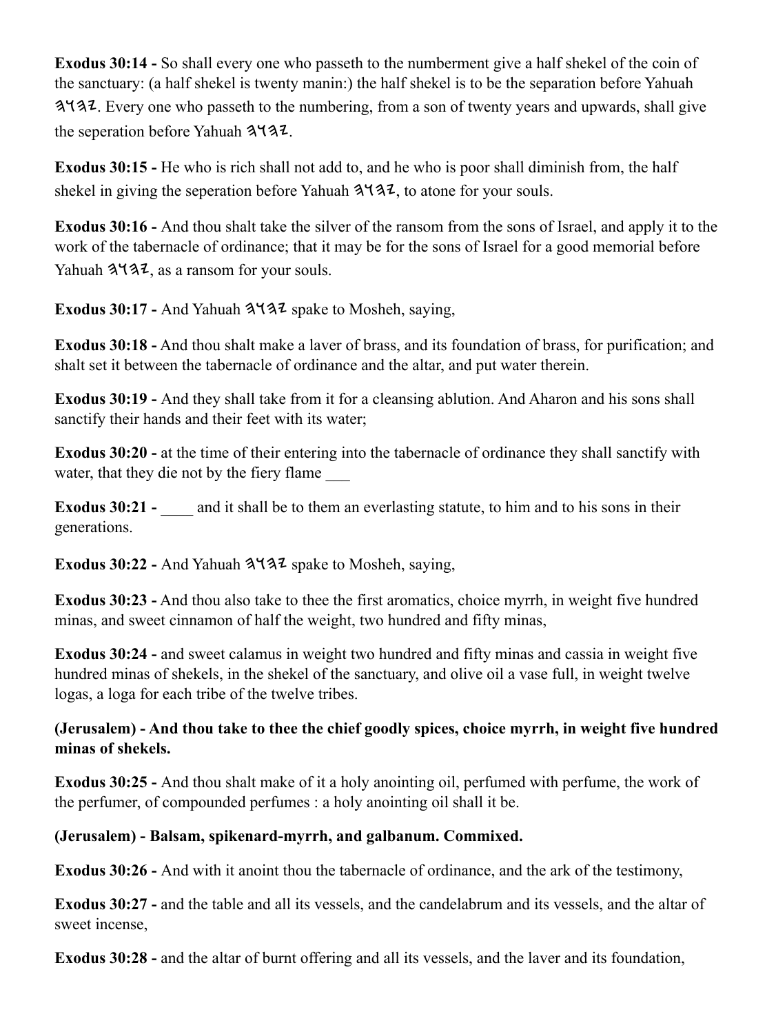**Exodus 30:14 -** So shall every one who passeth to the numberment give a half shekel of the coin of the sanctuary: (a half shekel is twenty manin:) the half shekel is to be the separation before Yahuah 𐤄𐤅𐤄𐤉. Every one who passeth to the numbering, from a son of twenty years and upwards, shall give the seperation before Yahuah 𐤄𐤅𐤄𐤉.

**Exodus 30:15 -** He who is rich shall not add to, and he who is poor shall diminish from, the half shekel in giving the seperation before Yahuah 𐤄𐤅𐤄𐤉, to atone for your souls.

**Exodus 30:16 -** And thou shalt take the silver of the ransom from the sons of Israel, and apply it to the work of the tabernacle of ordinance; that it may be for the sons of Israel for a good memorial before Yahuah 𐤄𐤅𐤄𐤉, as a ransom for your souls.

**Exodus 30:17 -** And Yahuah 𐤄𐤅𐤄𐤉 spake to Mosheh, saying,

**Exodus 30:18 -** And thou shalt make a laver of brass, and its foundation of brass, for purification; and shalt set it between the tabernacle of ordinance and the altar, and put water therein.

**Exodus 30:19 -** And they shall take from it for a cleansing ablution. And Aharon and his sons shall sanctify their hands and their feet with its water;

**Exodus 30:20 -** at the time of their entering into the tabernacle of ordinance they shall sanctify with water, that they die not by the fiery flame ___

**Exodus 30:21 -** ____ and it shall be to them an everlasting statute, to him and to his sons in their generations.

**Exodus 30:22 -** And Yahuah 𐤄𐤅𐤄𐤉 spake to Mosheh, saying,

**Exodus 30:23 -** And thou also take to thee the first aromatics, choice myrrh, in weight five hundred minas, and sweet cinnamon of half the weight, two hundred and fifty minas,

**Exodus 30:24 -** and sweet calamus in weight two hundred and fifty minas and cassia in weight five hundred minas of shekels, in the shekel of the sanctuary, and olive oil a vase full, in weight twelve logas, a loga for each tribe of the twelve tribes.

**(Jerusalem) - And thou take to thee the chief goodly spices, choice myrrh, in weight five hundred minas of shekels.**

**Exodus 30:25 -** And thou shalt make of it a holy anointing oil, perfumed with perfume, the work of the perfumer, of compounded perfumes : a holy anointing oil shall it be.

**(Jerusalem) - Balsam, spikenard-myrrh, and galbanum. Commixed.**

**Exodus 30:26 -** And with it anoint thou the tabernacle of ordinance, and the ark of the testimony,

**Exodus 30:27 -** and the table and all its vessels, and the candelabrum and its vessels, and the altar of sweet incense,

**Exodus 30:28 -** and the altar of burnt offering and all its vessels, and the laver and its foundation,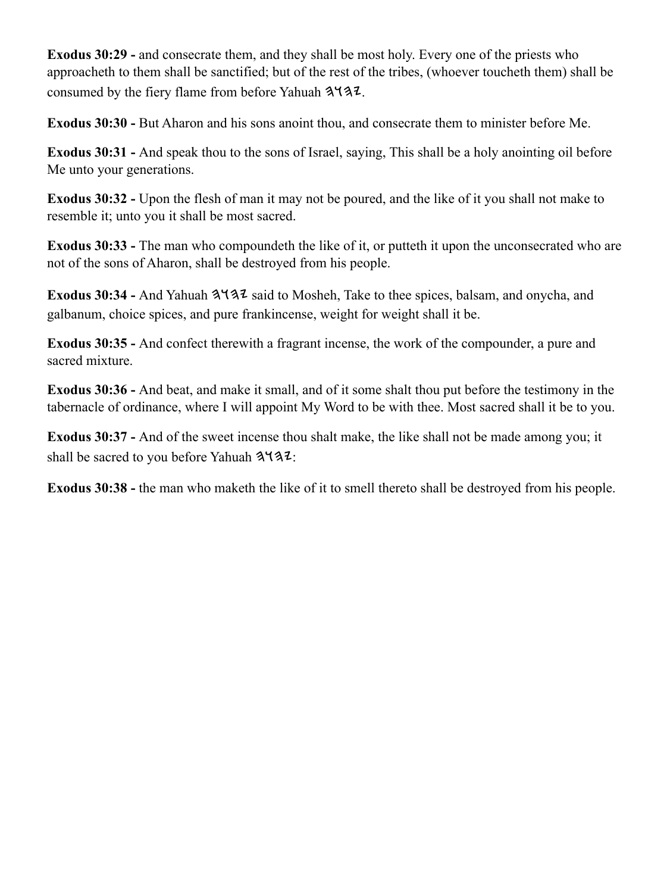**Exodus 30:29 -** and consecrate them, and they shall be most holy. Every one of the priests who approacheth to them shall be sanctified; but of the rest of the tribes, (whoever toucheth them) shall be consumed by the fiery flame from before Yahuah 𐤉𐤄𐤅𐤄.

**Exodus 30:30 -** But Aharon and his sons anoint thou, and consecrate them to minister before Me.

**Exodus 30:31 -** And speak thou to the sons of Israel, saying, This shall be a holy anointing oil before Me unto your generations.

**Exodus 30:32 -** Upon the flesh of man it may not be poured, and the like of it you shall not make to resemble it; unto you it shall be most sacred.

**Exodus 30:33 -** The man who compoundeth the like of it, or putteth it upon the unconsecrated who are not of the sons of Aharon, shall be destroyed from his people.

**Exodus 30:34 -** And Yahuah 𐤉𐤄𐤅𐤄 said to Mosheh, Take to thee spices, balsam, and onycha, and galbanum, choice spices, and pure frankincense, weight for weight shall it be.

**Exodus 30:35 -** And confect therewith a fragrant incense, the work of the compounder, a pure and sacred mixture.

**Exodus 30:36 -** And beat, and make it small, and of it some shalt thou put before the testimony in the tabernacle of ordinance, where I will appoint My Word to be with thee. Most sacred shall it be to you.

**Exodus 30:37 -** And of the sweet incense thou shalt make, the like shall not be made among you; it shall be sacred to you before Yahuah 𐤉𐤄𐤅𐤄:

**Exodus 30:38 -** the man who maketh the like of it to smell thereto shall be destroyed from his people.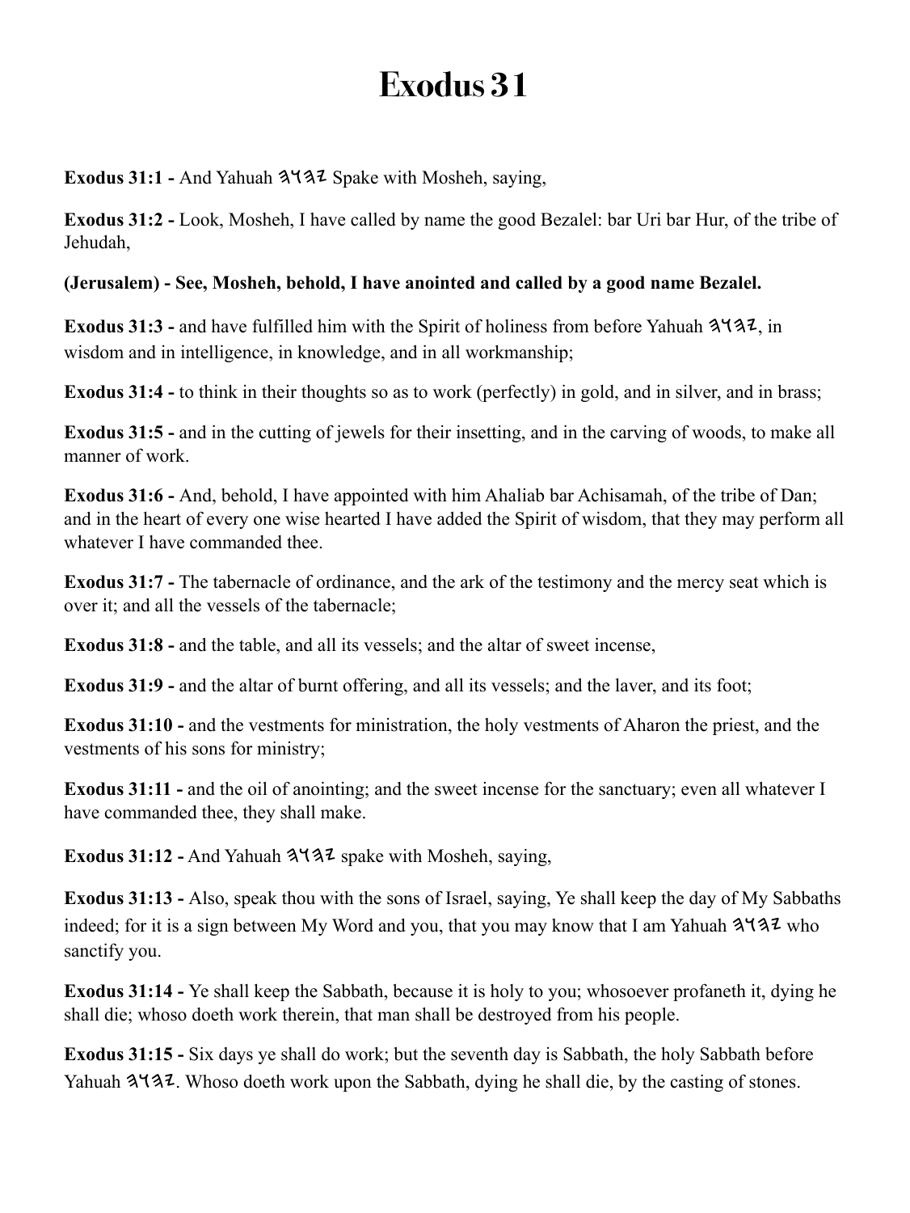# Exodus 31

**Exodus 31:1 -** And Yahuah 𐤉𐤄𐤅𐤄 Spake with Mosheh, saying,

**Exodus 31:2 -** Look, Mosheh, I have called by name the good Bezalel: bar Uri bar Hur, of the tribe of Jehudah,

**(Jerusalem) - See, Mosheh, behold, I have anointed and called by a good name Bezalel.**

**Exodus 31:3 -** and have fulfilled him with the Spirit of holiness from before Yahuah 𐤉𐤄𐤅𐤄, in wisdom and in intelligence, in knowledge, and in all workmanship;

**Exodus 31:4 -** to think in their thoughts so as to work (perfectly) in gold, and in silver, and in brass;

**Exodus 31:5 -** and in the cutting of jewels for their insetting, and in the carving of woods, to make all manner of work.

**Exodus 31:6 -** And, behold, I have appointed with him Ahaliab bar Achisamah, of the tribe of Dan; and in the heart of every one wise hearted I have added the Spirit of wisdom, that they may perform all whatever I have commanded thee.

**Exodus 31:7 -** The tabernacle of ordinance, and the ark of the testimony and the mercy seat which is over it; and all the vessels of the tabernacle;

**Exodus 31:8 -** and the table, and all its vessels; and the altar of sweet incense,

**Exodus 31:9 -** and the altar of burnt offering, and all its vessels; and the laver, and its foot;

**Exodus 31:10 -** and the vestments for ministration, the holy vestments of Aharon the priest, and the vestments of his sons for ministry;

**Exodus 31:11 -** and the oil of anointing; and the sweet incense for the sanctuary; even all whatever I have commanded thee, they shall make.

**Exodus 31:12 -** And Yahuah 𐤉𐤄𐤅𐤄 spake with Mosheh, saying,

**Exodus 31:13 -** Also, speak thou with the sons of Israel, saying, Ye shall keep the day of My Sabbaths indeed; for it is a sign between My Word and you, that you may know that I am Yahuah 𐤉𐤄𐤅𐤄 who sanctify you.

**Exodus 31:14 -** Ye shall keep the Sabbath, because it is holy to you; whosoever profaneth it, dying he shall die; whoso doeth work therein, that man shall be destroyed from his people.

**Exodus 31:15 -** Six days ye shall do work; but the seventh day is Sabbath, the holy Sabbath before Yahuah 𐤉𐤄𐤅𐤄. Whoso doeth work upon the Sabbath, dying he shall die, by the casting of stones.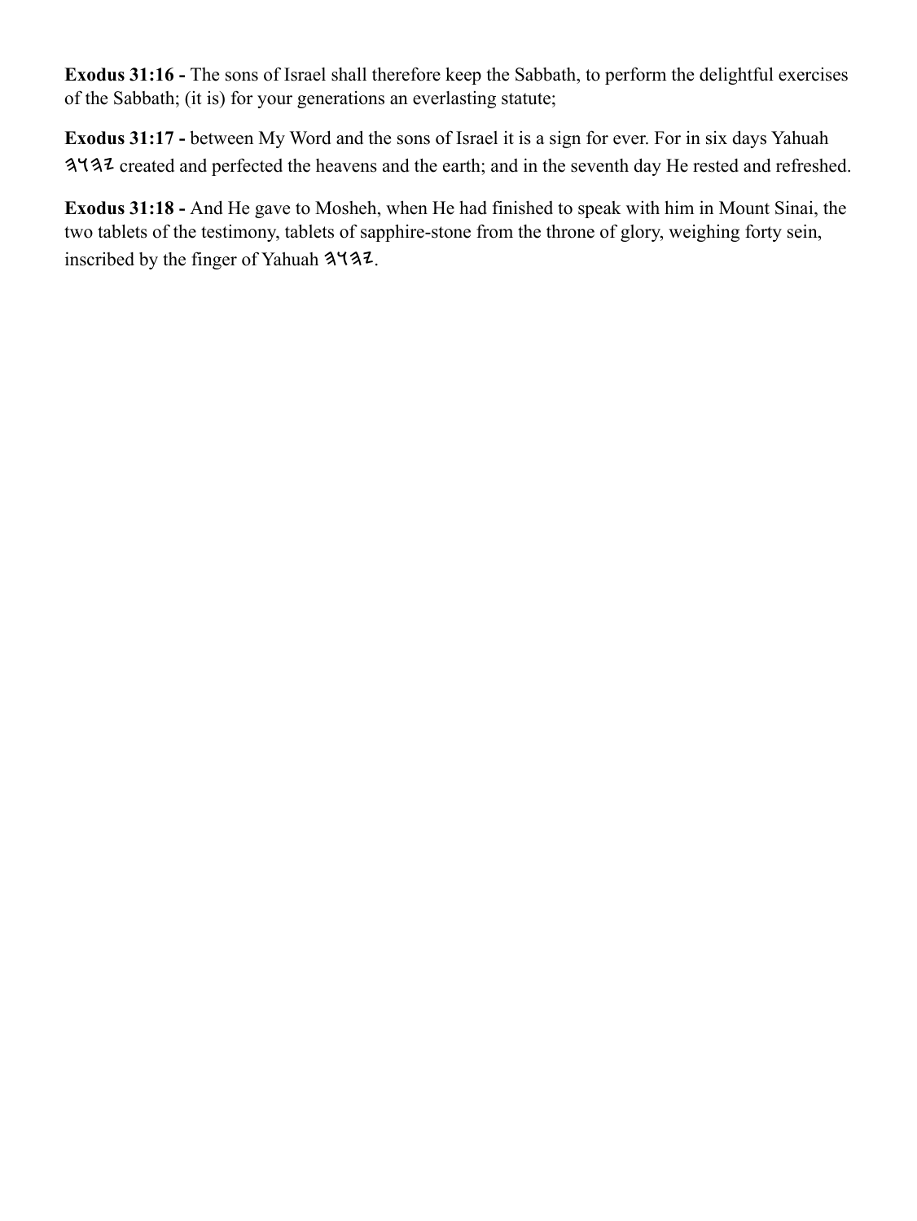**Exodus 31:16 -** The sons of Israel shall therefore keep the Sabbath, to perform the delightful exercises of the Sabbath; (it is) for your generations an everlasting statute;

**Exodus 31:17 -** between My Word and the sons of Israel it is a sign for ever. For in six days Yahuah 𐤉𐤄𐤅𐤄 created and perfected the heavens and the earth; and in the seventh day He rested and refreshed.

**Exodus 31:18 -** And He gave to Mosheh, when He had finished to speak with him in Mount Sinai, the two tablets of the testimony, tablets of sapphire-stone from the throne of glory, weighing forty sein, inscribed by the finger of Yahuah 𐤉𐤄𐤅𐤄.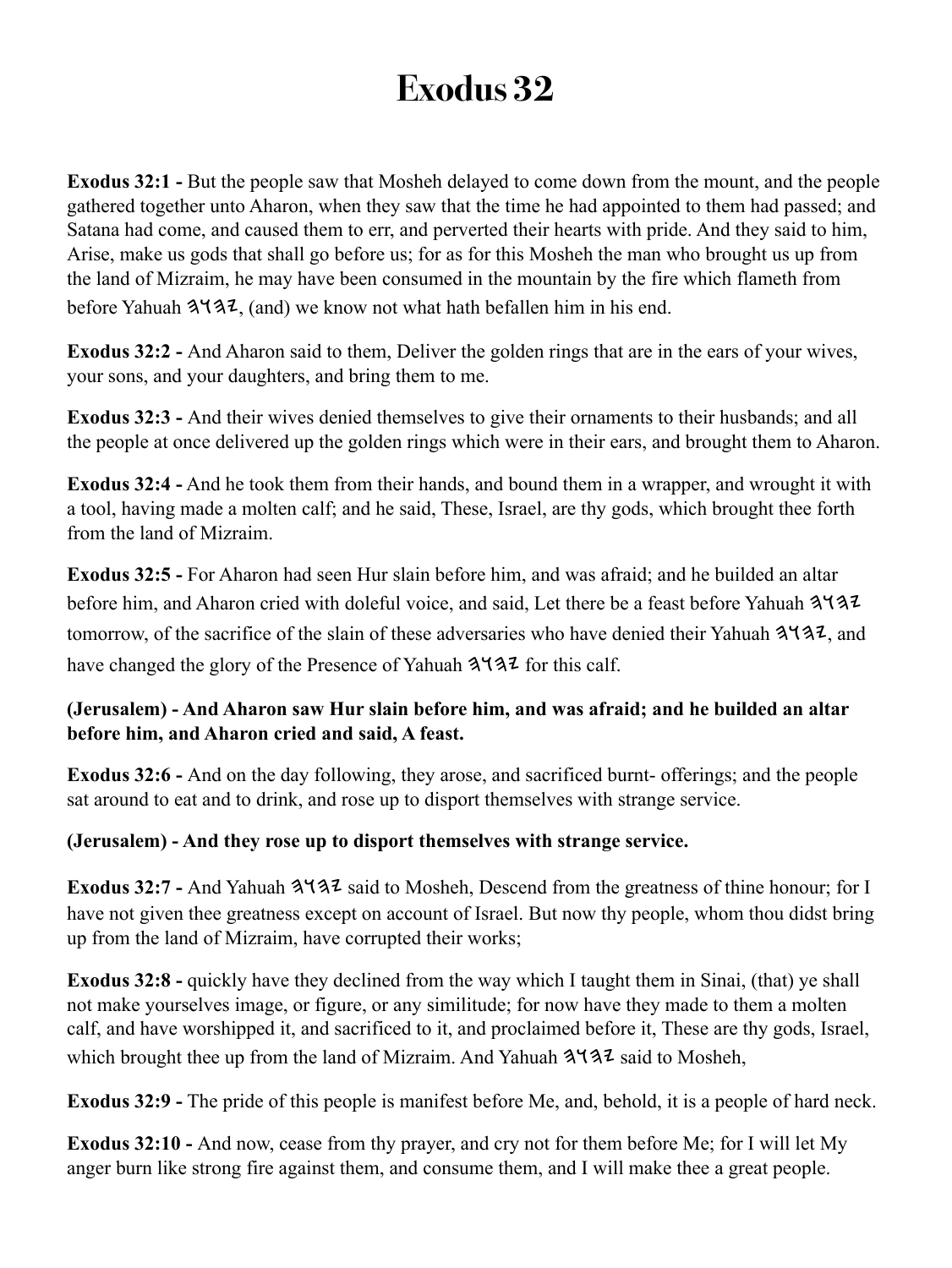# Exodus 32

**Exodus 32:1 -** But the people saw that Mosheh delayed to come down from the mount, and the people gathered together unto Aharon, when they saw that the time he had appointed to them had passed; and Satana had come, and caused them to err, and perverted their hearts with pride. And they said to him, Arise, make us gods that shall go before us; for as for this Mosheh the man who brought us up from the land of Mizraim, he may have been consumed in the mountain by the fire which flameth from before Yahuah 𐤉𐤄𐤅𐤄, (and) we know not what hath befallen him in his end.

**Exodus 32:2 -** And Aharon said to them, Deliver the golden rings that are in the ears of your wives, your sons, and your daughters, and bring them to me.

**Exodus 32:3 -** And their wives denied themselves to give their ornaments to their husbands; and all the people at once delivered up the golden rings which were in their ears, and brought them to Aharon.

**Exodus 32:4 -** And he took them from their hands, and bound them in a wrapper, and wrought it with a tool, having made a molten calf; and he said, These, Israel, are thy gods, which brought thee forth from the land of Mizraim.

**Exodus 32:5 -** For Aharon had seen Hur slain before him, and was afraid; and he builded an altar before him, and Aharon cried with doleful voice, and said, Let there be a feast before Yahuah 𐤉𐤄𐤅𐤄 tomorrow, of the sacrifice of the slain of these adversaries who have denied their Yahuah 𐤉𐤄𐤅𐤄, and have changed the glory of the Presence of Yahuah 𐤉𐤄𐤅𐤄 for this calf.

**(Jerusalem) - And Aharon saw Hur slain before him, and was afraid; and he builded an altar before him, and Aharon cried and said, A feast.**

**Exodus 32:6 -** And on the day following, they arose, and sacrificed burnt- offerings; and the people sat around to eat and to drink, and rose up to disport themselves with strange service.

**(Jerusalem) - And they rose up to disport themselves with strange service.**

**Exodus 32:7 -** And Yahuah 𐤉𐤄𐤅𐤄 said to Mosheh, Descend from the greatness of thine honour; for I have not given thee greatness except on account of Israel. But now thy people, whom thou didst bring up from the land of Mizraim, have corrupted their works;

**Exodus 32:8 -** quickly have they declined from the way which I taught them in Sinai, (that) ye shall not make yourselves image, or figure, or any similitude; for now have they made to them a molten calf, and have worshipped it, and sacrificed to it, and proclaimed before it, These are thy gods, Israel, which brought thee up from the land of Mizraim. And Yahuah 𐤉𐤄𐤅𐤄 said to Mosheh,

**Exodus 32:9 -** The pride of this people is manifest before Me, and, behold, it is a people of hard neck.

**Exodus 32:10 -** And now, cease from thy prayer, and cry not for them before Me; for I will let My anger burn like strong fire against them, and consume them, and I will make thee a great people.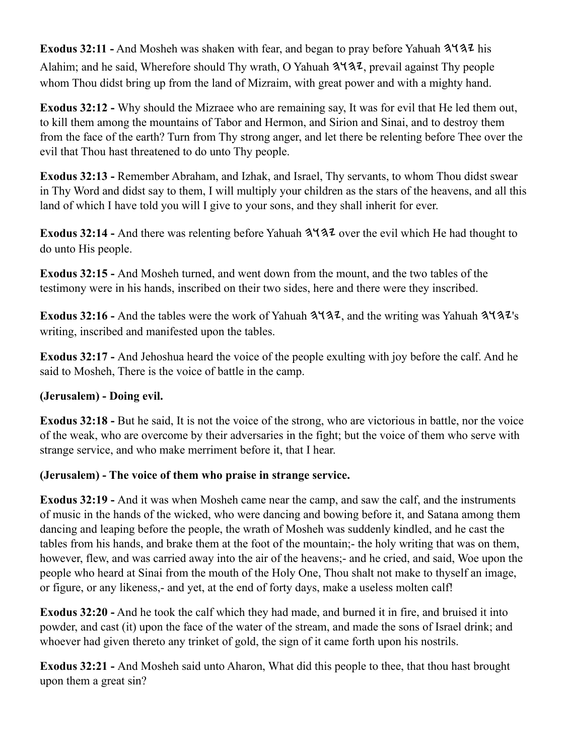**Exodus 32:11 -** And Mosheh was shaken with fear, and began to pray before Yahuah 𐤄𐤅𐤄𐤉 his Alahim; and he said, Wherefore should Thy wrath, O Yahuah 𐤄𐤅𐤄𐤉, prevail against Thy people whom Thou didst bring up from the land of Mizraim, with great power and with a mighty hand.

**Exodus 32:12 -** Why should the Mizraee who are remaining say, It was for evil that He led them out, to kill them among the mountains of Tabor and Hermon, and Sirion and Sinai, and to destroy them from the face of the earth? Turn from Thy strong anger, and let there be relenting before Thee over the evil that Thou hast threatened to do unto Thy people.

**Exodus 32:13 -** Remember Abraham, and Izhak, and Israel, Thy servants, to whom Thou didst swear in Thy Word and didst say to them, I will multiply your children as the stars of the heavens, and all this land of which I have told you will I give to your sons, and they shall inherit for ever.

**Exodus 32:14 -** And there was relenting before Yahuah 𐤄𐤅𐤄𐤉 over the evil which He had thought to do unto His people.

**Exodus 32:15 -** And Mosheh turned, and went down from the mount, and the two tables of the testimony were in his hands, inscribed on their two sides, here and there were they inscribed.

**Exodus 32:16 -** And the tables were the work of Yahuah 𐤄𐤅𐤄𐤉, and the writing was Yahuah 𐤄𐤅𐤄𐤉's writing, inscribed and manifested upon the tables.

**Exodus 32:17 -** And Jehoshua heard the voice of the people exulting with joy before the calf. And he said to Mosheh, There is the voice of battle in the camp.

**(Jerusalem) - Doing evil.**

**Exodus 32:18 -** But he said, It is not the voice of the strong, who are victorious in battle, nor the voice of the weak, who are overcome by their adversaries in the fight; but the voice of them who serve with strange service, and who make merriment before it, that I hear.

**(Jerusalem) - The voice of them who praise in strange service.**

**Exodus 32:19 -** And it was when Mosheh came near the camp, and saw the calf, and the instruments of music in the hands of the wicked, who were dancing and bowing before it, and Satana among them dancing and leaping before the people, the wrath of Mosheh was suddenly kindled, and he cast the tables from his hands, and brake them at the foot of the mountain;- the holy writing that was on them, however, flew, and was carried away into the air of the heavens;- and he cried, and said, Woe upon the people who heard at Sinai from the mouth of the Holy One, Thou shalt not make to thyself an image, or figure, or any likeness,- and yet, at the end of forty days, make a useless molten calf!

**Exodus 32:20 -** And he took the calf which they had made, and burned it in fire, and bruised it into powder, and cast (it) upon the face of the water of the stream, and made the sons of Israel drink; and whoever had given thereto any trinket of gold, the sign of it came forth upon his nostrils.

**Exodus 32:21 -** And Mosheh said unto Aharon, What did this people to thee, that thou hast brought upon them a great sin?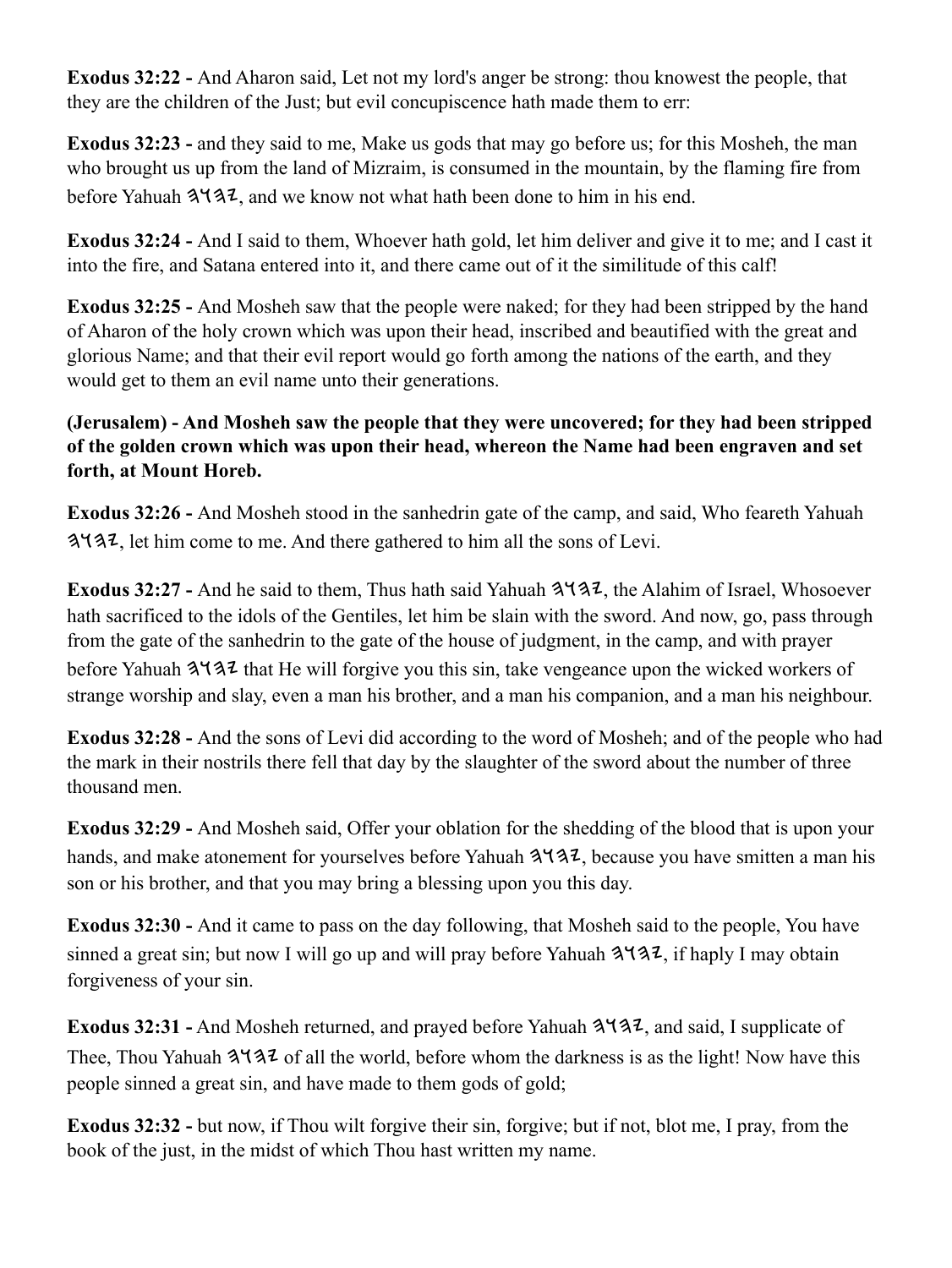**Exodus 32:22 -** And Aharon said, Let not my lord's anger be strong: thou knowest the people, that they are the children of the Just; but evil concupiscence hath made them to err:

**Exodus 32:23 -** and they said to me, Make us gods that may go before us; for this Mosheh, the man who brought us up from the land of Mizraim, is consumed in the mountain, by the flaming fire from before Yahuah 𐤉𐤄𐤅𐤄, and we know not what hath been done to him in his end.

**Exodus 32:24 -** And I said to them, Whoever hath gold, let him deliver and give it to me; and I cast it into the fire, and Satana entered into it, and there came out of it the similitude of this calf!

**Exodus 32:25 -** And Mosheh saw that the people were naked; for they had been stripped by the hand of Aharon of the holy crown which was upon their head, inscribed and beautified with the great and glorious Name; and that their evil report would go forth among the nations of the earth, and they would get to them an evil name unto their generations.

**(Jerusalem) - And Mosheh saw the people that they were uncovered; for they had been stripped of the golden crown which was upon their head, whereon the Name had been engraven and set forth, at Mount Horeb.**

**Exodus 32:26 -** And Mosheh stood in the sanhedrin gate of the camp, and said, Who feareth Yahuah 𐤉𐤄𐤅𐤄, let him come to me. And there gathered to him all the sons of Levi.

**Exodus 32:27 -** And he said to them, Thus hath said Yahuah 𐤉𐤄𐤅𐤄, the Alahim of Israel, Whosoever hath sacrificed to the idols of the Gentiles, let him be slain with the sword. And now, go, pass through from the gate of the sanhedrin to the gate of the house of judgment, in the camp, and with prayer before Yahuah 𐤉𐤄𐤅𐤄 that He will forgive you this sin, take vengeance upon the wicked workers of strange worship and slay, even a man his brother, and a man his companion, and a man his neighbour.

**Exodus 32:28 -** And the sons of Levi did according to the word of Mosheh; and of the people who had the mark in their nostrils there fell that day by the slaughter of the sword about the number of three thousand men.

**Exodus 32:29 -** And Mosheh said, Offer your oblation for the shedding of the blood that is upon your hands, and make atonement for yourselves before Yahuah 𐤉𐤄𐤅𐤄, because you have smitten a man his son or his brother, and that you may bring a blessing upon you this day.

**Exodus 32:30 -** And it came to pass on the day following, that Mosheh said to the people, You have sinned a great sin; but now I will go up and will pray before Yahuah 𐤉𐤄𐤅𐤄, if haply I may obtain forgiveness of your sin.

**Exodus 32:31 -** And Mosheh returned, and prayed before Yahuah 𐤉𐤄𐤅𐤄, and said, I supplicate of Thee, Thou Yahuah 𐤉𐤄𐤅𐤄 of all the world, before whom the darkness is as the light! Now have this people sinned a great sin, and have made to them gods of gold;

**Exodus 32:32 -** but now, if Thou wilt forgive their sin, forgive; but if not, blot me, I pray, from the book of the just, in the midst of which Thou hast written my name.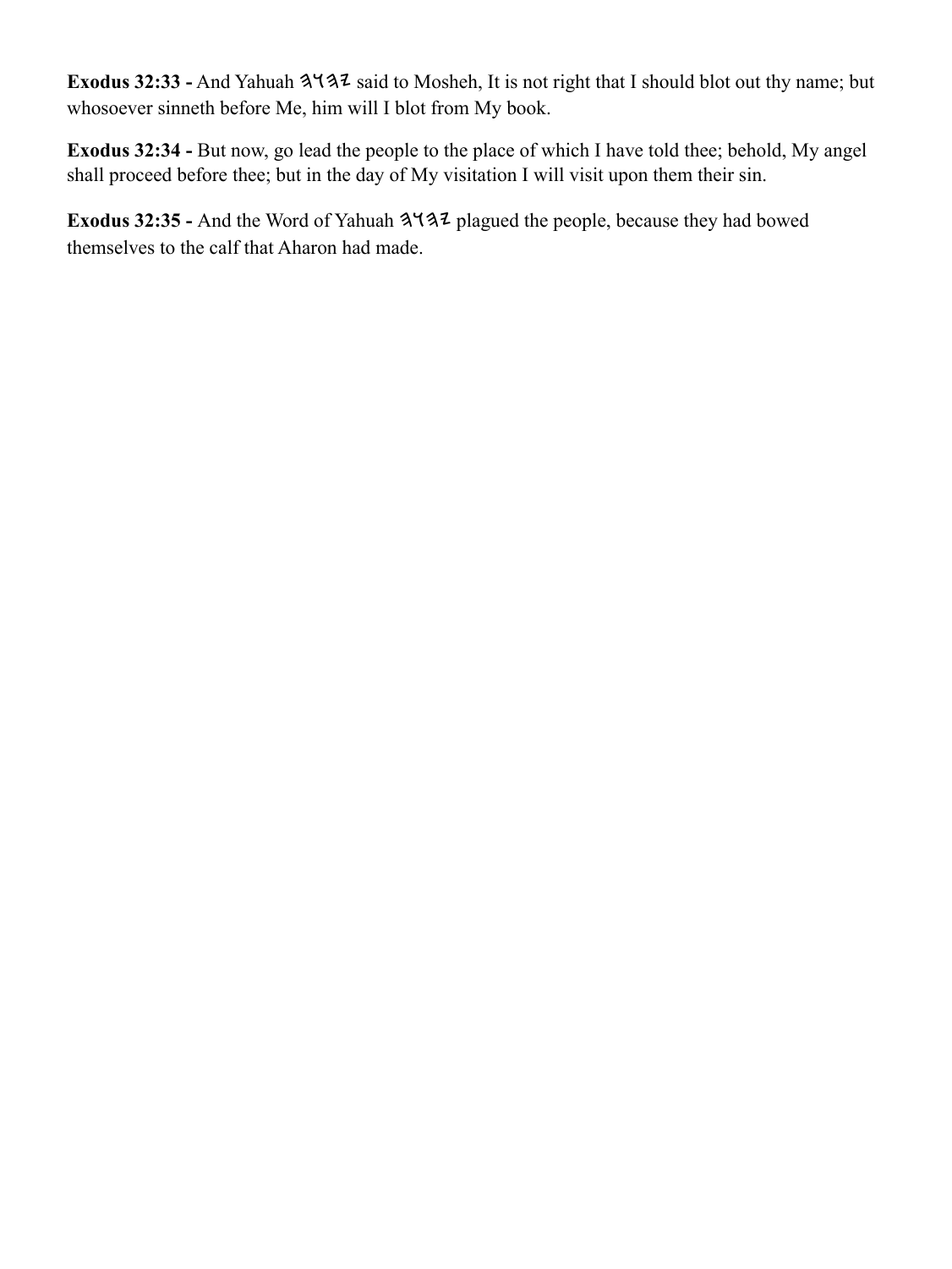**Exodus 32:33 -** And Yahuah 𐤄𐤅𐤄𐤉 said to Mosheh, It is not right that I should blot out thy name; but whosoever sinneth before Me, him will I blot from My book.

**Exodus 32:34 -** But now, go lead the people to the place of which I have told thee; behold, My angel shall proceed before thee; but in the day of My visitation I will visit upon them their sin.

**Exodus 32:35 -** And the Word of Yahuah 𐤄𐤅𐤄𐤉 plagued the people, because they had bowed themselves to the calf that Aharon had made.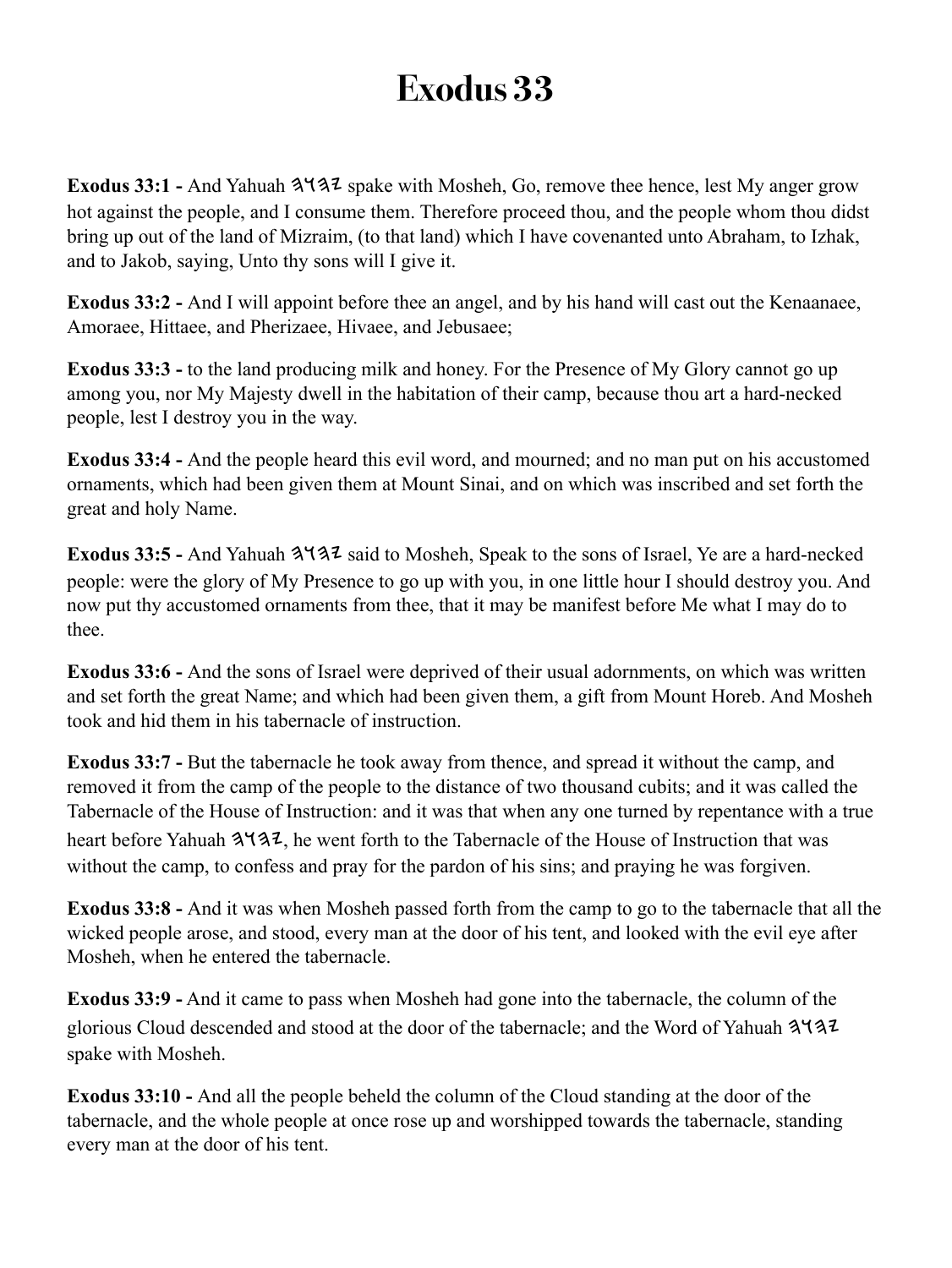# Exodus 33

**Exodus 33:1 -** And Yahuah 𐤄𐤅𐤄𐤉 spake with Mosheh, Go, remove thee hence, lest My anger grow hot against the people, and I consume them. Therefore proceed thou, and the people whom thou didst bring up out of the land of Mizraim, (to that land) which I have covenanted unto Abraham, to Izhak, and to Jakob, saying, Unto thy sons will I give it.

**Exodus 33:2 -** And I will appoint before thee an angel, and by his hand will cast out the Kenaanaee, Amoraee, Hittaee, and Pherizaee, Hivaee, and Jebusaee;

**Exodus 33:3 -** to the land producing milk and honey. For the Presence of My Glory cannot go up among you, nor My Majesty dwell in the habitation of their camp, because thou art a hard-necked people, lest I destroy you in the way.

**Exodus 33:4 -** And the people heard this evil word, and mourned; and no man put on his accustomed ornaments, which had been given them at Mount Sinai, and on which was inscribed and set forth the great and holy Name.

**Exodus 33:5 -** And Yahuah 𐤄𐤅𐤄𐤉 said to Mosheh, Speak to the sons of Israel, Ye are a hard-necked people: were the glory of My Presence to go up with you, in one little hour I should destroy you. And now put thy accustomed ornaments from thee, that it may be manifest before Me what I may do to thee.

**Exodus 33:6 -** And the sons of Israel were deprived of their usual adornments, on which was written and set forth the great Name; and which had been given them, a gift from Mount Horeb. And Mosheh took and hid them in his tabernacle of instruction.

**Exodus 33:7 -** But the tabernacle he took away from thence, and spread it without the camp, and removed it from the camp of the people to the distance of two thousand cubits; and it was called the Tabernacle of the House of Instruction: and it was that when any one turned by repentance with a true heart before Yahuah 𐤄𐤅𐤄𐤉, he went forth to the Tabernacle of the House of Instruction that was without the camp, to confess and pray for the pardon of his sins; and praying he was forgiven.

**Exodus 33:8 -** And it was when Mosheh passed forth from the camp to go to the tabernacle that all the wicked people arose, and stood, every man at the door of his tent, and looked with the evil eye after Mosheh, when he entered the tabernacle.

**Exodus 33:9 -** And it came to pass when Mosheh had gone into the tabernacle, the column of the glorious Cloud descended and stood at the door of the tabernacle; and the Word of Yahuah 𐤄𐤅𐤄𐤉 spake with Mosheh.

**Exodus 33:10 -** And all the people beheld the column of the Cloud standing at the door of the tabernacle, and the whole people at once rose up and worshipped towards the tabernacle, standing every man at the door of his tent.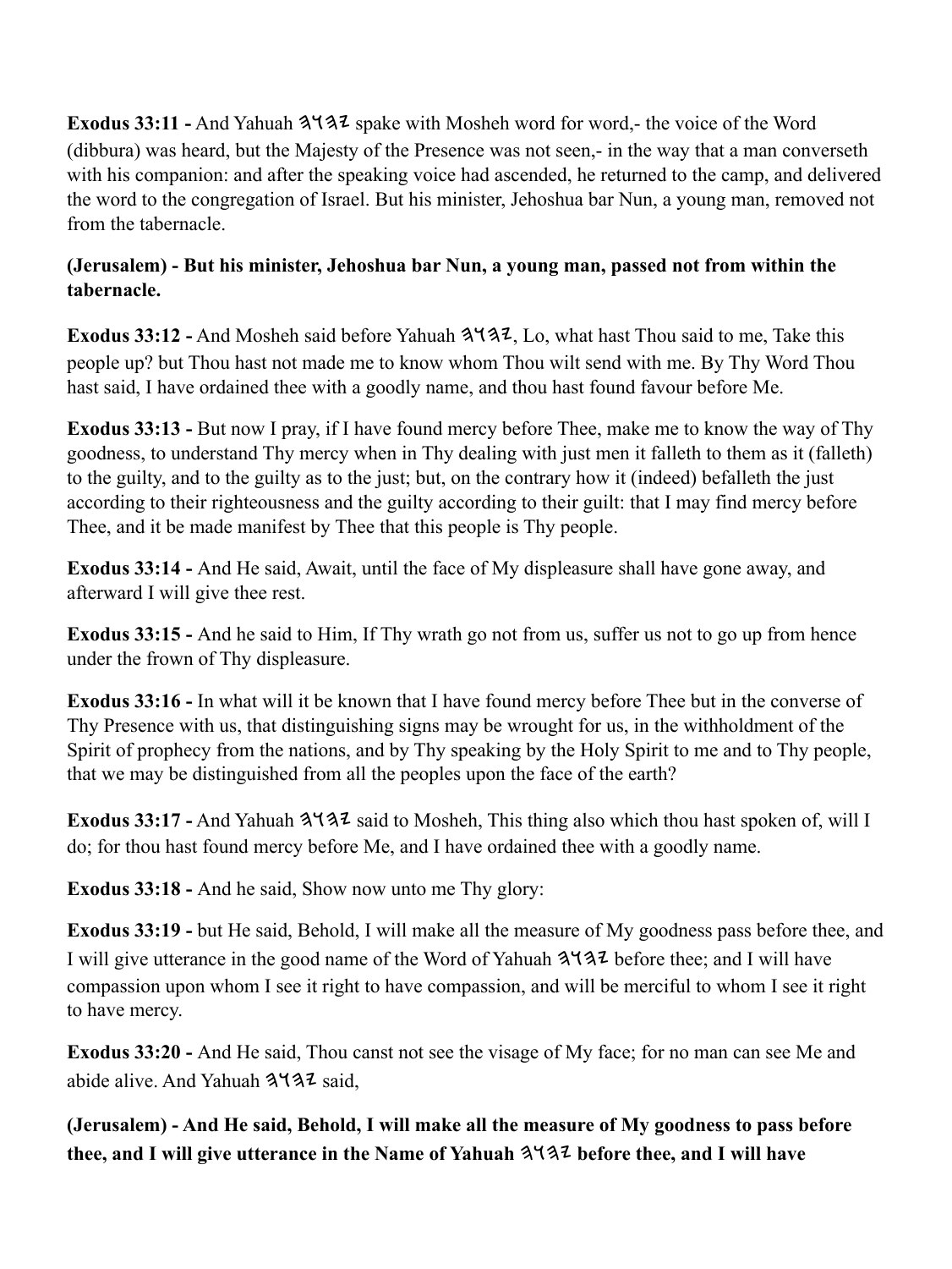**Exodus 33:11 -** And Yahuah 𐤉𐤄𐤅𐤄 spake with Mosheh word for word,- the voice of the Word (dibbura) was heard, but the Majesty of the Presence was not seen,- in the way that a man converseth with his companion: and after the speaking voice had ascended, he returned to the camp, and delivered the word to the congregation of Israel. But his minister, Jehoshua bar Nun, a young man, removed not from the tabernacle.

**(Jerusalem) - But his minister, Jehoshua bar Nun, a young man, passed not from within the tabernacle.**

**Exodus 33:12 -** And Mosheh said before Yahuah 𐤉𐤄𐤅𐤄, Lo, what hast Thou said to me, Take this people up? but Thou hast not made me to know whom Thou wilt send with me. By Thy Word Thou hast said, I have ordained thee with a goodly name, and thou hast found favour before Me.

**Exodus 33:13 -** But now I pray, if I have found mercy before Thee, make me to know the way of Thy goodness, to understand Thy mercy when in Thy dealing with just men it falleth to them as it (falleth) to the guilty, and to the guilty as to the just; but, on the contrary how it (indeed) befalleth the just according to their righteousness and the guilty according to their guilt: that I may find mercy before Thee, and it be made manifest by Thee that this people is Thy people.

**Exodus 33:14 -** And He said, Await, until the face of My displeasure shall have gone away, and afterward I will give thee rest.

**Exodus 33:15 -** And he said to Him, If Thy wrath go not from us, suffer us not to go up from hence under the frown of Thy displeasure.

**Exodus 33:16 -** In what will it be known that I have found mercy before Thee but in the converse of Thy Presence with us, that distinguishing signs may be wrought for us, in the withholdment of the Spirit of prophecy from the nations, and by Thy speaking by the Holy Spirit to me and to Thy people, that we may be distinguished from all the peoples upon the face of the earth?

**Exodus 33:17 -** And Yahuah 𐤉𐤄𐤅𐤄 said to Mosheh, This thing also which thou hast spoken of, will I do; for thou hast found mercy before Me, and I have ordained thee with a goodly name.

**Exodus 33:18 -** And he said, Show now unto me Thy glory:

**Exodus 33:19 -** but He said, Behold, I will make all the measure of My goodness pass before thee, and I will give utterance in the good name of the Word of Yahuah 𐤉𐤄𐤅𐤄 before thee; and I will have compassion upon whom I see it right to have compassion, and will be merciful to whom I see it right to have mercy.

**Exodus 33:20 -** And He said, Thou canst not see the visage of My face; for no man can see Me and abide alive. And Yahuah 𐤉𐤄𐤅𐤄 said,

**(Jerusalem) - And He said, Behold, I will make all the measure of My goodness to pass before thee, and I will give utterance in the Name of Yahuah 𐤉𐤄𐤅𐤄 before thee, and I will have**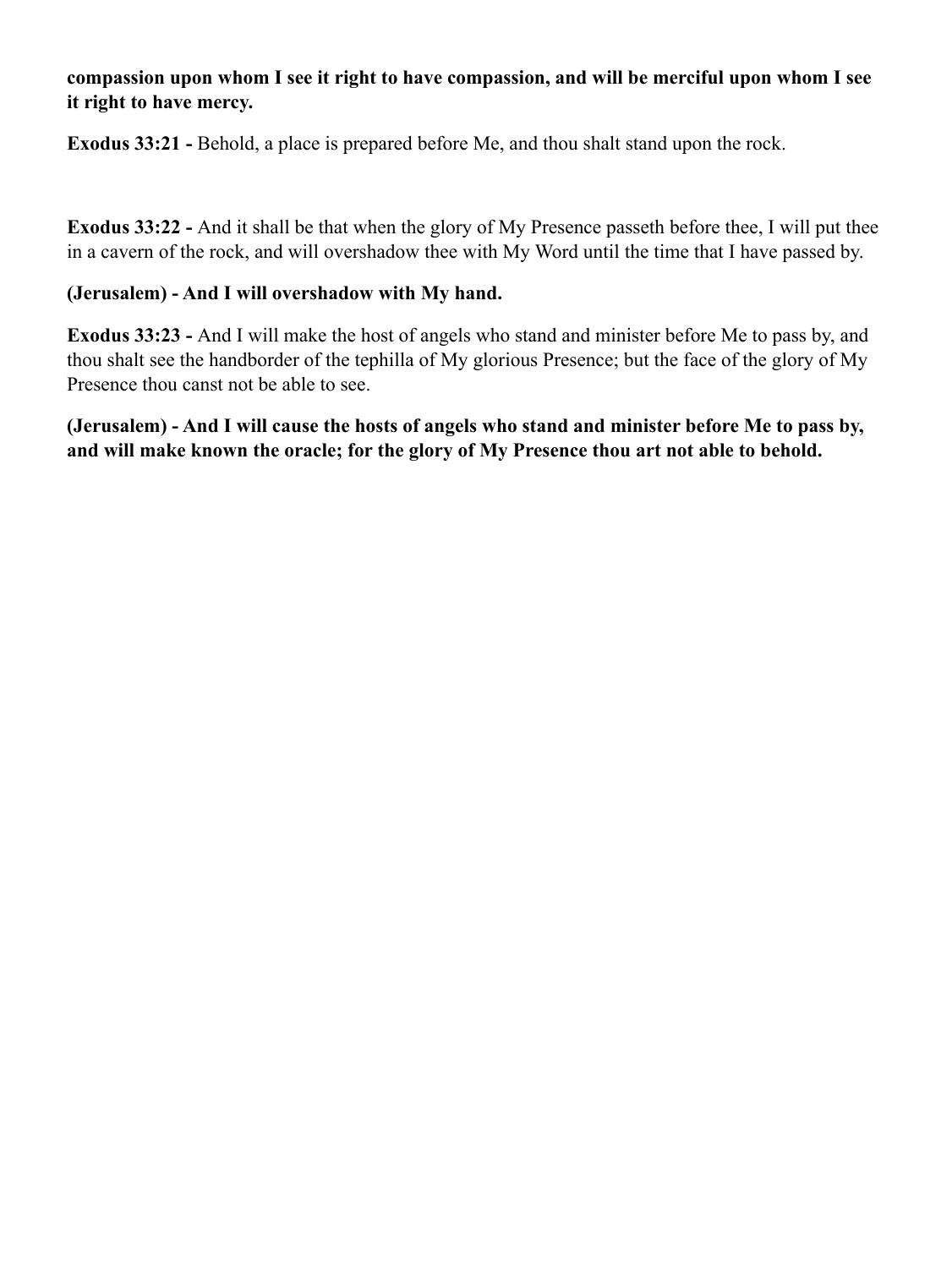**compassion upon whom I see it right to have compassion, and will be merciful upon whom I see it right to have mercy.**

**Exodus 33:21 -** Behold, a place is prepared before Me, and thou shalt stand upon the rock.

**Exodus 33:22 -** And it shall be that when the glory of My Presence passeth before thee, I will put thee in a cavern of the rock, and will overshadow thee with My Word until the time that I have passed by.

**(Jerusalem) - And I will overshadow with My hand.**

**Exodus 33:23 -** And I will make the host of angels who stand and minister before Me to pass by, and thou shalt see the handborder of the tephilla of My glorious Presence; but the face of the glory of My Presence thou canst not be able to see.

**(Jerusalem) - And I will cause the hosts of angels who stand and minister before Me to pass by, and will make known the oracle; for the glory of My Presence thou art not able to behold.**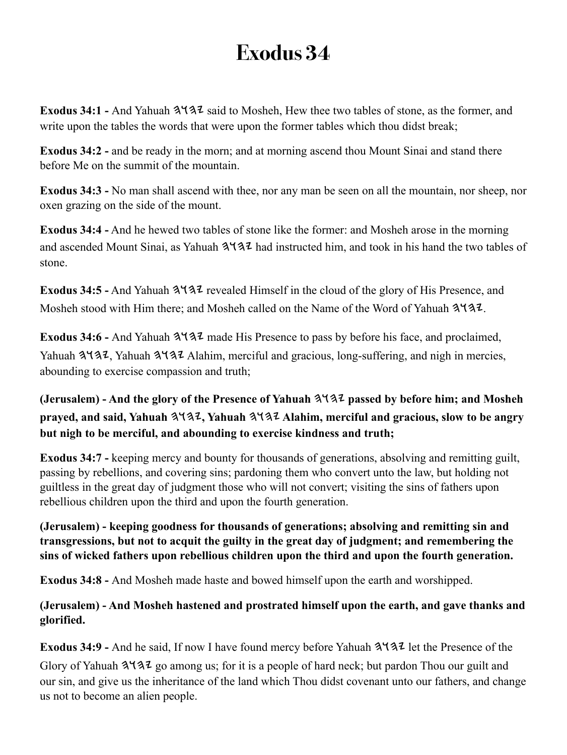# Exodus 34

**Exodus 34:1 -** And Yahuah 𐤄𐤅𐤄𐤉 said to Mosheh, Hew thee two tables of stone, as the former, and write upon the tables the words that were upon the former tables which thou didst break;

**Exodus 34:2 -** and be ready in the morn; and at morning ascend thou Mount Sinai and stand there before Me on the summit of the mountain.

**Exodus 34:3 -** No man shall ascend with thee, nor any man be seen on all the mountain, nor sheep, nor oxen grazing on the side of the mount.

**Exodus 34:4 -** And he hewed two tables of stone like the former: and Mosheh arose in the morning and ascended Mount Sinai, as Yahuah 𐤄𐤅𐤄𐤉 had instructed him, and took in his hand the two tables of stone.

**Exodus 34:5 -** And Yahuah 𐤄𐤅𐤄𐤉 revealed Himself in the cloud of the glory of His Presence, and Mosheh stood with Him there; and Mosheh called on the Name of the Word of Yahuah 𐤄𐤅𐤄𐤉.

**Exodus 34:6 -** And Yahuah 𐤄𐤅𐤄𐤉 made His Presence to pass by before his face, and proclaimed, Yahuah 𐤄𐤅𐤄𐤉, Yahuah 𐤄𐤅𐤄𐤉 Alahim, merciful and gracious, long-suffering, and nigh in mercies, abounding to exercise compassion and truth;

**(Jerusalem) - And the glory of the Presence of Yahuah 𐤄𐤅𐤄𐤉 passed by before him; and Mosheh prayed, and said, Yahuah 𐤄𐤅𐤄𐤉, Yahuah 𐤄𐤅𐤄𐤉 Alahim, merciful and gracious, slow to be angry but nigh to be merciful, and abounding to exercise kindness and truth;**

**Exodus 34:7 -** keeping mercy and bounty for thousands of generations, absolving and remitting guilt, passing by rebellions, and covering sins; pardoning them who convert unto the law, but holding not guiltless in the great day of judgment those who will not convert; visiting the sins of fathers upon rebellious children upon the third and upon the fourth generation.

**(Jerusalem) - keeping goodness for thousands of generations; absolving and remitting sin and transgressions, but not to acquit the guilty in the great day of judgment; and remembering the sins of wicked fathers upon rebellious children upon the third and upon the fourth generation.**

**Exodus 34:8 -** And Mosheh made haste and bowed himself upon the earth and worshipped.

**(Jerusalem) - And Mosheh hastened and prostrated himself upon the earth, and gave thanks and glorified.**

**Exodus 34:9 -** And he said, If now I have found mercy before Yahuah 𐤄𐤅𐤄𐤉 let the Presence of the Glory of Yahuah 𐤄𐤅𐤄𐤉 go among us; for it is a people of hard neck; but pardon Thou our guilt and our sin, and give us the inheritance of the land which Thou didst covenant unto our fathers, and change us not to become an alien people.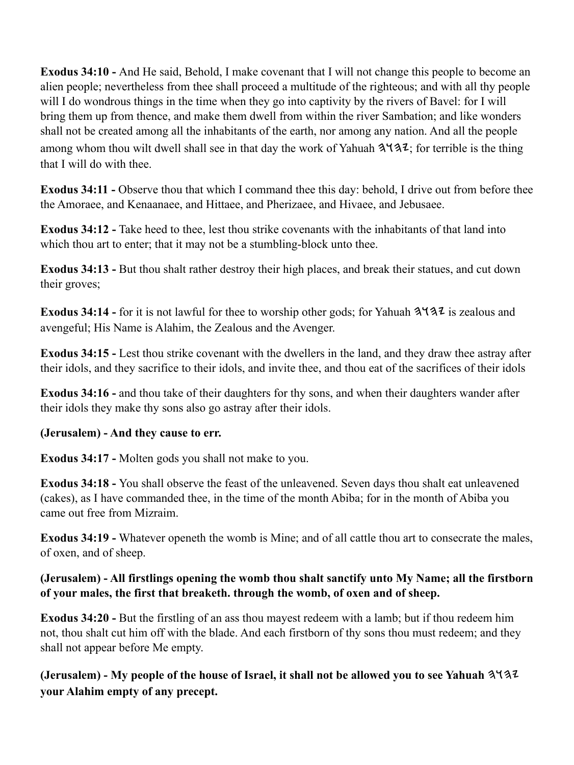**Exodus 34:10 -** And He said, Behold, I make covenant that I will not change this people to become an alien people; nevertheless from thee shall proceed a multitude of the righteous; and with all thy people will I do wondrous things in the time when they go into captivity by the rivers of Bavel: for I will bring them up from thence, and make them dwell from within the river Sambation; and like wonders shall not be created among all the inhabitants of the earth, nor among any nation. And all the people among whom thou wilt dwell shall see in that day the work of Yahuah 𐤉𐤄𐤅𐤄; for terrible is the thing that I will do with thee.

**Exodus 34:11 -** Observe thou that which I command thee this day: behold, I drive out from before thee the Amoraee, and Kenaanaee, and Hittaee, and Pherizaee, and Hivaee, and Jebusaee.

**Exodus 34:12 -** Take heed to thee, lest thou strike covenants with the inhabitants of that land into which thou art to enter; that it may not be a stumbling-block unto thee.

**Exodus 34:13 -** But thou shalt rather destroy their high places, and break their statues, and cut down their groves;

**Exodus 34:14 -** for it is not lawful for thee to worship other gods; for Yahuah 𐤉𐤄𐤅𐤄 is zealous and avengeful; His Name is Alahim, the Zealous and the Avenger.

**Exodus 34:15 -** Lest thou strike covenant with the dwellers in the land, and they draw thee astray after their idols, and they sacrifice to their idols, and invite thee, and thou eat of the sacrifices of their idols

**Exodus 34:16 -** and thou take of their daughters for thy sons, and when their daughters wander after their idols they make thy sons also go astray after their idols.

**(Jerusalem) - And they cause to err.**

**Exodus 34:17 -** Molten gods you shall not make to you.

**Exodus 34:18 -** You shall observe the feast of the unleavened. Seven days thou shalt eat unleavened (cakes), as I have commanded thee, in the time of the month Abiba; for in the month of Abiba you came out free from Mizraim.

**Exodus 34:19 -** Whatever openeth the womb is Mine; and of all cattle thou art to consecrate the males, of oxen, and of sheep.

**(Jerusalem) - All firstlings opening the womb thou shalt sanctify unto My Name; all the firstborn of your males, the first that breaketh. through the womb, of oxen and of sheep.**

**Exodus 34:20 -** But the firstling of an ass thou mayest redeem with a lamb; but if thou redeem him not, thou shalt cut him off with the blade. And each firstborn of thy sons thou must redeem; and they shall not appear before Me empty.

**(Jerusalem) - My people of the house of Israel, it shall not be allowed you to see Yahuah 𐤉𐤄𐤅𐤄 your Alahim empty of any precept.**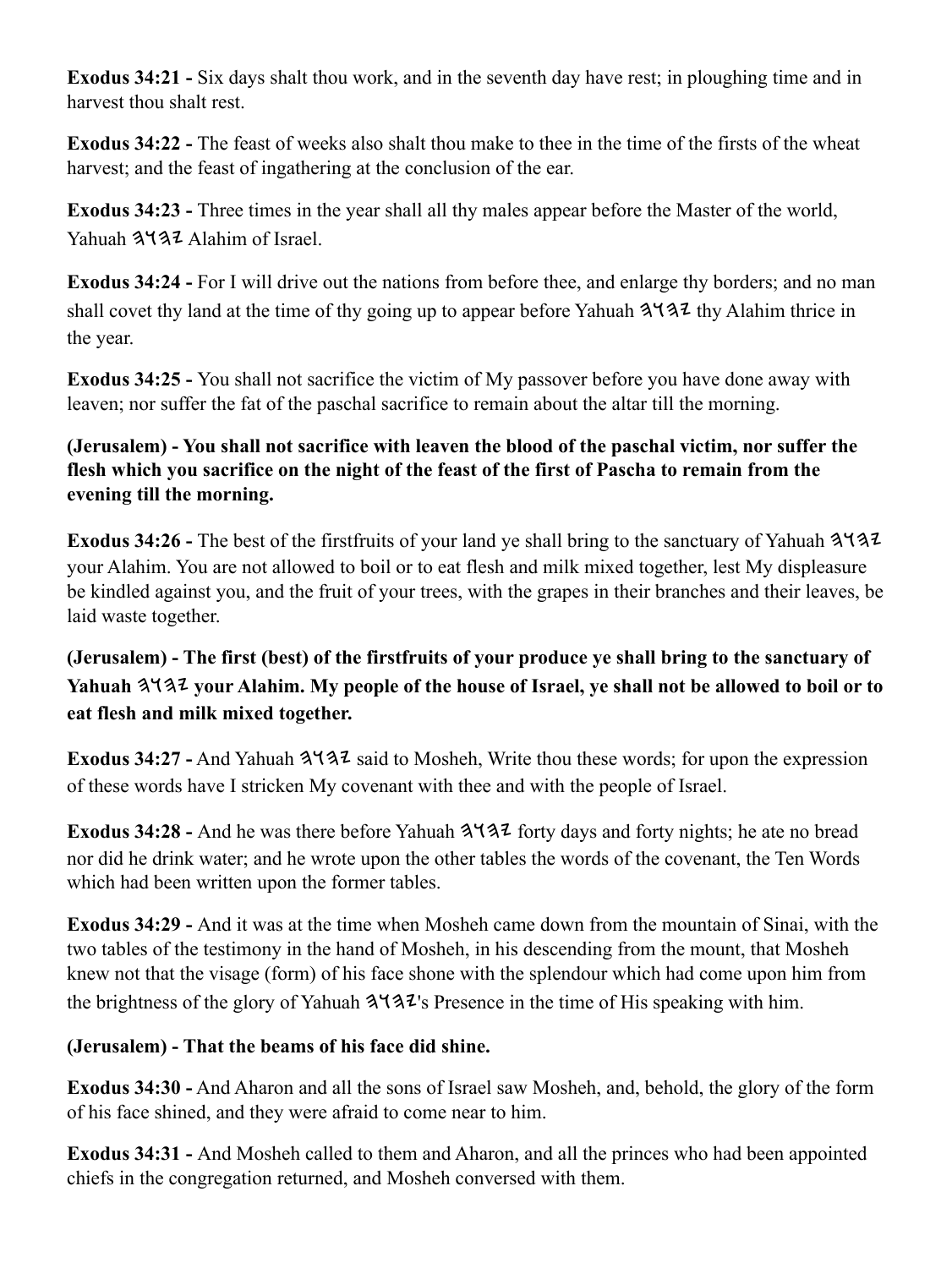**Exodus 34:21 -** Six days shalt thou work, and in the seventh day have rest; in ploughing time and in harvest thou shalt rest.

**Exodus 34:22 -** The feast of weeks also shalt thou make to thee in the time of the firsts of the wheat harvest; and the feast of ingathering at the conclusion of the ear.

**Exodus 34:23 -** Three times in the year shall all thy males appear before the Master of the world, Yahuah 𐤉𐤄𐤅𐤄 Alahim of Israel.

**Exodus 34:24 -** For I will drive out the nations from before thee, and enlarge thy borders; and no man shall covet thy land at the time of thy going up to appear before Yahuah 𐤉𐤄𐤅𐤄 thy Alahim thrice in the year.

**Exodus 34:25 -** You shall not sacrifice the victim of My passover before you have done away with leaven; nor suffer the fat of the paschal sacrifice to remain about the altar till the morning.

**(Jerusalem) - You shall not sacrifice with leaven the blood of the paschal victim, nor suffer the flesh which you sacrifice on the night of the feast of the first of Pascha to remain from the evening till the morning.**

**Exodus 34:26 -** The best of the firstfruits of your land ye shall bring to the sanctuary of Yahuah 𐤉𐤄𐤅𐤄 your Alahim. You are not allowed to boil or to eat flesh and milk mixed together, lest My displeasure be kindled against you, and the fruit of your trees, with the grapes in their branches and their leaves, be laid waste together.

**(Jerusalem) - The first (best) of the firstfruits of your produce ye shall bring to the sanctuary of Yahuah 𐤉𐤄𐤅𐤄 your Alahim. My people of the house of Israel, ye shall not be allowed to boil or to eat flesh and milk mixed together.**

**Exodus 34:27 -** And Yahuah 𐤉𐤄𐤅𐤄 said to Mosheh, Write thou these words; for upon the expression of these words have I stricken My covenant with thee and with the people of Israel.

**Exodus 34:28 -** And he was there before Yahuah 𐤉𐤄𐤅𐤄 forty days and forty nights; he ate no bread nor did he drink water; and he wrote upon the other tables the words of the covenant, the Ten Words which had been written upon the former tables.

**Exodus 34:29 -** And it was at the time when Mosheh came down from the mountain of Sinai, with the two tables of the testimony in the hand of Mosheh, in his descending from the mount, that Mosheh knew not that the visage (form) of his face shone with the splendour which had come upon him from the brightness of the glory of Yahuah 𐤉𐤄𐤅𐤄's Presence in the time of His speaking with him.

**(Jerusalem) - That the beams of his face did shine.**

**Exodus 34:30 -** And Aharon and all the sons of Israel saw Mosheh, and, behold, the glory of the form of his face shined, and they were afraid to come near to him.

**Exodus 34:31 -** And Mosheh called to them and Aharon, and all the princes who had been appointed chiefs in the congregation returned, and Mosheh conversed with them.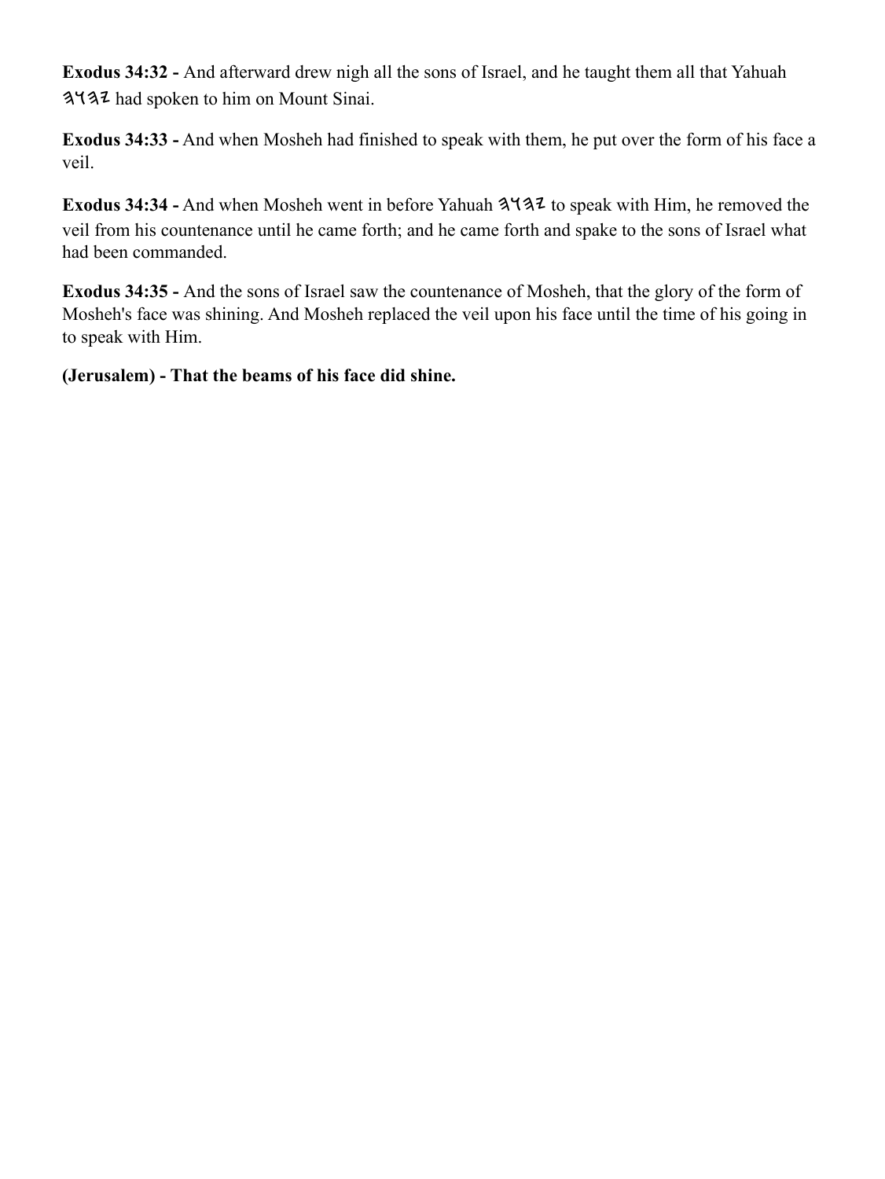**Exodus 34:32 -** And afterward drew nigh all the sons of Israel, and he taught them all that Yahuah 𐤄𐤅𐤄𐤉 had spoken to him on Mount Sinai.

**Exodus 34:33 -** And when Mosheh had finished to speak with them, he put over the form of his face a veil.

**Exodus 34:34 -** And when Mosheh went in before Yahuah 𐤄𐤅𐤄𐤉 to speak with Him, he removed the veil from his countenance until he came forth; and he came forth and spake to the sons of Israel what had been commanded.

**Exodus 34:35 -** And the sons of Israel saw the countenance of Mosheh, that the glory of the form of Mosheh's face was shining. And Mosheh replaced the veil upon his face until the time of his going in to speak with Him.

**(Jerusalem) - That the beams of his face did shine.**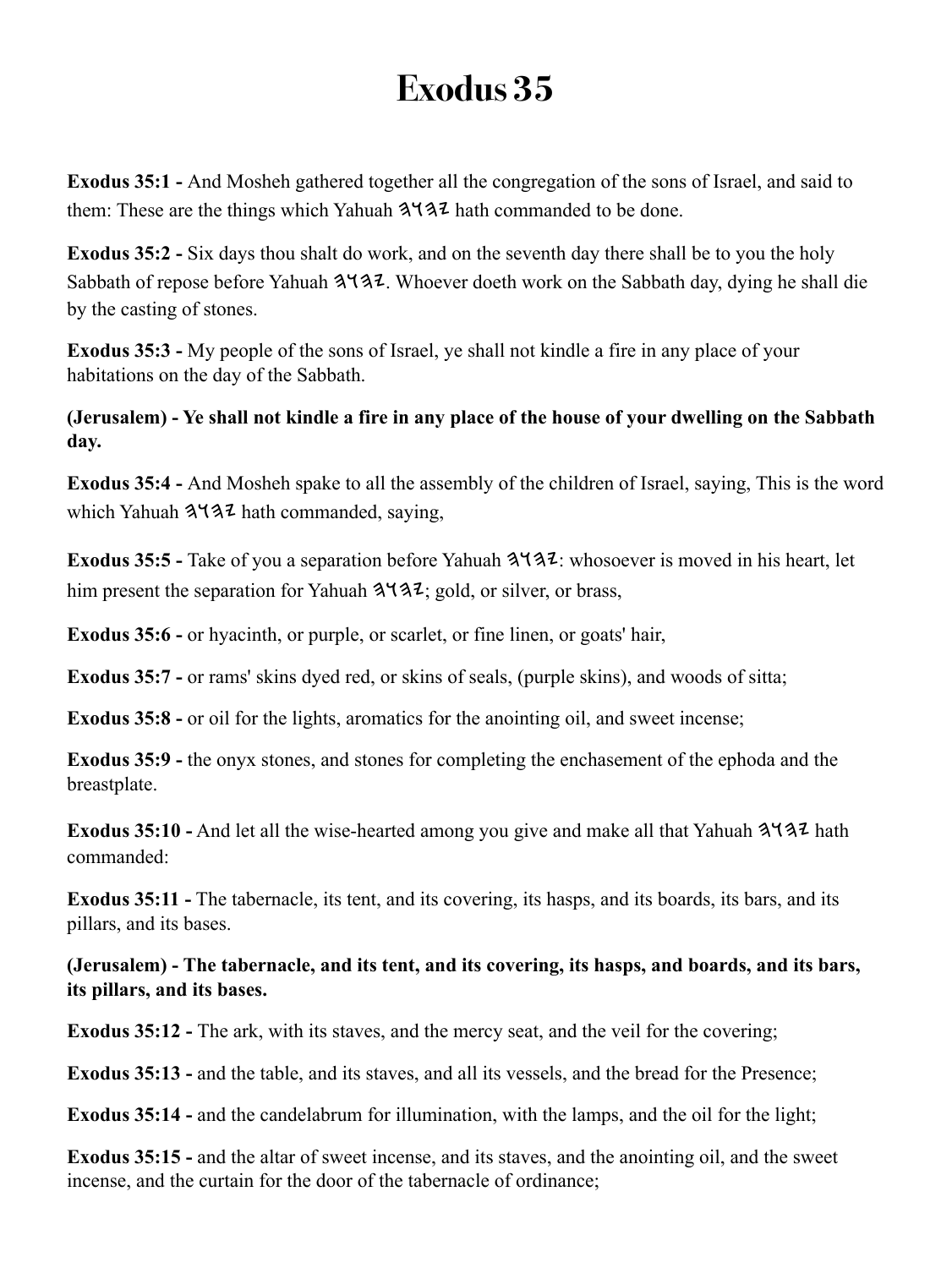# Exodus 35

**Exodus 35:1 -** And Mosheh gathered together all the congregation of the sons of Israel, and said to them: These are the things which Yahuah 𐤄𐤅𐤄𐤉 hath commanded to be done.

**Exodus 35:2 -** Six days thou shalt do work, and on the seventh day there shall be to you the holy Sabbath of repose before Yahuah 𐤄𐤅𐤄𐤉. Whoever doeth work on the Sabbath day, dying he shall die by the casting of stones.

**Exodus 35:3 -** My people of the sons of Israel, ye shall not kindle a fire in any place of your habitations on the day of the Sabbath.

**(Jerusalem) - Ye shall not kindle a fire in any place of the house of your dwelling on the Sabbath day.**

**Exodus 35:4 -** And Mosheh spake to all the assembly of the children of Israel, saying, This is the word which Yahuah 𐤄𐤅𐤄𐤉 hath commanded, saying,

**Exodus 35:5 -** Take of you a separation before Yahuah 𐤄𐤅𐤄𐤉: whosoever is moved in his heart, let him present the separation for Yahuah 𐤄𐤅𐤄𐤉; gold, or silver, or brass,

**Exodus 35:6 -** or hyacinth, or purple, or scarlet, or fine linen, or goats' hair,

**Exodus 35:7 -** or rams' skins dyed red, or skins of seals, (purple skins), and woods of sitta;

**Exodus 35:8 -** or oil for the lights, aromatics for the anointing oil, and sweet incense;

**Exodus 35:9 -** the onyx stones, and stones for completing the enchasement of the ephoda and the breastplate.

**Exodus 35:10 -** And let all the wise-hearted among you give and make all that Yahuah 𐤄𐤅𐤄𐤉 hath commanded:

**Exodus 35:11 -** The tabernacle, its tent, and its covering, its hasps, and its boards, its bars, and its pillars, and its bases.

**(Jerusalem) - The tabernacle, and its tent, and its covering, its hasps, and boards, and its bars, its pillars, and its bases.**

**Exodus 35:12 -** The ark, with its staves, and the mercy seat, and the veil for the covering;

**Exodus 35:13 -** and the table, and its staves, and all its vessels, and the bread for the Presence;

**Exodus 35:14 -** and the candelabrum for illumination, with the lamps, and the oil for the light;

**Exodus 35:15 -** and the altar of sweet incense, and its staves, and the anointing oil, and the sweet incense, and the curtain for the door of the tabernacle of ordinance;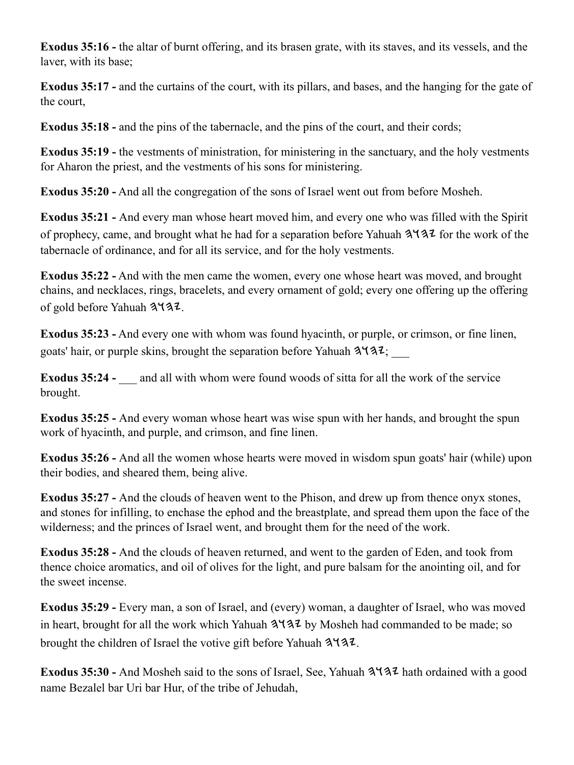**Exodus 35:16 -** the altar of burnt offering, and its brasen grate, with its staves, and its vessels, and the laver, with its base;

**Exodus 35:17 -** and the curtains of the court, with its pillars, and bases, and the hanging for the gate of the court,

**Exodus 35:18 -** and the pins of the tabernacle, and the pins of the court, and their cords;

**Exodus 35:19 -** the vestments of ministration, for ministering in the sanctuary, and the holy vestments for Aharon the priest, and the vestments of his sons for ministering.

**Exodus 35:20 -** And all the congregation of the sons of Israel went out from before Mosheh.

**Exodus 35:21 -** And every man whose heart moved him, and every one who was filled with the Spirit of prophecy, came, and brought what he had for a separation before Yahuah 𐤉𐤄𐤅𐤄 for the work of the tabernacle of ordinance, and for all its service, and for the holy vestments.

**Exodus 35:22 -** And with the men came the women, every one whose heart was moved, and brought chains, and necklaces, rings, bracelets, and every ornament of gold; every one offering up the offering of gold before Yahuah 𐤉𐤄𐤅𐤄.

**Exodus 35:23 -** And every one with whom was found hyacinth, or purple, or crimson, or fine linen, goats' hair, or purple skins, brought the separation before Yahuah 𐤉𐤄𐤅𐤄; ___

**Exodus 35:24 -** ___ and all with whom were found woods of sitta for all the work of the service brought.

**Exodus 35:25 -** And every woman whose heart was wise spun with her hands, and brought the spun work of hyacinth, and purple, and crimson, and fine linen.

**Exodus 35:26 -** And all the women whose hearts were moved in wisdom spun goats' hair (while) upon their bodies, and sheared them, being alive.

**Exodus 35:27 -** And the clouds of heaven went to the Phison, and drew up from thence onyx stones, and stones for infilling, to enchase the ephod and the breastplate, and spread them upon the face of the wilderness; and the princes of Israel went, and brought them for the need of the work.

**Exodus 35:28 -** And the clouds of heaven returned, and went to the garden of Eden, and took from thence choice aromatics, and oil of olives for the light, and pure balsam for the anointing oil, and for the sweet incense.

**Exodus 35:29 -** Every man, a son of Israel, and (every) woman, a daughter of Israel, who was moved in heart, brought for all the work which Yahuah 𐤉𐤄𐤅𐤄 by Mosheh had commanded to be made; so brought the children of Israel the votive gift before Yahuah 𐤉𐤄𐤅𐤄.

**Exodus 35:30 -** And Mosheh said to the sons of Israel, See, Yahuah 𐤉𐤄𐤅𐤄 hath ordained with a good name Bezalel bar Uri bar Hur, of the tribe of Jehudah,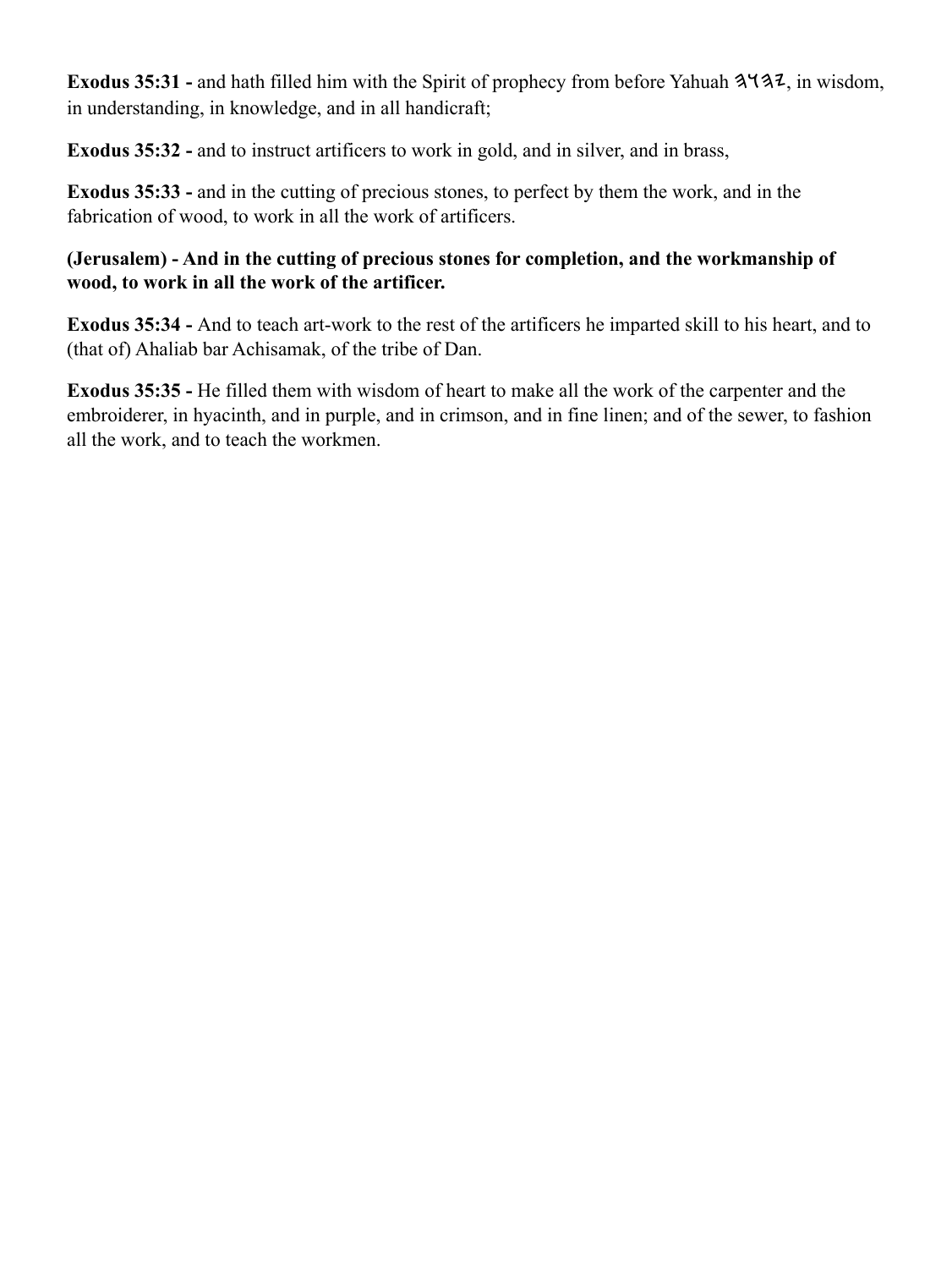**Exodus 35:31 -** and hath filled him with the Spirit of prophecy from before Yahuah 𐤄𐤅𐤄𐤉, in wisdom, in understanding, in knowledge, and in all handicraft;

**Exodus 35:32 -** and to instruct artificers to work in gold, and in silver, and in brass,

**Exodus 35:33 -** and in the cutting of precious stones, to perfect by them the work, and in the fabrication of wood, to work in all the work of artificers.

**(Jerusalem) - And in the cutting of precious stones for completion, and the workmanship of wood, to work in all the work of the artificer.**

**Exodus 35:34 -** And to teach art-work to the rest of the artificers he imparted skill to his heart, and to (that of) Ahaliab bar Achisamak, of the tribe of Dan.

**Exodus 35:35 -** He filled them with wisdom of heart to make all the work of the carpenter and the embroiderer, in hyacinth, and in purple, and in crimson, and in fine linen; and of the sewer, to fashion all the work, and to teach the workmen.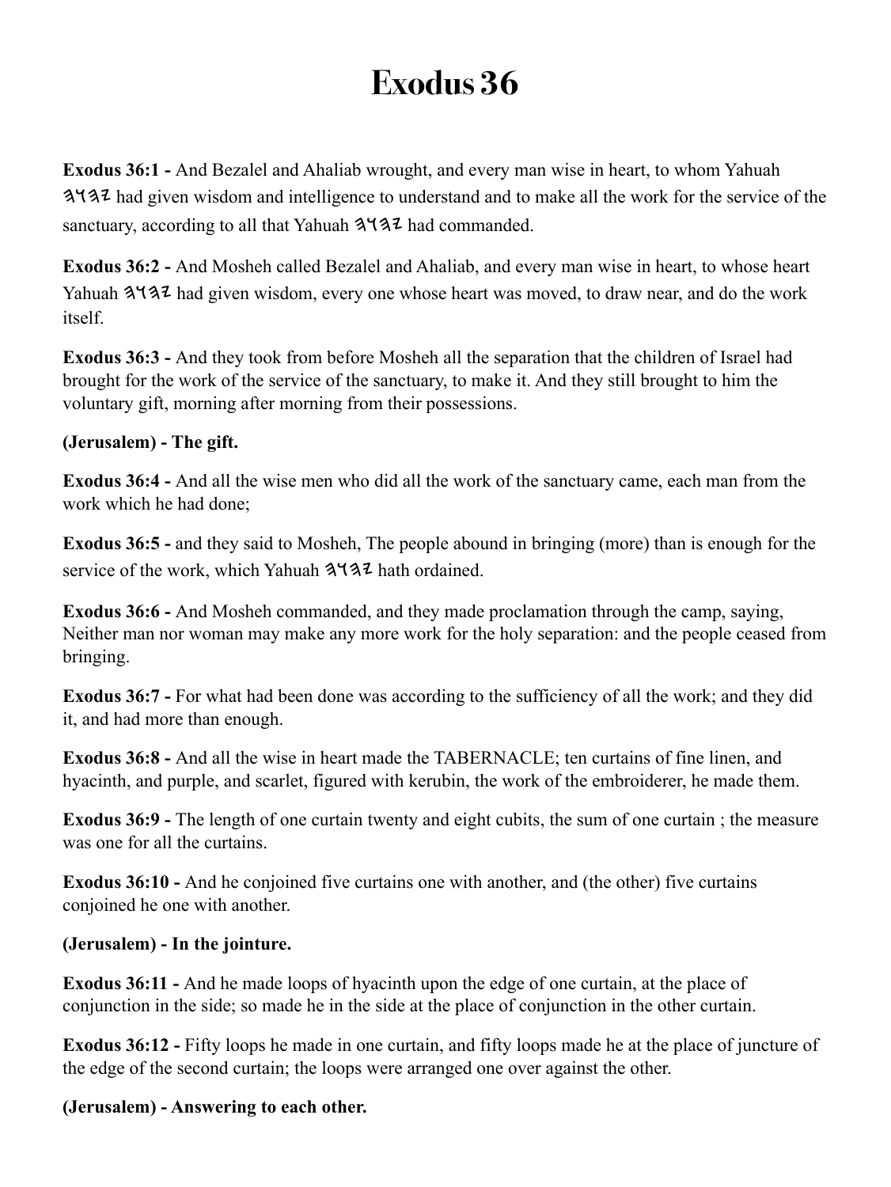# Exodus 36

**Exodus 36:1 -** And Bezalel and Ahaliab wrought, and every man wise in heart, to whom Yahuah 𐤉𐤄𐤅𐤄 had given wisdom and intelligence to understand and to make all the work for the service of the sanctuary, according to all that Yahuah 𐤉𐤄𐤅𐤄 had commanded.

**Exodus 36:2 -** And Mosheh called Bezalel and Ahaliab, and every man wise in heart, to whose heart Yahuah 𐤉𐤄𐤅𐤄 had given wisdom, every one whose heart was moved, to draw near, and do the work itself.

**Exodus 36:3 -** And they took from before Mosheh all the separation that the children of Israel had brought for the work of the service of the sanctuary, to make it. And they still brought to him the voluntary gift, morning after morning from their possessions.

**(Jerusalem) - The gift.**

**Exodus 36:4 -** And all the wise men who did all the work of the sanctuary came, each man from the work which he had done;

**Exodus 36:5 -** and they said to Mosheh, The people abound in bringing (more) than is enough for the service of the work, which Yahuah 𐤉𐤄𐤅𐤄 hath ordained.

**Exodus 36:6 -** And Mosheh commanded, and they made proclamation through the camp, saying, Neither man nor woman may make any more work for the holy separation: and the people ceased from bringing.

**Exodus 36:7 -** For what had been done was according to the sufficiency of all the work; and they did it, and had more than enough.

**Exodus 36:8 -** And all the wise in heart made the TABERNACLE; ten curtains of fine linen, and hyacinth, and purple, and scarlet, figured with kerubin, the work of the embroiderer, he made them.

**Exodus 36:9 -** The length of one curtain twenty and eight cubits, the sum of one curtain ; the measure was one for all the curtains.

**Exodus 36:10 -** And he conjoined five curtains one with another, and (the other) five curtains conjoined he one with another.

**(Jerusalem) - In the jointure.**

**Exodus 36:11 -** And he made loops of hyacinth upon the edge of one curtain, at the place of conjunction in the side; so made he in the side at the place of conjunction in the other curtain.

**Exodus 36:12 -** Fifty loops he made in one curtain, and fifty loops made he at the place of juncture of the edge of the second curtain; the loops were arranged one over against the other.

**(Jerusalem) - Answering to each other.**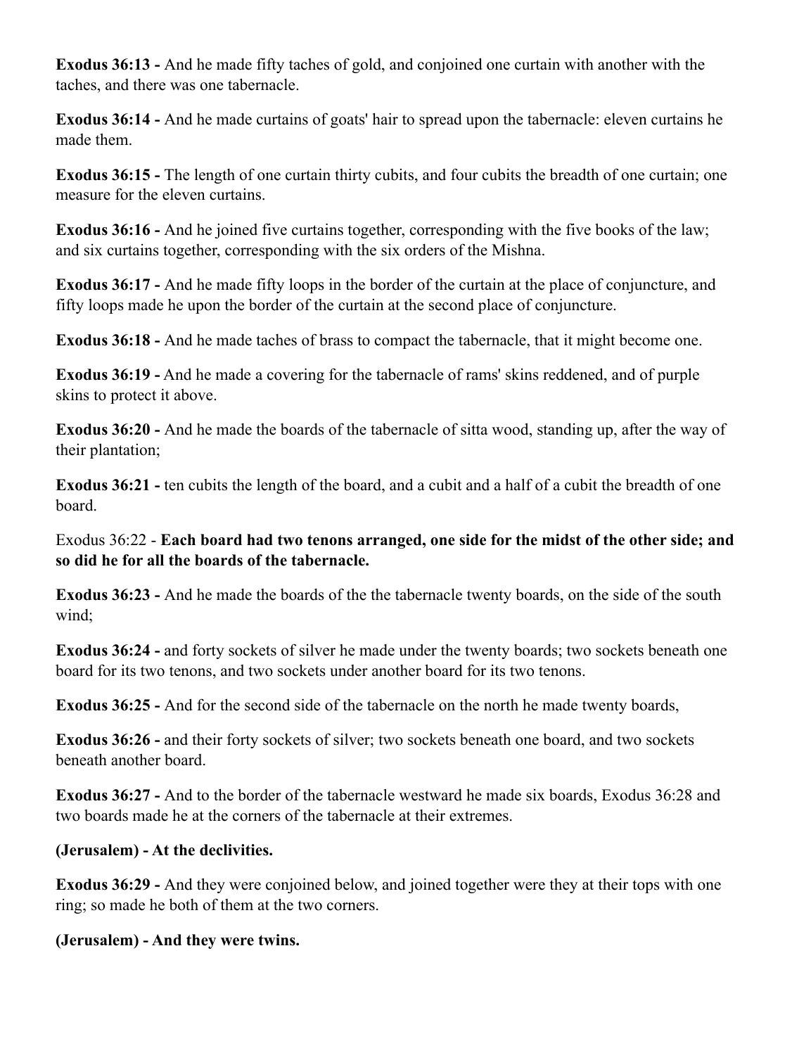**Exodus 36:13 -** And he made fifty taches of gold, and conjoined one curtain with another with the taches, and there was one tabernacle.

**Exodus 36:14 -** And he made curtains of goats' hair to spread upon the tabernacle: eleven curtains he made them.

**Exodus 36:15 -** The length of one curtain thirty cubits, and four cubits the breadth of one curtain; one measure for the eleven curtains.

**Exodus 36:16 -** And he joined five curtains together, corresponding with the five books of the law; and six curtains together, corresponding with the six orders of the Mishna.

**Exodus 36:17 -** And he made fifty loops in the border of the curtain at the place of conjuncture, and fifty loops made he upon the border of the curtain at the second place of conjuncture.

**Exodus 36:18 -** And he made taches of brass to compact the tabernacle, that it might become one.

**Exodus 36:19 -** And he made a covering for the tabernacle of rams' skins reddened, and of purple skins to protect it above.

**Exodus 36:20 -** And he made the boards of the tabernacle of sitta wood, standing up, after the way of their plantation;

**Exodus 36:21 -** ten cubits the length of the board, and a cubit and a half of a cubit the breadth of one board.

Exodus 36:22 - **Each board had two tenons arranged, one side for the midst of the other side; and so did he for all the boards of the tabernacle.**

**Exodus 36:23 -** And he made the boards of the the tabernacle twenty boards, on the side of the south wind;

**Exodus 36:24 -** and forty sockets of silver he made under the twenty boards; two sockets beneath one board for its two tenons, and two sockets under another board for its two tenons.

**Exodus 36:25 -** And for the second side of the tabernacle on the north he made twenty boards,

**Exodus 36:26 -** and their forty sockets of silver; two sockets beneath one board, and two sockets beneath another board.

**Exodus 36:27 -** And to the border of the tabernacle westward he made six boards, Exodus 36:28 and two boards made he at the corners of the tabernacle at their extremes.

**(Jerusalem) - At the declivities.**

**Exodus 36:29 -** And they were conjoined below, and joined together were they at their tops with one ring; so made he both of them at the two corners.

**(Jerusalem) - And they were twins.**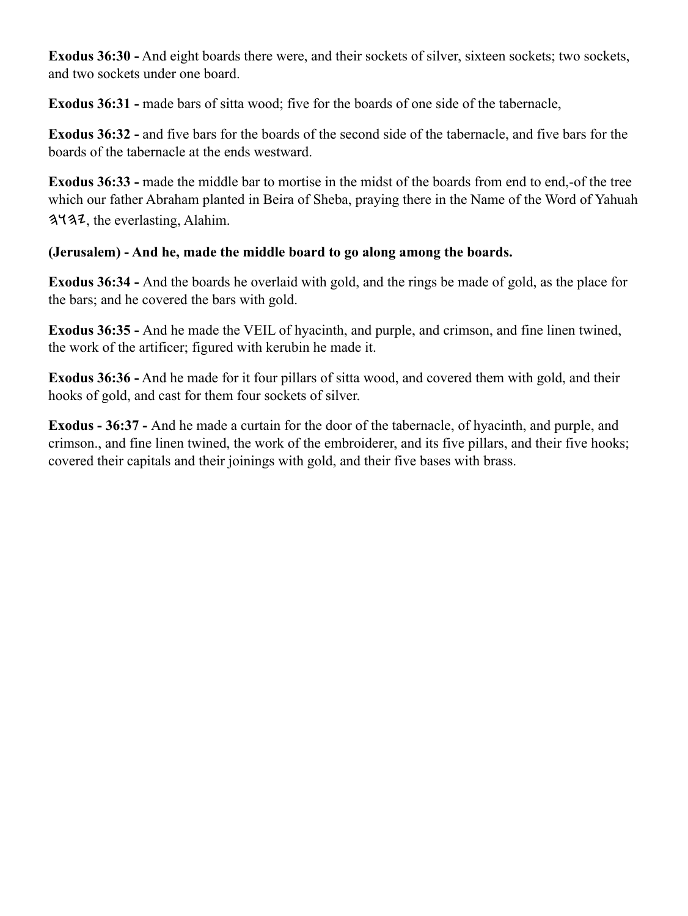**Exodus 36:30 -** And eight boards there were, and their sockets of silver, sixteen sockets; two sockets, and two sockets under one board.

**Exodus 36:31 -** made bars of sitta wood; five for the boards of one side of the tabernacle,

**Exodus 36:32 -** and five bars for the boards of the second side of the tabernacle, and five bars for the boards of the tabernacle at the ends westward.

**Exodus 36:33 -** made the middle bar to mortise in the midst of the boards from end to end,-of the tree which our father Abraham planted in Beira of Sheba, praying there in the Name of the Word of Yahuah 𐤉𐤄𐤅𐤄, the everlasting, Alahim.

**(Jerusalem) - And he, made the middle board to go along among the boards.**

**Exodus 36:34 -** And the boards he overlaid with gold, and the rings be made of gold, as the place for the bars; and he covered the bars with gold.

**Exodus 36:35 -** And he made the VEIL of hyacinth, and purple, and crimson, and fine linen twined, the work of the artificer; figured with kerubin he made it.

**Exodus 36:36 -** And he made for it four pillars of sitta wood, and covered them with gold, and their hooks of gold, and cast for them four sockets of silver.

**Exodus - 36:37 -** And he made a curtain for the door of the tabernacle, of hyacinth, and purple, and crimson., and fine linen twined, the work of the embroiderer, and its five pillars, and their five hooks; covered their capitals and their joinings with gold, and their five bases with brass.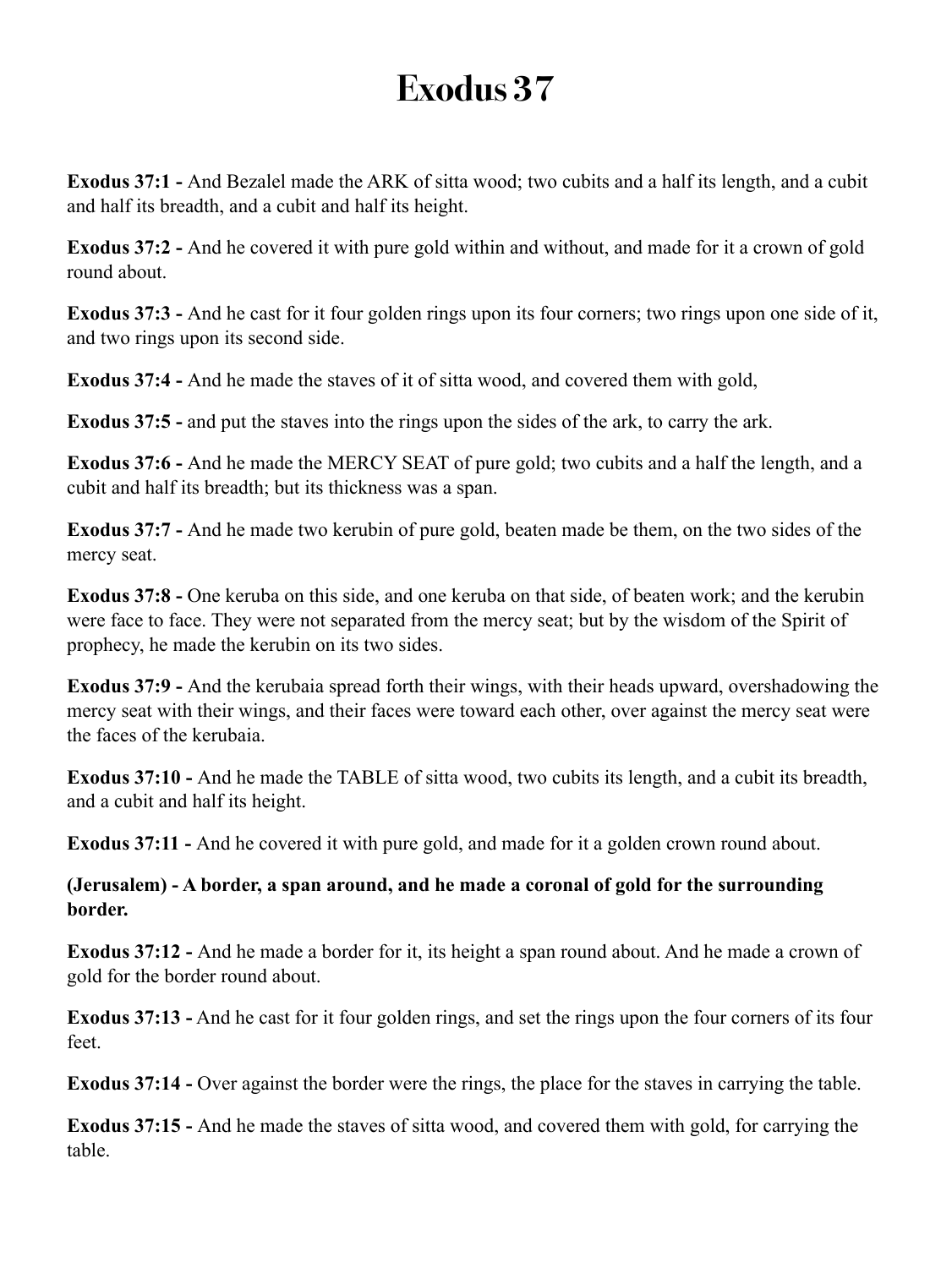# Exodus 37

**Exodus 37:1 -** And Bezalel made the ARK of sitta wood; two cubits and a half its length, and a cubit and half its breadth, and a cubit and half its height.

**Exodus 37:2 -** And he covered it with pure gold within and without, and made for it a crown of gold round about.

**Exodus 37:3 -** And he cast for it four golden rings upon its four corners; two rings upon one side of it, and two rings upon its second side.

**Exodus 37:4 -** And he made the staves of it of sitta wood, and covered them with gold,

**Exodus 37:5 -** and put the staves into the rings upon the sides of the ark, to carry the ark.

**Exodus 37:6 -** And he made the MERCY SEAT of pure gold; two cubits and a half the length, and a cubit and half its breadth; but its thickness was a span.

**Exodus 37:7 -** And he made two kerubin of pure gold, beaten made be them, on the two sides of the mercy seat.

**Exodus 37:8 -** One keruba on this side, and one keruba on that side, of beaten work; and the kerubin were face to face. They were not separated from the mercy seat; but by the wisdom of the Spirit of prophecy, he made the kerubin on its two sides.

**Exodus 37:9 -** And the kerubaia spread forth their wings, with their heads upward, overshadowing the mercy seat with their wings, and their faces were toward each other, over against the mercy seat were the faces of the kerubaia.

**Exodus 37:10 -** And he made the TABLE of sitta wood, two cubits its length, and a cubit its breadth, and a cubit and half its height.

**Exodus 37:11 -** And he covered it with pure gold, and made for it a golden crown round about.

**(Jerusalem) - A border, a span around, and he made a coronal of gold for the surrounding border.**

**Exodus 37:12 -** And he made a border for it, its height a span round about. And he made a crown of gold for the border round about.

**Exodus 37:13 -** And he cast for it four golden rings, and set the rings upon the four corners of its four feet.

**Exodus 37:14 -** Over against the border were the rings, the place for the staves in carrying the table.

**Exodus 37:15 -** And he made the staves of sitta wood, and covered them with gold, for carrying the table.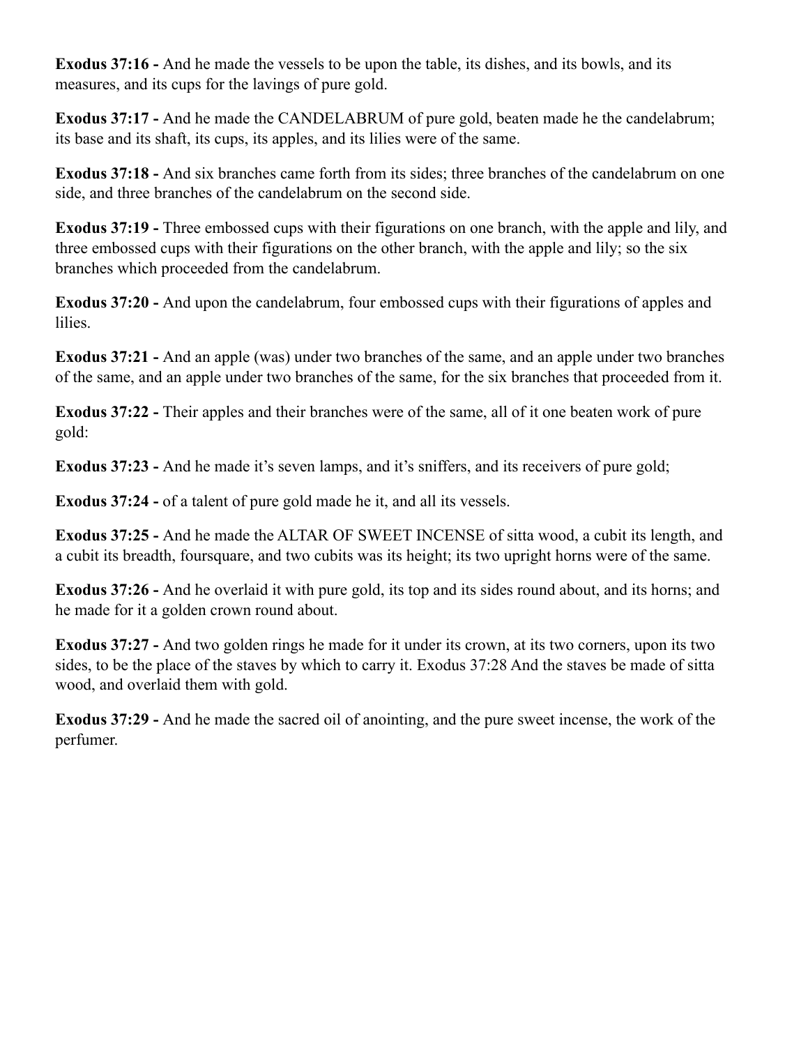**Exodus 37:16 -** And he made the vessels to be upon the table, its dishes, and its bowls, and its measures, and its cups for the lavings of pure gold.

**Exodus 37:17 -** And he made the CANDELABRUM of pure gold, beaten made he the candelabrum; its base and its shaft, its cups, its apples, and its lilies were of the same.

**Exodus 37:18 -** And six branches came forth from its sides; three branches of the candelabrum on one side, and three branches of the candelabrum on the second side.

**Exodus 37:19 -** Three embossed cups with their figurations on one branch, with the apple and lily, and three embossed cups with their figurations on the other branch, with the apple and lily; so the six branches which proceeded from the candelabrum.

**Exodus 37:20 -** And upon the candelabrum, four embossed cups with their figurations of apples and lilies.

**Exodus 37:21 -** And an apple (was) under two branches of the same, and an apple under two branches of the same, and an apple under two branches of the same, for the six branches that proceeded from it.

**Exodus 37:22 -** Their apples and their branches were of the same, all of it one beaten work of pure gold:

**Exodus 37:23 -** And he made it's seven lamps, and it's sniffers, and its receivers of pure gold;

**Exodus 37:24 -** of a talent of pure gold made he it, and all its vessels.

**Exodus 37:25 -** And he made the ALTAR OF SWEET INCENSE of sitta wood, a cubit its length, and a cubit its breadth, foursquare, and two cubits was its height; its two upright horns were of the same.

**Exodus 37:26 -** And he overlaid it with pure gold, its top and its sides round about, and its horns; and he made for it a golden crown round about.

**Exodus 37:27 -** And two golden rings he made for it under its crown, at its two corners, upon its two sides, to be the place of the staves by which to carry it. Exodus 37:28 And the staves be made of sitta wood, and overlaid them with gold.

**Exodus 37:29 -** And he made the sacred oil of anointing, and the pure sweet incense, the work of the perfumer.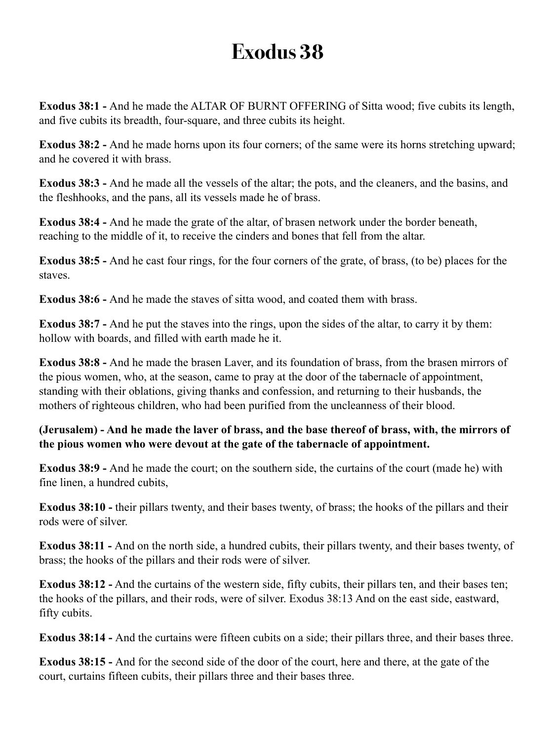# Exodus 38

**Exodus 38:1 -** And he made the ALTAR OF BURNT OFFERING of Sitta wood; five cubits its length, and five cubits its breadth, four-square, and three cubits its height.

**Exodus 38:2 -** And he made horns upon its four corners; of the same were its horns stretching upward; and he covered it with brass.

**Exodus 38:3 -** And he made all the vessels of the altar; the pots, and the cleaners, and the basins, and the fleshhooks, and the pans, all its vessels made he of brass.

**Exodus 38:4 -** And he made the grate of the altar, of brasen network under the border beneath, reaching to the middle of it, to receive the cinders and bones that fell from the altar.

**Exodus 38:5 -** And he cast four rings, for the four corners of the grate, of brass, (to be) places for the staves.

**Exodus 38:6 -** And he made the staves of sitta wood, and coated them with brass.

**Exodus 38:7 -** And he put the staves into the rings, upon the sides of the altar, to carry it by them: hollow with boards, and filled with earth made he it.

**Exodus 38:8 -** And he made the brasen Laver, and its foundation of brass, from the brasen mirrors of the pious women, who, at the season, came to pray at the door of the tabernacle of appointment, standing with their oblations, giving thanks and confession, and returning to their husbands, the mothers of righteous children, who had been purified from the uncleanness of their blood.

**(Jerusalem) - And he made the laver of brass, and the base thereof of brass, with, the mirrors of the pious women who were devout at the gate of the tabernacle of appointment.**

**Exodus 38:9 -** And he made the court; on the southern side, the curtains of the court (made he) with fine linen, a hundred cubits,

**Exodus 38:10 -** their pillars twenty, and their bases twenty, of brass; the hooks of the pillars and their rods were of silver.

**Exodus 38:11 -** And on the north side, a hundred cubits, their pillars twenty, and their bases twenty, of brass; the hooks of the pillars and their rods were of silver.

**Exodus 38:12 -** And the curtains of the western side, fifty cubits, their pillars ten, and their bases ten; the hooks of the pillars, and their rods, were of silver. Exodus 38:13 And on the east side, eastward, fifty cubits.

**Exodus 38:14 -** And the curtains were fifteen cubits on a side; their pillars three, and their bases three.

**Exodus 38:15 -** And for the second side of the door of the court, here and there, at the gate of the court, curtains fifteen cubits, their pillars three and their bases three.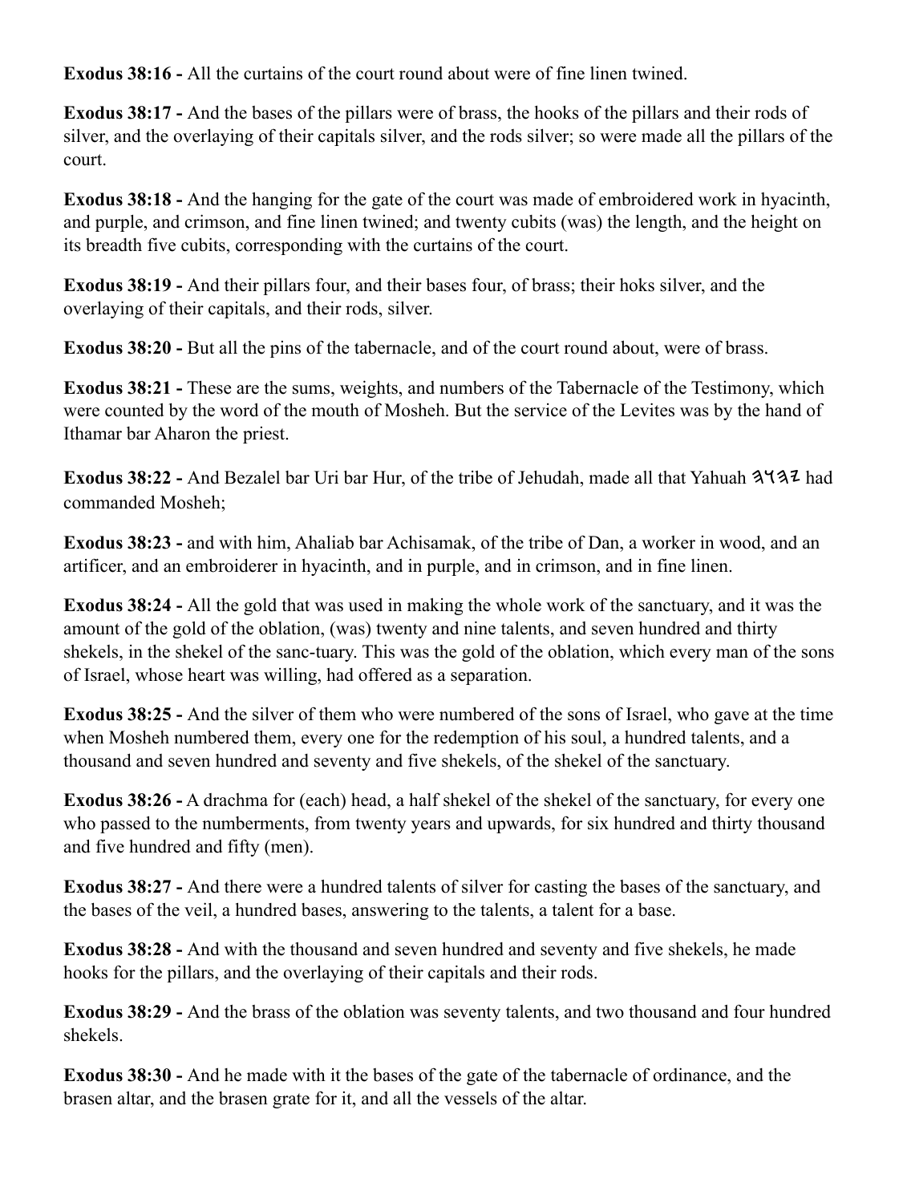**Exodus 38:16 -** All the curtains of the court round about were of fine linen twined.

**Exodus 38:17 -** And the bases of the pillars were of brass, the hooks of the pillars and their rods of silver, and the overlaying of their capitals silver, and the rods silver; so were made all the pillars of the court.

**Exodus 38:18 -** And the hanging for the gate of the court was made of embroidered work in hyacinth, and purple, and crimson, and fine linen twined; and twenty cubits (was) the length, and the height on its breadth five cubits, corresponding with the curtains of the court.

**Exodus 38:19 -** And their pillars four, and their bases four, of brass; their hoks silver, and the overlaying of their capitals, and their rods, silver.

**Exodus 38:20 -** But all the pins of the tabernacle, and of the court round about, were of brass.

**Exodus 38:21 -** These are the sums, weights, and numbers of the Tabernacle of the Testimony, which were counted by the word of the mouth of Mosheh. But the service of the Levites was by the hand of Ithamar bar Aharon the priest.

**Exodus 38:22 -** And Bezalel bar Uri bar Hur, of the tribe of Jehudah, made all that Yahuah 𐤉𐤄𐤅𐤄 had commanded Mosheh;

**Exodus 38:23 -** and with him, Ahaliab bar Achisamak, of the tribe of Dan, a worker in wood, and an artificer, and an embroiderer in hyacinth, and in purple, and in crimson, and in fine linen.

**Exodus 38:24 -** All the gold that was used in making the whole work of the sanctuary, and it was the amount of the gold of the oblation, (was) twenty and nine talents, and seven hundred and thirty shekels, in the shekel of the sanc-tuary. This was the gold of the oblation, which every man of the sons of Israel, whose heart was willing, had offered as a separation.

**Exodus 38:25 -** And the silver of them who were numbered of the sons of Israel, who gave at the time when Mosheh numbered them, every one for the redemption of his soul, a hundred talents, and a thousand and seven hundred and seventy and five shekels, of the shekel of the sanctuary.

**Exodus 38:26 -** A drachma for (each) head, a half shekel of the shekel of the sanctuary, for every one who passed to the numberments, from twenty years and upwards, for six hundred and thirty thousand and five hundred and fifty (men).

**Exodus 38:27 -** And there were a hundred talents of silver for casting the bases of the sanctuary, and the bases of the veil, a hundred bases, answering to the talents, a talent for a base.

**Exodus 38:28 -** And with the thousand and seven hundred and seventy and five shekels, he made hooks for the pillars, and the overlaying of their capitals and their rods.

**Exodus 38:29 -** And the brass of the oblation was seventy talents, and two thousand and four hundred shekels.

**Exodus 38:30 -** And he made with it the bases of the gate of the tabernacle of ordinance, and the brasen altar, and the brasen grate for it, and all the vessels of the altar.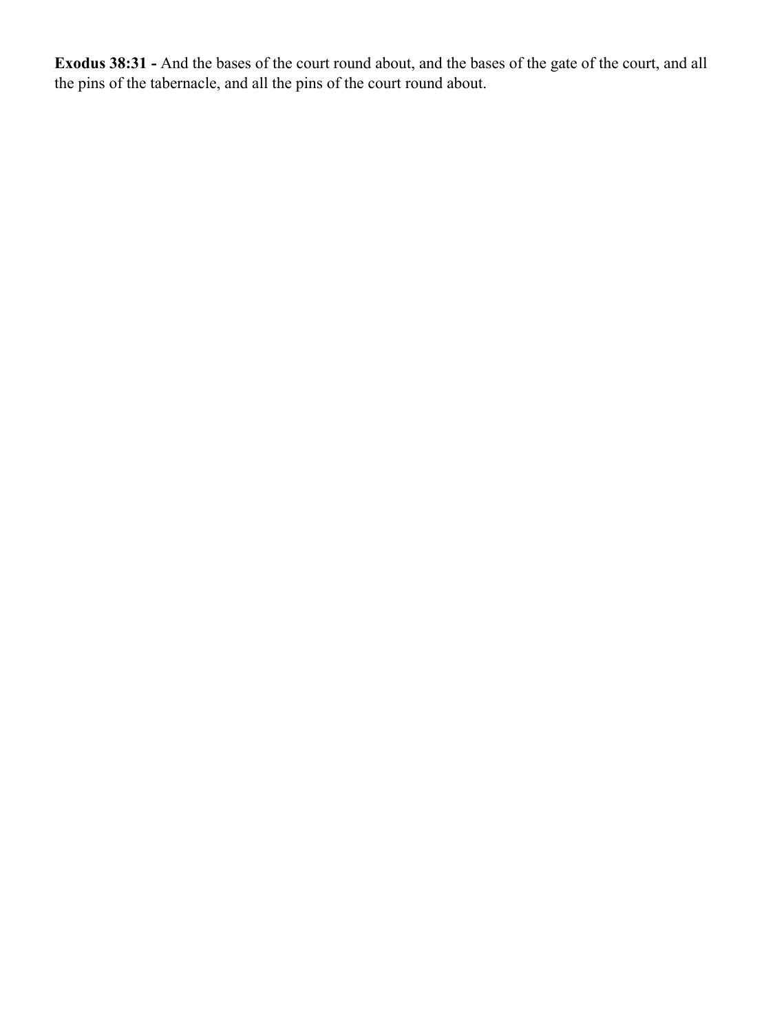**Exodus 38:31 -** And the bases of the court round about, and the bases of the gate of the court, and all the pins of the tabernacle, and all the pins of the court round about.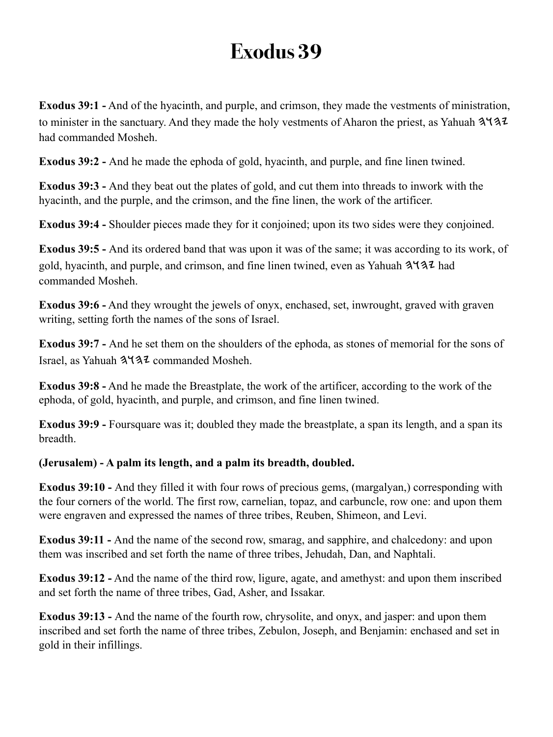# Exodus 39

**Exodus 39:1 -** And of the hyacinth, and purple, and crimson, they made the vestments of ministration, to minister in the sanctuary. And they made the holy vestments of Aharon the priest, as Yahuah 𐤉𐤄𐤅𐤄 had commanded Mosheh.

**Exodus 39:2 -** And he made the ephoda of gold, hyacinth, and purple, and fine linen twined.

**Exodus 39:3 -** And they beat out the plates of gold, and cut them into threads to inwork with the hyacinth, and the purple, and the crimson, and the fine linen, the work of the artificer.

**Exodus 39:4 -** Shoulder pieces made they for it conjoined; upon its two sides were they conjoined.

**Exodus 39:5 -** And its ordered band that was upon it was of the same; it was according to its work, of gold, hyacinth, and purple, and crimson, and fine linen twined, even as Yahuah 𐤉𐤄𐤅𐤄 had commanded Mosheh.

**Exodus 39:6 -** And they wrought the jewels of onyx, enchased, set, inwrought, graved with graven writing, setting forth the names of the sons of Israel.

**Exodus 39:7 -** And he set them on the shoulders of the ephoda, as stones of memorial for the sons of Israel, as Yahuah 𐤉𐤄𐤅𐤄 commanded Mosheh.

**Exodus 39:8 -** And he made the Breastplate, the work of the artificer, according to the work of the ephoda, of gold, hyacinth, and purple, and crimson, and fine linen twined.

**Exodus 39:9 -** Foursquare was it; doubled they made the breastplate, a span its length, and a span its breadth.

**(Jerusalem) - A palm its length, and a palm its breadth, doubled.**

**Exodus 39:10 -** And they filled it with four rows of precious gems, (margalyan,) corresponding with the four corners of the world. The first row, carnelian, topaz, and carbuncle, row one: and upon them were engraven and expressed the names of three tribes, Reuben, Shimeon, and Levi.

**Exodus 39:11 -** And the name of the second row, smarag, and sapphire, and chalcedony: and upon them was inscribed and set forth the name of three tribes, Jehudah, Dan, and Naphtali.

**Exodus 39:12 -** And the name of the third row, ligure, agate, and amethyst: and upon them inscribed and set forth the name of three tribes, Gad, Asher, and Issakar.

**Exodus 39:13 -** And the name of the fourth row, chrysolite, and onyx, and jasper: and upon them inscribed and set forth the name of three tribes, Zebulon, Joseph, and Benjamin: enchased and set in gold in their infillings.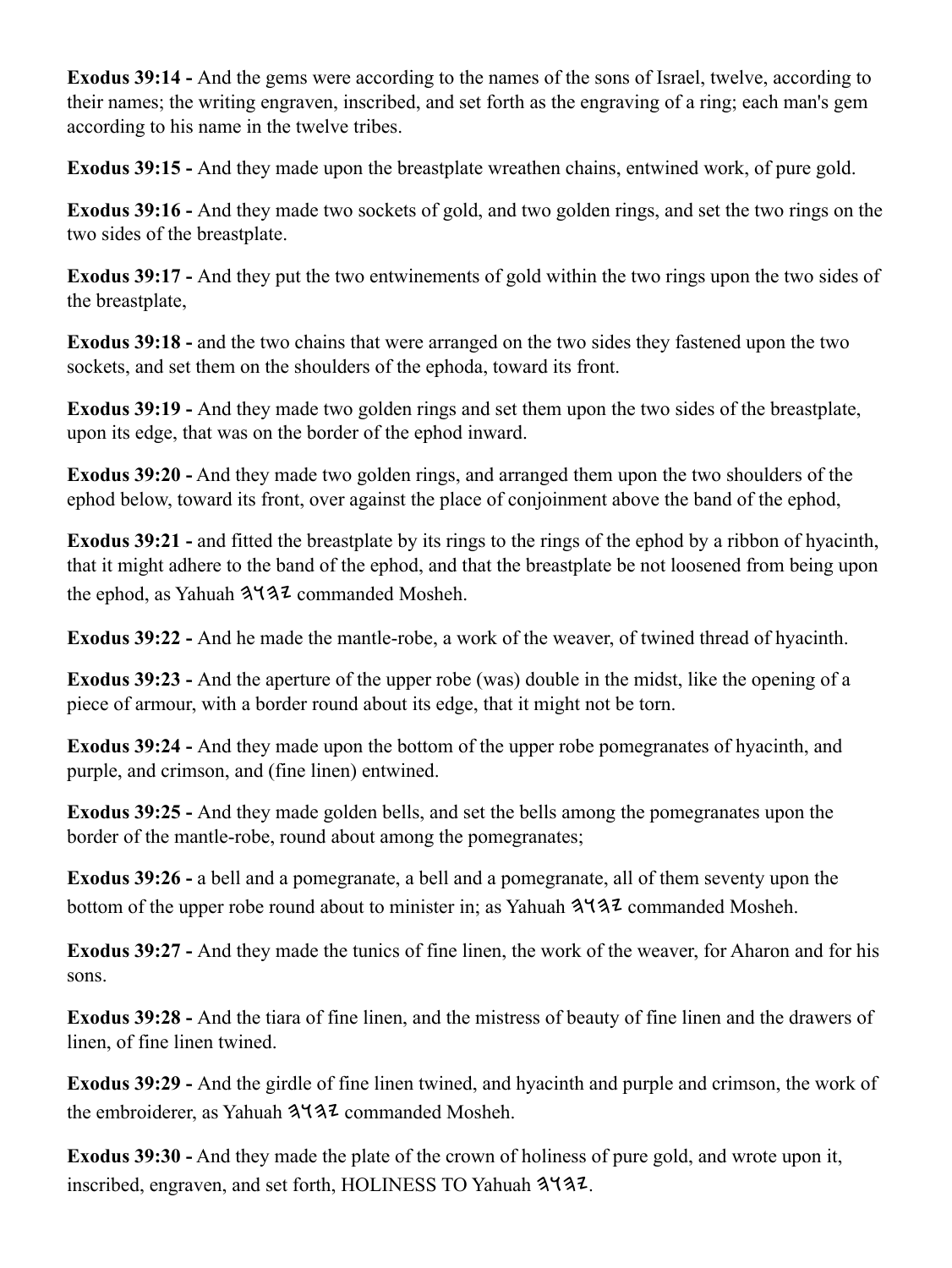**Exodus 39:14 -** And the gems were according to the names of the sons of Israel, twelve, according to their names; the writing engraven, inscribed, and set forth as the engraving of a ring; each man's gem according to his name in the twelve tribes.

**Exodus 39:15 -** And they made upon the breastplate wreathen chains, entwined work, of pure gold.

**Exodus 39:16 -** And they made two sockets of gold, and two golden rings, and set the two rings on the two sides of the breastplate.

**Exodus 39:17 -** And they put the two entwinements of gold within the two rings upon the two sides of the breastplate,

**Exodus 39:18 -** and the two chains that were arranged on the two sides they fastened upon the two sockets, and set them on the shoulders of the ephoda, toward its front.

**Exodus 39:19 -** And they made two golden rings and set them upon the two sides of the breastplate, upon its edge, that was on the border of the ephod inward.

**Exodus 39:20 -** And they made two golden rings, and arranged them upon the two shoulders of the ephod below, toward its front, over against the place of conjoinment above the band of the ephod,

**Exodus 39:21 -** and fitted the breastplate by its rings to the rings of the ephod by a ribbon of hyacinth, that it might adhere to the band of the ephod, and that the breastplate be not loosened from being upon the ephod, as Yahuah 𐤉𐤄𐤅𐤄 commanded Mosheh.

**Exodus 39:22 -** And he made the mantle-robe, a work of the weaver, of twined thread of hyacinth.

**Exodus 39:23 -** And the aperture of the upper robe (was) double in the midst, like the opening of a piece of armour, with a border round about its edge, that it might not be torn.

**Exodus 39:24 -** And they made upon the bottom of the upper robe pomegranates of hyacinth, and purple, and crimson, and (fine linen) entwined.

**Exodus 39:25 -** And they made golden bells, and set the bells among the pomegranates upon the border of the mantle-robe, round about among the pomegranates;

**Exodus 39:26 -** a bell and a pomegranate, a bell and a pomegranate, all of them seventy upon the bottom of the upper robe round about to minister in; as Yahuah 𐤉𐤄𐤅𐤄 commanded Mosheh.

**Exodus 39:27 -** And they made the tunics of fine linen, the work of the weaver, for Aharon and for his sons.

**Exodus 39:28 -** And the tiara of fine linen, and the mistress of beauty of fine linen and the drawers of linen, of fine linen twined.

**Exodus 39:29 -** And the girdle of fine linen twined, and hyacinth and purple and crimson, the work of the embroiderer, as Yahuah 𐤉𐤄𐤅𐤄 commanded Mosheh.

**Exodus 39:30 -** And they made the plate of the crown of holiness of pure gold, and wrote upon it, inscribed, engraven, and set forth, HOLINESS TO Yahuah 𐤉𐤄𐤅𐤄.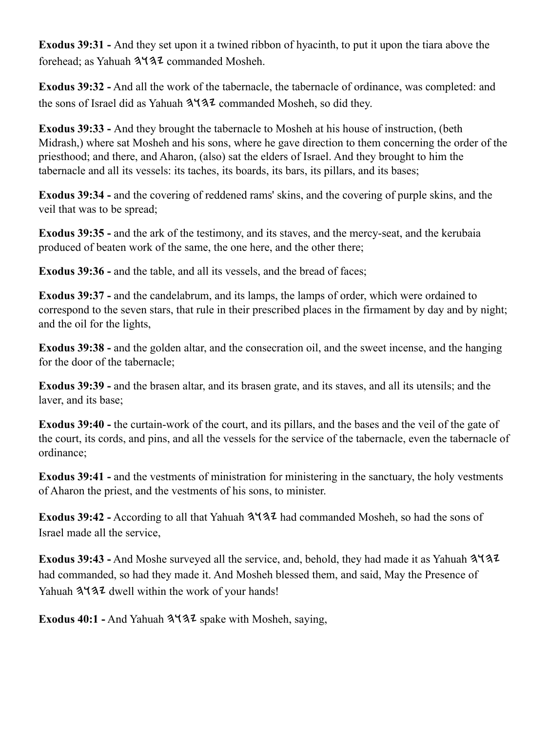**Exodus 39:31 -** And they set upon it a twined ribbon of hyacinth, to put it upon the tiara above the forehead; as Yahuah 𐤉𐤄𐤅𐤄 commanded Mosheh.

**Exodus 39:32 -** And all the work of the tabernacle, the tabernacle of ordinance, was completed: and the sons of Israel did as Yahuah 𐤉𐤄𐤅𐤄 commanded Mosheh, so did they.

**Exodus 39:33 -** And they brought the tabernacle to Mosheh at his house of instruction, (beth Midrash,) where sat Mosheh and his sons, where he gave direction to them concerning the order of the priesthood; and there, and Aharon, (also) sat the elders of Israel. And they brought to him the tabernacle and all its vessels: its taches, its boards, its bars, its pillars, and its bases;

**Exodus 39:34 -** and the covering of reddened rams' skins, and the covering of purple skins, and the veil that was to be spread;

**Exodus 39:35 -** and the ark of the testimony, and its staves, and the mercy-seat, and the kerubaia produced of beaten work of the same, the one here, and the other there;

**Exodus 39:36 -** and the table, and all its vessels, and the bread of faces;

**Exodus 39:37 -** and the candelabrum, and its lamps, the lamps of order, which were ordained to correspond to the seven stars, that rule in their prescribed places in the firmament by day and by night; and the oil for the lights,

**Exodus 39:38 -** and the golden altar, and the consecration oil, and the sweet incense, and the hanging for the door of the tabernacle;

**Exodus 39:39 -** and the brasen altar, and its brasen grate, and its staves, and all its utensils; and the laver, and its base;

**Exodus 39:40 -** the curtain-work of the court, and its pillars, and the bases and the veil of the gate of the court, its cords, and pins, and all the vessels for the service of the tabernacle, even the tabernacle of ordinance;

**Exodus 39:41 -** and the vestments of ministration for ministering in the sanctuary, the holy vestments of Aharon the priest, and the vestments of his sons, to minister.

**Exodus 39:42 -** According to all that Yahuah 𐤉𐤄𐤅𐤄 had commanded Mosheh, so had the sons of Israel made all the service,

**Exodus 39:43 -** And Moshe surveyed all the service, and, behold, they had made it as Yahuah 𐤉𐤄𐤅𐤄 had commanded, so had they made it. And Mosheh blessed them, and said, May the Presence of Yahuah 𐤉𐤄𐤅𐤄 dwell within the work of your hands!

**Exodus 40:1 -** And Yahuah 𐤉𐤄𐤅𐤄 spake with Mosheh, saying,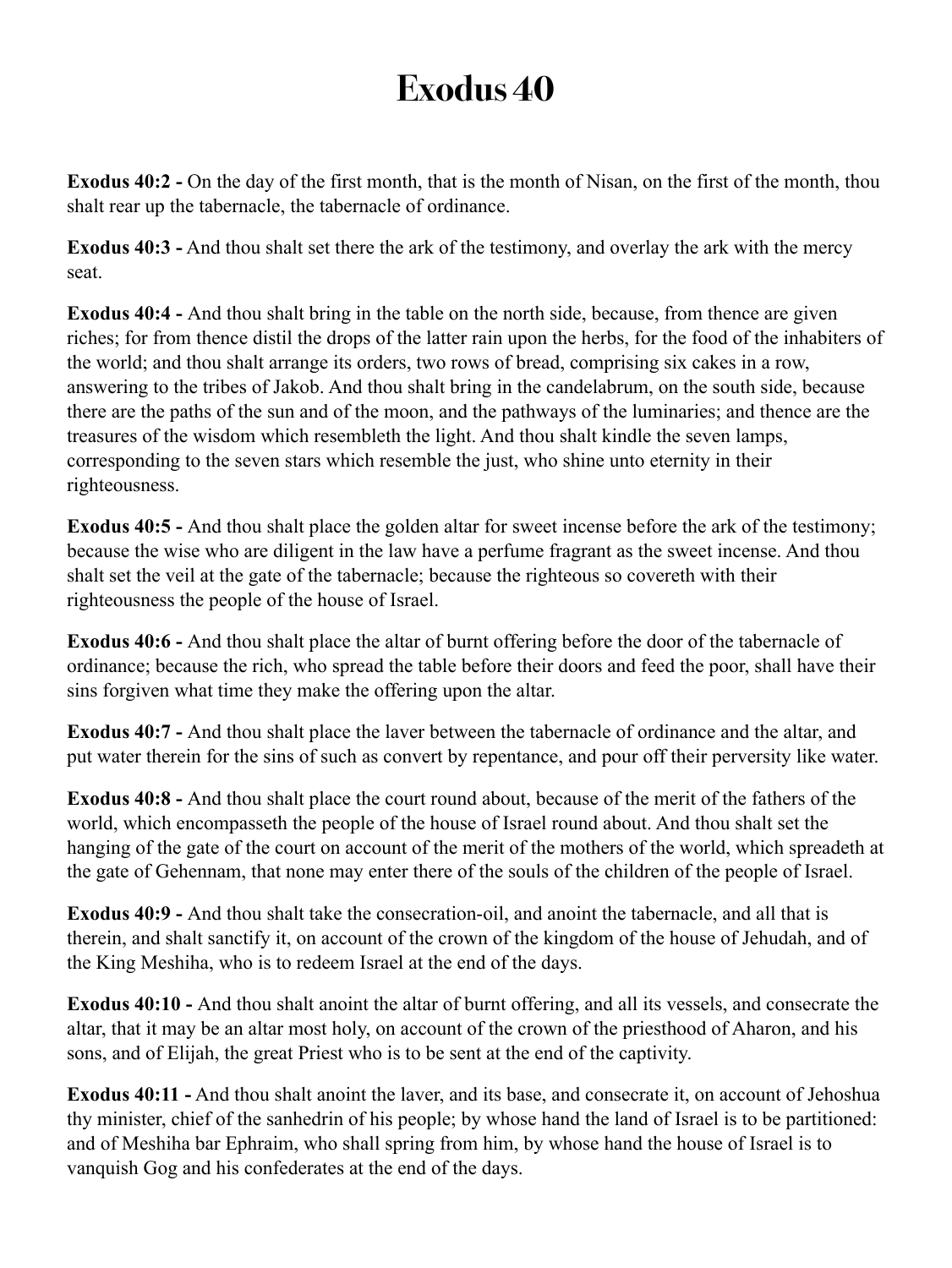# Exodus 40

**Exodus 40:2 -** On the day of the first month, that is the month of Nisan, on the first of the month, thou shalt rear up the tabernacle, the tabernacle of ordinance.

**Exodus 40:3 -** And thou shalt set there the ark of the testimony, and overlay the ark with the mercy seat.

**Exodus 40:4 -** And thou shalt bring in the table on the north side, because, from thence are given riches; for from thence distil the drops of the latter rain upon the herbs, for the food of the inhabiters of the world; and thou shalt arrange its orders, two rows of bread, comprising six cakes in a row, answering to the tribes of Jakob. And thou shalt bring in the candelabrum, on the south side, because there are the paths of the sun and of the moon, and the pathways of the luminaries; and thence are the treasures of the wisdom which resembleth the light. And thou shalt kindle the seven lamps, corresponding to the seven stars which resemble the just, who shine unto eternity in their righteousness.

**Exodus 40:5 -** And thou shalt place the golden altar for sweet incense before the ark of the testimony; because the wise who are diligent in the law have a perfume fragrant as the sweet incense. And thou shalt set the veil at the gate of the tabernacle; because the righteous so covereth with their righteousness the people of the house of Israel.

**Exodus 40:6 -** And thou shalt place the altar of burnt offering before the door of the tabernacle of ordinance; because the rich, who spread the table before their doors and feed the poor, shall have their sins forgiven what time they make the offering upon the altar.

**Exodus 40:7 -** And thou shalt place the laver between the tabernacle of ordinance and the altar, and put water therein for the sins of such as convert by repentance, and pour off their perversity like water.

**Exodus 40:8 -** And thou shalt place the court round about, because of the merit of the fathers of the world, which encompasseth the people of the house of Israel round about. And thou shalt set the hanging of the gate of the court on account of the merit of the mothers of the world, which spreadeth at the gate of Gehennam, that none may enter there of the souls of the children of the people of Israel.

**Exodus 40:9 -** And thou shalt take the consecration-oil, and anoint the tabernacle, and all that is therein, and shalt sanctify it, on account of the crown of the kingdom of the house of Jehudah, and of the King Meshiha, who is to redeem Israel at the end of the days.

**Exodus 40:10 -** And thou shalt anoint the altar of burnt offering, and all its vessels, and consecrate the altar, that it may be an altar most holy, on account of the crown of the priesthood of Aharon, and his sons, and of Elijah, the great Priest who is to be sent at the end of the captivity.

**Exodus 40:11 -** And thou shalt anoint the laver, and its base, and consecrate it, on account of Jehoshua thy minister, chief of the sanhedrin of his people; by whose hand the land of Israel is to be partitioned: and of Meshiha bar Ephraim, who shall spring from him, by whose hand the house of Israel is to vanquish Gog and his confederates at the end of the days.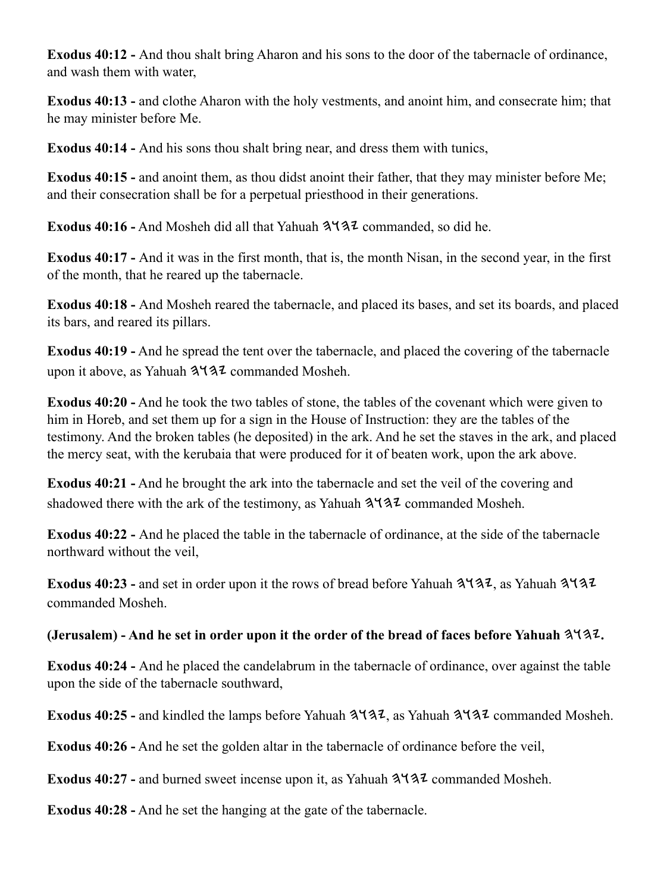**Exodus 40:12 -** And thou shalt bring Aharon and his sons to the door of the tabernacle of ordinance, and wash them with water,

**Exodus 40:13 -** and clothe Aharon with the holy vestments, and anoint him, and consecrate him; that he may minister before Me.

**Exodus 40:14 -** And his sons thou shalt bring near, and dress them with tunics,

**Exodus 40:15 -** and anoint them, as thou didst anoint their father, that they may minister before Me; and their consecration shall be for a perpetual priesthood in their generations.

**Exodus 40:16 -** And Mosheh did all that Yahuah 𐤄𐤅𐤄𐤉 commanded, so did he.

**Exodus 40:17 -** And it was in the first month, that is, the month Nisan, in the second year, in the first of the month, that he reared up the tabernacle.

**Exodus 40:18 -** And Mosheh reared the tabernacle, and placed its bases, and set its boards, and placed its bars, and reared its pillars.

**Exodus 40:19 -** And he spread the tent over the tabernacle, and placed the covering of the tabernacle upon it above, as Yahuah 𐤄𐤅𐤄𐤉 commanded Mosheh.

**Exodus 40:20 -** And he took the two tables of stone, the tables of the covenant which were given to him in Horeb, and set them up for a sign in the House of Instruction: they are the tables of the testimony. And the broken tables (he deposited) in the ark. And he set the staves in the ark, and placed the mercy seat, with the kerubaia that were produced for it of beaten work, upon the ark above.

**Exodus 40:21 -** And he brought the ark into the tabernacle and set the veil of the covering and shadowed there with the ark of the testimony, as Yahuah 𐤄𐤅𐤄𐤉 commanded Mosheh.

**Exodus 40:22 -** And he placed the table in the tabernacle of ordinance, at the side of the tabernacle northward without the veil,

**Exodus 40:23 -** and set in order upon it the rows of bread before Yahuah 𐤄𐤅𐤄𐤉, as Yahuah 𐤄𐤅𐤄𐤉 commanded Mosheh.

**(Jerusalem) - And he set in order upon it the order of the bread of faces before Yahuah 𐤄𐤅𐤄𐤉.**

**Exodus 40:24 -** And he placed the candelabrum in the tabernacle of ordinance, over against the table upon the side of the tabernacle southward,

**Exodus 40:25 -** and kindled the lamps before Yahuah 𐤄𐤅𐤄𐤉, as Yahuah 𐤄𐤅𐤄𐤉 commanded Mosheh.

**Exodus 40:26 -** And he set the golden altar in the tabernacle of ordinance before the veil,

**Exodus 40:27 -** and burned sweet incense upon it, as Yahuah 𐤄𐤅𐤄𐤉 commanded Mosheh.

**Exodus 40:28 -** And he set the hanging at the gate of the tabernacle.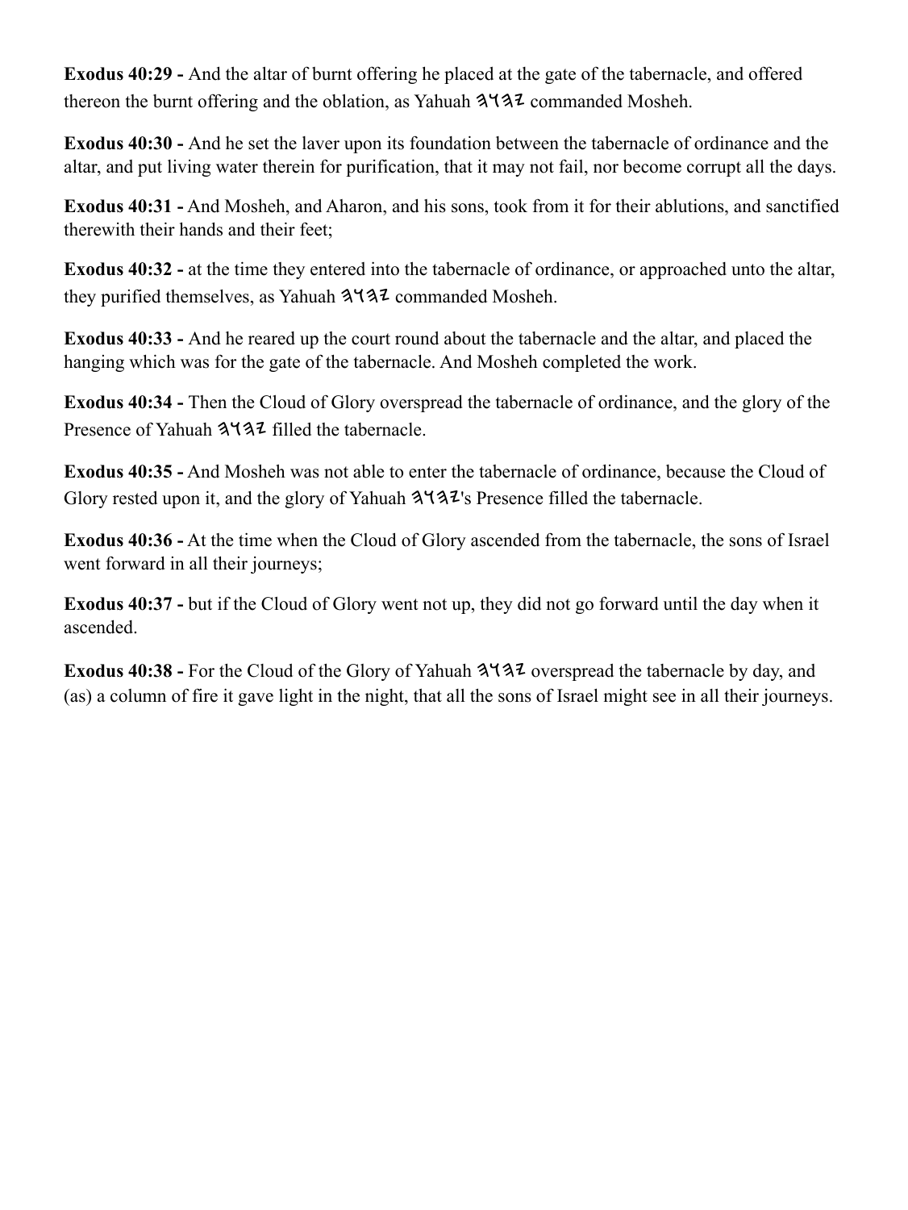**Exodus 40:29 -** And the altar of burnt offering he placed at the gate of the tabernacle, and offered thereon the burnt offering and the oblation, as Yahuah 𐤉𐤄𐤅𐤄 commanded Mosheh.

**Exodus 40:30 -** And he set the laver upon its foundation between the tabernacle of ordinance and the altar, and put living water therein for purification, that it may not fail, nor become corrupt all the days.

**Exodus 40:31 -** And Mosheh, and Aharon, and his sons, took from it for their ablutions, and sanctified therewith their hands and their feet;

**Exodus 40:32 -** at the time they entered into the tabernacle of ordinance, or approached unto the altar, they purified themselves, as Yahuah 𐤉𐤄𐤅𐤄 commanded Mosheh.

**Exodus 40:33 -** And he reared up the court round about the tabernacle and the altar, and placed the hanging which was for the gate of the tabernacle. And Mosheh completed the work.

**Exodus 40:34 -** Then the Cloud of Glory overspread the tabernacle of ordinance, and the glory of the Presence of Yahuah 𐤉𐤄𐤅𐤄 filled the tabernacle.

**Exodus 40:35 -** And Mosheh was not able to enter the tabernacle of ordinance, because the Cloud of Glory rested upon it, and the glory of Yahuah 𐤉𐤄𐤅𐤄's Presence filled the tabernacle.

**Exodus 40:36 -** At the time when the Cloud of Glory ascended from the tabernacle, the sons of Israel went forward in all their journeys;

**Exodus 40:37 -** but if the Cloud of Glory went not up, they did not go forward until the day when it ascended.

**Exodus 40:38 -** For the Cloud of the Glory of Yahuah 𐤉𐤄𐤅𐤄 overspread the tabernacle by day, and (as) a column of fire it gave light in the night, that all the sons of Israel might see in all their journeys.